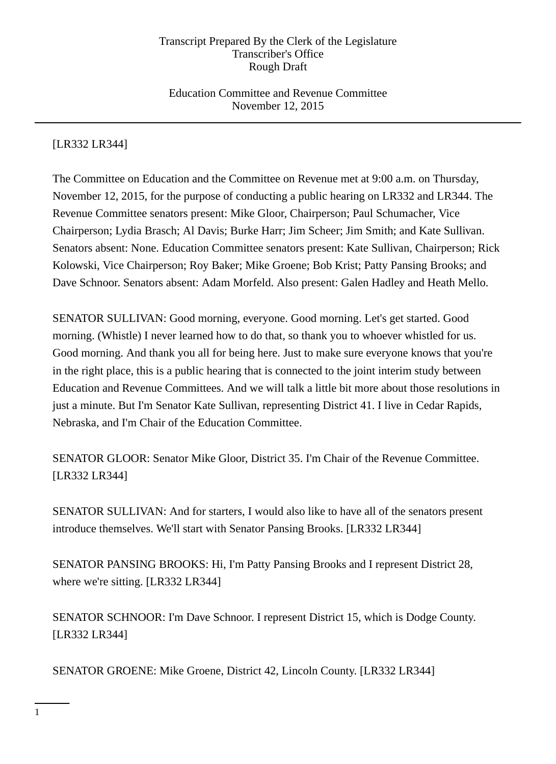Transcript Prepared By the Clerk of the Legislature
Transcriber's Office
Rough Draft

Education Committee and Revenue Committee
November 12, 2015

---

[LR332 LR344]

The Committee on Education and the Committee on Revenue met at 9:00 a.m. on Thursday, November 12, 2015, for the purpose of conducting a public hearing on LR332 and LR344. The Revenue Committee senators present: Mike Gloor, Chairperson; Paul Schumacher, Vice Chairperson; Lydia Brasch; Al Davis; Burke Harr; Jim Scheer; Jim Smith; and Kate Sullivan. Senators absent: None. Education Committee senators present: Kate Sullivan, Chairperson; Rick Kolowski, Vice Chairperson; Roy Baker; Mike Groene; Bob Krist; Patty Pansing Brooks; and Dave Schnoor. Senators absent: Adam Morfeld. Also present: Galen Hadley and Heath Mello.

SENATOR SULLIVAN: Good morning, everyone. Good morning. Let's get started. Good morning. (Whistle) I never learned how to do that, so thank you to whoever whistled for us. Good morning. And thank you all for being here. Just to make sure everyone knows that you're in the right place, this is a public hearing that is connected to the joint interim study between Education and Revenue Committees. And we will talk a little bit more about those resolutions in just a minute. But I'm Senator Kate Sullivan, representing District 41. I live in Cedar Rapids, Nebraska, and I'm Chair of the Education Committee.

SENATOR GLOOR: Senator Mike Gloor, District 35. I'm Chair of the Revenue Committee. [LR332 LR344]

SENATOR SULLIVAN: And for starters, I would also like to have all of the senators present introduce themselves. We'll start with Senator Pansing Brooks. [LR332 LR344]

SENATOR PANSING BROOKS: Hi, I'm Patty Pansing Brooks and I represent District 28, where we're sitting. [LR332 LR344]

SENATOR SCHNOOR: I'm Dave Schnoor. I represent District 15, which is Dodge County. [LR332 LR344]

SENATOR GROENE: Mike Groene, District 42, Lincoln County. [LR332 LR344]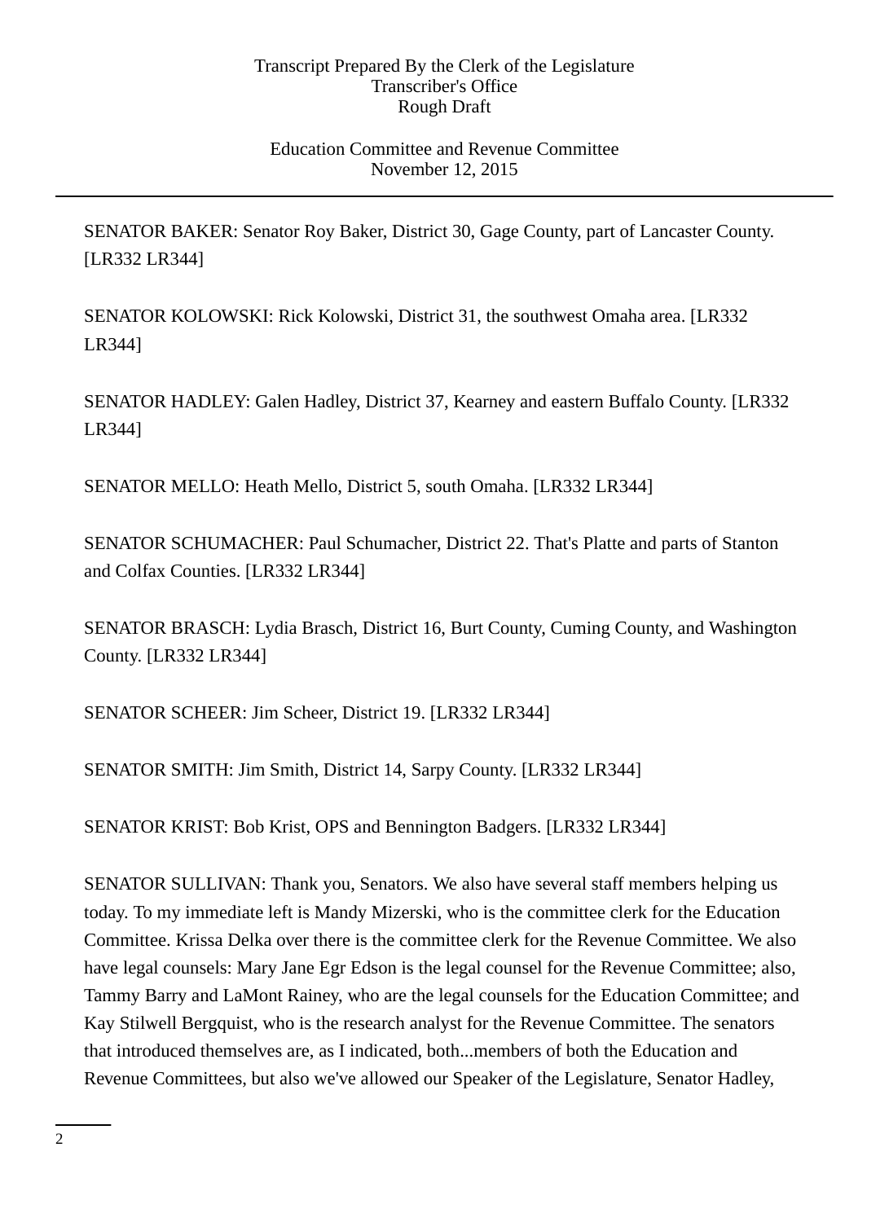SENATOR BAKER: Senator Roy Baker, District 30, Gage County, part of Lancaster County. [LR332 LR344]

SENATOR KOLOWSKI: Rick Kolowski, District 31, the southwest Omaha area. [LR332 LR344]

SENATOR HADLEY: Galen Hadley, District 37, Kearney and eastern Buffalo County. [LR332 LR344]

SENATOR MELLO: Heath Mello, District 5, south Omaha. [LR332 LR344]

SENATOR SCHUMACHER: Paul Schumacher, District 22. That's Platte and parts of Stanton and Colfax Counties. [LR332 LR344]

SENATOR BRASCH: Lydia Brasch, District 16, Burt County, Cuming County, and Washington County. [LR332 LR344]

SENATOR SCHEER: Jim Scheer, District 19. [LR332 LR344]

SENATOR SMITH: Jim Smith, District 14, Sarpy County. [LR332 LR344]

SENATOR KRIST: Bob Krist, OPS and Bennington Badgers. [LR332 LR344]

SENATOR SULLIVAN: Thank you, Senators. We also have several staff members helping us today. To my immediate left is Mandy Mizerski, who is the committee clerk for the Education Committee. Krissa Delka over there is the committee clerk for the Revenue Committee. We also have legal counsels: Mary Jane Egr Edson is the legal counsel for the Revenue Committee; also, Tammy Barry and LaMont Rainey, who are the legal counsels for the Education Committee; and Kay Stilwell Bergquist, who is the research analyst for the Revenue Committee. The senators that introduced themselves are, as I indicated, both...members of both the Education and Revenue Committees, but also we've allowed our Speaker of the Legislature, Senator Hadley,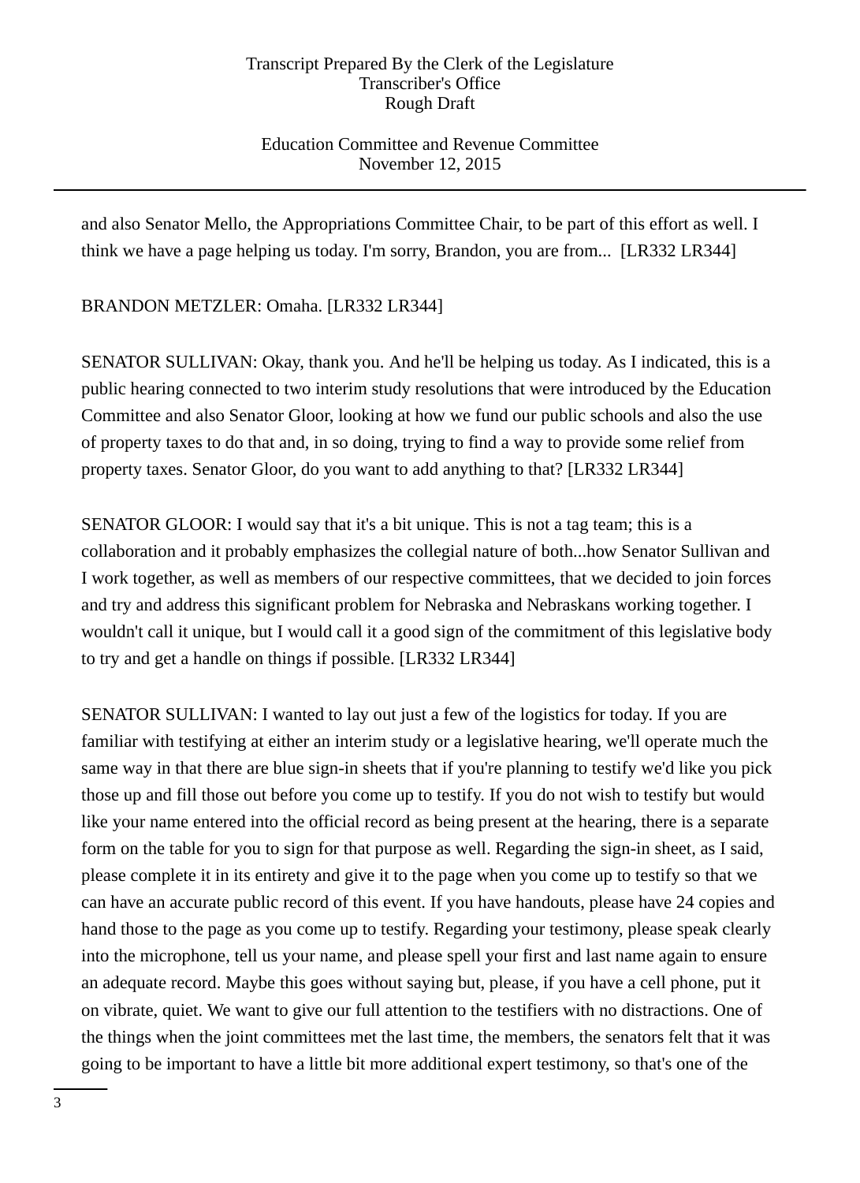and also Senator Mello, the Appropriations Committee Chair, to be part of this effort as well. I think we have a page helping us today. I'm sorry, Brandon, you are from... [LR332 LR344]

BRANDON METZLER: Omaha. [LR332 LR344]

SENATOR SULLIVAN: Okay, thank you. And he'll be helping us today. As I indicated, this is a public hearing connected to two interim study resolutions that were introduced by the Education Committee and also Senator Gloor, looking at how we fund our public schools and also the use of property taxes to do that and, in so doing, trying to find a way to provide some relief from property taxes. Senator Gloor, do you want to add anything to that? [LR332 LR344]

SENATOR GLOOR: I would say that it's a bit unique. This is not a tag team; this is a collaboration and it probably emphasizes the collegial nature of both...how Senator Sullivan and I work together, as well as members of our respective committees, that we decided to join forces and try and address this significant problem for Nebraska and Nebraskans working together. I wouldn't call it unique, but I would call it a good sign of the commitment of this legislative body to try and get a handle on things if possible. [LR332 LR344]

SENATOR SULLIVAN: I wanted to lay out just a few of the logistics for today. If you are familiar with testifying at either an interim study or a legislative hearing, we'll operate much the same way in that there are blue sign-in sheets that if you're planning to testify we'd like you pick those up and fill those out before you come up to testify. If you do not wish to testify but would like your name entered into the official record as being present at the hearing, there is a separate form on the table for you to sign for that purpose as well. Regarding the sign-in sheet, as I said, please complete it in its entirety and give it to the page when you come up to testify so that we can have an accurate public record of this event. If you have handouts, please have 24 copies and hand those to the page as you come up to testify. Regarding your testimony, please speak clearly into the microphone, tell us your name, and please spell your first and last name again to ensure an adequate record. Maybe this goes without saying but, please, if you have a cell phone, put it on vibrate, quiet. We want to give our full attention to the testifiers with no distractions. One of the things when the joint committees met the last time, the members, the senators felt that it was going to be important to have a little bit more additional expert testimony, so that's one of the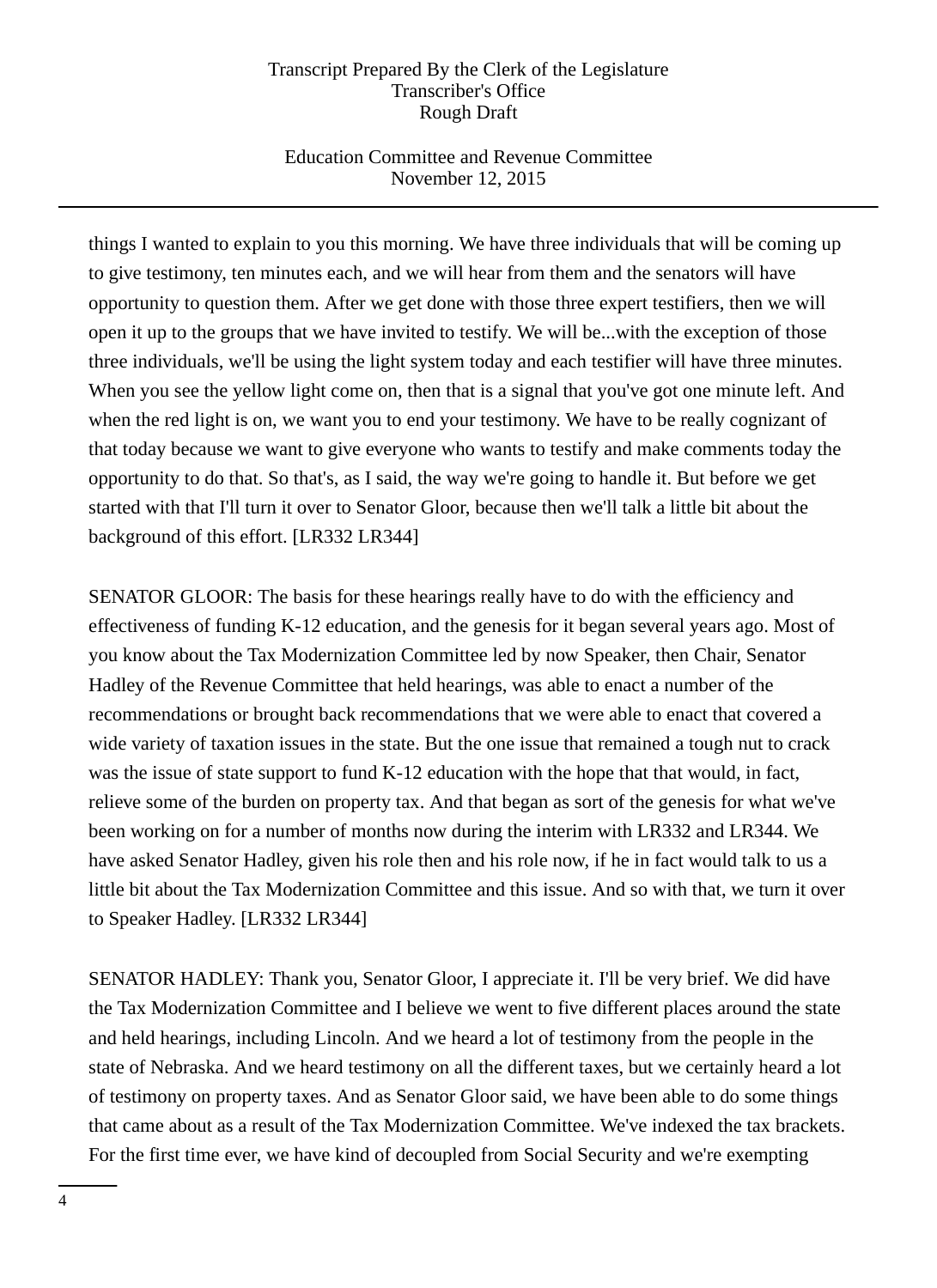things I wanted to explain to you this morning. We have three individuals that will be coming up to give testimony, ten minutes each, and we will hear from them and the senators will have opportunity to question them. After we get done with those three expert testifiers, then we will open it up to the groups that we have invited to testify. We will be...with the exception of those three individuals, we'll be using the light system today and each testifier will have three minutes. When you see the yellow light come on, then that is a signal that you've got one minute left. And when the red light is on, we want you to end your testimony. We have to be really cognizant of that today because we want to give everyone who wants to testify and make comments today the opportunity to do that. So that's, as I said, the way we're going to handle it. But before we get started with that I'll turn it over to Senator Gloor, because then we'll talk a little bit about the background of this effort. [LR332 LR344]

SENATOR GLOOR: The basis for these hearings really have to do with the efficiency and effectiveness of funding K-12 education, and the genesis for it began several years ago. Most of you know about the Tax Modernization Committee led by now Speaker, then Chair, Senator Hadley of the Revenue Committee that held hearings, was able to enact a number of the recommendations or brought back recommendations that we were able to enact that covered a wide variety of taxation issues in the state. But the one issue that remained a tough nut to crack was the issue of state support to fund K-12 education with the hope that that would, in fact, relieve some of the burden on property tax. And that began as sort of the genesis for what we've been working on for a number of months now during the interim with LR332 and LR344. We have asked Senator Hadley, given his role then and his role now, if he in fact would talk to us a little bit about the Tax Modernization Committee and this issue. And so with that, we turn it over to Speaker Hadley. [LR332 LR344]

SENATOR HADLEY: Thank you, Senator Gloor, I appreciate it. I'll be very brief. We did have the Tax Modernization Committee and I believe we went to five different places around the state and held hearings, including Lincoln. And we heard a lot of testimony from the people in the state of Nebraska. And we heard testimony on all the different taxes, but we certainly heard a lot of testimony on property taxes. And as Senator Gloor said, we have been able to do some things that came about as a result of the Tax Modernization Committee. We've indexed the tax brackets. For the first time ever, we have kind of decoupled from Social Security and we're exempting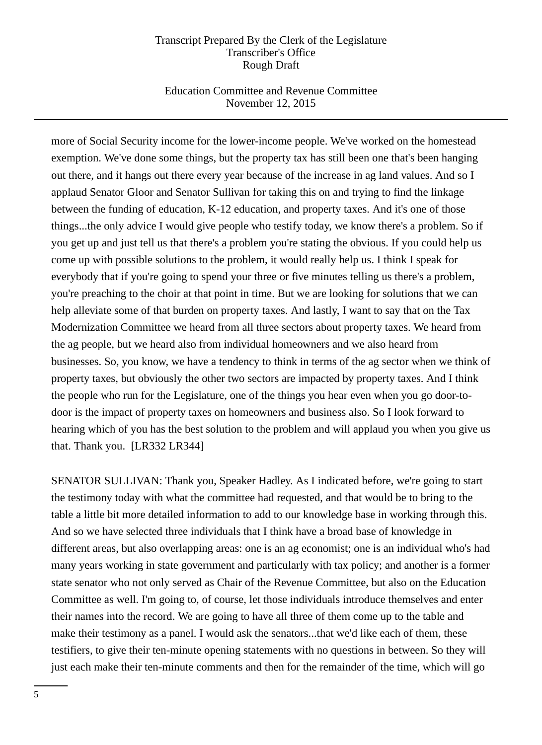more of Social Security income for the lower-income people. We've worked on the homestead exemption. We've done some things, but the property tax has still been one that's been hanging out there, and it hangs out there every year because of the increase in ag land values. And so I applaud Senator Gloor and Senator Sullivan for taking this on and trying to find the linkage between the funding of education, K-12 education, and property taxes. And it's one of those things...the only advice I would give people who testify today, we know there's a problem. So if you get up and just tell us that there's a problem you're stating the obvious. If you could help us come up with possible solutions to the problem, it would really help us. I think I speak for everybody that if you're going to spend your three or five minutes telling us there's a problem, you're preaching to the choir at that point in time. But we are looking for solutions that we can help alleviate some of that burden on property taxes. And lastly, I want to say that on the Tax Modernization Committee we heard from all three sectors about property taxes. We heard from the ag people, but we heard also from individual homeowners and we also heard from businesses. So, you know, we have a tendency to think in terms of the ag sector when we think of property taxes, but obviously the other two sectors are impacted by property taxes. And I think the people who run for the Legislature, one of the things you hear even when you go door-to-door is the impact of property taxes on homeowners and business also. So I look forward to hearing which of you has the best solution to the problem and will applaud you when you give us that. Thank you. [LR332 LR344]

SENATOR SULLIVAN: Thank you, Speaker Hadley. As I indicated before, we're going to start the testimony today with what the committee had requested, and that would be to bring to the table a little bit more detailed information to add to our knowledge base in working through this. And so we have selected three individuals that I think have a broad base of knowledge in different areas, but also overlapping areas: one is an ag economist; one is an individual who's had many years working in state government and particularly with tax policy; and another is a former state senator who not only served as Chair of the Revenue Committee, but also on the Education Committee as well. I'm going to, of course, let those individuals introduce themselves and enter their names into the record. We are going to have all three of them come up to the table and make their testimony as a panel. I would ask the senators...that we'd like each of them, these testifiers, to give their ten-minute opening statements with no questions in between. So they will just each make their ten-minute comments and then for the remainder of the time, which will go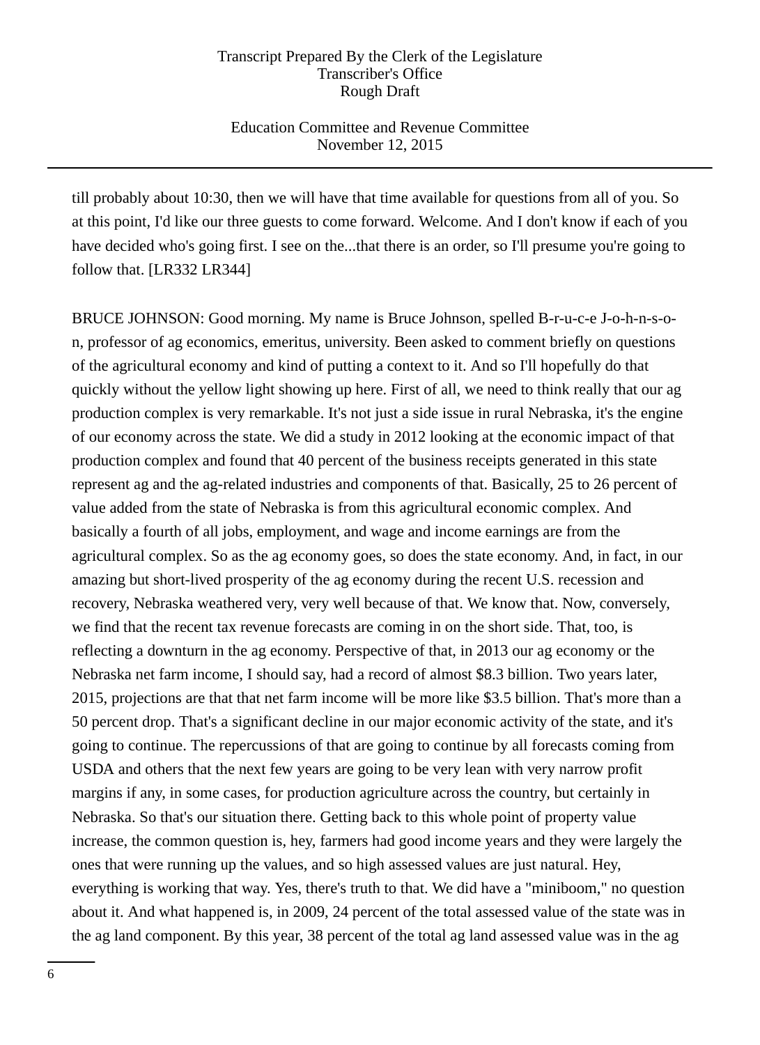till probably about 10:30, then we will have that time available for questions from all of you. So at this point, I'd like our three guests to come forward. Welcome. And I don't know if each of you have decided who's going first. I see on the...that there is an order, so I'll presume you're going to follow that. [LR332 LR344]

BRUCE JOHNSON: Good morning. My name is Bruce Johnson, spelled B-r-u-c-e J-o-h-n-s-o-n, professor of ag economics, emeritus, university. Been asked to comment briefly on questions of the agricultural economy and kind of putting a context to it. And so I'll hopefully do that quickly without the yellow light showing up here. First of all, we need to think really that our ag production complex is very remarkable. It's not just a side issue in rural Nebraska, it's the engine of our economy across the state. We did a study in 2012 looking at the economic impact of that production complex and found that 40 percent of the business receipts generated in this state represent ag and the ag-related industries and components of that. Basically, 25 to 26 percent of value added from the state of Nebraska is from this agricultural economic complex. And basically a fourth of all jobs, employment, and wage and income earnings are from the agricultural complex. So as the ag economy goes, so does the state economy. And, in fact, in our amazing but short-lived prosperity of the ag economy during the recent U.S. recession and recovery, Nebraska weathered very, very well because of that. We know that. Now, conversely, we find that the recent tax revenue forecasts are coming in on the short side. That, too, is reflecting a downturn in the ag economy. Perspective of that, in 2013 our ag economy or the Nebraska net farm income, I should say, had a record of almost $8.3 billion. Two years later, 2015, projections are that that net farm income will be more like $3.5 billion. That's more than a 50 percent drop. That's a significant decline in our major economic activity of the state, and it's going to continue. The repercussions of that are going to continue by all forecasts coming from USDA and others that the next few years are going to be very lean with very narrow profit margins if any, in some cases, for production agriculture across the country, but certainly in Nebraska. So that's our situation there. Getting back to this whole point of property value increase, the common question is, hey, farmers had good income years and they were largely the ones that were running up the values, and so high assessed values are just natural. Hey, everything is working that way. Yes, there's truth to that. We did have a "miniboom," no question about it. And what happened is, in 2009, 24 percent of the total assessed value of the state was in the ag land component. By this year, 38 percent of the total ag land assessed value was in the ag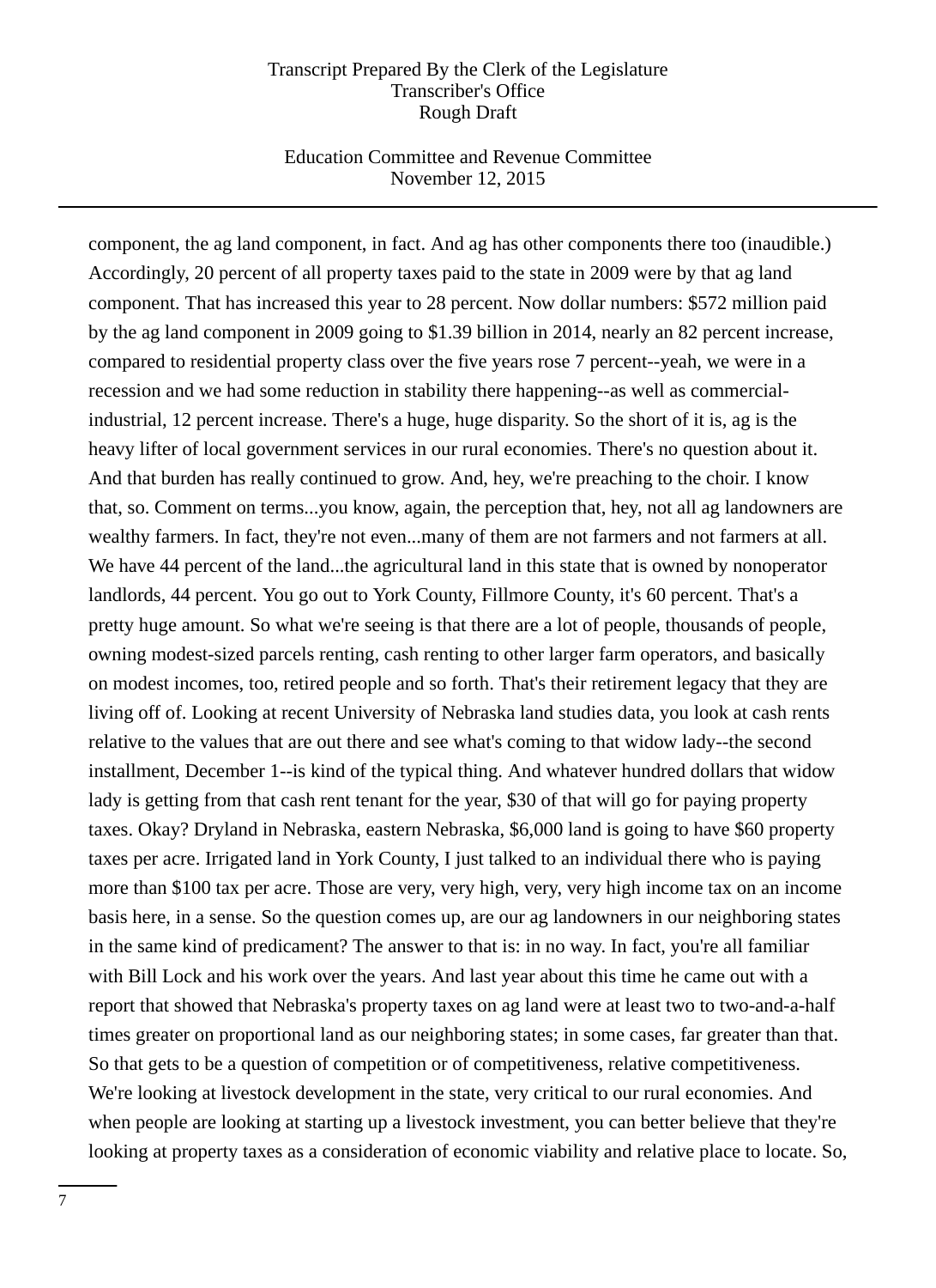component, the ag land component, in fact. And ag has other components there too (inaudible.) Accordingly, 20 percent of all property taxes paid to the state in 2009 were by that ag land component. That has increased this year to 28 percent. Now dollar numbers: $572 million paid by the ag land component in 2009 going to $1.39 billion in 2014, nearly an 82 percent increase, compared to residential property class over the five years rose 7 percent--yeah, we were in a recession and we had some reduction in stability there happening--as well as commercial-industrial, 12 percent increase. There's a huge, huge disparity. So the short of it is, ag is the heavy lifter of local government services in our rural economies. There's no question about it. And that burden has really continued to grow. And, hey, we're preaching to the choir. I know that, so. Comment on terms...you know, again, the perception that, hey, not all ag landowners are wealthy farmers. In fact, they're not even...many of them are not farmers and not farmers at all. We have 44 percent of the land...the agricultural land in this state that is owned by nonoperator landlords, 44 percent. You go out to York County, Fillmore County, it's 60 percent. That's a pretty huge amount. So what we're seeing is that there are a lot of people, thousands of people, owning modest-sized parcels renting, cash renting to other larger farm operators, and basically on modest incomes, too, retired people and so forth. That's their retirement legacy that they are living off of. Looking at recent University of Nebraska land studies data, you look at cash rents relative to the values that are out there and see what's coming to that widow lady--the second installment, December 1--is kind of the typical thing. And whatever hundred dollars that widow lady is getting from that cash rent tenant for the year, $30 of that will go for paying property taxes. Okay? Dryland in Nebraska, eastern Nebraska, $6,000 land is going to have $60 property taxes per acre. Irrigated land in York County, I just talked to an individual there who is paying more than $100 tax per acre. Those are very, very high, very, very high income tax on an income basis here, in a sense. So the question comes up, are our ag landowners in our neighboring states in the same kind of predicament? The answer to that is: in no way. In fact, you're all familiar with Bill Lock and his work over the years. And last year about this time he came out with a report that showed that Nebraska's property taxes on ag land were at least two to two-and-a-half times greater on proportional land as our neighboring states; in some cases, far greater than that. So that gets to be a question of competition or of competitiveness, relative competitiveness. We're looking at livestock development in the state, very critical to our rural economies. And when people are looking at starting up a livestock investment, you can better believe that they're looking at property taxes as a consideration of economic viability and relative place to locate. So,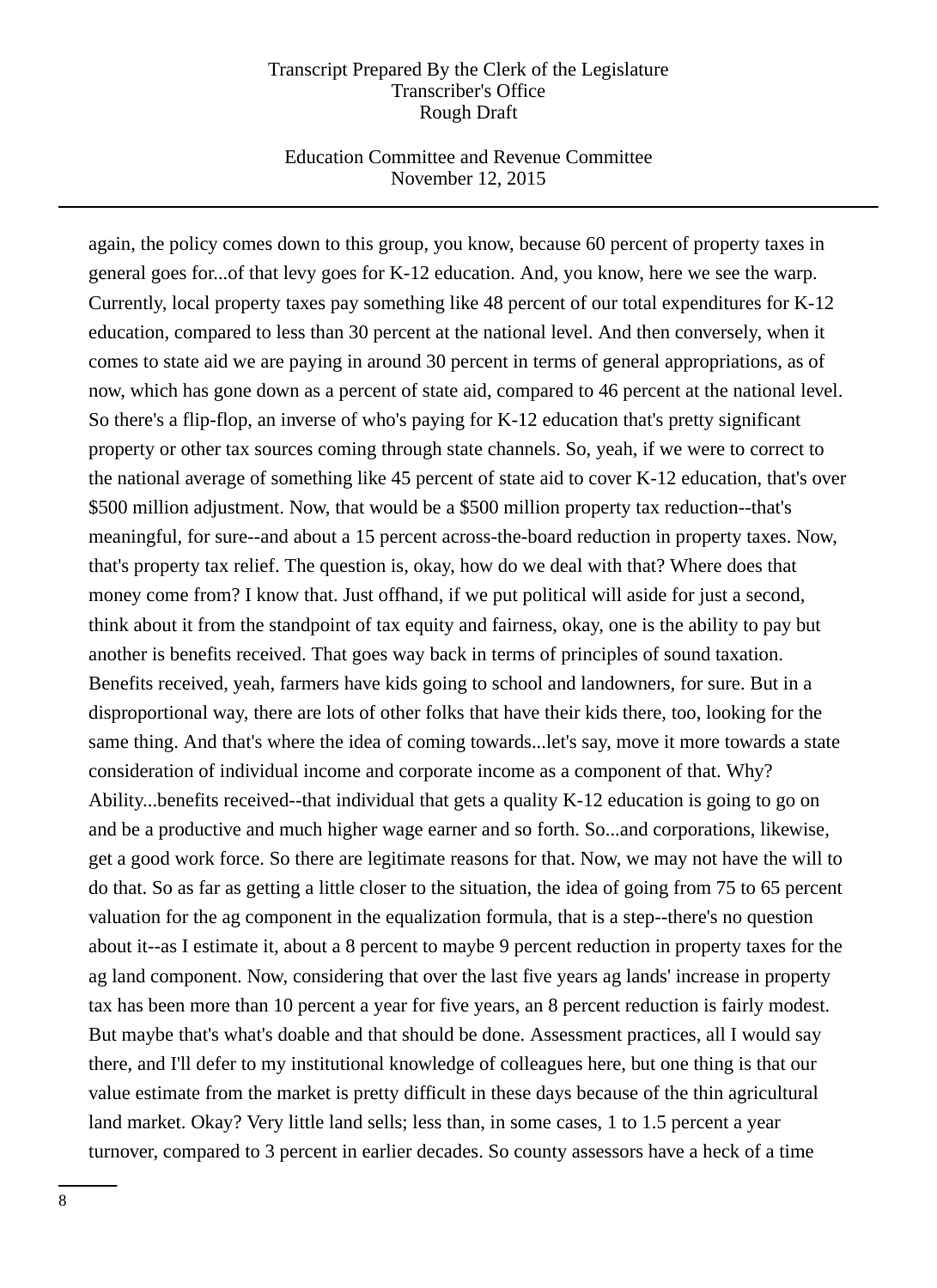again, the policy comes down to this group, you know, because 60 percent of property taxes in general goes for...of that levy goes for K-12 education. And, you know, here we see the warp. Currently, local property taxes pay something like 48 percent of our total expenditures for K-12 education, compared to less than 30 percent at the national level. And then conversely, when it comes to state aid we are paying in around 30 percent in terms of general appropriations, as of now, which has gone down as a percent of state aid, compared to 46 percent at the national level. So there's a flip-flop, an inverse of who's paying for K-12 education that's pretty significant property or other tax sources coming through state channels. So, yeah, if we were to correct to the national average of something like 45 percent of state aid to cover K-12 education, that's over $500 million adjustment. Now, that would be a $500 million property tax reduction--that's meaningful, for sure--and about a 15 percent across-the-board reduction in property taxes. Now, that's property tax relief. The question is, okay, how do we deal with that? Where does that money come from? I know that. Just offhand, if we put political will aside for just a second, think about it from the standpoint of tax equity and fairness, okay, one is the ability to pay but another is benefits received. That goes way back in terms of principles of sound taxation. Benefits received, yeah, farmers have kids going to school and landowners, for sure. But in a disproportional way, there are lots of other folks that have their kids there, too, looking for the same thing. And that's where the idea of coming towards...let's say, move it more towards a state consideration of individual income and corporate income as a component of that. Why? Ability...benefits received--that individual that gets a quality K-12 education is going to go on and be a productive and much higher wage earner and so forth. So...and corporations, likewise, get a good work force. So there are legitimate reasons for that. Now, we may not have the will to do that. So as far as getting a little closer to the situation, the idea of going from 75 to 65 percent valuation for the ag component in the equalization formula, that is a step--there's no question about it--as I estimate it, about a 8 percent to maybe 9 percent reduction in property taxes for the ag land component. Now, considering that over the last five years ag lands' increase in property tax has been more than 10 percent a year for five years, an 8 percent reduction is fairly modest. But maybe that's what's doable and that should be done. Assessment practices, all I would say there, and I'll defer to my institutional knowledge of colleagues here, but one thing is that our value estimate from the market is pretty difficult in these days because of the thin agricultural land market. Okay? Very little land sells; less than, in some cases, 1 to 1.5 percent a year turnover, compared to 3 percent in earlier decades. So county assessors have a heck of a time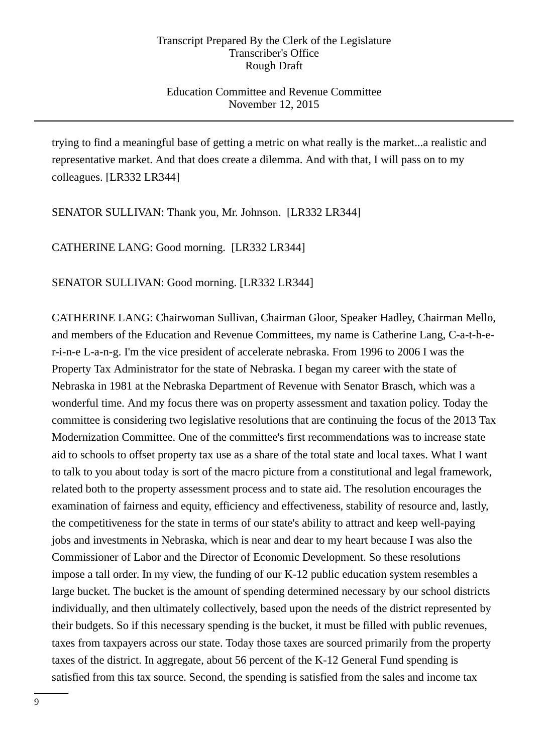trying to find a meaningful base of getting a metric on what really is the market...a realistic and representative market. And that does create a dilemma. And with that, I will pass on to my colleagues. [LR332 LR344]

SENATOR SULLIVAN: Thank you, Mr. Johnson. [LR332 LR344]

CATHERINE LANG: Good morning. [LR332 LR344]

SENATOR SULLIVAN: Good morning. [LR332 LR344]

CATHERINE LANG: Chairwoman Sullivan, Chairman Gloor, Speaker Hadley, Chairman Mello, and members of the Education and Revenue Committees, my name is Catherine Lang, C-a-t-h-e-r-i-n-e L-a-n-g. I'm the vice president of accelerate nebraska. From 1996 to 2006 I was the Property Tax Administrator for the state of Nebraska. I began my career with the state of Nebraska in 1981 at the Nebraska Department of Revenue with Senator Brasch, which was a wonderful time. And my focus there was on property assessment and taxation policy. Today the committee is considering two legislative resolutions that are continuing the focus of the 2013 Tax Modernization Committee. One of the committee's first recommendations was to increase state aid to schools to offset property tax use as a share of the total state and local taxes. What I want to talk to you about today is sort of the macro picture from a constitutional and legal framework, related both to the property assessment process and to state aid. The resolution encourages the examination of fairness and equity, efficiency and effectiveness, stability of resource and, lastly, the competitiveness for the state in terms of our state's ability to attract and keep well-paying jobs and investments in Nebraska, which is near and dear to my heart because I was also the Commissioner of Labor and the Director of Economic Development. So these resolutions impose a tall order. In my view, the funding of our K-12 public education system resembles a large bucket. The bucket is the amount of spending determined necessary by our school districts individually, and then ultimately collectively, based upon the needs of the district represented by their budgets. So if this necessary spending is the bucket, it must be filled with public revenues, taxes from taxpayers across our state. Today those taxes are sourced primarily from the property taxes of the district. In aggregate, about 56 percent of the K-12 General Fund spending is satisfied from this tax source. Second, the spending is satisfied from the sales and income tax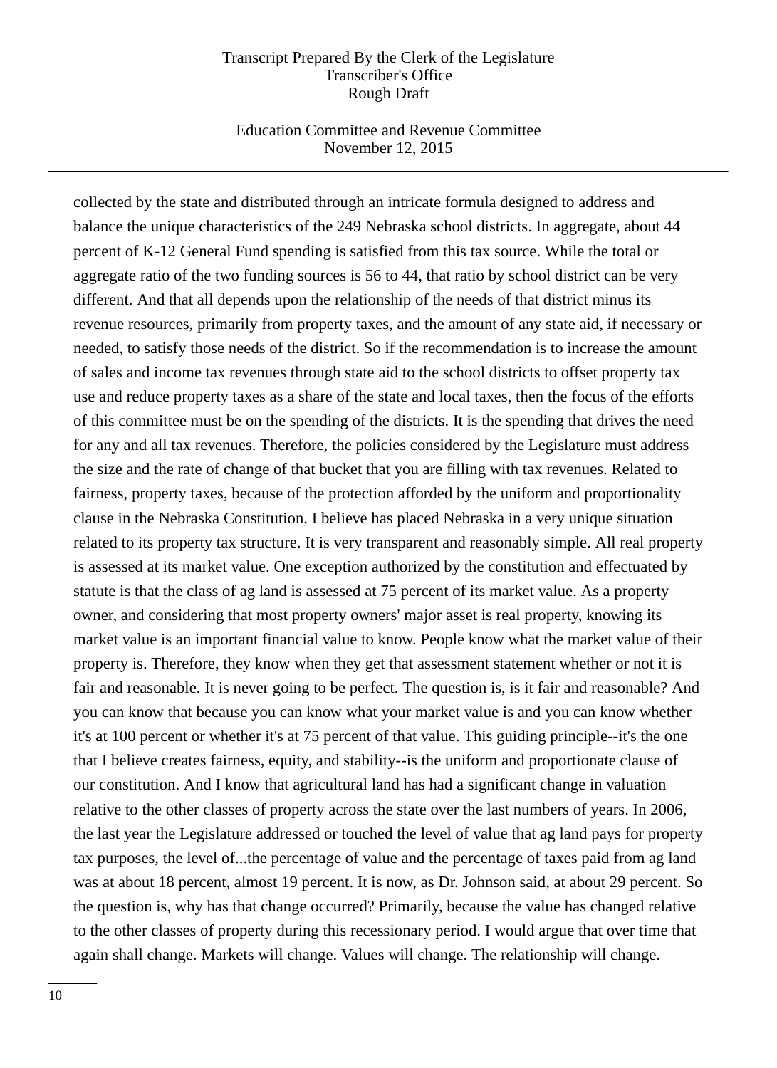collected by the state and distributed through an intricate formula designed to address and balance the unique characteristics of the 249 Nebraska school districts. In aggregate, about 44 percent of K-12 General Fund spending is satisfied from this tax source. While the total or aggregate ratio of the two funding sources is 56 to 44, that ratio by school district can be very different. And that all depends upon the relationship of the needs of that district minus its revenue resources, primarily from property taxes, and the amount of any state aid, if necessary or needed, to satisfy those needs of the district. So if the recommendation is to increase the amount of sales and income tax revenues through state aid to the school districts to offset property tax use and reduce property taxes as a share of the state and local taxes, then the focus of the efforts of this committee must be on the spending of the districts. It is the spending that drives the need for any and all tax revenues. Therefore, the policies considered by the Legislature must address the size and the rate of change of that bucket that you are filling with tax revenues. Related to fairness, property taxes, because of the protection afforded by the uniform and proportionality clause in the Nebraska Constitution, I believe has placed Nebraska in a very unique situation related to its property tax structure. It is very transparent and reasonably simple. All real property is assessed at its market value. One exception authorized by the constitution and effectuated by statute is that the class of ag land is assessed at 75 percent of its market value. As a property owner, and considering that most property owners' major asset is real property, knowing its market value is an important financial value to know. People know what the market value of their property is. Therefore, they know when they get that assessment statement whether or not it is fair and reasonable. It is never going to be perfect. The question is, is it fair and reasonable? And you can know that because you can know what your market value is and you can know whether it's at 100 percent or whether it's at 75 percent of that value. This guiding principle--it's the one that I believe creates fairness, equity, and stability--is the uniform and proportionate clause of our constitution. And I know that agricultural land has had a significant change in valuation relative to the other classes of property across the state over the last numbers of years. In 2006, the last year the Legislature addressed or touched the level of value that ag land pays for property tax purposes, the level of...the percentage of value and the percentage of taxes paid from ag land was at about 18 percent, almost 19 percent. It is now, as Dr. Johnson said, at about 29 percent. So the question is, why has that change occurred? Primarily, because the value has changed relative to the other classes of property during this recessionary period. I would argue that over time that again shall change. Markets will change. Values will change. The relationship will change.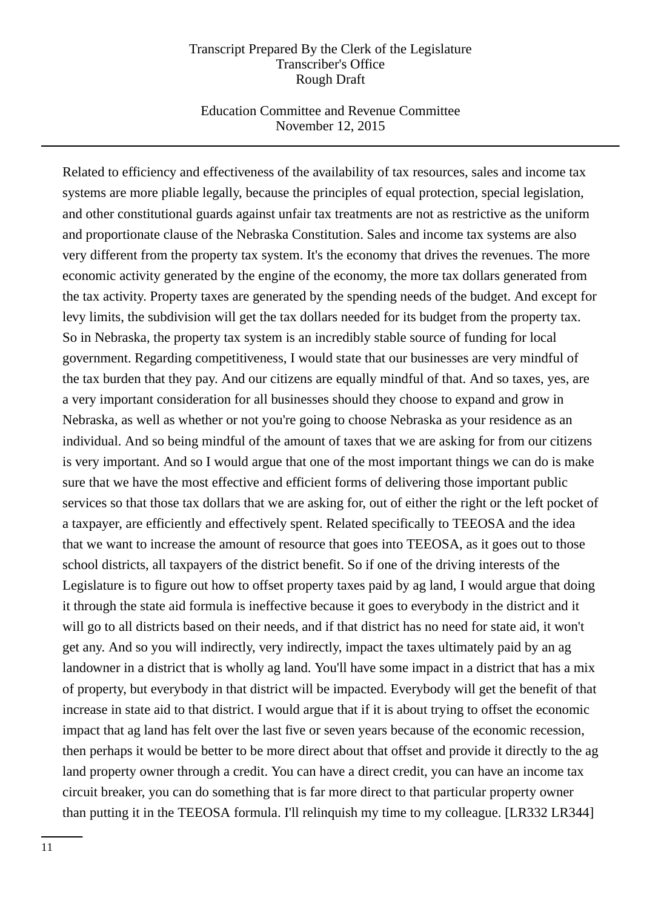Related to efficiency and effectiveness of the availability of tax resources, sales and income tax systems are more pliable legally, because the principles of equal protection, special legislation, and other constitutional guards against unfair tax treatments are not as restrictive as the uniform and proportionate clause of the Nebraska Constitution. Sales and income tax systems are also very different from the property tax system. It's the economy that drives the revenues. The more economic activity generated by the engine of the economy, the more tax dollars generated from the tax activity. Property taxes are generated by the spending needs of the budget. And except for levy limits, the subdivision will get the tax dollars needed for its budget from the property tax. So in Nebraska, the property tax system is an incredibly stable source of funding for local government. Regarding competitiveness, I would state that our businesses are very mindful of the tax burden that they pay. And our citizens are equally mindful of that. And so taxes, yes, are a very important consideration for all businesses should they choose to expand and grow in Nebraska, as well as whether or not you're going to choose Nebraska as your residence as an individual. And so being mindful of the amount of taxes that we are asking for from our citizens is very important. And so I would argue that one of the most important things we can do is make sure that we have the most effective and efficient forms of delivering those important public services so that those tax dollars that we are asking for, out of either the right or the left pocket of a taxpayer, are efficiently and effectively spent. Related specifically to TEEOSA and the idea that we want to increase the amount of resource that goes into TEEOSA, as it goes out to those school districts, all taxpayers of the district benefit. So if one of the driving interests of the Legislature is to figure out how to offset property taxes paid by ag land, I would argue that doing it through the state aid formula is ineffective because it goes to everybody in the district and it will go to all districts based on their needs, and if that district has no need for state aid, it won't get any. And so you will indirectly, very indirectly, impact the taxes ultimately paid by an ag landowner in a district that is wholly ag land. You'll have some impact in a district that has a mix of property, but everybody in that district will be impacted. Everybody will get the benefit of that increase in state aid to that district. I would argue that if it is about trying to offset the economic impact that ag land has felt over the last five or seven years because of the economic recession, then perhaps it would be better to be more direct about that offset and provide it directly to the ag land property owner through a credit. You can have a direct credit, you can have an income tax circuit breaker, you can do something that is far more direct to that particular property owner than putting it in the TEEOSA formula. I'll relinquish my time to my colleague. [LR332 LR344]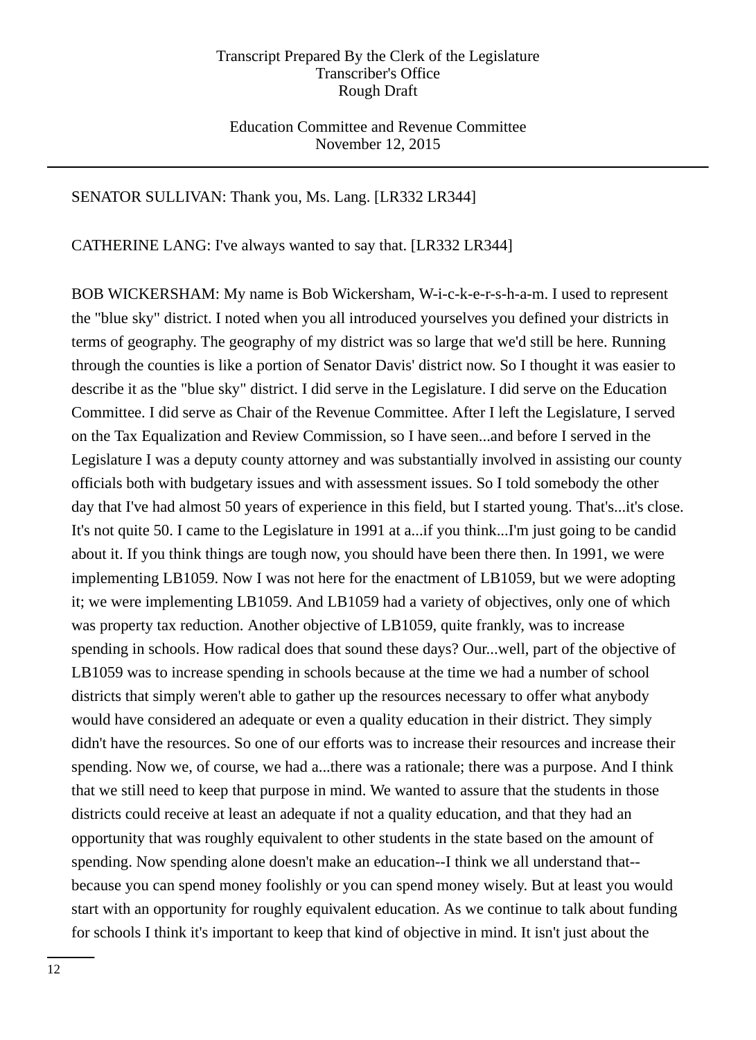SENATOR SULLIVAN: Thank you, Ms. Lang. [LR332 LR344]

CATHERINE LANG: I've always wanted to say that. [LR332 LR344]

BOB WICKERSHAM: My name is Bob Wickersham, W-i-c-k-e-r-s-h-a-m. I used to represent the "blue sky" district. I noted when you all introduced yourselves you defined your districts in terms of geography. The geography of my district was so large that we'd still be here. Running through the counties is like a portion of Senator Davis' district now. So I thought it was easier to describe it as the "blue sky" district. I did serve in the Legislature. I did serve on the Education Committee. I did serve as Chair of the Revenue Committee. After I left the Legislature, I served on the Tax Equalization and Review Commission, so I have seen...and before I served in the Legislature I was a deputy county attorney and was substantially involved in assisting our county officials both with budgetary issues and with assessment issues. So I told somebody the other day that I've had almost 50 years of experience in this field, but I started young. That's...it's close. It's not quite 50. I came to the Legislature in 1991 at a...if you think...I'm just going to be candid about it. If you think things are tough now, you should have been there then. In 1991, we were implementing LB1059. Now I was not here for the enactment of LB1059, but we were adopting it; we were implementing LB1059. And LB1059 had a variety of objectives, only one of which was property tax reduction. Another objective of LB1059, quite frankly, was to increase spending in schools. How radical does that sound these days? Our...well, part of the objective of LB1059 was to increase spending in schools because at the time we had a number of school districts that simply weren't able to gather up the resources necessary to offer what anybody would have considered an adequate or even a quality education in their district. They simply didn't have the resources. So one of our efforts was to increase their resources and increase their spending. Now we, of course, we had a...there was a rationale; there was a purpose. And I think that we still need to keep that purpose in mind. We wanted to assure that the students in those districts could receive at least an adequate if not a quality education, and that they had an opportunity that was roughly equivalent to other students in the state based on the amount of spending. Now spending alone doesn't make an education--I think we all understand that--because you can spend money foolishly or you can spend money wisely. But at least you would start with an opportunity for roughly equivalent education. As we continue to talk about funding for schools I think it's important to keep that kind of objective in mind. It isn't just about the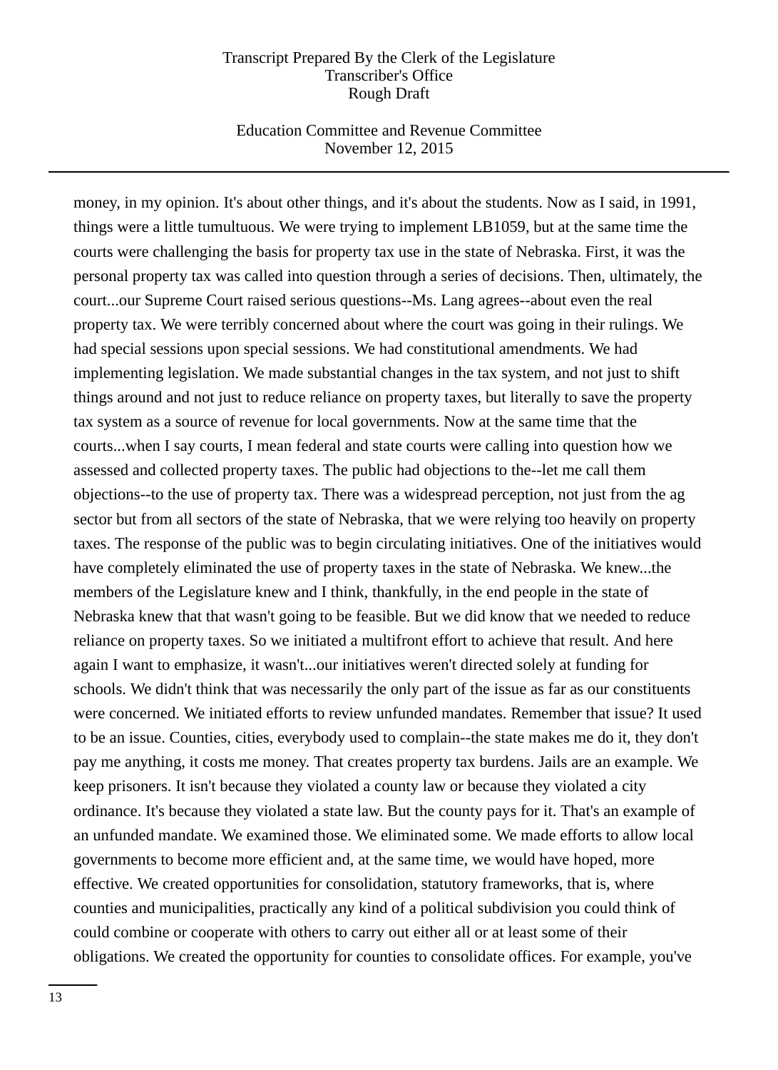money, in my opinion. It's about other things, and it's about the students. Now as I said, in 1991, things were a little tumultuous. We were trying to implement LB1059, but at the same time the courts were challenging the basis for property tax use in the state of Nebraska. First, it was the personal property tax was called into question through a series of decisions. Then, ultimately, the court...our Supreme Court raised serious questions--Ms. Lang agrees--about even the real property tax. We were terribly concerned about where the court was going in their rulings. We had special sessions upon special sessions. We had constitutional amendments. We had implementing legislation. We made substantial changes in the tax system, and not just to shift things around and not just to reduce reliance on property taxes, but literally to save the property tax system as a source of revenue for local governments. Now at the same time that the courts...when I say courts, I mean federal and state courts were calling into question how we assessed and collected property taxes. The public had objections to the--let me call them objections--to the use of property tax. There was a widespread perception, not just from the ag sector but from all sectors of the state of Nebraska, that we were relying too heavily on property taxes. The response of the public was to begin circulating initiatives. One of the initiatives would have completely eliminated the use of property taxes in the state of Nebraska. We knew...the members of the Legislature knew and I think, thankfully, in the end people in the state of Nebraska knew that that wasn't going to be feasible. But we did know that we needed to reduce reliance on property taxes. So we initiated a multifront effort to achieve that result. And here again I want to emphasize, it wasn't...our initiatives weren't directed solely at funding for schools. We didn't think that was necessarily the only part of the issue as far as our constituents were concerned. We initiated efforts to review unfunded mandates. Remember that issue? It used to be an issue. Counties, cities, everybody used to complain--the state makes me do it, they don't pay me anything, it costs me money. That creates property tax burdens. Jails are an example. We keep prisoners. It isn't because they violated a county law or because they violated a city ordinance. It's because they violated a state law. But the county pays for it. That's an example of an unfunded mandate. We examined those. We eliminated some. We made efforts to allow local governments to become more efficient and, at the same time, we would have hoped, more effective. We created opportunities for consolidation, statutory frameworks, that is, where counties and municipalities, practically any kind of a political subdivision you could think of could combine or cooperate with others to carry out either all or at least some of their obligations. We created the opportunity for counties to consolidate offices. For example, you've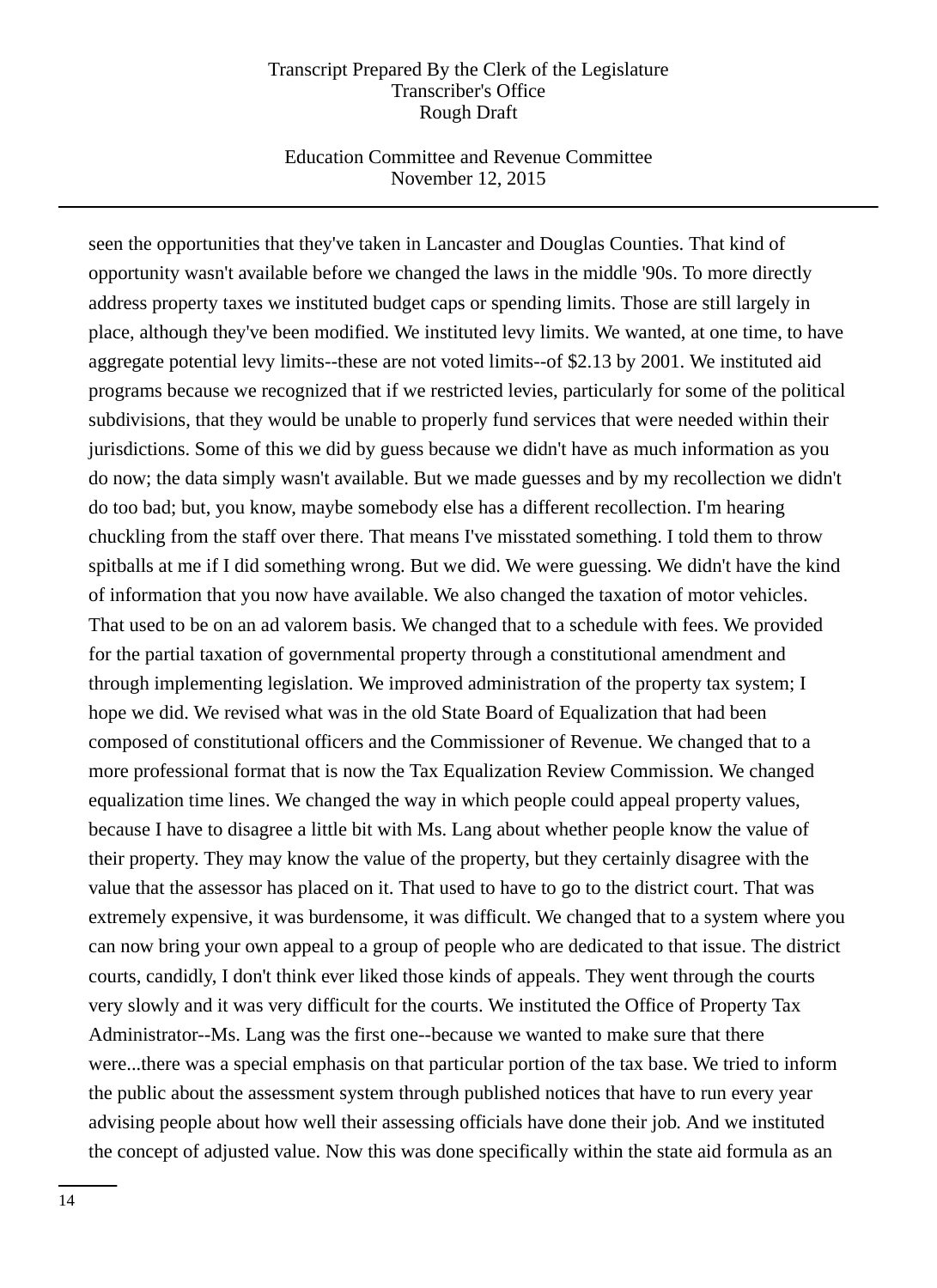seen the opportunities that they've taken in Lancaster and Douglas Counties. That kind of opportunity wasn't available before we changed the laws in the middle '90s. To more directly address property taxes we instituted budget caps or spending limits. Those are still largely in place, although they've been modified. We instituted levy limits. We wanted, at one time, to have aggregate potential levy limits--these are not voted limits--of $2.13 by 2001. We instituted aid programs because we recognized that if we restricted levies, particularly for some of the political subdivisions, that they would be unable to properly fund services that were needed within their jurisdictions. Some of this we did by guess because we didn't have as much information as you do now; the data simply wasn't available. But we made guesses and by my recollection we didn't do too bad; but, you know, maybe somebody else has a different recollection. I'm hearing chuckling from the staff over there. That means I've misstated something. I told them to throw spitballs at me if I did something wrong. But we did. We were guessing. We didn't have the kind of information that you now have available. We also changed the taxation of motor vehicles. That used to be on an ad valorem basis. We changed that to a schedule with fees. We provided for the partial taxation of governmental property through a constitutional amendment and through implementing legislation. We improved administration of the property tax system; I hope we did. We revised what was in the old State Board of Equalization that had been composed of constitutional officers and the Commissioner of Revenue. We changed that to a more professional format that is now the Tax Equalization Review Commission. We changed equalization time lines. We changed the way in which people could appeal property values, because I have to disagree a little bit with Ms. Lang about whether people know the value of their property. They may know the value of the property, but they certainly disagree with the value that the assessor has placed on it. That used to have to go to the district court. That was extremely expensive, it was burdensome, it was difficult. We changed that to a system where you can now bring your own appeal to a group of people who are dedicated to that issue. The district courts, candidly, I don't think ever liked those kinds of appeals. They went through the courts very slowly and it was very difficult for the courts. We instituted the Office of Property Tax Administrator--Ms. Lang was the first one--because we wanted to make sure that there were...there was a special emphasis on that particular portion of the tax base. We tried to inform the public about the assessment system through published notices that have to run every year advising people about how well their assessing officials have done their job. And we instituted the concept of adjusted value. Now this was done specifically within the state aid formula as an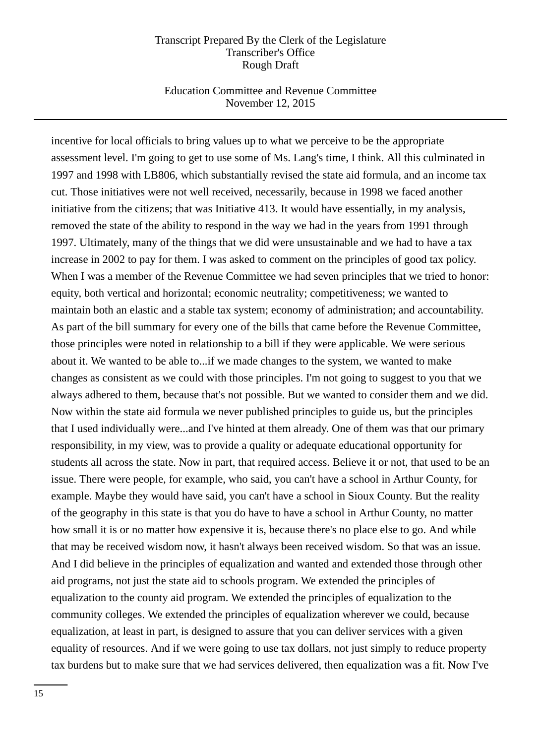incentive for local officials to bring values up to what we perceive to be the appropriate assessment level. I'm going to get to use some of Ms. Lang's time, I think. All this culminated in 1997 and 1998 with LB806, which substantially revised the state aid formula, and an income tax cut. Those initiatives were not well received, necessarily, because in 1998 we faced another initiative from the citizens; that was Initiative 413. It would have essentially, in my analysis, removed the state of the ability to respond in the way we had in the years from 1991 through 1997. Ultimately, many of the things that we did were unsustainable and we had to have a tax increase in 2002 to pay for them. I was asked to comment on the principles of good tax policy. When I was a member of the Revenue Committee we had seven principles that we tried to honor: equity, both vertical and horizontal; economic neutrality; competitiveness; we wanted to maintain both an elastic and a stable tax system; economy of administration; and accountability. As part of the bill summary for every one of the bills that came before the Revenue Committee, those principles were noted in relationship to a bill if they were applicable. We were serious about it. We wanted to be able to...if we made changes to the system, we wanted to make changes as consistent as we could with those principles. I'm not going to suggest to you that we always adhered to them, because that's not possible. But we wanted to consider them and we did. Now within the state aid formula we never published principles to guide us, but the principles that I used individually were...and I've hinted at them already. One of them was that our primary responsibility, in my view, was to provide a quality or adequate educational opportunity for students all across the state. Now in part, that required access. Believe it or not, that used to be an issue. There were people, for example, who said, you can't have a school in Arthur County, for example. Maybe they would have said, you can't have a school in Sioux County. But the reality of the geography in this state is that you do have to have a school in Arthur County, no matter how small it is or no matter how expensive it is, because there's no place else to go. And while that may be received wisdom now, it hasn't always been received wisdom. So that was an issue. And I did believe in the principles of equalization and wanted and extended those through other aid programs, not just the state aid to schools program. We extended the principles of equalization to the county aid program. We extended the principles of equalization to the community colleges. We extended the principles of equalization wherever we could, because equalization, at least in part, is designed to assure that you can deliver services with a given equality of resources. And if we were going to use tax dollars, not just simply to reduce property tax burdens but to make sure that we had services delivered, then equalization was a fit. Now I've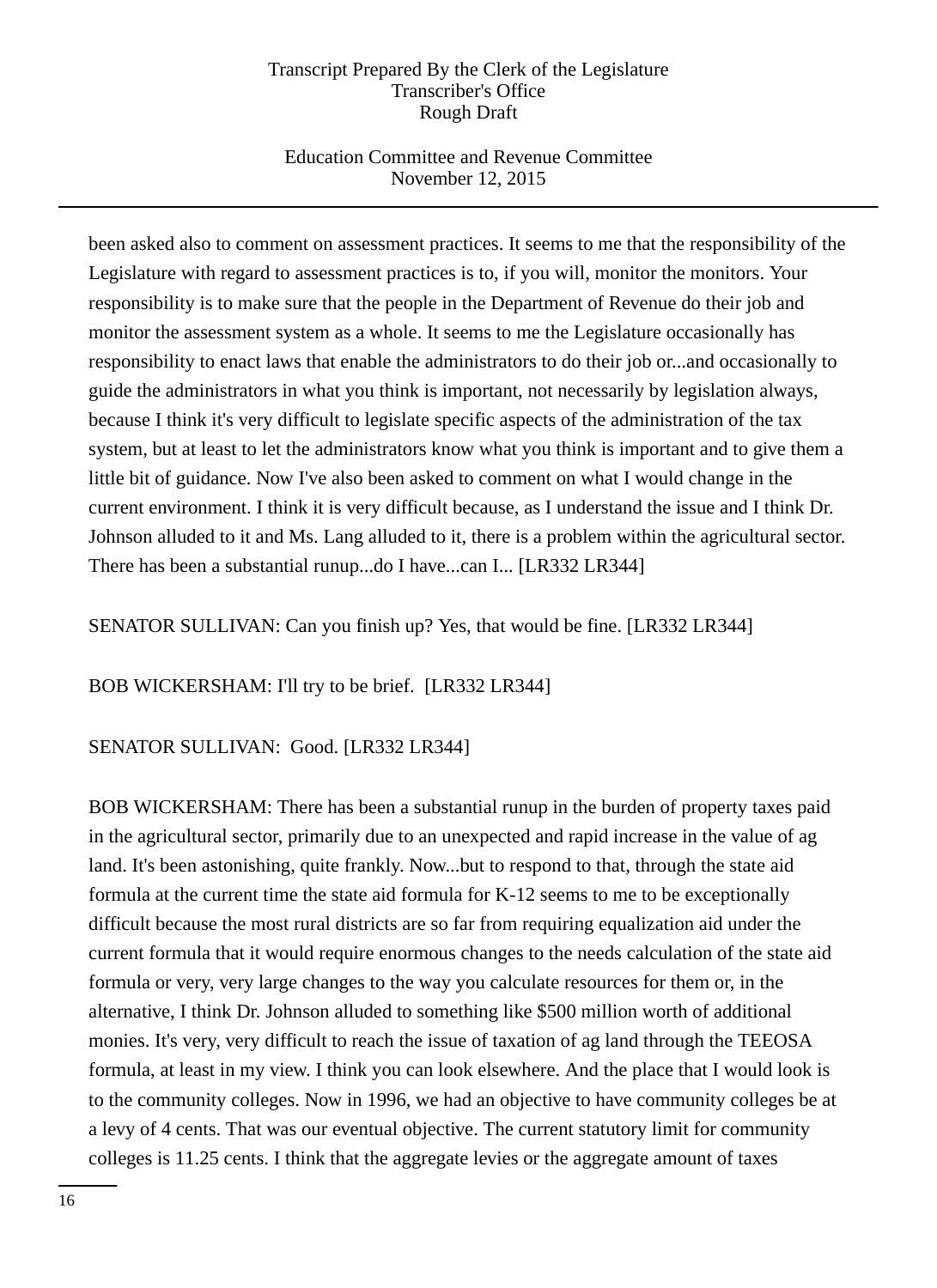been asked also to comment on assessment practices. It seems to me that the responsibility of the Legislature with regard to assessment practices is to, if you will, monitor the monitors. Your responsibility is to make sure that the people in the Department of Revenue do their job and monitor the assessment system as a whole. It seems to me the Legislature occasionally has responsibility to enact laws that enable the administrators to do their job or...and occasionally to guide the administrators in what you think is important, not necessarily by legislation always, because I think it's very difficult to legislate specific aspects of the administration of the tax system, but at least to let the administrators know what you think is important and to give them a little bit of guidance. Now I've also been asked to comment on what I would change in the current environment. I think it is very difficult because, as I understand the issue and I think Dr. Johnson alluded to it and Ms. Lang alluded to it, there is a problem within the agricultural sector. There has been a substantial runup...do I have...can I... [LR332 LR344]

SENATOR SULLIVAN: Can you finish up? Yes, that would be fine. [LR332 LR344]

BOB WICKERSHAM: I'll try to be brief. [LR332 LR344]

SENATOR SULLIVAN: Good. [LR332 LR344]

BOB WICKERSHAM: There has been a substantial runup in the burden of property taxes paid in the agricultural sector, primarily due to an unexpected and rapid increase in the value of ag land. It's been astonishing, quite frankly. Now...but to respond to that, through the state aid formula at the current time the state aid formula for K-12 seems to me to be exceptionally difficult because the most rural districts are so far from requiring equalization aid under the current formula that it would require enormous changes to the needs calculation of the state aid formula or very, very large changes to the way you calculate resources for them or, in the alternative, I think Dr. Johnson alluded to something like $500 million worth of additional monies. It's very, very difficult to reach the issue of taxation of ag land through the TEEOSA formula, at least in my view. I think you can look elsewhere. And the place that I would look is to the community colleges. Now in 1996, we had an objective to have community colleges be at a levy of 4 cents. That was our eventual objective. The current statutory limit for community colleges is 11.25 cents. I think that the aggregate levies or the aggregate amount of taxes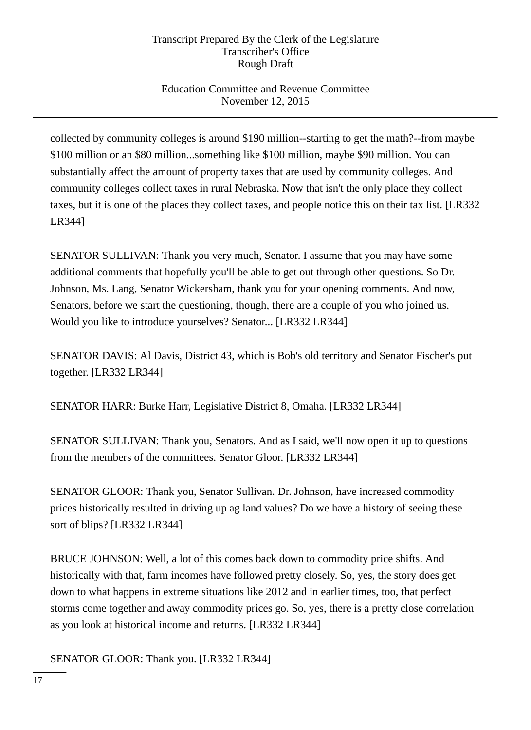collected by community colleges is around $190 million--starting to get the math?--from maybe $100 million or an $80 million...something like $100 million, maybe $90 million. You can substantially affect the amount of property taxes that are used by community colleges. And community colleges collect taxes in rural Nebraska. Now that isn't the only place they collect taxes, but it is one of the places they collect taxes, and people notice this on their tax list. [LR332 LR344]

SENATOR SULLIVAN: Thank you very much, Senator. I assume that you may have some additional comments that hopefully you'll be able to get out through other questions. So Dr. Johnson, Ms. Lang, Senator Wickersham, thank you for your opening comments. And now, Senators, before we start the questioning, though, there are a couple of you who joined us. Would you like to introduce yourselves? Senator... [LR332 LR344]

SENATOR DAVIS: Al Davis, District 43, which is Bob's old territory and Senator Fischer's put together. [LR332 LR344]

SENATOR HARR: Burke Harr, Legislative District 8, Omaha. [LR332 LR344]

SENATOR SULLIVAN: Thank you, Senators. And as I said, we'll now open it up to questions from the members of the committees. Senator Gloor. [LR332 LR344]

SENATOR GLOOR: Thank you, Senator Sullivan. Dr. Johnson, have increased commodity prices historically resulted in driving up ag land values? Do we have a history of seeing these sort of blips? [LR332 LR344]

BRUCE JOHNSON: Well, a lot of this comes back down to commodity price shifts. And historically with that, farm incomes have followed pretty closely. So, yes, the story does get down to what happens in extreme situations like 2012 and in earlier times, too, that perfect storms come together and away commodity prices go. So, yes, there is a pretty close correlation as you look at historical income and returns. [LR332 LR344]

SENATOR GLOOR: Thank you. [LR332 LR344]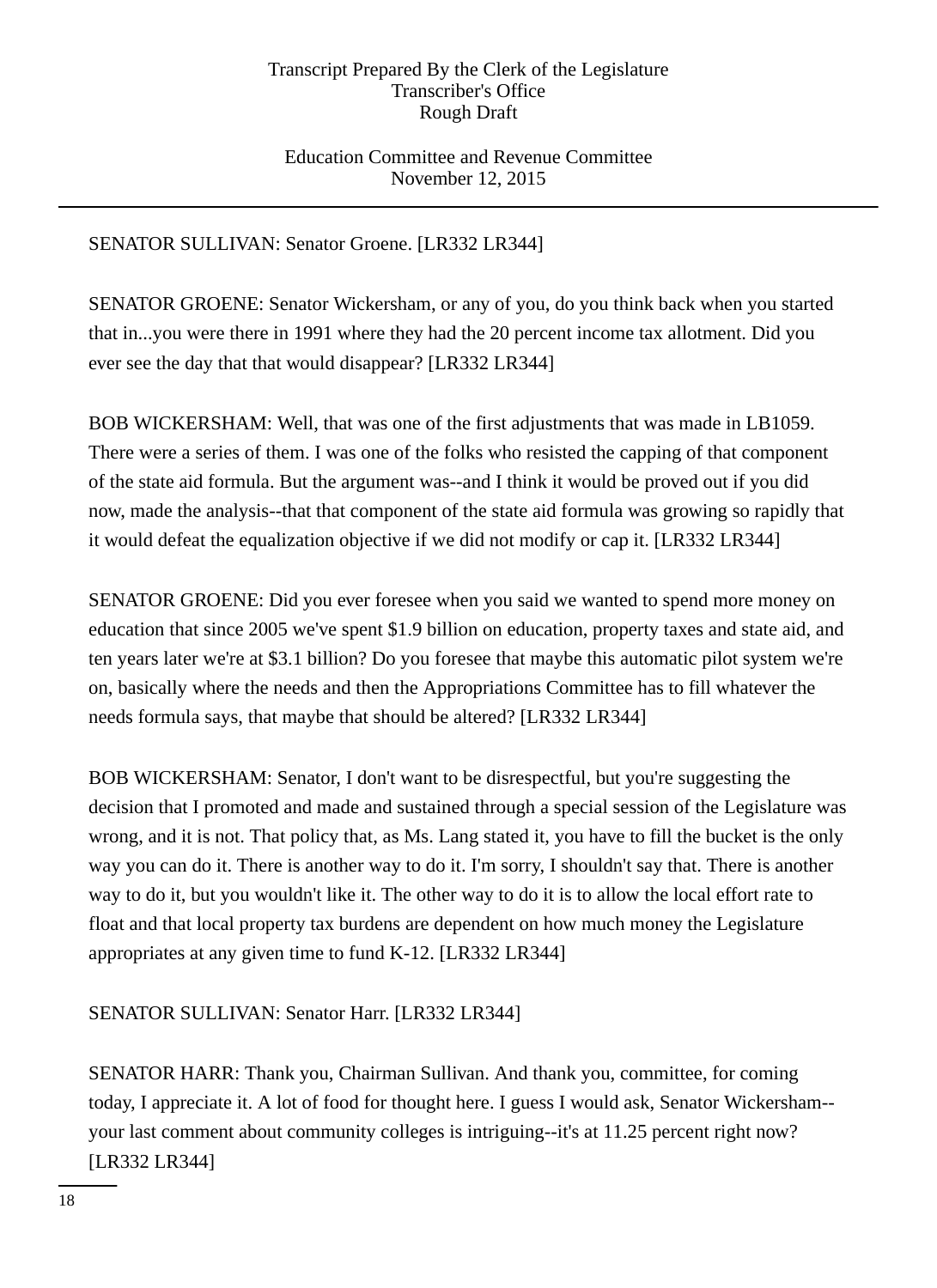SENATOR SULLIVAN: Senator Groene. [LR332 LR344]

SENATOR GROENE: Senator Wickersham, or any of you, do you think back when you started that in...you were there in 1991 where they had the 20 percent income tax allotment. Did you ever see the day that that would disappear? [LR332 LR344]

BOB WICKERSHAM: Well, that was one of the first adjustments that was made in LB1059. There were a series of them. I was one of the folks who resisted the capping of that component of the state aid formula. But the argument was--and I think it would be proved out if you did now, made the analysis--that that component of the state aid formula was growing so rapidly that it would defeat the equalization objective if we did not modify or cap it. [LR332 LR344]

SENATOR GROENE: Did you ever foresee when you said we wanted to spend more money on education that since 2005 we've spent $1.9 billion on education, property taxes and state aid, and ten years later we're at $3.1 billion? Do you foresee that maybe this automatic pilot system we're on, basically where the needs and then the Appropriations Committee has to fill whatever the needs formula says, that maybe that should be altered? [LR332 LR344]

BOB WICKERSHAM: Senator, I don't want to be disrespectful, but you're suggesting the decision that I promoted and made and sustained through a special session of the Legislature was wrong, and it is not. That policy that, as Ms. Lang stated it, you have to fill the bucket is the only way you can do it. There is another way to do it. I'm sorry, I shouldn't say that. There is another way to do it, but you wouldn't like it. The other way to do it is to allow the local effort rate to float and that local property tax burdens are dependent on how much money the Legislature appropriates at any given time to fund K-12. [LR332 LR344]

SENATOR SULLIVAN: Senator Harr. [LR332 LR344]

SENATOR HARR: Thank you, Chairman Sullivan. And thank you, committee, for coming today, I appreciate it. A lot of food for thought here. I guess I would ask, Senator Wickersham--your last comment about community colleges is intriguing--it's at 11.25 percent right now? [LR332 LR344]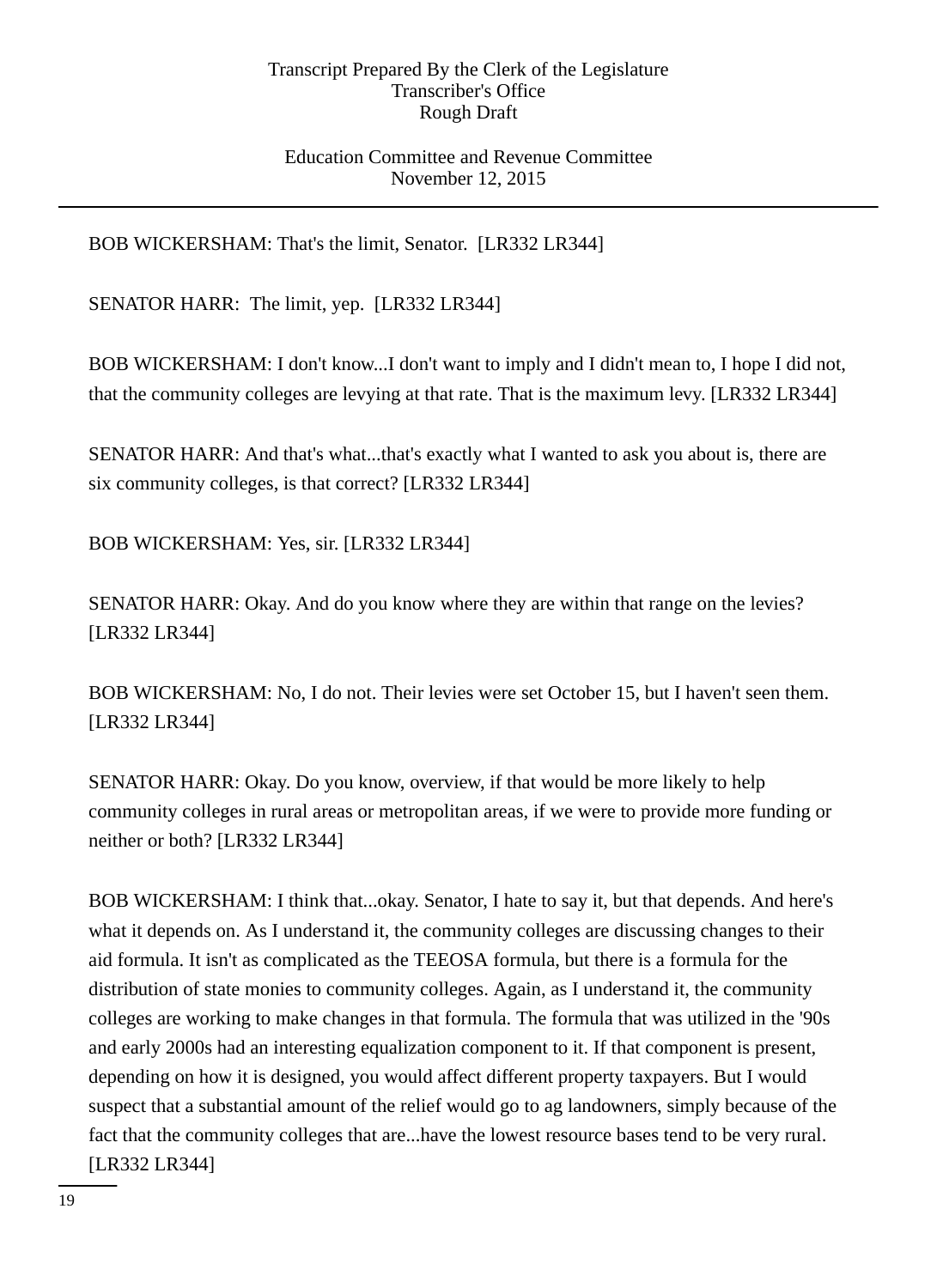BOB WICKERSHAM: That's the limit, Senator. [LR332 LR344]

SENATOR HARR: The limit, yep. [LR332 LR344]

BOB WICKERSHAM: I don't know...I don't want to imply and I didn't mean to, I hope I did not, that the community colleges are levying at that rate. That is the maximum levy. [LR332 LR344]

SENATOR HARR: And that's what...that's exactly what I wanted to ask you about is, there are six community colleges, is that correct? [LR332 LR344]

BOB WICKERSHAM: Yes, sir. [LR332 LR344]

SENATOR HARR: Okay. And do you know where they are within that range on the levies? [LR332 LR344]

BOB WICKERSHAM: No, I do not. Their levies were set October 15, but I haven't seen them. [LR332 LR344]

SENATOR HARR: Okay. Do you know, overview, if that would be more likely to help community colleges in rural areas or metropolitan areas, if we were to provide more funding or neither or both? [LR332 LR344]

BOB WICKERSHAM: I think that...okay. Senator, I hate to say it, but that depends. And here's what it depends on. As I understand it, the community colleges are discussing changes to their aid formula. It isn't as complicated as the TEEOSA formula, but there is a formula for the distribution of state monies to community colleges. Again, as I understand it, the community colleges are working to make changes in that formula. The formula that was utilized in the '90s and early 2000s had an interesting equalization component to it. If that component is present, depending on how it is designed, you would affect different property taxpayers. But I would suspect that a substantial amount of the relief would go to ag landowners, simply because of the fact that the community colleges that are...have the lowest resource bases tend to be very rural. [LR332 LR344]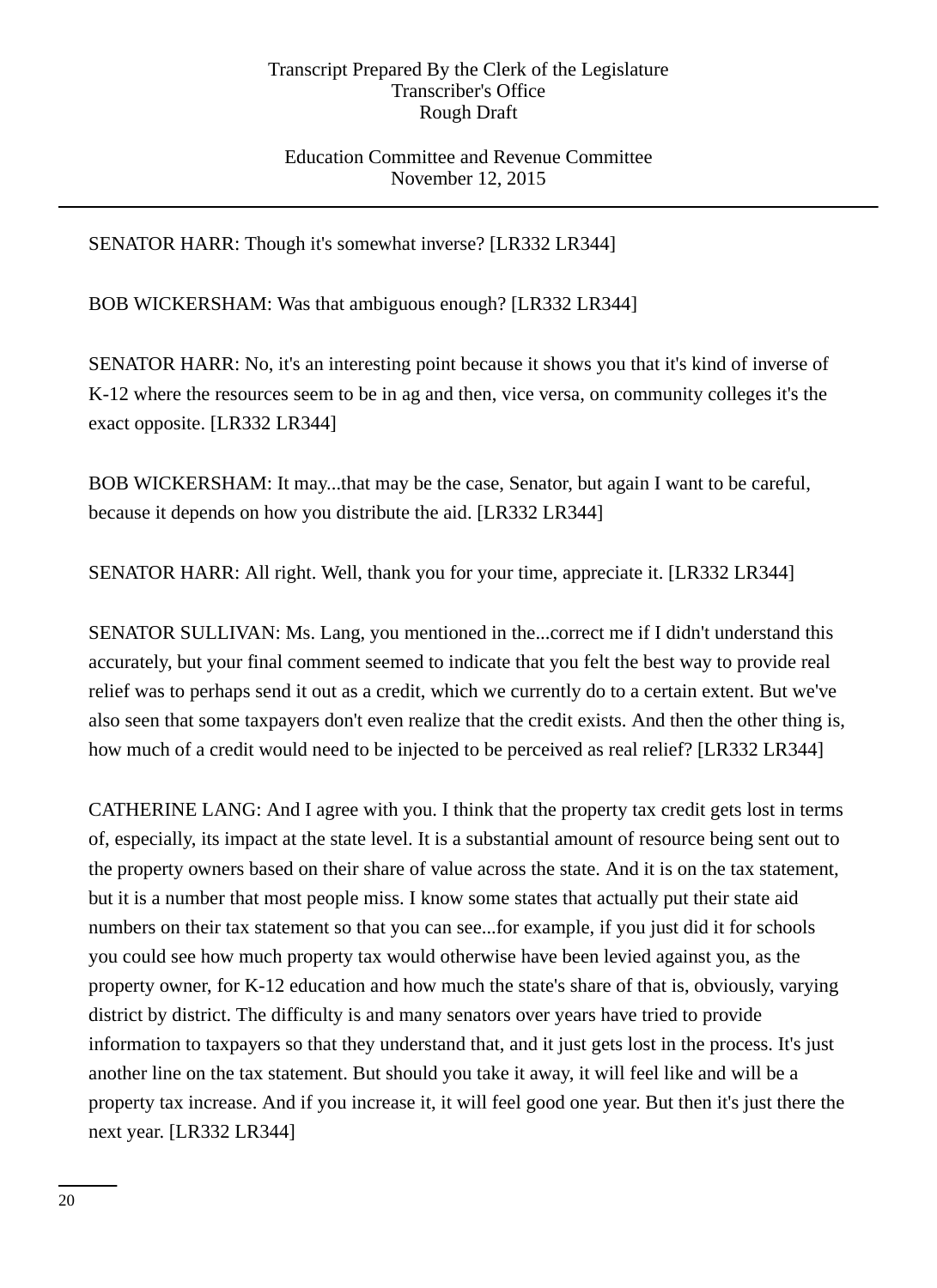SENATOR HARR: Though it's somewhat inverse? [LR332 LR344]

BOB WICKERSHAM: Was that ambiguous enough? [LR332 LR344]

SENATOR HARR: No, it's an interesting point because it shows you that it's kind of inverse of K-12 where the resources seem to be in ag and then, vice versa, on community colleges it's the exact opposite. [LR332 LR344]

BOB WICKERSHAM: It may...that may be the case, Senator, but again I want to be careful, because it depends on how you distribute the aid. [LR332 LR344]

SENATOR HARR: All right. Well, thank you for your time, appreciate it. [LR332 LR344]

SENATOR SULLIVAN: Ms. Lang, you mentioned in the...correct me if I didn't understand this accurately, but your final comment seemed to indicate that you felt the best way to provide real relief was to perhaps send it out as a credit, which we currently do to a certain extent. But we've also seen that some taxpayers don't even realize that the credit exists. And then the other thing is, how much of a credit would need to be injected to be perceived as real relief? [LR332 LR344]

CATHERINE LANG: And I agree with you. I think that the property tax credit gets lost in terms of, especially, its impact at the state level. It is a substantial amount of resource being sent out to the property owners based on their share of value across the state. And it is on the tax statement, but it is a number that most people miss. I know some states that actually put their state aid numbers on their tax statement so that you can see...for example, if you just did it for schools you could see how much property tax would otherwise have been levied against you, as the property owner, for K-12 education and how much the state's share of that is, obviously, varying district by district. The difficulty is and many senators over years have tried to provide information to taxpayers so that they understand that, and it just gets lost in the process. It's just another line on the tax statement. But should you take it away, it will feel like and will be a property tax increase. And if you increase it, it will feel good one year. But then it's just there the next year. [LR332 LR344]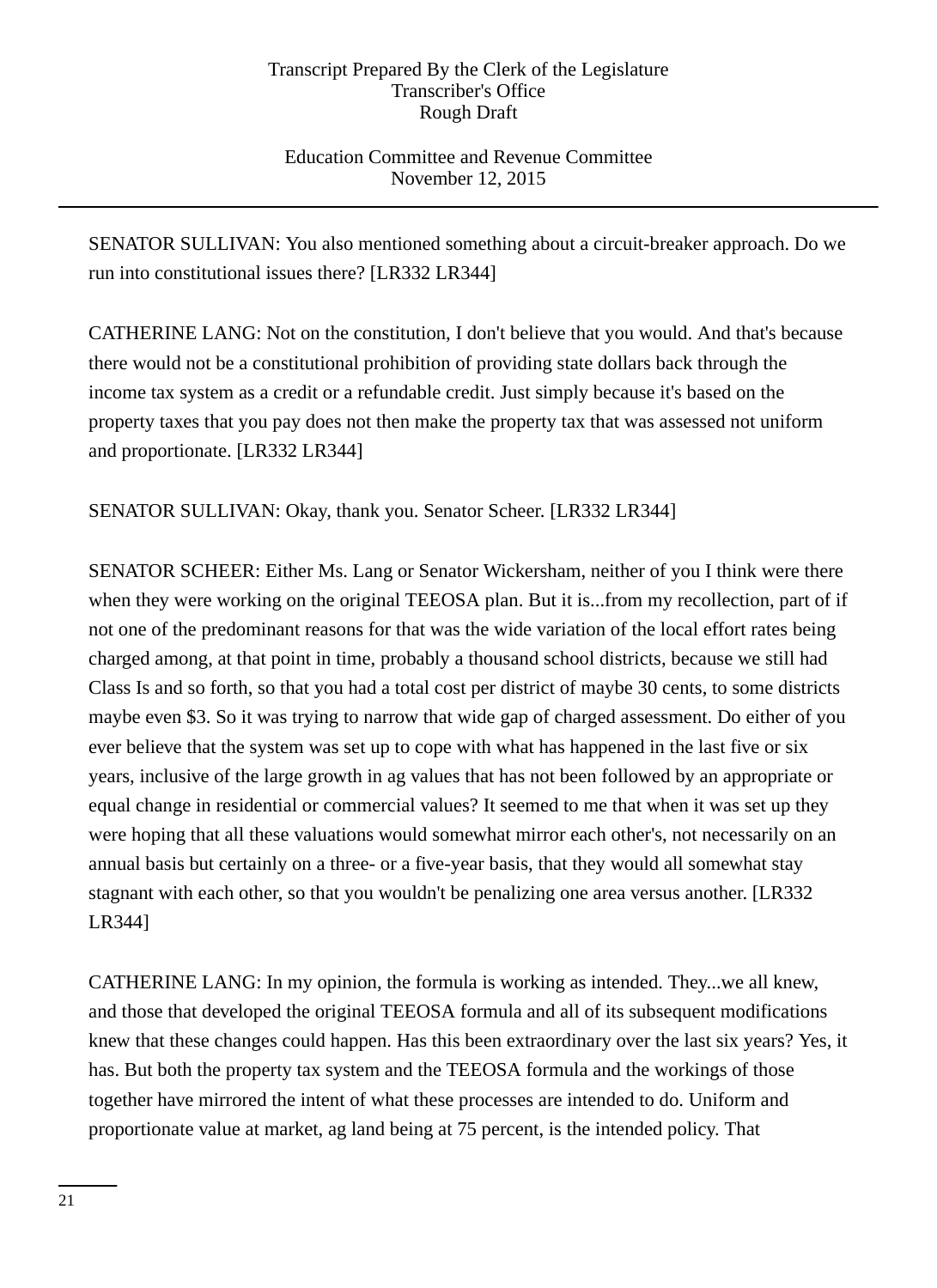SENATOR SULLIVAN: You also mentioned something about a circuit-breaker approach. Do we run into constitutional issues there? [LR332 LR344]

CATHERINE LANG: Not on the constitution, I don't believe that you would. And that's because there would not be a constitutional prohibition of providing state dollars back through the income tax system as a credit or a refundable credit. Just simply because it's based on the property taxes that you pay does not then make the property tax that was assessed not uniform and proportionate. [LR332 LR344]

SENATOR SULLIVAN: Okay, thank you. Senator Scheer. [LR332 LR344]

SENATOR SCHEER: Either Ms. Lang or Senator Wickersham, neither of you I think were there when they were working on the original TEEOSA plan. But it is...from my recollection, part of if not one of the predominant reasons for that was the wide variation of the local effort rates being charged among, at that point in time, probably a thousand school districts, because we still had Class Is and so forth, so that you had a total cost per district of maybe 30 cents, to some districts maybe even $3. So it was trying to narrow that wide gap of charged assessment. Do either of you ever believe that the system was set up to cope with what has happened in the last five or six years, inclusive of the large growth in ag values that has not been followed by an appropriate or equal change in residential or commercial values? It seemed to me that when it was set up they were hoping that all these valuations would somewhat mirror each other's, not necessarily on an annual basis but certainly on a three- or a five-year basis, that they would all somewhat stay stagnant with each other, so that you wouldn't be penalizing one area versus another. [LR332 LR344]

CATHERINE LANG: In my opinion, the formula is working as intended. They...we all knew, and those that developed the original TEEOSA formula and all of its subsequent modifications knew that these changes could happen. Has this been extraordinary over the last six years? Yes, it has. But both the property tax system and the TEEOSA formula and the workings of those together have mirrored the intent of what these processes are intended to do. Uniform and proportionate value at market, ag land being at 75 percent, is the intended policy. That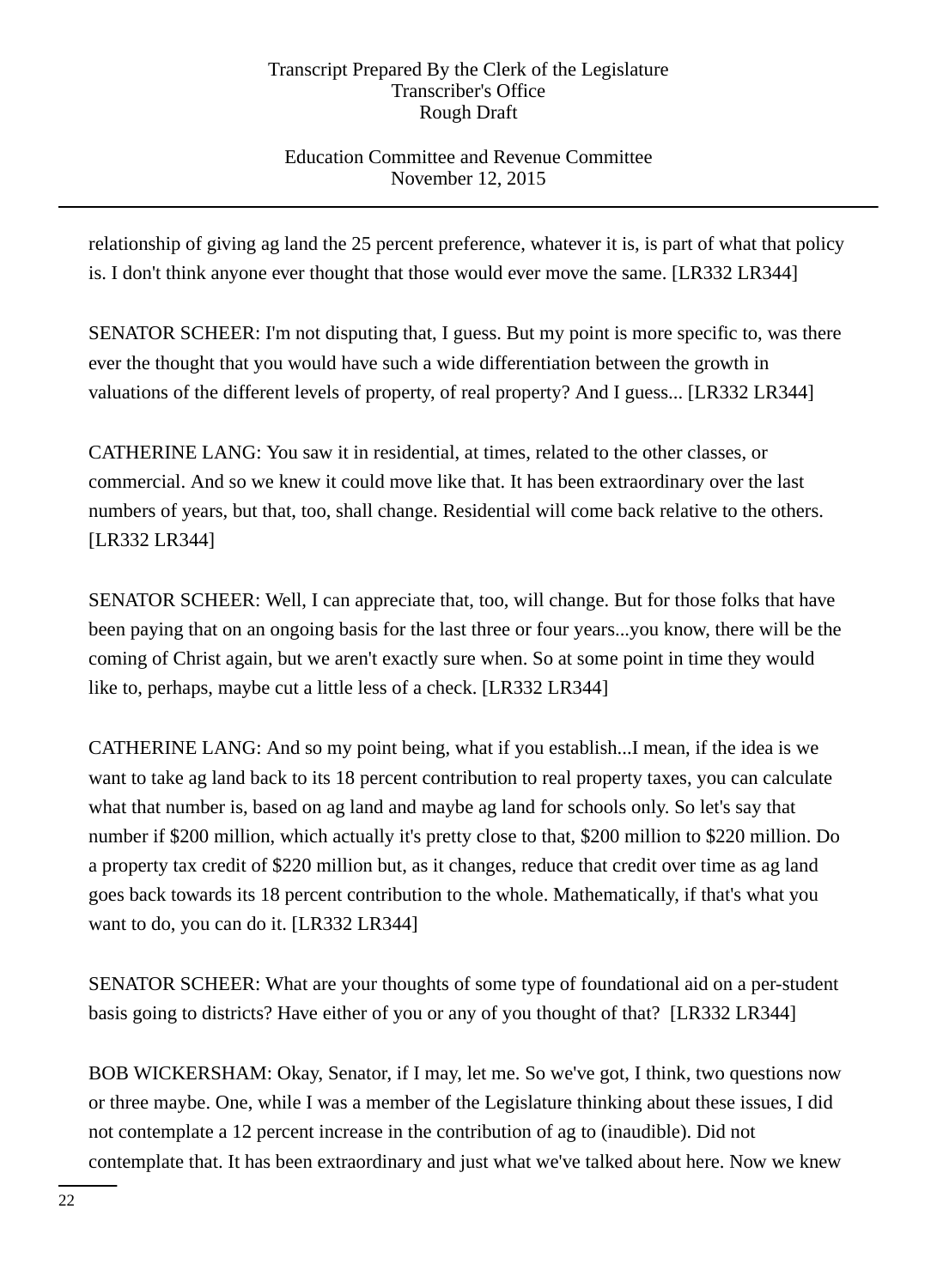relationship of giving ag land the 25 percent preference, whatever it is, is part of what that policy is. I don't think anyone ever thought that those would ever move the same. [LR332 LR344]

SENATOR SCHEER: I'm not disputing that, I guess. But my point is more specific to, was there ever the thought that you would have such a wide differentiation between the growth in valuations of the different levels of property, of real property? And I guess... [LR332 LR344]

CATHERINE LANG: You saw it in residential, at times, related to the other classes, or commercial. And so we knew it could move like that. It has been extraordinary over the last numbers of years, but that, too, shall change. Residential will come back relative to the others. [LR332 LR344]

SENATOR SCHEER: Well, I can appreciate that, too, will change. But for those folks that have been paying that on an ongoing basis for the last three or four years...you know, there will be the coming of Christ again, but we aren't exactly sure when. So at some point in time they would like to, perhaps, maybe cut a little less of a check. [LR332 LR344]

CATHERINE LANG: And so my point being, what if you establish...I mean, if the idea is we want to take ag land back to its 18 percent contribution to real property taxes, you can calculate what that number is, based on ag land and maybe ag land for schools only. So let's say that number if $200 million, which actually it's pretty close to that, $200 million to $220 million. Do a property tax credit of $220 million but, as it changes, reduce that credit over time as ag land goes back towards its 18 percent contribution to the whole. Mathematically, if that's what you want to do, you can do it. [LR332 LR344]

SENATOR SCHEER: What are your thoughts of some type of foundational aid on a per-student basis going to districts? Have either of you or any of you thought of that? [LR332 LR344]

BOB WICKERSHAM: Okay, Senator, if I may, let me. So we've got, I think, two questions now or three maybe. One, while I was a member of the Legislature thinking about these issues, I did not contemplate a 12 percent increase in the contribution of ag to (inaudible). Did not contemplate that. It has been extraordinary and just what we've talked about here. Now we knew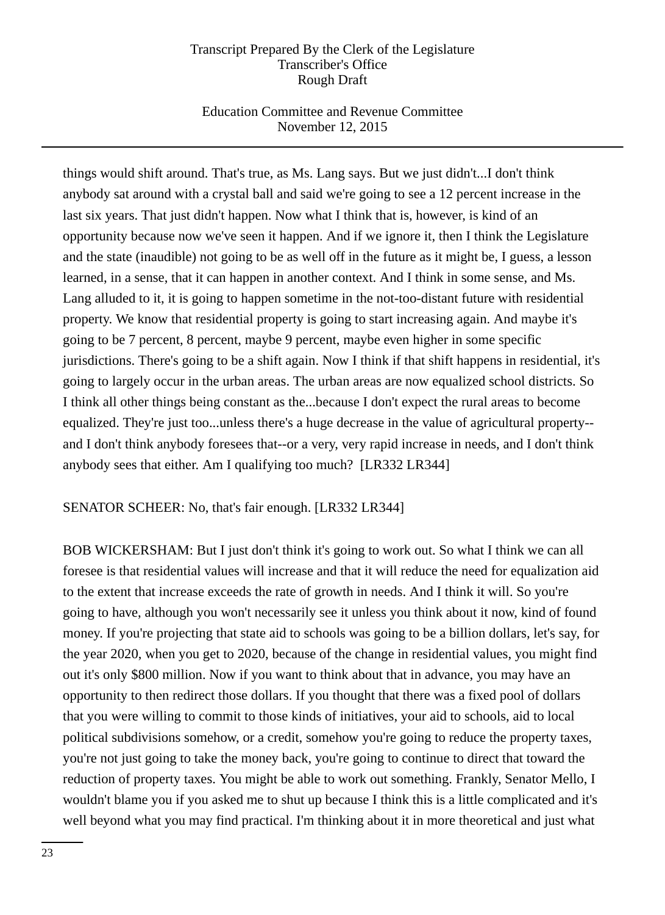things would shift around. That's true, as Ms. Lang says. But we just didn't...I don't think anybody sat around with a crystal ball and said we're going to see a 12 percent increase in the last six years. That just didn't happen. Now what I think that is, however, is kind of an opportunity because now we've seen it happen. And if we ignore it, then I think the Legislature and the state (inaudible) not going to be as well off in the future as it might be, I guess, a lesson learned, in a sense, that it can happen in another context. And I think in some sense, and Ms. Lang alluded to it, it is going to happen sometime in the not-too-distant future with residential property. We know that residential property is going to start increasing again. And maybe it's going to be 7 percent, 8 percent, maybe 9 percent, maybe even higher in some specific jurisdictions. There's going to be a shift again. Now I think if that shift happens in residential, it's going to largely occur in the urban areas. The urban areas are now equalized school districts. So I think all other things being constant as the...because I don't expect the rural areas to become equalized. They're just too...unless there's a huge decrease in the value of agricultural property--and I don't think anybody foresees that--or a very, very rapid increase in needs, and I don't think anybody sees that either. Am I qualifying too much? [LR332 LR344]

SENATOR SCHEER: No, that's fair enough. [LR332 LR344]

BOB WICKERSHAM: But I just don't think it's going to work out. So what I think we can all foresee is that residential values will increase and that it will reduce the need for equalization aid to the extent that increase exceeds the rate of growth in needs. And I think it will. So you're going to have, although you won't necessarily see it unless you think about it now, kind of found money. If you're projecting that state aid to schools was going to be a billion dollars, let's say, for the year 2020, when you get to 2020, because of the change in residential values, you might find out it's only $800 million. Now if you want to think about that in advance, you may have an opportunity to then redirect those dollars. If you thought that there was a fixed pool of dollars that you were willing to commit to those kinds of initiatives, your aid to schools, aid to local political subdivisions somehow, or a credit, somehow you're going to reduce the property taxes, you're not just going to take the money back, you're going to continue to direct that toward the reduction of property taxes. You might be able to work out something. Frankly, Senator Mello, I wouldn't blame you if you asked me to shut up because I think this is a little complicated and it's well beyond what you may find practical. I'm thinking about it in more theoretical and just what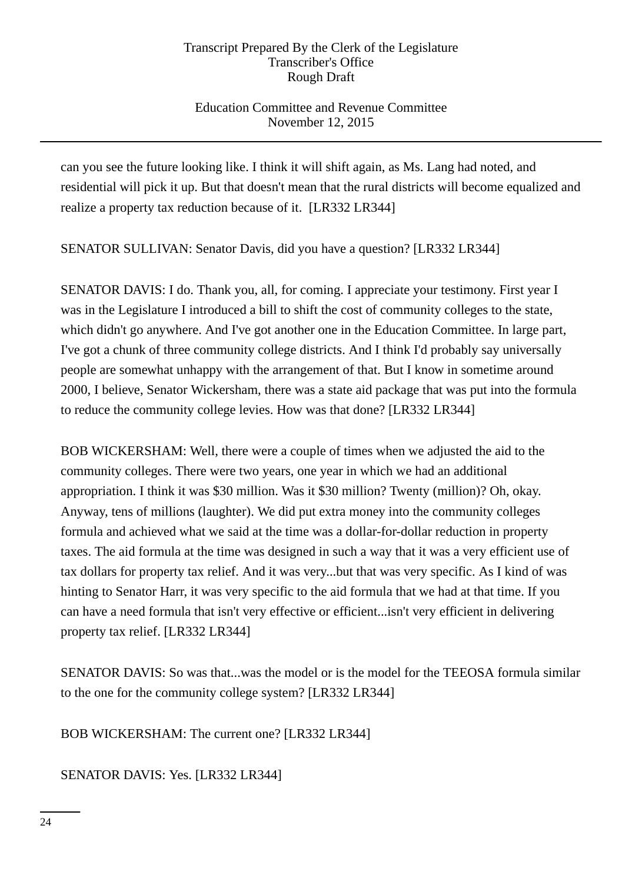can you see the future looking like. I think it will shift again, as Ms. Lang had noted, and residential will pick it up. But that doesn't mean that the rural districts will become equalized and realize a property tax reduction because of it. [LR332 LR344]

SENATOR SULLIVAN: Senator Davis, did you have a question? [LR332 LR344]

SENATOR DAVIS: I do. Thank you, all, for coming. I appreciate your testimony. First year I was in the Legislature I introduced a bill to shift the cost of community colleges to the state, which didn't go anywhere. And I've got another one in the Education Committee. In large part, I've got a chunk of three community college districts. And I think I'd probably say universally people are somewhat unhappy with the arrangement of that. But I know in sometime around 2000, I believe, Senator Wickersham, there was a state aid package that was put into the formula to reduce the community college levies. How was that done? [LR332 LR344]

BOB WICKERSHAM: Well, there were a couple of times when we adjusted the aid to the community colleges. There were two years, one year in which we had an additional appropriation. I think it was $30 million. Was it $30 million? Twenty (million)? Oh, okay. Anyway, tens of millions (laughter). We did put extra money into the community colleges formula and achieved what we said at the time was a dollar-for-dollar reduction in property taxes. The aid formula at the time was designed in such a way that it was a very efficient use of tax dollars for property tax relief. And it was very...but that was very specific. As I kind of was hinting to Senator Harr, it was very specific to the aid formula that we had at that time. If you can have a need formula that isn't very effective or efficient...isn't very efficient in delivering property tax relief. [LR332 LR344]

SENATOR DAVIS: So was that...was the model or is the model for the TEEOSA formula similar to the one for the community college system? [LR332 LR344]

BOB WICKERSHAM: The current one? [LR332 LR344]

SENATOR DAVIS: Yes. [LR332 LR344]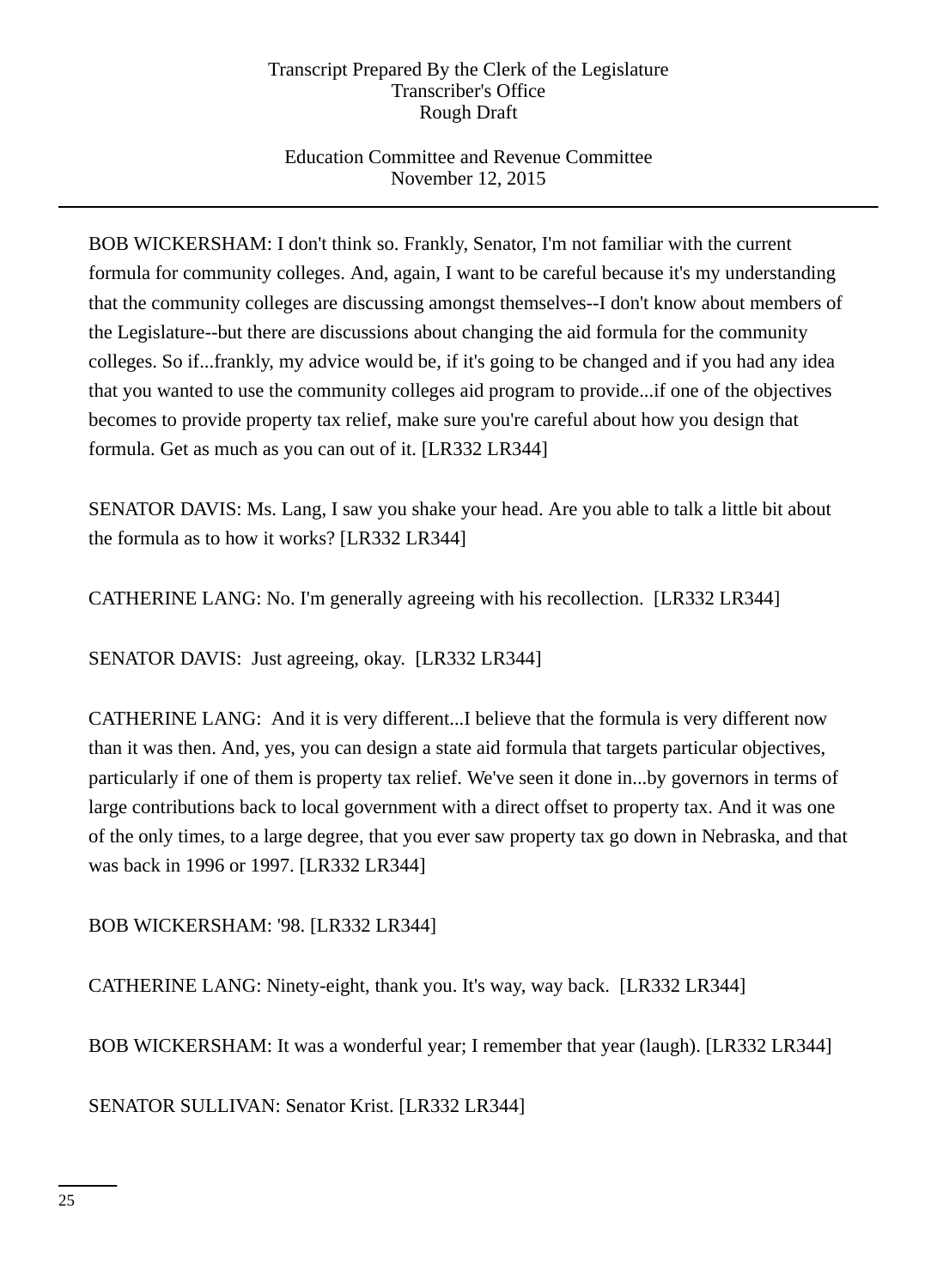BOB WICKERSHAM: I don't think so. Frankly, Senator, I'm not familiar with the current formula for community colleges. And, again, I want to be careful because it's my understanding that the community colleges are discussing amongst themselves--I don't know about members of the Legislature--but there are discussions about changing the aid formula for the community colleges. So if...frankly, my advice would be, if it's going to be changed and if you had any idea that you wanted to use the community colleges aid program to provide...if one of the objectives becomes to provide property tax relief, make sure you're careful about how you design that formula. Get as much as you can out of it. [LR332 LR344]

SENATOR DAVIS: Ms. Lang, I saw you shake your head. Are you able to talk a little bit about the formula as to how it works? [LR332 LR344]

CATHERINE LANG: No. I'm generally agreeing with his recollection. [LR332 LR344]

SENATOR DAVIS: Just agreeing, okay. [LR332 LR344]

CATHERINE LANG: And it is very different...I believe that the formula is very different now than it was then. And, yes, you can design a state aid formula that targets particular objectives, particularly if one of them is property tax relief. We've seen it done in...by governors in terms of large contributions back to local government with a direct offset to property tax. And it was one of the only times, to a large degree, that you ever saw property tax go down in Nebraska, and that was back in 1996 or 1997. [LR332 LR344]

BOB WICKERSHAM: '98. [LR332 LR344]

CATHERINE LANG: Ninety-eight, thank you. It's way, way back. [LR332 LR344]

BOB WICKERSHAM: It was a wonderful year; I remember that year (laugh). [LR332 LR344]

SENATOR SULLIVAN: Senator Krist. [LR332 LR344]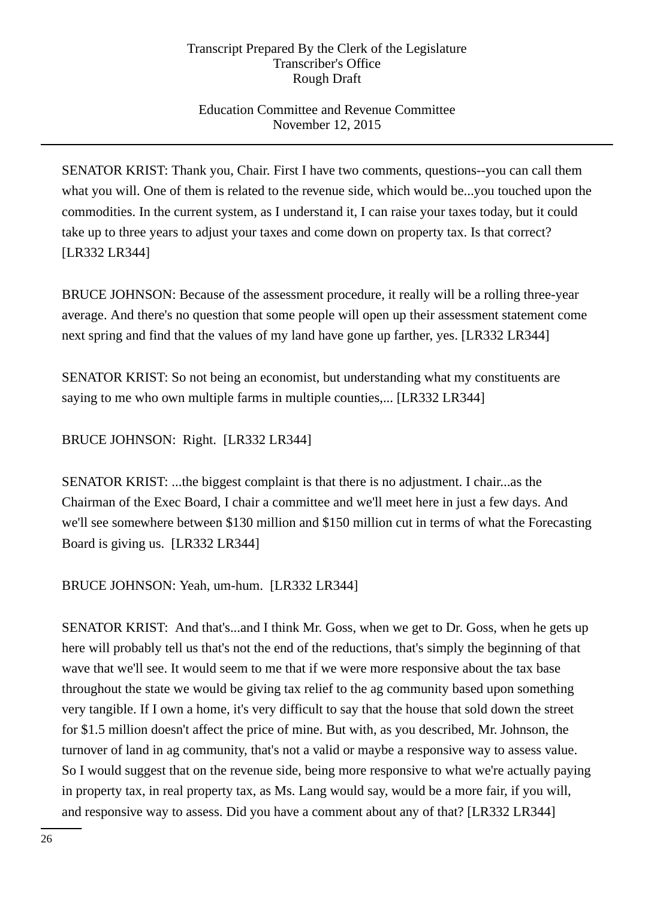SENATOR KRIST: Thank you, Chair. First I have two comments, questions--you can call them what you will. One of them is related to the revenue side, which would be...you touched upon the commodities. In the current system, as I understand it, I can raise your taxes today, but it could take up to three years to adjust your taxes and come down on property tax. Is that correct? [LR332 LR344]

BRUCE JOHNSON: Because of the assessment procedure, it really will be a rolling three-year average. And there's no question that some people will open up their assessment statement come next spring and find that the values of my land have gone up farther, yes. [LR332 LR344]

SENATOR KRIST: So not being an economist, but understanding what my constituents are saying to me who own multiple farms in multiple counties,... [LR332 LR344]

BRUCE JOHNSON: Right. [LR332 LR344]

SENATOR KRIST: ...the biggest complaint is that there is no adjustment. I chair...as the Chairman of the Exec Board, I chair a committee and we'll meet here in just a few days. And we'll see somewhere between $130 million and $150 million cut in terms of what the Forecasting Board is giving us. [LR332 LR344]

BRUCE JOHNSON: Yeah, um-hum. [LR332 LR344]

SENATOR KRIST: And that's...and I think Mr. Goss, when we get to Dr. Goss, when he gets up here will probably tell us that's not the end of the reductions, that's simply the beginning of that wave that we'll see. It would seem to me that if we were more responsive about the tax base throughout the state we would be giving tax relief to the ag community based upon something very tangible. If I own a home, it's very difficult to say that the house that sold down the street for $1.5 million doesn't affect the price of mine. But with, as you described, Mr. Johnson, the turnover of land in ag community, that's not a valid or maybe a responsive way to assess value. So I would suggest that on the revenue side, being more responsive to what we're actually paying in property tax, in real property tax, as Ms. Lang would say, would be a more fair, if you will, and responsive way to assess. Did you have a comment about any of that? [LR332 LR344]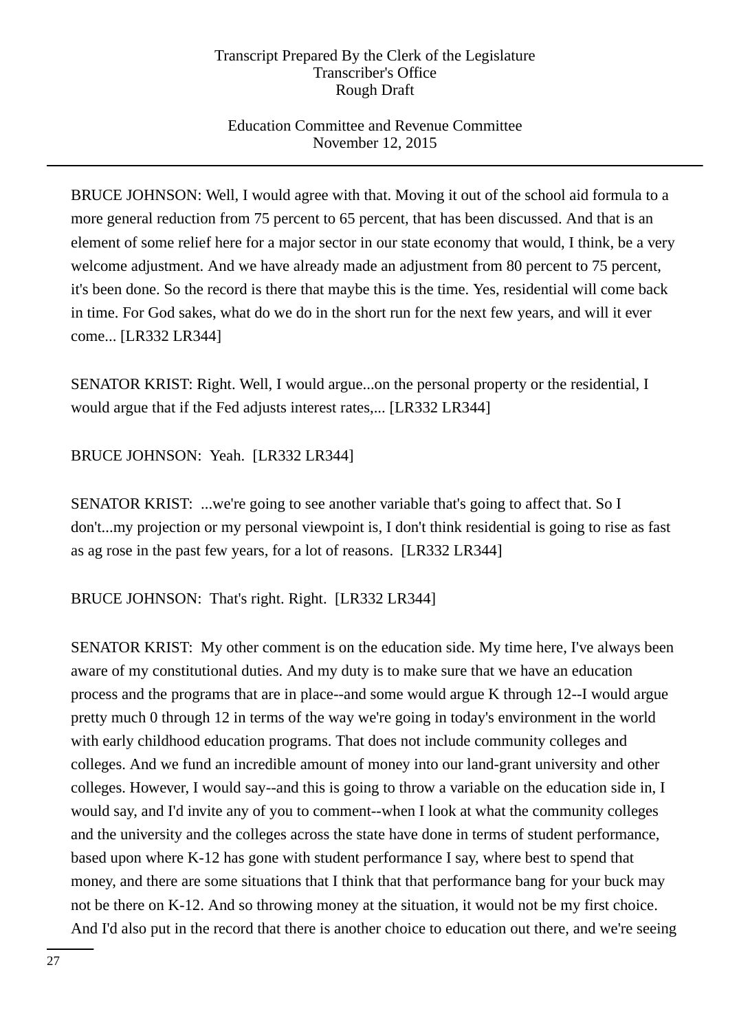BRUCE JOHNSON: Well, I would agree with that. Moving it out of the school aid formula to a more general reduction from 75 percent to 65 percent, that has been discussed. And that is an element of some relief here for a major sector in our state economy that would, I think, be a very welcome adjustment. And we have already made an adjustment from 80 percent to 75 percent, it's been done. So the record is there that maybe this is the time. Yes, residential will come back in time. For God sakes, what do we do in the short run for the next few years, and will it ever come... [LR332 LR344]

SENATOR KRIST: Right. Well, I would argue...on the personal property or the residential, I would argue that if the Fed adjusts interest rates,... [LR332 LR344]

BRUCE JOHNSON: Yeah. [LR332 LR344]

SENATOR KRIST: ...we're going to see another variable that's going to affect that. So I don't...my projection or my personal viewpoint is, I don't think residential is going to rise as fast as ag rose in the past few years, for a lot of reasons. [LR332 LR344]

BRUCE JOHNSON: That's right. Right. [LR332 LR344]

SENATOR KRIST: My other comment is on the education side. My time here, I've always been aware of my constitutional duties. And my duty is to make sure that we have an education process and the programs that are in place--and some would argue K through 12--I would argue pretty much 0 through 12 in terms of the way we're going in today's environment in the world with early childhood education programs. That does not include community colleges and colleges. And we fund an incredible amount of money into our land-grant university and other colleges. However, I would say--and this is going to throw a variable on the education side in, I would say, and I'd invite any of you to comment--when I look at what the community colleges and the university and the colleges across the state have done in terms of student performance, based upon where K-12 has gone with student performance I say, where best to spend that money, and there are some situations that I think that that performance bang for your buck may not be there on K-12. And so throwing money at the situation, it would not be my first choice. And I'd also put in the record that there is another choice to education out there, and we're seeing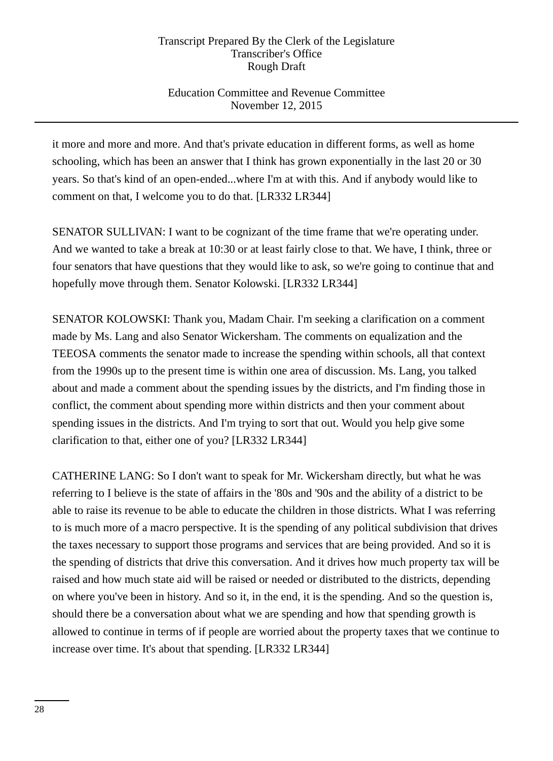it more and more and more. And that's private education in different forms, as well as home schooling, which has been an answer that I think has grown exponentially in the last 20 or 30 years. So that's kind of an open-ended...where I'm at with this. And if anybody would like to comment on that, I welcome you to do that. [LR332 LR344]

SENATOR SULLIVAN: I want to be cognizant of the time frame that we're operating under. And we wanted to take a break at 10:30 or at least fairly close to that. We have, I think, three or four senators that have questions that they would like to ask, so we're going to continue that and hopefully move through them. Senator Kolowski. [LR332 LR344]

SENATOR KOLOWSKI: Thank you, Madam Chair. I'm seeking a clarification on a comment made by Ms. Lang and also Senator Wickersham. The comments on equalization and the TEEOSA comments the senator made to increase the spending within schools, all that context from the 1990s up to the present time is within one area of discussion. Ms. Lang, you talked about and made a comment about the spending issues by the districts, and I'm finding those in conflict, the comment about spending more within districts and then your comment about spending issues in the districts. And I'm trying to sort that out. Would you help give some clarification to that, either one of you? [LR332 LR344]

CATHERINE LANG: So I don't want to speak for Mr. Wickersham directly, but what he was referring to I believe is the state of affairs in the '80s and '90s and the ability of a district to be able to raise its revenue to be able to educate the children in those districts. What I was referring to is much more of a macro perspective. It is the spending of any political subdivision that drives the taxes necessary to support those programs and services that are being provided. And so it is the spending of districts that drive this conversation. And it drives how much property tax will be raised and how much state aid will be raised or needed or distributed to the districts, depending on where you've been in history. And so it, in the end, it is the spending. And so the question is, should there be a conversation about what we are spending and how that spending growth is allowed to continue in terms of if people are worried about the property taxes that we continue to increase over time. It's about that spending. [LR332 LR344]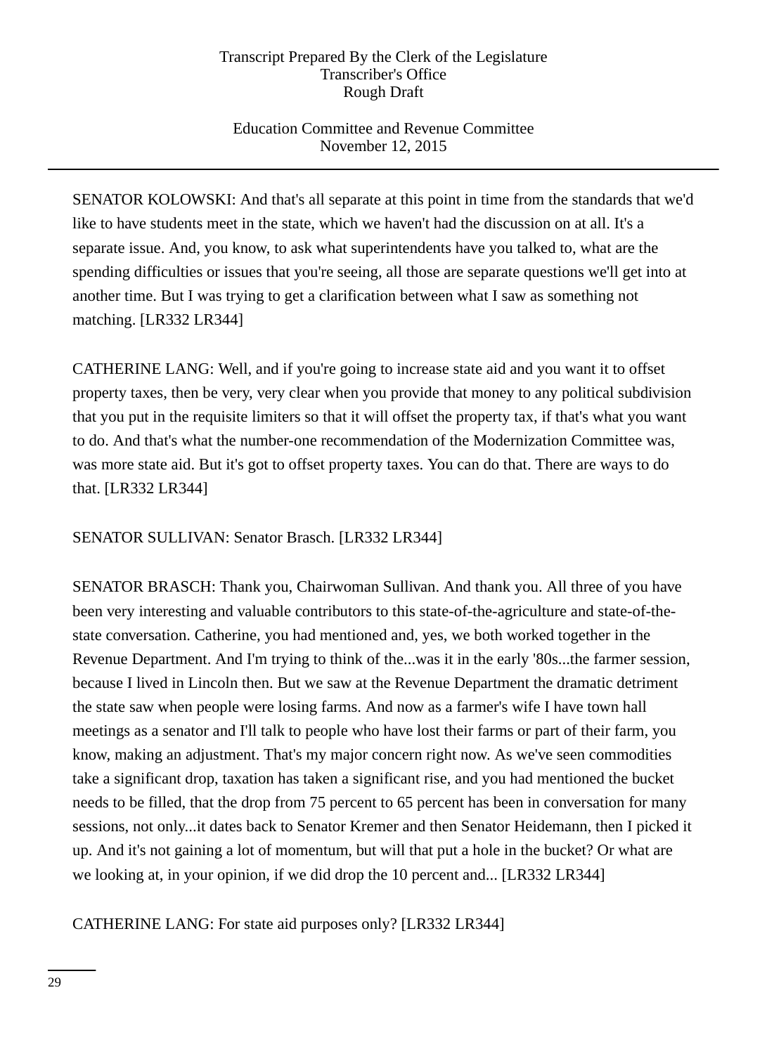SENATOR KOLOWSKI: And that's all separate at this point in time from the standards that we'd like to have students meet in the state, which we haven't had the discussion on at all. It's a separate issue. And, you know, to ask what superintendents have you talked to, what are the spending difficulties or issues that you're seeing, all those are separate questions we'll get into at another time. But I was trying to get a clarification between what I saw as something not matching. [LR332 LR344]

CATHERINE LANG: Well, and if you're going to increase state aid and you want it to offset property taxes, then be very, very clear when you provide that money to any political subdivision that you put in the requisite limiters so that it will offset the property tax, if that's what you want to do. And that's what the number-one recommendation of the Modernization Committee was, was more state aid. But it's got to offset property taxes. You can do that. There are ways to do that. [LR332 LR344]

SENATOR SULLIVAN: Senator Brasch. [LR332 LR344]

SENATOR BRASCH: Thank you, Chairwoman Sullivan. And thank you. All three of you have been very interesting and valuable contributors to this state-of-the-agriculture and state-of-the-state conversation. Catherine, you had mentioned and, yes, we both worked together in the Revenue Department. And I'm trying to think of the...was it in the early '80s...the farmer session, because I lived in Lincoln then. But we saw at the Revenue Department the dramatic detriment the state saw when people were losing farms. And now as a farmer's wife I have town hall meetings as a senator and I'll talk to people who have lost their farms or part of their farm, you know, making an adjustment. That's my major concern right now. As we've seen commodities take a significant drop, taxation has taken a significant rise, and you had mentioned the bucket needs to be filled, that the drop from 75 percent to 65 percent has been in conversation for many sessions, not only...it dates back to Senator Kremer and then Senator Heidemann, then I picked it up. And it's not gaining a lot of momentum, but will that put a hole in the bucket? Or what are we looking at, in your opinion, if we did drop the 10 percent and... [LR332 LR344]

CATHERINE LANG: For state aid purposes only? [LR332 LR344]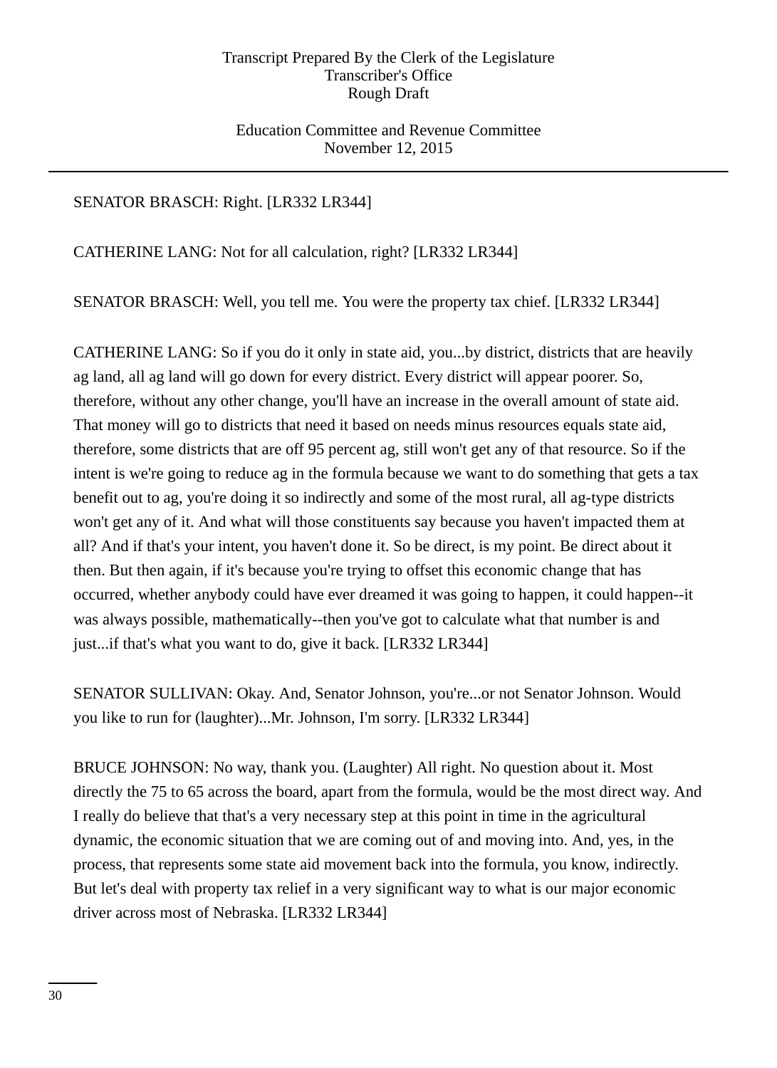SENATOR BRASCH: Right. [LR332 LR344]

CATHERINE LANG: Not for all calculation, right? [LR332 LR344]

SENATOR BRASCH: Well, you tell me. You were the property tax chief. [LR332 LR344]

CATHERINE LANG: So if you do it only in state aid, you...by district, districts that are heavily ag land, all ag land will go down for every district. Every district will appear poorer. So, therefore, without any other change, you'll have an increase in the overall amount of state aid. That money will go to districts that need it based on needs minus resources equals state aid, therefore, some districts that are off 95 percent ag, still won't get any of that resource. So if the intent is we're going to reduce ag in the formula because we want to do something that gets a tax benefit out to ag, you're doing it so indirectly and some of the most rural, all ag-type districts won't get any of it. And what will those constituents say because you haven't impacted them at all? And if that's your intent, you haven't done it. So be direct, is my point. Be direct about it then. But then again, if it's because you're trying to offset this economic change that has occurred, whether anybody could have ever dreamed it was going to happen, it could happen--it was always possible, mathematically--then you've got to calculate what that number is and just...if that's what you want to do, give it back. [LR332 LR344]

SENATOR SULLIVAN: Okay. And, Senator Johnson, you're...or not Senator Johnson. Would you like to run for (laughter)...Mr. Johnson, I'm sorry. [LR332 LR344]

BRUCE JOHNSON: No way, thank you. (Laughter) All right. No question about it. Most directly the 75 to 65 across the board, apart from the formula, would be the most direct way. And I really do believe that that's a very necessary step at this point in time in the agricultural dynamic, the economic situation that we are coming out of and moving into. And, yes, in the process, that represents some state aid movement back into the formula, you know, indirectly. But let's deal with property tax relief in a very significant way to what is our major economic driver across most of Nebraska. [LR332 LR344]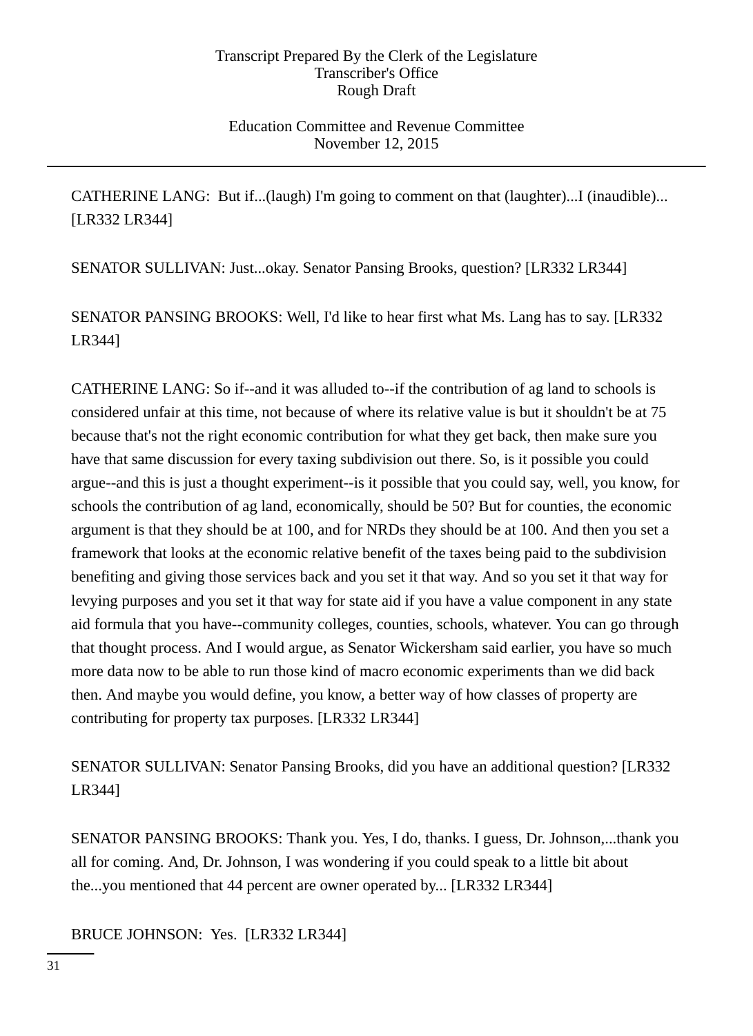CATHERINE LANG: But if...(laugh) I'm going to comment on that (laughter)...I (inaudible)... [LR332 LR344]

SENATOR SULLIVAN: Just...okay. Senator Pansing Brooks, question? [LR332 LR344]

SENATOR PANSING BROOKS: Well, I'd like to hear first what Ms. Lang has to say. [LR332 LR344]

CATHERINE LANG: So if--and it was alluded to--if the contribution of ag land to schools is considered unfair at this time, not because of where its relative value is but it shouldn't be at 75 because that's not the right economic contribution for what they get back, then make sure you have that same discussion for every taxing subdivision out there. So, is it possible you could argue--and this is just a thought experiment--is it possible that you could say, well, you know, for schools the contribution of ag land, economically, should be 50? But for counties, the economic argument is that they should be at 100, and for NRDs they should be at 100. And then you set a framework that looks at the economic relative benefit of the taxes being paid to the subdivision benefiting and giving those services back and you set it that way. And so you set it that way for levying purposes and you set it that way for state aid if you have a value component in any state aid formula that you have--community colleges, counties, schools, whatever. You can go through that thought process. And I would argue, as Senator Wickersham said earlier, you have so much more data now to be able to run those kind of macro economic experiments than we did back then. And maybe you would define, you know, a better way of how classes of property are contributing for property tax purposes. [LR332 LR344]

SENATOR SULLIVAN: Senator Pansing Brooks, did you have an additional question? [LR332 LR344]

SENATOR PANSING BROOKS: Thank you. Yes, I do, thanks. I guess, Dr. Johnson,...thank you all for coming. And, Dr. Johnson, I was wondering if you could speak to a little bit about the...you mentioned that 44 percent are owner operated by... [LR332 LR344]

BRUCE JOHNSON: Yes. [LR332 LR344]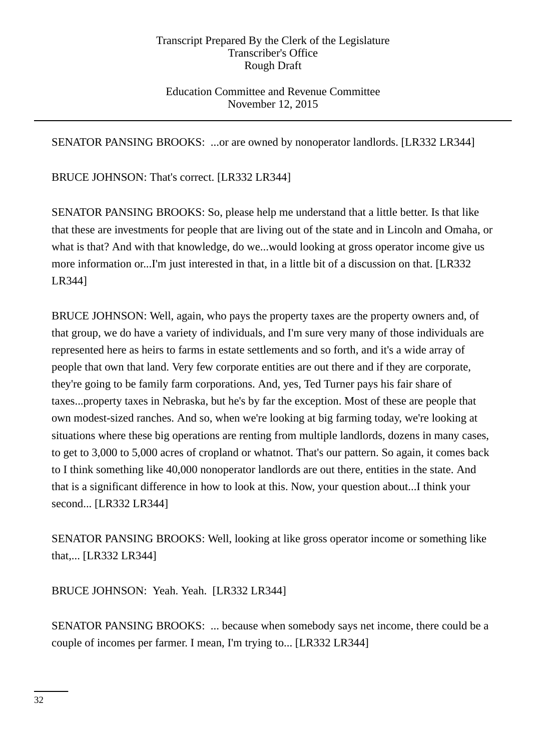SENATOR PANSING BROOKS: ...or are owned by nonoperator landlords. [LR332 LR344]

BRUCE JOHNSON: That's correct. [LR332 LR344]

SENATOR PANSING BROOKS: So, please help me understand that a little better. Is that like that these are investments for people that are living out of the state and in Lincoln and Omaha, or what is that? And with that knowledge, do we...would looking at gross operator income give us more information or...I'm just interested in that, in a little bit of a discussion on that. [LR332 LR344]

BRUCE JOHNSON: Well, again, who pays the property taxes are the property owners and, of that group, we do have a variety of individuals, and I'm sure very many of those individuals are represented here as heirs to farms in estate settlements and so forth, and it's a wide array of people that own that land. Very few corporate entities are out there and if they are corporate, they're going to be family farm corporations. And, yes, Ted Turner pays his fair share of taxes...property taxes in Nebraska, but he's by far the exception. Most of these are people that own modest-sized ranches. And so, when we're looking at big farming today, we're looking at situations where these big operations are renting from multiple landlords, dozens in many cases, to get to 3,000 to 5,000 acres of cropland or whatnot. That's our pattern. So again, it comes back to I think something like 40,000 nonoperator landlords are out there, entities in the state. And that is a significant difference in how to look at this. Now, your question about...I think your second... [LR332 LR344]

SENATOR PANSING BROOKS: Well, looking at like gross operator income or something like that,... [LR332 LR344]

BRUCE JOHNSON: Yeah. Yeah. [LR332 LR344]

SENATOR PANSING BROOKS: ... because when somebody says net income, there could be a couple of incomes per farmer. I mean, I'm trying to... [LR332 LR344]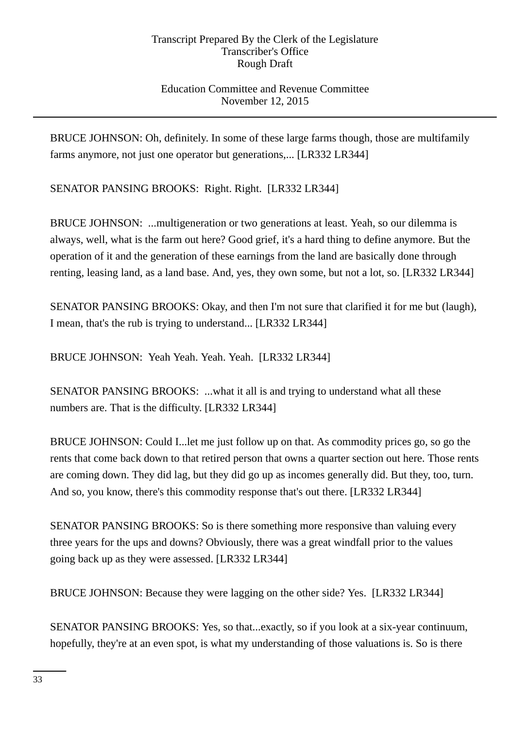BRUCE JOHNSON: Oh, definitely. In some of these large farms though, those are multifamily farms anymore, not just one operator but generations,... [LR332 LR344]

SENATOR PANSING BROOKS: Right. Right. [LR332 LR344]

BRUCE JOHNSON: ...multigeneration or two generations at least. Yeah, so our dilemma is always, well, what is the farm out here? Good grief, it's a hard thing to define anymore. But the operation of it and the generation of these earnings from the land are basically done through renting, leasing land, as a land base. And, yes, they own some, but not a lot, so. [LR332 LR344]

SENATOR PANSING BROOKS: Okay, and then I'm not sure that clarified it for me but (laugh), I mean, that's the rub is trying to understand... [LR332 LR344]

BRUCE JOHNSON: Yeah Yeah. Yeah. Yeah. [LR332 LR344]

SENATOR PANSING BROOKS: ...what it all is and trying to understand what all these numbers are. That is the difficulty. [LR332 LR344]

BRUCE JOHNSON: Could I...let me just follow up on that. As commodity prices go, so go the rents that come back down to that retired person that owns a quarter section out here. Those rents are coming down. They did lag, but they did go up as incomes generally did. But they, too, turn. And so, you know, there's this commodity response that's out there. [LR332 LR344]

SENATOR PANSING BROOKS: So is there something more responsive than valuing every three years for the ups and downs? Obviously, there was a great windfall prior to the values going back up as they were assessed. [LR332 LR344]

BRUCE JOHNSON: Because they were lagging on the other side? Yes. [LR332 LR344]

SENATOR PANSING BROOKS: Yes, so that...exactly, so if you look at a six-year continuum, hopefully, they're at an even spot, is what my understanding of those valuations is. So is there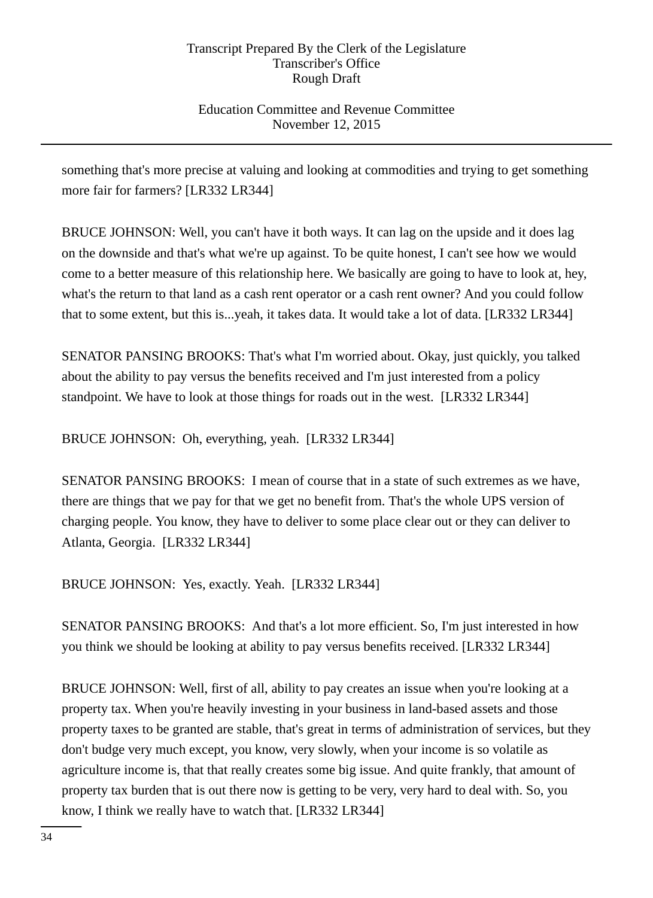something that's more precise at valuing and looking at commodities and trying to get something more fair for farmers? [LR332 LR344]

BRUCE JOHNSON: Well, you can't have it both ways. It can lag on the upside and it does lag on the downside and that's what we're up against. To be quite honest, I can't see how we would come to a better measure of this relationship here. We basically are going to have to look at, hey, what's the return to that land as a cash rent operator or a cash rent owner? And you could follow that to some extent, but this is...yeah, it takes data. It would take a lot of data. [LR332 LR344]

SENATOR PANSING BROOKS: That's what I'm worried about. Okay, just quickly, you talked about the ability to pay versus the benefits received and I'm just interested from a policy standpoint. We have to look at those things for roads out in the west. [LR332 LR344]

BRUCE JOHNSON: Oh, everything, yeah. [LR332 LR344]

SENATOR PANSING BROOKS: I mean of course that in a state of such extremes as we have, there are things that we pay for that we get no benefit from. That's the whole UPS version of charging people. You know, they have to deliver to some place clear out or they can deliver to Atlanta, Georgia. [LR332 LR344]

BRUCE JOHNSON: Yes, exactly. Yeah. [LR332 LR344]

SENATOR PANSING BROOKS: And that's a lot more efficient. So, I'm just interested in how you think we should be looking at ability to pay versus benefits received. [LR332 LR344]

BRUCE JOHNSON: Well, first of all, ability to pay creates an issue when you're looking at a property tax. When you're heavily investing in your business in land-based assets and those property taxes to be granted are stable, that's great in terms of administration of services, but they don't budge very much except, you know, very slowly, when your income is so volatile as agriculture income is, that that really creates some big issue. And quite frankly, that amount of property tax burden that is out there now is getting to be very, very hard to deal with. So, you know, I think we really have to watch that. [LR332 LR344]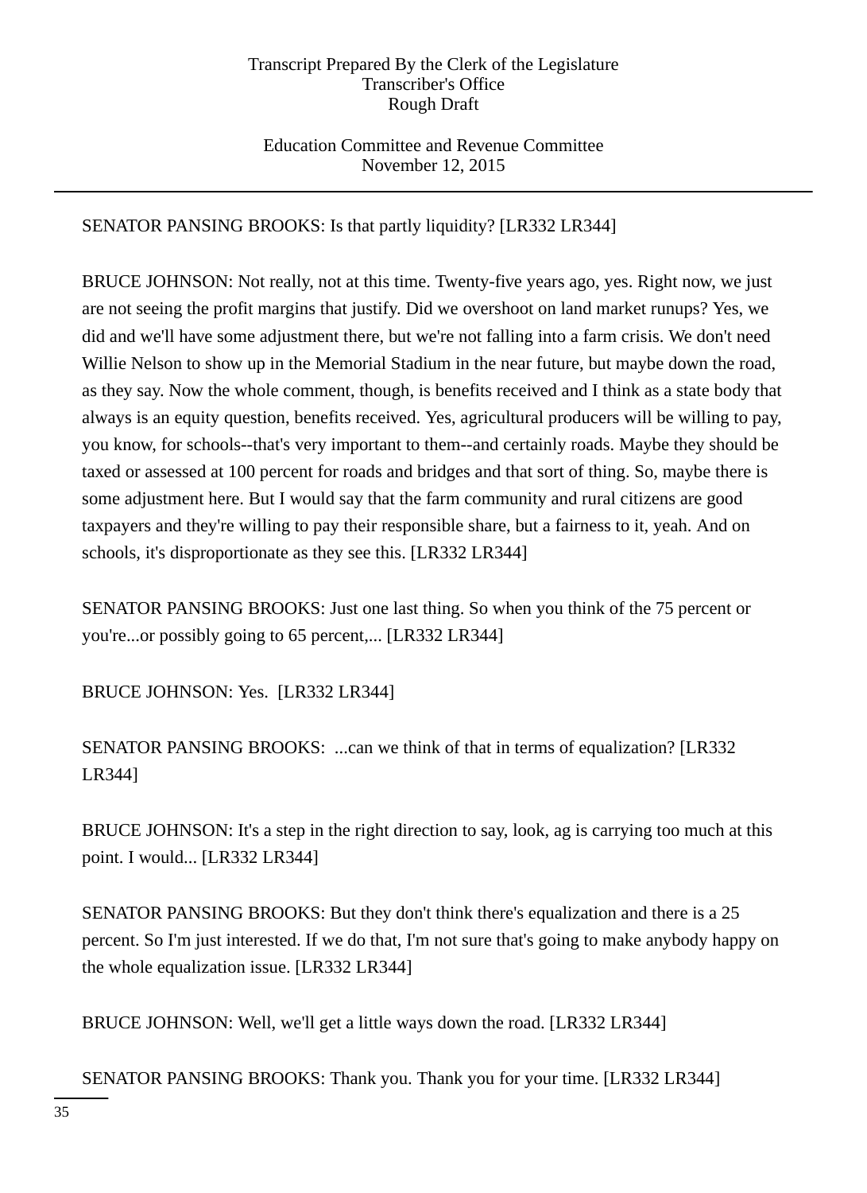SENATOR PANSING BROOKS: Is that partly liquidity? [LR332 LR344]

BRUCE JOHNSON: Not really, not at this time. Twenty-five years ago, yes. Right now, we just are not seeing the profit margins that justify. Did we overshoot on land market runups? Yes, we did and we'll have some adjustment there, but we're not falling into a farm crisis. We don't need Willie Nelson to show up in the Memorial Stadium in the near future, but maybe down the road, as they say. Now the whole comment, though, is benefits received and I think as a state body that always is an equity question, benefits received. Yes, agricultural producers will be willing to pay, you know, for schools--that's very important to them--and certainly roads. Maybe they should be taxed or assessed at 100 percent for roads and bridges and that sort of thing. So, maybe there is some adjustment here. But I would say that the farm community and rural citizens are good taxpayers and they're willing to pay their responsible share, but a fairness to it, yeah. And on schools, it's disproportionate as they see this. [LR332 LR344]

SENATOR PANSING BROOKS: Just one last thing. So when you think of the 75 percent or you're...or possibly going to 65 percent,... [LR332 LR344]

BRUCE JOHNSON: Yes. [LR332 LR344]

SENATOR PANSING BROOKS: ...can we think of that in terms of equalization? [LR332 LR344]

BRUCE JOHNSON: It's a step in the right direction to say, look, ag is carrying too much at this point. I would... [LR332 LR344]

SENATOR PANSING BROOKS: But they don't think there's equalization and there is a 25 percent. So I'm just interested. If we do that, I'm not sure that's going to make anybody happy on the whole equalization issue. [LR332 LR344]

BRUCE JOHNSON: Well, we'll get a little ways down the road. [LR332 LR344]

SENATOR PANSING BROOKS: Thank you. Thank you for your time. [LR332 LR344]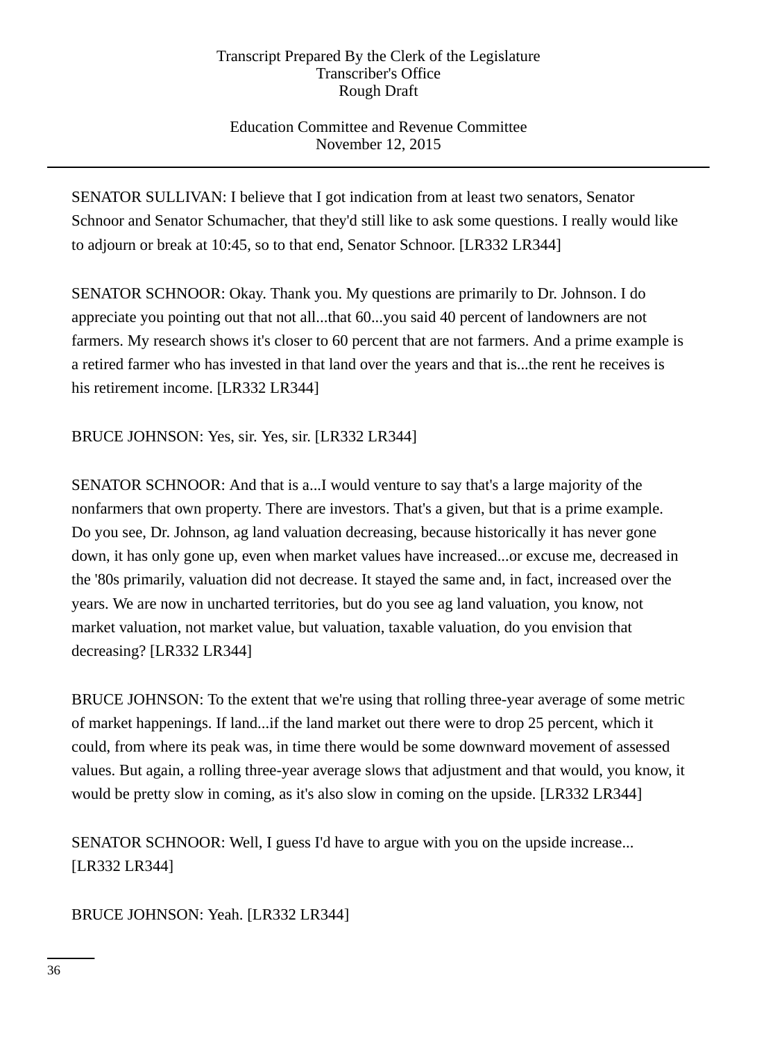SENATOR SULLIVAN: I believe that I got indication from at least two senators, Senator Schnoor and Senator Schumacher, that they'd still like to ask some questions. I really would like to adjourn or break at 10:45, so to that end, Senator Schnoor. [LR332 LR344]

SENATOR SCHNOOR: Okay. Thank you. My questions are primarily to Dr. Johnson. I do appreciate you pointing out that not all...that 60...you said 40 percent of landowners are not farmers. My research shows it's closer to 60 percent that are not farmers. And a prime example is a retired farmer who has invested in that land over the years and that is...the rent he receives is his retirement income. [LR332 LR344]

BRUCE JOHNSON: Yes, sir. Yes, sir. [LR332 LR344]

SENATOR SCHNOOR: And that is a...I would venture to say that's a large majority of the nonfarmers that own property. There are investors. That's a given, but that is a prime example. Do you see, Dr. Johnson, ag land valuation decreasing, because historically it has never gone down, it has only gone up, even when market values have increased...or excuse me, decreased in the '80s primarily, valuation did not decrease. It stayed the same and, in fact, increased over the years. We are now in uncharted territories, but do you see ag land valuation, you know, not market valuation, not market value, but valuation, taxable valuation, do you envision that decreasing? [LR332 LR344]

BRUCE JOHNSON: To the extent that we're using that rolling three-year average of some metric of market happenings. If land...if the land market out there were to drop 25 percent, which it could, from where its peak was, in time there would be some downward movement of assessed values. But again, a rolling three-year average slows that adjustment and that would, you know, it would be pretty slow in coming, as it's also slow in coming on the upside. [LR332 LR344]

SENATOR SCHNOOR: Well, I guess I'd have to argue with you on the upside increase... [LR332 LR344]

BRUCE JOHNSON: Yeah. [LR332 LR344]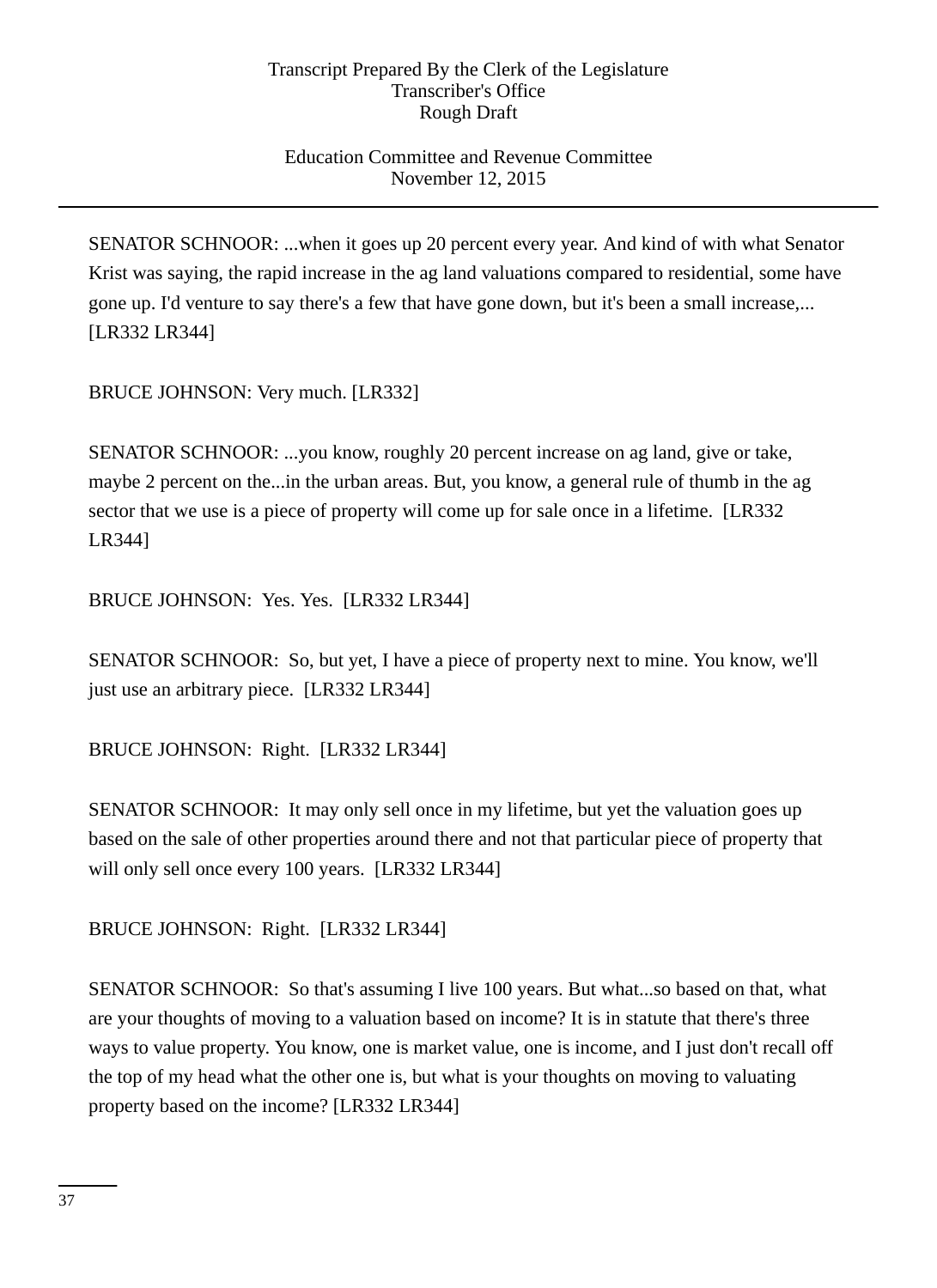SENATOR SCHNOOR: ...when it goes up 20 percent every year. And kind of with what Senator Krist was saying, the rapid increase in the ag land valuations compared to residential, some have gone up. I'd venture to say there's a few that have gone down, but it's been a small increase,... [LR332 LR344]

BRUCE JOHNSON: Very much. [LR332]

SENATOR SCHNOOR: ...you know, roughly 20 percent increase on ag land, give or take, maybe 2 percent on the...in the urban areas. But, you know, a general rule of thumb in the ag sector that we use is a piece of property will come up for sale once in a lifetime. [LR332 LR344]

BRUCE JOHNSON: Yes. Yes. [LR332 LR344]

SENATOR SCHNOOR: So, but yet, I have a piece of property next to mine. You know, we'll just use an arbitrary piece. [LR332 LR344]

BRUCE JOHNSON: Right. [LR332 LR344]

SENATOR SCHNOOR: It may only sell once in my lifetime, but yet the valuation goes up based on the sale of other properties around there and not that particular piece of property that will only sell once every 100 years. [LR332 LR344]

BRUCE JOHNSON: Right. [LR332 LR344]

SENATOR SCHNOOR: So that's assuming I live 100 years. But what...so based on that, what are your thoughts of moving to a valuation based on income? It is in statute that there's three ways to value property. You know, one is market value, one is income, and I just don't recall off the top of my head what the other one is, but what is your thoughts on moving to valuating property based on the income? [LR332 LR344]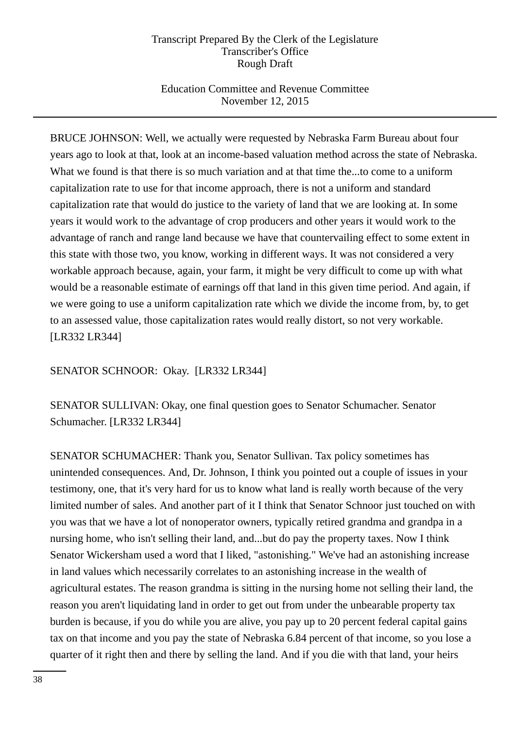BRUCE JOHNSON: Well, we actually were requested by Nebraska Farm Bureau about four years ago to look at that, look at an income-based valuation method across the state of Nebraska. What we found is that there is so much variation and at that time the...to come to a uniform capitalization rate to use for that income approach, there is not a uniform and standard capitalization rate that would do justice to the variety of land that we are looking at. In some years it would work to the advantage of crop producers and other years it would work to the advantage of ranch and range land because we have that countervailing effect to some extent in this state with those two, you know, working in different ways. It was not considered a very workable approach because, again, your farm, it might be very difficult to come up with what would be a reasonable estimate of earnings off that land in this given time period. And again, if we were going to use a uniform capitalization rate which we divide the income from, by, to get to an assessed value, those capitalization rates would really distort, so not very workable. [LR332 LR344]

SENATOR SCHNOOR: Okay. [LR332 LR344]

SENATOR SULLIVAN: Okay, one final question goes to Senator Schumacher. Senator Schumacher. [LR332 LR344]

SENATOR SCHUMACHER: Thank you, Senator Sullivan. Tax policy sometimes has unintended consequences. And, Dr. Johnson, I think you pointed out a couple of issues in your testimony, one, that it's very hard for us to know what land is really worth because of the very limited number of sales. And another part of it I think that Senator Schnoor just touched on with you was that we have a lot of nonoperator owners, typically retired grandma and grandpa in a nursing home, who isn't selling their land, and...but do pay the property taxes. Now I think Senator Wickersham used a word that I liked, "astonishing." We've had an astonishing increase in land values which necessarily correlates to an astonishing increase in the wealth of agricultural estates. The reason grandma is sitting in the nursing home not selling their land, the reason you aren't liquidating land in order to get out from under the unbearable property tax burden is because, if you do while you are alive, you pay up to 20 percent federal capital gains tax on that income and you pay the state of Nebraska 6.84 percent of that income, so you lose a quarter of it right then and there by selling the land. And if you die with that land, your heirs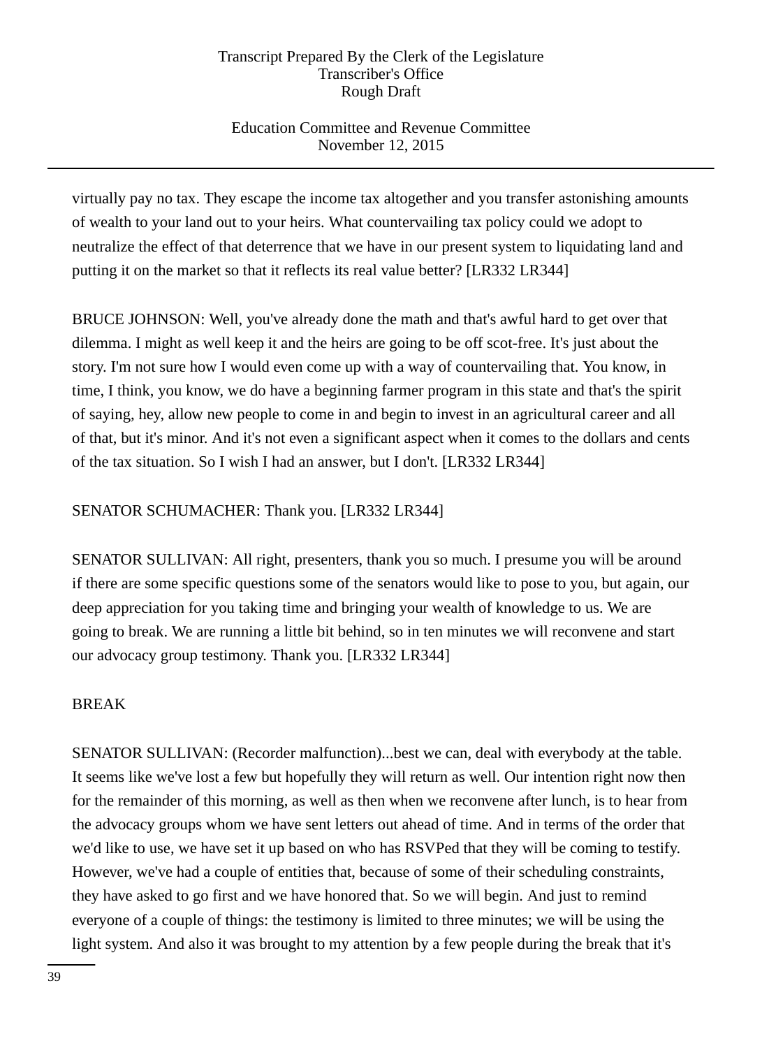virtually pay no tax. They escape the income tax altogether and you transfer astonishing amounts of wealth to your land out to your heirs. What countervailing tax policy could we adopt to neutralize the effect of that deterrence that we have in our present system to liquidating land and putting it on the market so that it reflects its real value better? [LR332 LR344]

BRUCE JOHNSON: Well, you've already done the math and that's awful hard to get over that dilemma. I might as well keep it and the heirs are going to be off scot-free. It's just about the story. I'm not sure how I would even come up with a way of countervailing that. You know, in time, I think, you know, we do have a beginning farmer program in this state and that's the spirit of saying, hey, allow new people to come in and begin to invest in an agricultural career and all of that, but it's minor. And it's not even a significant aspect when it comes to the dollars and cents of the tax situation. So I wish I had an answer, but I don't. [LR332 LR344]

SENATOR SCHUMACHER: Thank you. [LR332 LR344]

SENATOR SULLIVAN: All right, presenters, thank you so much. I presume you will be around if there are some specific questions some of the senators would like to pose to you, but again, our deep appreciation for you taking time and bringing your wealth of knowledge to us. We are going to break. We are running a little bit behind, so in ten minutes we will reconvene and start our advocacy group testimony. Thank you. [LR332 LR344]

BREAK

SENATOR SULLIVAN: (Recorder malfunction)...best we can, deal with everybody at the table. It seems like we've lost a few but hopefully they will return as well. Our intention right now then for the remainder of this morning, as well as then when we reconvene after lunch, is to hear from the advocacy groups whom we have sent letters out ahead of time. And in terms of the order that we'd like to use, we have set it up based on who has RSVPed that they will be coming to testify. However, we've had a couple of entities that, because of some of their scheduling constraints, they have asked to go first and we have honored that. So we will begin. And just to remind everyone of a couple of things: the testimony is limited to three minutes; we will be using the light system. And also it was brought to my attention by a few people during the break that it's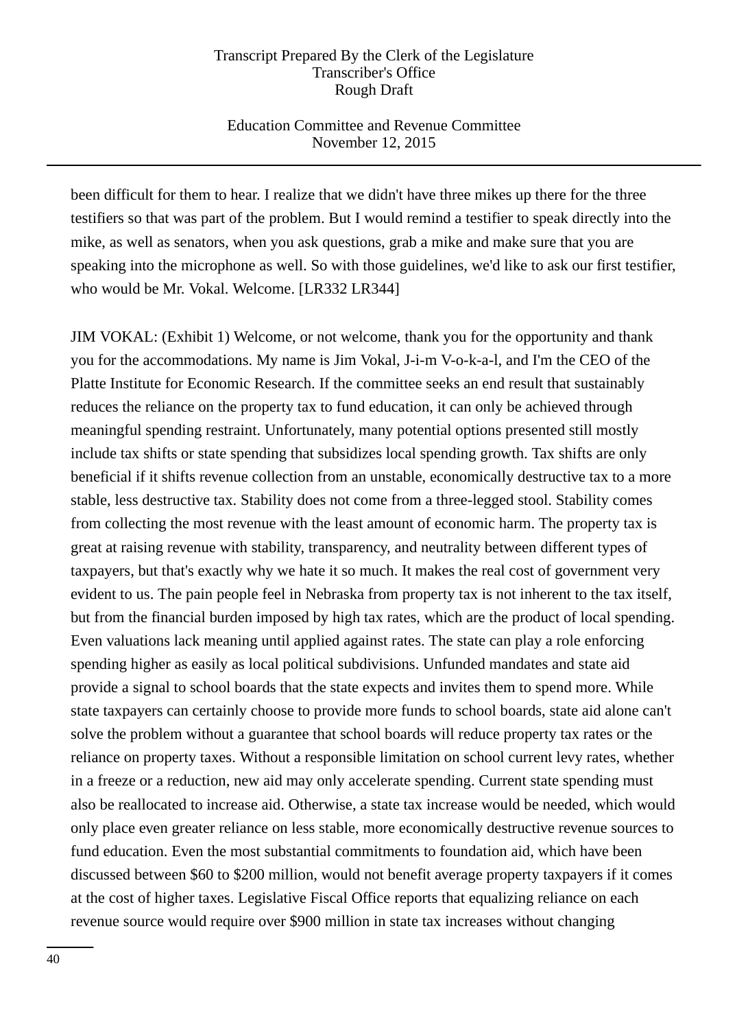been difficult for them to hear. I realize that we didn't have three mikes up there for the three testifiers so that was part of the problem. But I would remind a testifier to speak directly into the mike, as well as senators, when you ask questions, grab a mike and make sure that you are speaking into the microphone as well. So with those guidelines, we'd like to ask our first testifier, who would be Mr. Vokal. Welcome. [LR332 LR344]

JIM VOKAL: (Exhibit 1) Welcome, or not welcome, thank you for the opportunity and thank you for the accommodations. My name is Jim Vokal, J-i-m V-o-k-a-l, and I'm the CEO of the Platte Institute for Economic Research. If the committee seeks an end result that sustainably reduces the reliance on the property tax to fund education, it can only be achieved through meaningful spending restraint. Unfortunately, many potential options presented still mostly include tax shifts or state spending that subsidizes local spending growth. Tax shifts are only beneficial if it shifts revenue collection from an unstable, economically destructive tax to a more stable, less destructive tax. Stability does not come from a three-legged stool. Stability comes from collecting the most revenue with the least amount of economic harm. The property tax is great at raising revenue with stability, transparency, and neutrality between different types of taxpayers, but that's exactly why we hate it so much. It makes the real cost of government very evident to us. The pain people feel in Nebraska from property tax is not inherent to the tax itself, but from the financial burden imposed by high tax rates, which are the product of local spending. Even valuations lack meaning until applied against rates. The state can play a role enforcing spending higher as easily as local political subdivisions. Unfunded mandates and state aid provide a signal to school boards that the state expects and invites them to spend more. While state taxpayers can certainly choose to provide more funds to school boards, state aid alone can't solve the problem without a guarantee that school boards will reduce property tax rates or the reliance on property taxes. Without a responsible limitation on school current levy rates, whether in a freeze or a reduction, new aid may only accelerate spending. Current state spending must also be reallocated to increase aid. Otherwise, a state tax increase would be needed, which would only place even greater reliance on less stable, more economically destructive revenue sources to fund education. Even the most substantial commitments to foundation aid, which have been discussed between $60 to $200 million, would not benefit average property taxpayers if it comes at the cost of higher taxes. Legislative Fiscal Office reports that equalizing reliance on each revenue source would require over $900 million in state tax increases without changing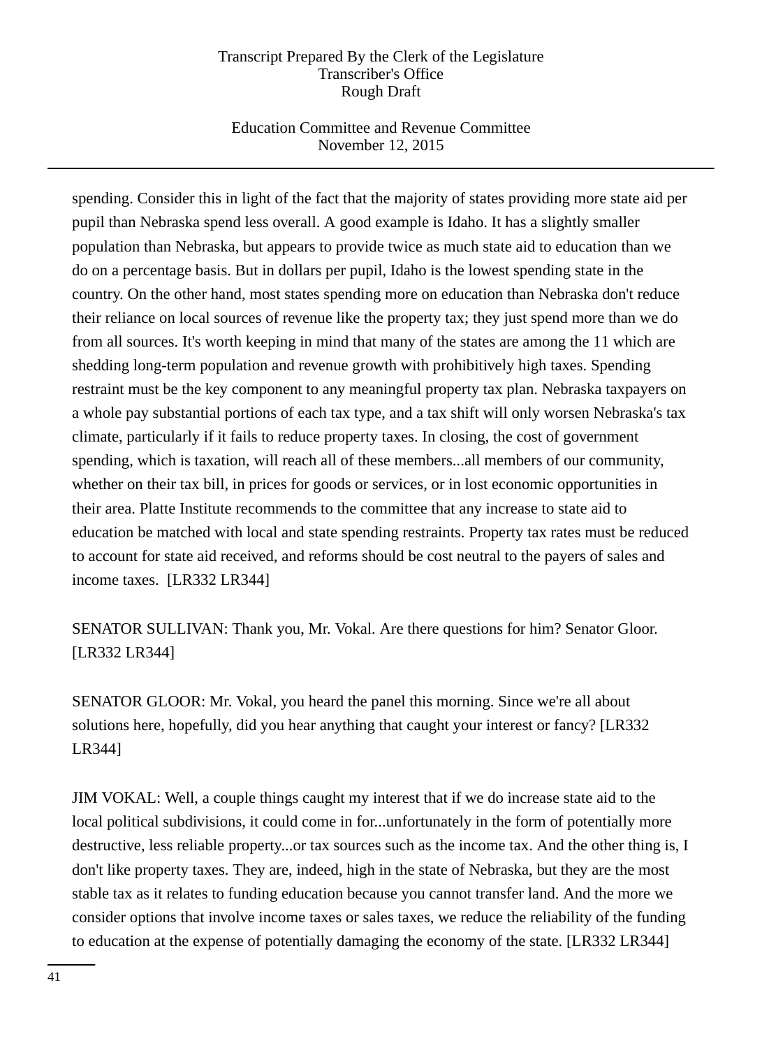spending. Consider this in light of the fact that the majority of states providing more state aid per pupil than Nebraska spend less overall. A good example is Idaho. It has a slightly smaller population than Nebraska, but appears to provide twice as much state aid to education than we do on a percentage basis. But in dollars per pupil, Idaho is the lowest spending state in the country. On the other hand, most states spending more on education than Nebraska don't reduce their reliance on local sources of revenue like the property tax; they just spend more than we do from all sources. It's worth keeping in mind that many of the states are among the 11 which are shedding long-term population and revenue growth with prohibitively high taxes. Spending restraint must be the key component to any meaningful property tax plan. Nebraska taxpayers on a whole pay substantial portions of each tax type, and a tax shift will only worsen Nebraska's tax climate, particularly if it fails to reduce property taxes. In closing, the cost of government spending, which is taxation, will reach all of these members...all members of our community, whether on their tax bill, in prices for goods or services, or in lost economic opportunities in their area. Platte Institute recommends to the committee that any increase to state aid to education be matched with local and state spending restraints. Property tax rates must be reduced to account for state aid received, and reforms should be cost neutral to the payers of sales and income taxes. [LR332 LR344]

SENATOR SULLIVAN: Thank you, Mr. Vokal. Are there questions for him? Senator Gloor. [LR332 LR344]

SENATOR GLOOR: Mr. Vokal, you heard the panel this morning. Since we're all about solutions here, hopefully, did you hear anything that caught your interest or fancy? [LR332 LR344]

JIM VOKAL: Well, a couple things caught my interest that if we do increase state aid to the local political subdivisions, it could come in for...unfortunately in the form of potentially more destructive, less reliable property...or tax sources such as the income tax. And the other thing is, I don't like property taxes. They are, indeed, high in the state of Nebraska, but they are the most stable tax as it relates to funding education because you cannot transfer land. And the more we consider options that involve income taxes or sales taxes, we reduce the reliability of the funding to education at the expense of potentially damaging the economy of the state. [LR332 LR344]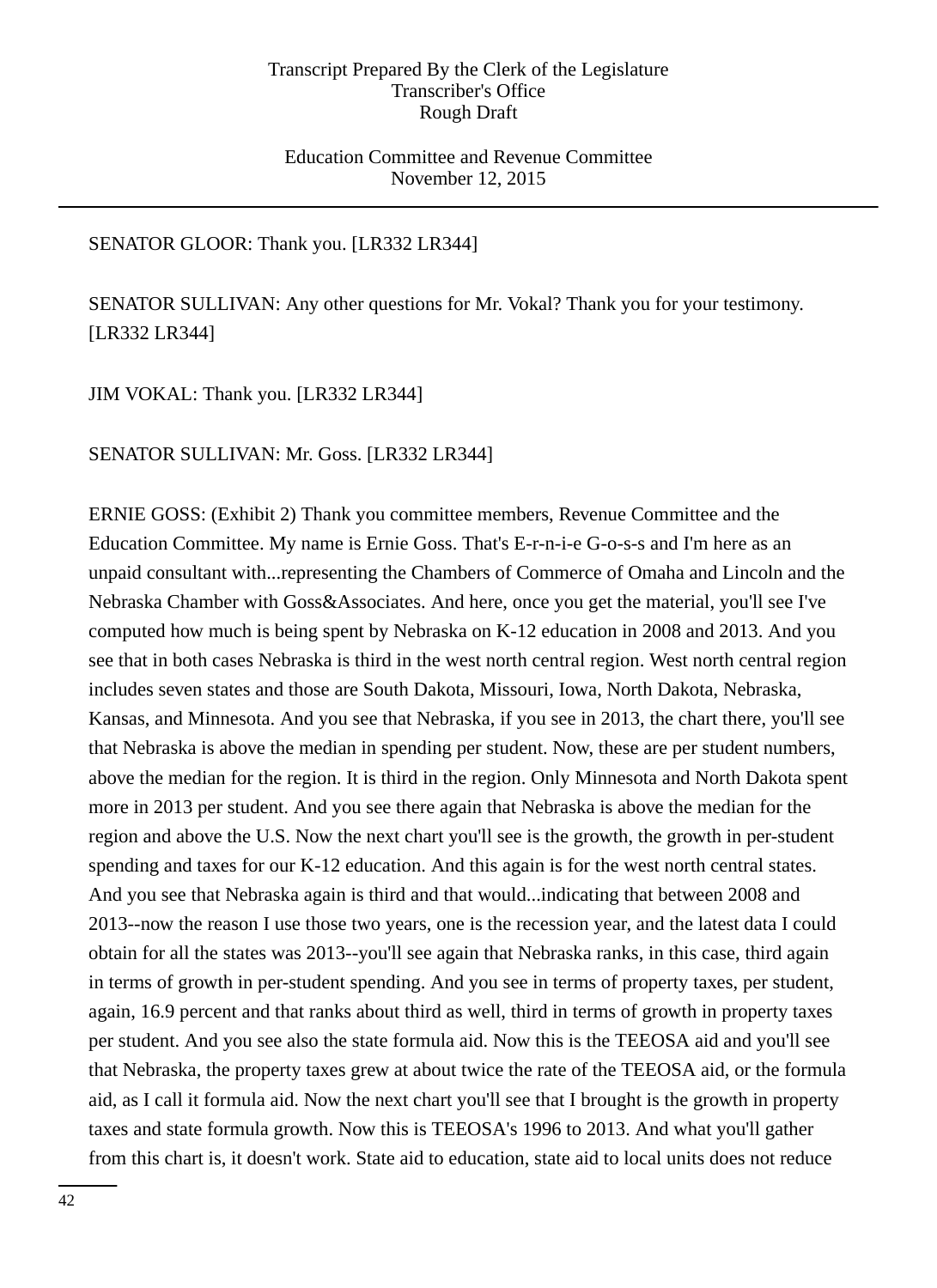SENATOR GLOOR: Thank you. [LR332 LR344]

SENATOR SULLIVAN: Any other questions for Mr. Vokal? Thank you for your testimony. [LR332 LR344]

JIM VOKAL: Thank you. [LR332 LR344]

SENATOR SULLIVAN: Mr. Goss. [LR332 LR344]

ERNIE GOSS: (Exhibit 2) Thank you committee members, Revenue Committee and the Education Committee. My name is Ernie Goss. That's E-r-n-i-e G-o-s-s and I'm here as an unpaid consultant with...representing the Chambers of Commerce of Omaha and Lincoln and the Nebraska Chamber with Goss&Associates. And here, once you get the material, you'll see I've computed how much is being spent by Nebraska on K-12 education in 2008 and 2013. And you see that in both cases Nebraska is third in the west north central region. West north central region includes seven states and those are South Dakota, Missouri, Iowa, North Dakota, Nebraska, Kansas, and Minnesota. And you see that Nebraska, if you see in 2013, the chart there, you'll see that Nebraska is above the median in spending per student. Now, these are per student numbers, above the median for the region. It is third in the region. Only Minnesota and North Dakota spent more in 2013 per student. And you see there again that Nebraska is above the median for the region and above the U.S. Now the next chart you'll see is the growth, the growth in per-student spending and taxes for our K-12 education. And this again is for the west north central states. And you see that Nebraska again is third and that would...indicating that between 2008 and 2013--now the reason I use those two years, one is the recession year, and the latest data I could obtain for all the states was 2013--you'll see again that Nebraska ranks, in this case, third again in terms of growth in per-student spending. And you see in terms of property taxes, per student, again, 16.9 percent and that ranks about third as well, third in terms of growth in property taxes per student. And you see also the state formula aid. Now this is the TEEOSA aid and you'll see that Nebraska, the property taxes grew at about twice the rate of the TEEOSA aid, or the formula aid, as I call it formula aid. Now the next chart you'll see that I brought is the growth in property taxes and state formula growth. Now this is TEEOSA's 1996 to 2013. And what you'll gather from this chart is, it doesn't work. State aid to education, state aid to local units does not reduce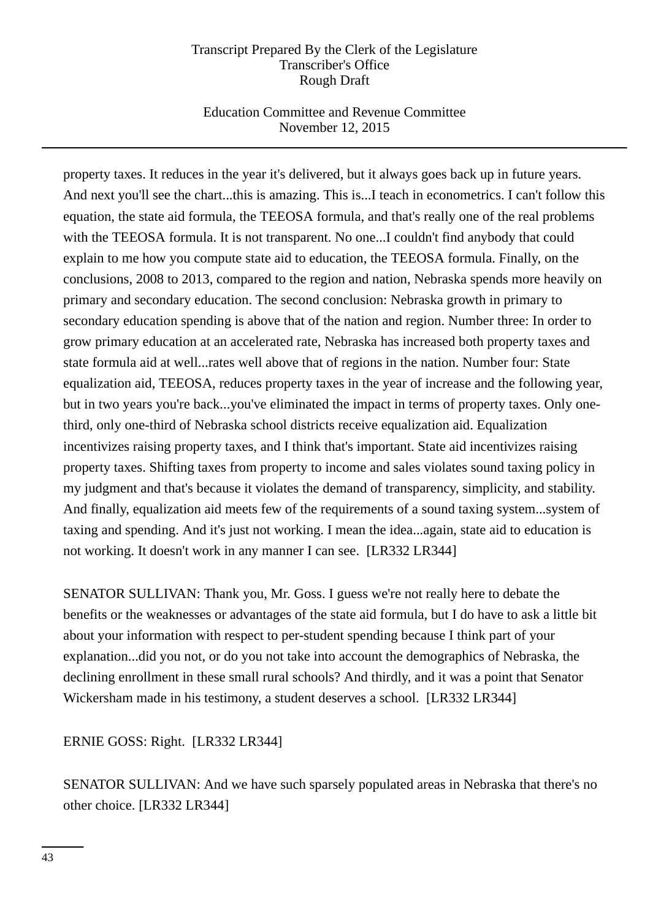property taxes. It reduces in the year it's delivered, but it always goes back up in future years. And next you'll see the chart...this is amazing. This is...I teach in econometrics. I can't follow this equation, the state aid formula, the TEEOSA formula, and that's really one of the real problems with the TEEOSA formula. It is not transparent. No one...I couldn't find anybody that could explain to me how you compute state aid to education, the TEEOSA formula. Finally, on the conclusions, 2008 to 2013, compared to the region and nation, Nebraska spends more heavily on primary and secondary education. The second conclusion: Nebraska growth in primary to secondary education spending is above that of the nation and region. Number three: In order to grow primary education at an accelerated rate, Nebraska has increased both property taxes and state formula aid at well...rates well above that of regions in the nation. Number four: State equalization aid, TEEOSA, reduces property taxes in the year of increase and the following year, but in two years you're back...you've eliminated the impact in terms of property taxes. Only one-third, only one-third of Nebraska school districts receive equalization aid. Equalization incentivizes raising property taxes, and I think that's important. State aid incentivizes raising property taxes. Shifting taxes from property to income and sales violates sound taxing policy in my judgment and that's because it violates the demand of transparency, simplicity, and stability. And finally, equalization aid meets few of the requirements of a sound taxing system...system of taxing and spending. And it's just not working. I mean the idea...again, state aid to education is not working. It doesn't work in any manner I can see. [LR332 LR344]

SENATOR SULLIVAN: Thank you, Mr. Goss. I guess we're not really here to debate the benefits or the weaknesses or advantages of the state aid formula, but I do have to ask a little bit about your information with respect to per-student spending because I think part of your explanation...did you not, or do you not take into account the demographics of Nebraska, the declining enrollment in these small rural schools? And thirdly, and it was a point that Senator Wickersham made in his testimony, a student deserves a school. [LR332 LR344]

ERNIE GOSS: Right. [LR332 LR344]

SENATOR SULLIVAN: And we have such sparsely populated areas in Nebraska that there's no other choice. [LR332 LR344]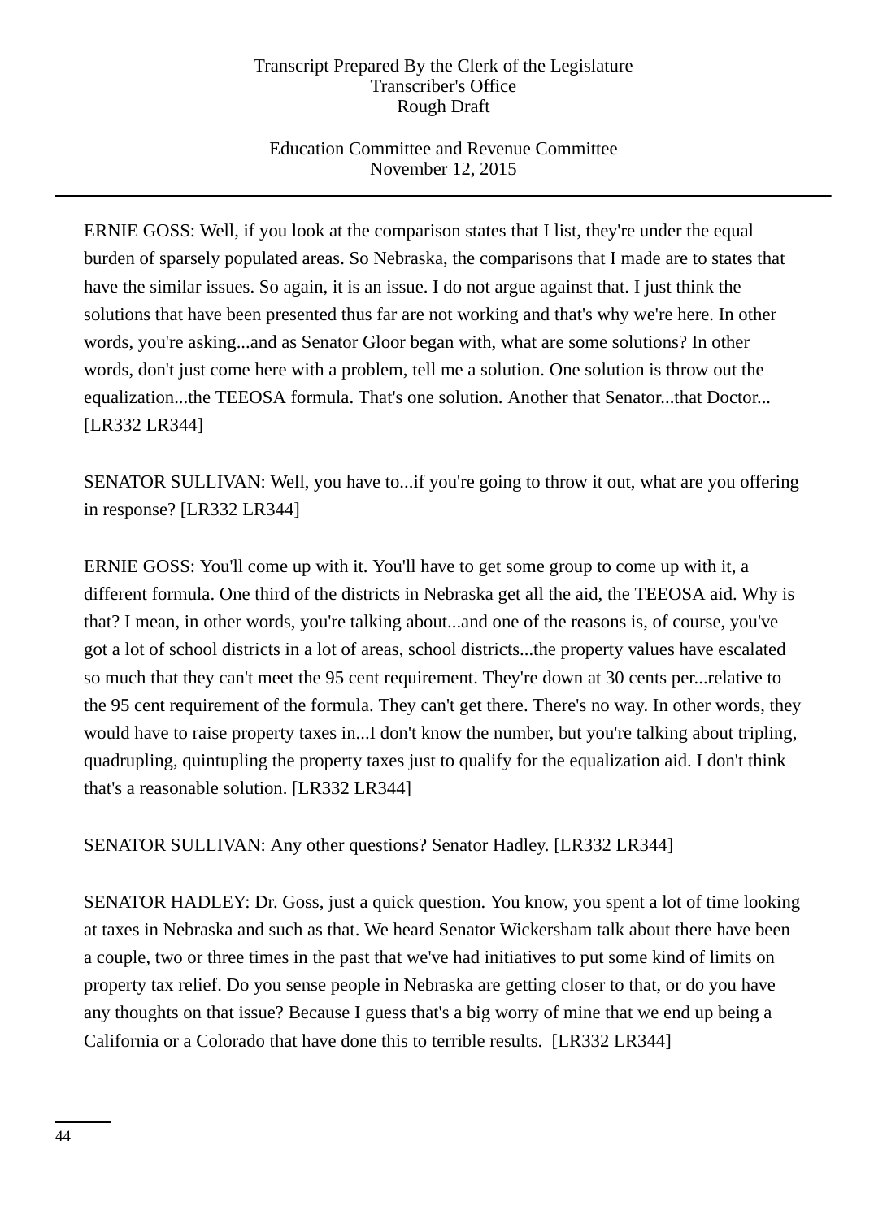ERNIE GOSS: Well, if you look at the comparison states that I list, they're under the equal burden of sparsely populated areas. So Nebraska, the comparisons that I made are to states that have the similar issues. So again, it is an issue. I do not argue against that. I just think the solutions that have been presented thus far are not working and that's why we're here. In other words, you're asking...and as Senator Gloor began with, what are some solutions? In other words, don't just come here with a problem, tell me a solution. One solution is throw out the equalization...the TEEOSA formula. That's one solution. Another that Senator...that Doctor... [LR332 LR344]

SENATOR SULLIVAN: Well, you have to...if you're going to throw it out, what are you offering in response? [LR332 LR344]

ERNIE GOSS: You'll come up with it. You'll have to get some group to come up with it, a different formula. One third of the districts in Nebraska get all the aid, the TEEOSA aid. Why is that? I mean, in other words, you're talking about...and one of the reasons is, of course, you've got a lot of school districts in a lot of areas, school districts...the property values have escalated so much that they can't meet the 95 cent requirement. They're down at 30 cents per...relative to the 95 cent requirement of the formula. They can't get there. There's no way. In other words, they would have to raise property taxes in...I don't know the number, but you're talking about tripling, quadrupling, quintupling the property taxes just to qualify for the equalization aid. I don't think that's a reasonable solution. [LR332 LR344]

SENATOR SULLIVAN: Any other questions? Senator Hadley. [LR332 LR344]

SENATOR HADLEY: Dr. Goss, just a quick question. You know, you spent a lot of time looking at taxes in Nebraska and such as that. We heard Senator Wickersham talk about there have been a couple, two or three times in the past that we've had initiatives to put some kind of limits on property tax relief. Do you sense people in Nebraska are getting closer to that, or do you have any thoughts on that issue? Because I guess that's a big worry of mine that we end up being a California or a Colorado that have done this to terrible results. [LR332 LR344]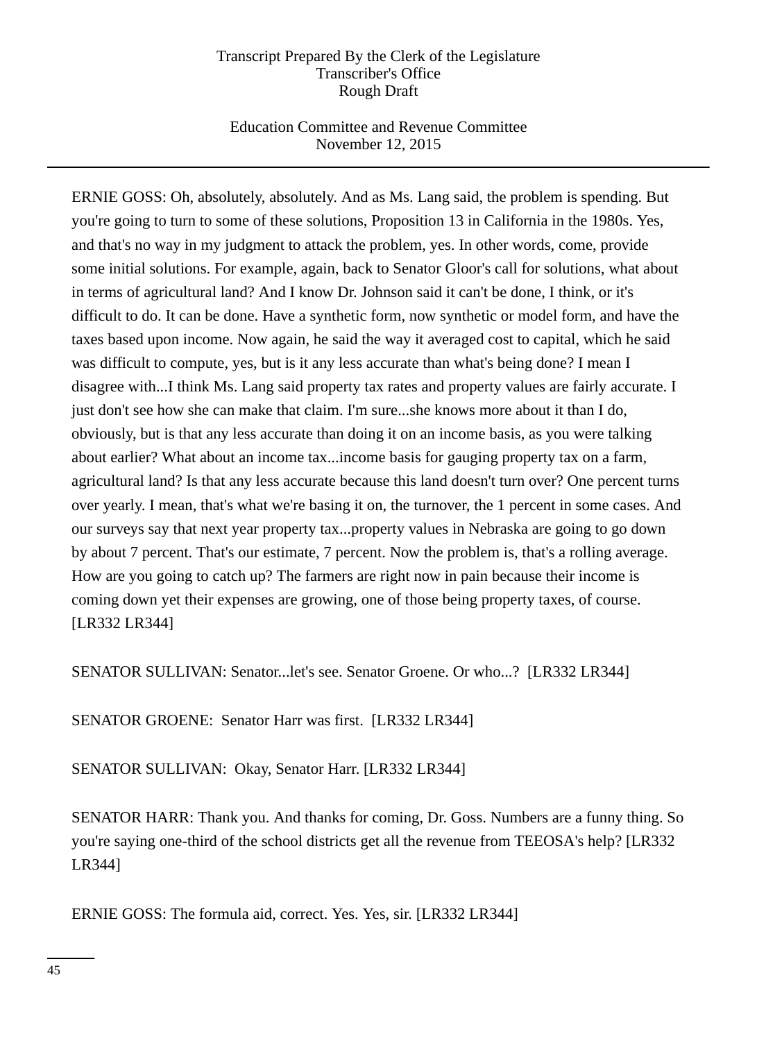ERNIE GOSS: Oh, absolutely, absolutely. And as Ms. Lang said, the problem is spending. But you're going to turn to some of these solutions, Proposition 13 in California in the 1980s. Yes, and that's no way in my judgment to attack the problem, yes. In other words, come, provide some initial solutions. For example, again, back to Senator Gloor's call for solutions, what about in terms of agricultural land? And I know Dr. Johnson said it can't be done, I think, or it's difficult to do. It can be done. Have a synthetic form, now synthetic or model form, and have the taxes based upon income. Now again, he said the way it averaged cost to capital, which he said was difficult to compute, yes, but is it any less accurate than what's being done? I mean I disagree with...I think Ms. Lang said property tax rates and property values are fairly accurate. I just don't see how she can make that claim. I'm sure...she knows more about it than I do, obviously, but is that any less accurate than doing it on an income basis, as you were talking about earlier? What about an income tax...income basis for gauging property tax on a farm, agricultural land? Is that any less accurate because this land doesn't turn over? One percent turns over yearly. I mean, that's what we're basing it on, the turnover, the 1 percent in some cases. And our surveys say that next year property tax...property values in Nebraska are going to go down by about 7 percent. That's our estimate, 7 percent. Now the problem is, that's a rolling average. How are you going to catch up? The farmers are right now in pain because their income is coming down yet their expenses are growing, one of those being property taxes, of course. [LR332 LR344]

SENATOR SULLIVAN: Senator...let's see. Senator Groene. Or who...? [LR332 LR344]

SENATOR GROENE: Senator Harr was first. [LR332 LR344]

SENATOR SULLIVAN: Okay, Senator Harr. [LR332 LR344]

SENATOR HARR: Thank you. And thanks for coming, Dr. Goss. Numbers are a funny thing. So you're saying one-third of the school districts get all the revenue from TEEOSA's help? [LR332 LR344]

ERNIE GOSS: The formula aid, correct. Yes. Yes, sir. [LR332 LR344]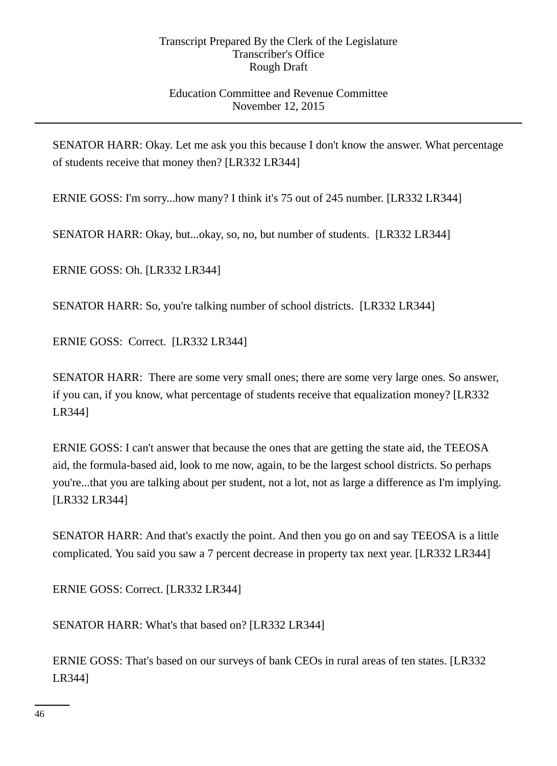SENATOR HARR: Okay. Let me ask you this because I don't know the answer. What percentage of students receive that money then? [LR332 LR344]

ERNIE GOSS: I'm sorry...how many? I think it's 75 out of 245 number. [LR332 LR344]

SENATOR HARR: Okay, but...okay, so, no, but number of students. [LR332 LR344]

ERNIE GOSS: Oh. [LR332 LR344]

SENATOR HARR: So, you're talking number of school districts. [LR332 LR344]

ERNIE GOSS: Correct. [LR332 LR344]

SENATOR HARR: There are some very small ones; there are some very large ones. So answer, if you can, if you know, what percentage of students receive that equalization money? [LR332 LR344]

ERNIE GOSS: I can't answer that because the ones that are getting the state aid, the TEEOSA aid, the formula-based aid, look to me now, again, to be the largest school districts. So perhaps you're...that you are talking about per student, not a lot, not as large a difference as I'm implying. [LR332 LR344]

SENATOR HARR: And that's exactly the point. And then you go on and say TEEOSA is a little complicated. You said you saw a 7 percent decrease in property tax next year. [LR332 LR344]

ERNIE GOSS: Correct. [LR332 LR344]

SENATOR HARR: What's that based on? [LR332 LR344]

ERNIE GOSS: That's based on our surveys of bank CEOs in rural areas of ten states. [LR332 LR344]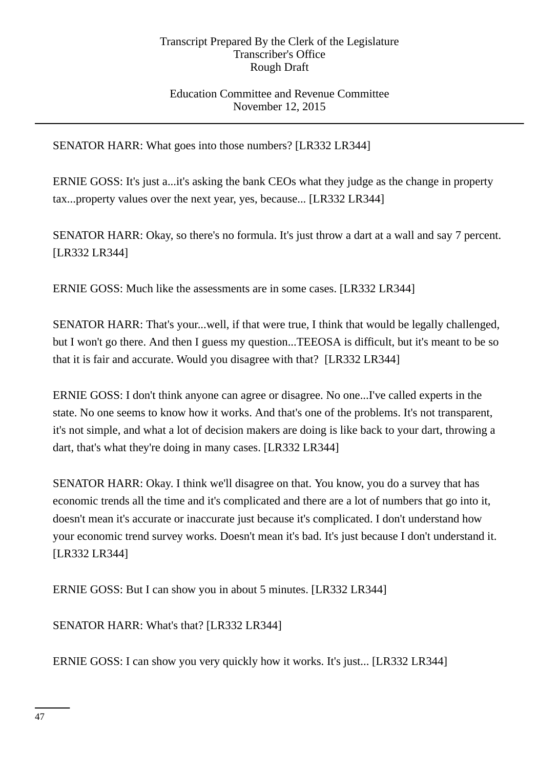SENATOR HARR: What goes into those numbers? [LR332 LR344]

ERNIE GOSS: It's just a...it's asking the bank CEOs what they judge as the change in property tax...property values over the next year, yes, because... [LR332 LR344]

SENATOR HARR: Okay, so there's no formula. It's just throw a dart at a wall and say 7 percent. [LR332 LR344]

ERNIE GOSS: Much like the assessments are in some cases. [LR332 LR344]

SENATOR HARR: That's your...well, if that were true, I think that would be legally challenged, but I won't go there. And then I guess my question...TEEOSA is difficult, but it's meant to be so that it is fair and accurate. Would you disagree with that? [LR332 LR344]

ERNIE GOSS: I don't think anyone can agree or disagree. No one...I've called experts in the state. No one seems to know how it works. And that's one of the problems. It's not transparent, it's not simple, and what a lot of decision makers are doing is like back to your dart, throwing a dart, that's what they're doing in many cases. [LR332 LR344]

SENATOR HARR: Okay. I think we'll disagree on that. You know, you do a survey that has economic trends all the time and it's complicated and there are a lot of numbers that go into it, doesn't mean it's accurate or inaccurate just because it's complicated. I don't understand how your economic trend survey works. Doesn't mean it's bad. It's just because I don't understand it. [LR332 LR344]

ERNIE GOSS: But I can show you in about 5 minutes. [LR332 LR344]

SENATOR HARR: What's that? [LR332 LR344]

ERNIE GOSS: I can show you very quickly how it works. It's just... [LR332 LR344]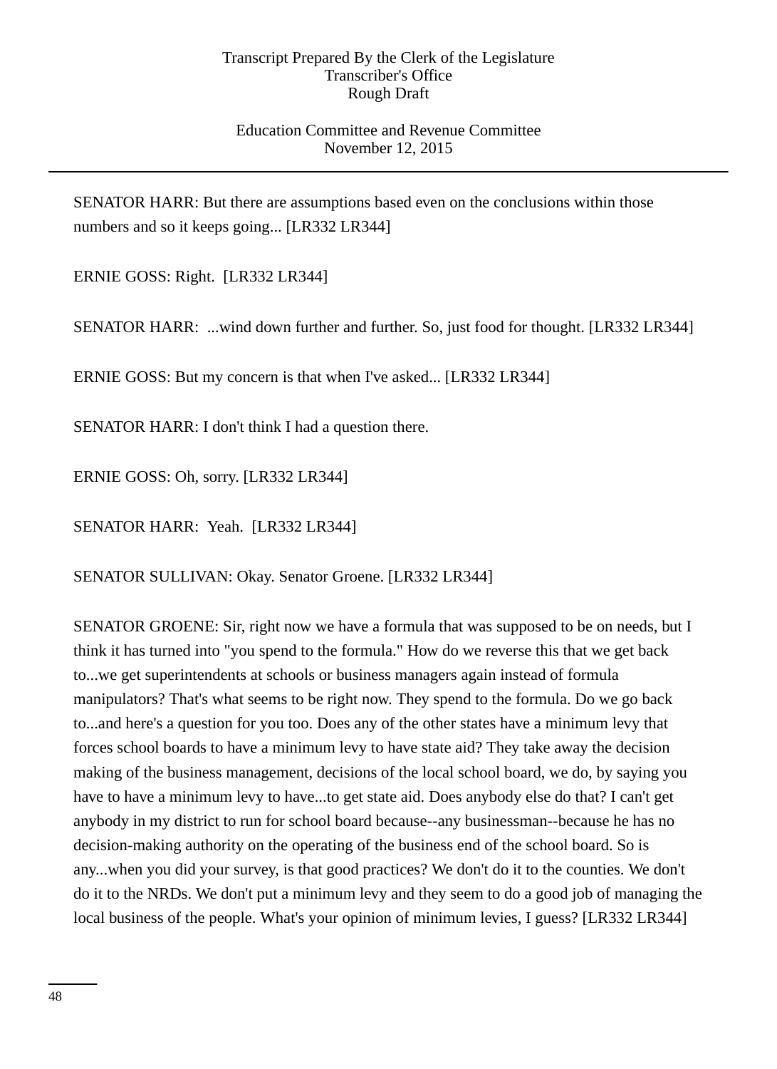SENATOR HARR: But there are assumptions based even on the conclusions within those numbers and so it keeps going... [LR332 LR344]

ERNIE GOSS: Right. [LR332 LR344]

SENATOR HARR: ...wind down further and further. So, just food for thought. [LR332 LR344]

ERNIE GOSS: But my concern is that when I've asked... [LR332 LR344]

SENATOR HARR: I don't think I had a question there.

ERNIE GOSS: Oh, sorry. [LR332 LR344]

SENATOR HARR: Yeah. [LR332 LR344]

SENATOR SULLIVAN: Okay. Senator Groene. [LR332 LR344]

SENATOR GROENE: Sir, right now we have a formula that was supposed to be on needs, but I think it has turned into "you spend to the formula." How do we reverse this that we get back to...we get superintendents at schools or business managers again instead of formula manipulators? That's what seems to be right now. They spend to the formula. Do we go back to...and here's a question for you too. Does any of the other states have a minimum levy that forces school boards to have a minimum levy to have state aid? They take away the decision making of the business management, decisions of the local school board, we do, by saying you have to have a minimum levy to have...to get state aid. Does anybody else do that? I can't get anybody in my district to run for school board because--any businessman--because he has no decision-making authority on the operating of the business end of the school board. So is any...when you did your survey, is that good practices? We don't do it to the counties. We don't do it to the NRDs. We don't put a minimum levy and they seem to do a good job of managing the local business of the people. What's your opinion of minimum levies, I guess? [LR332 LR344]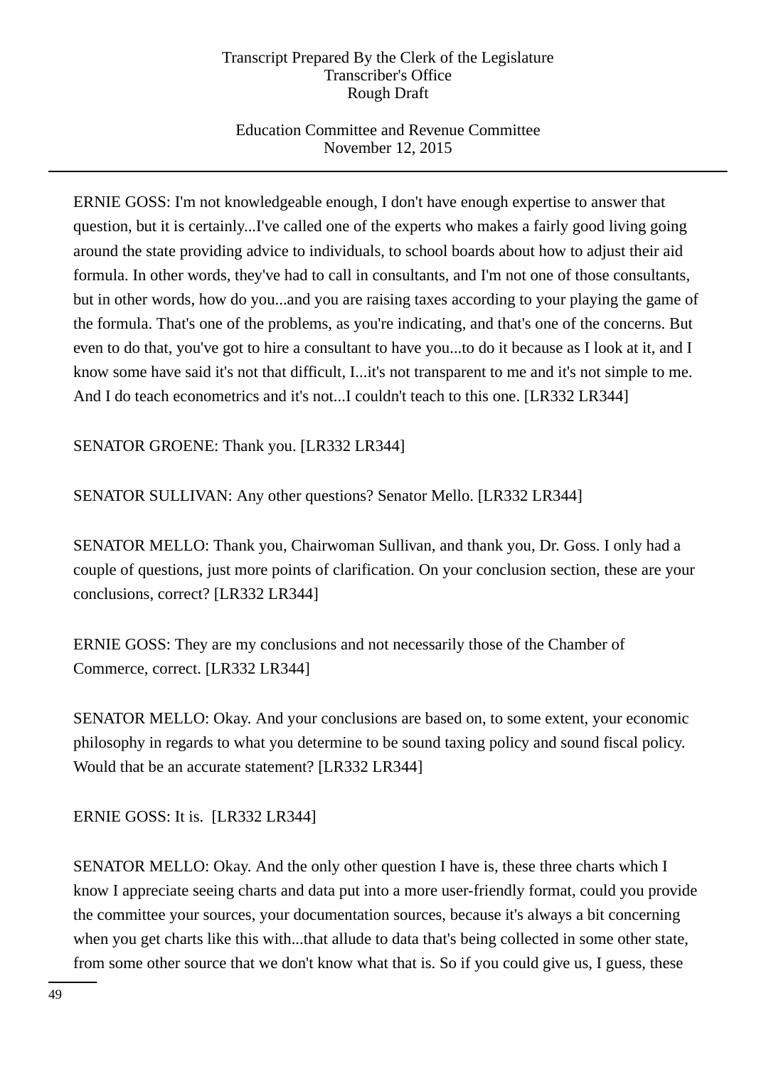ERNIE GOSS: I'm not knowledgeable enough, I don't have enough expertise to answer that question, but it is certainly...I've called one of the experts who makes a fairly good living going around the state providing advice to individuals, to school boards about how to adjust their aid formula. In other words, they've had to call in consultants, and I'm not one of those consultants, but in other words, how do you...and you are raising taxes according to your playing the game of the formula. That's one of the problems, as you're indicating, and that's one of the concerns. But even to do that, you've got to hire a consultant to have you...to do it because as I look at it, and I know some have said it's not that difficult, I...it's not transparent to me and it's not simple to me. And I do teach econometrics and it's not...I couldn't teach to this one. [LR332 LR344]

SENATOR GROENE: Thank you. [LR332 LR344]

SENATOR SULLIVAN: Any other questions? Senator Mello. [LR332 LR344]

SENATOR MELLO: Thank you, Chairwoman Sullivan, and thank you, Dr. Goss. I only had a couple of questions, just more points of clarification. On your conclusion section, these are your conclusions, correct? [LR332 LR344]

ERNIE GOSS: They are my conclusions and not necessarily those of the Chamber of Commerce, correct. [LR332 LR344]

SENATOR MELLO: Okay. And your conclusions are based on, to some extent, your economic philosophy in regards to what you determine to be sound taxing policy and sound fiscal policy. Would that be an accurate statement? [LR332 LR344]

ERNIE GOSS: It is. [LR332 LR344]

SENATOR MELLO: Okay. And the only other question I have is, these three charts which I know I appreciate seeing charts and data put into a more user-friendly format, could you provide the committee your sources, your documentation sources, because it's always a bit concerning when you get charts like this with...that allude to data that's being collected in some other state, from some other source that we don't know what that is. So if you could give us, I guess, these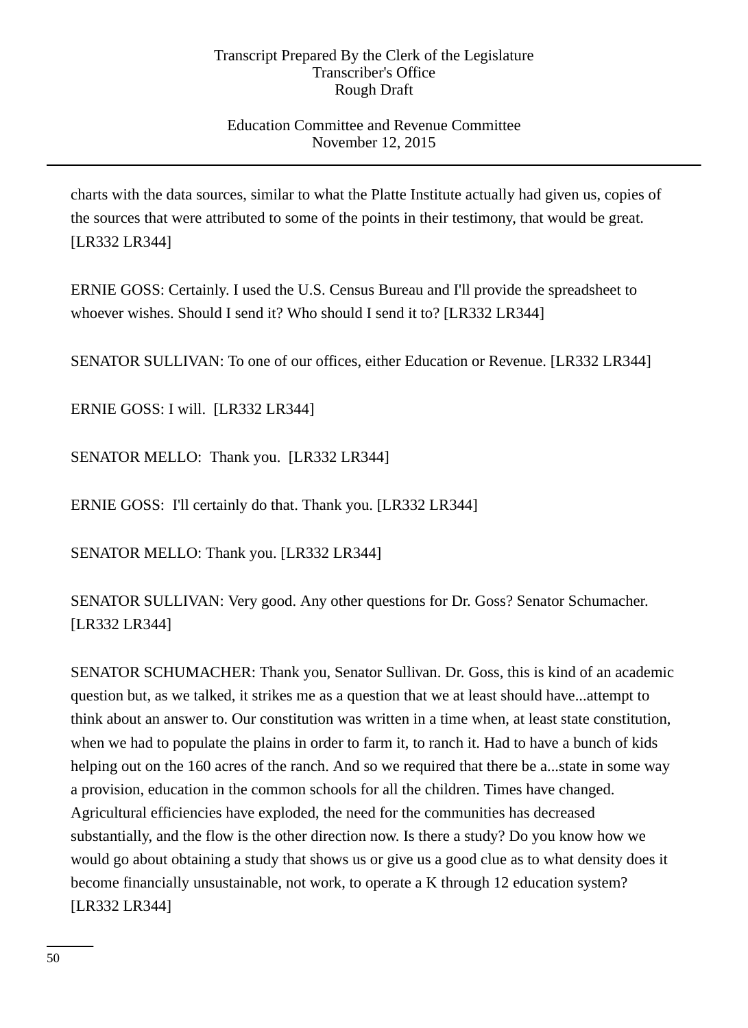charts with the data sources, similar to what the Platte Institute actually had given us, copies of the sources that were attributed to some of the points in their testimony, that would be great. [LR332 LR344]

ERNIE GOSS: Certainly. I used the U.S. Census Bureau and I'll provide the spreadsheet to whoever wishes. Should I send it? Who should I send it to? [LR332 LR344]

SENATOR SULLIVAN: To one of our offices, either Education or Revenue. [LR332 LR344]

ERNIE GOSS: I will. [LR332 LR344]

SENATOR MELLO: Thank you. [LR332 LR344]

ERNIE GOSS: I'll certainly do that. Thank you. [LR332 LR344]

SENATOR MELLO: Thank you. [LR332 LR344]

SENATOR SULLIVAN: Very good. Any other questions for Dr. Goss? Senator Schumacher. [LR332 LR344]

SENATOR SCHUMACHER: Thank you, Senator Sullivan. Dr. Goss, this is kind of an academic question but, as we talked, it strikes me as a question that we at least should have...attempt to think about an answer to. Our constitution was written in a time when, at least state constitution, when we had to populate the plains in order to farm it, to ranch it. Had to have a bunch of kids helping out on the 160 acres of the ranch. And so we required that there be a...state in some way a provision, education in the common schools for all the children. Times have changed. Agricultural efficiencies have exploded, the need for the communities has decreased substantially, and the flow is the other direction now. Is there a study? Do you know how we would go about obtaining a study that shows us or give us a good clue as to what density does it become financially unsustainable, not work, to operate a K through 12 education system? [LR332 LR344]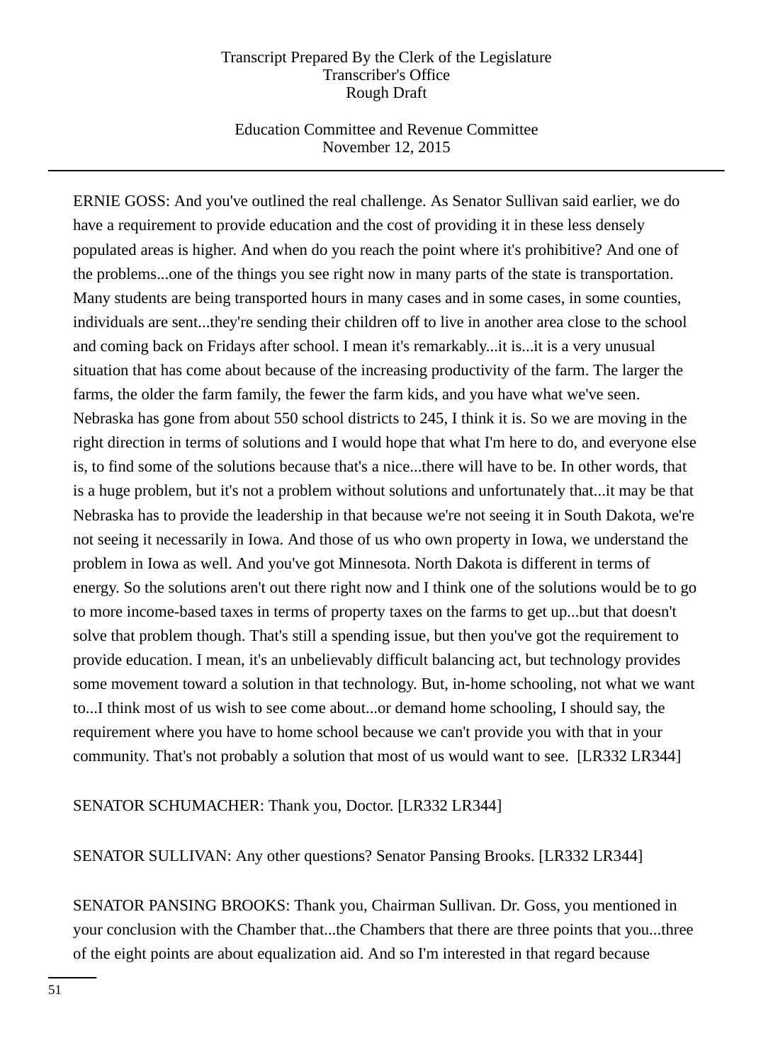ERNIE GOSS: And you've outlined the real challenge. As Senator Sullivan said earlier, we do have a requirement to provide education and the cost of providing it in these less densely populated areas is higher. And when do you reach the point where it's prohibitive? And one of the problems...one of the things you see right now in many parts of the state is transportation. Many students are being transported hours in many cases and in some cases, in some counties, individuals are sent...they're sending their children off to live in another area close to the school and coming back on Fridays after school. I mean it's remarkably...it is...it is a very unusual situation that has come about because of the increasing productivity of the farm. The larger the farms, the older the farm family, the fewer the farm kids, and you have what we've seen. Nebraska has gone from about 550 school districts to 245, I think it is. So we are moving in the right direction in terms of solutions and I would hope that what I'm here to do, and everyone else is, to find some of the solutions because that's a nice...there will have to be. In other words, that is a huge problem, but it's not a problem without solutions and unfortunately that...it may be that Nebraska has to provide the leadership in that because we're not seeing it in South Dakota, we're not seeing it necessarily in Iowa. And those of us who own property in Iowa, we understand the problem in Iowa as well. And you've got Minnesota. North Dakota is different in terms of energy. So the solutions aren't out there right now and I think one of the solutions would be to go to more income-based taxes in terms of property taxes on the farms to get up...but that doesn't solve that problem though. That's still a spending issue, but then you've got the requirement to provide education. I mean, it's an unbelievably difficult balancing act, but technology provides some movement toward a solution in that technology. But, in-home schooling, not what we want to...I think most of us wish to see come about...or demand home schooling, I should say, the requirement where you have to home school because we can't provide you with that in your community. That's not probably a solution that most of us would want to see. [LR332 LR344]

SENATOR SCHUMACHER: Thank you, Doctor. [LR332 LR344]

SENATOR SULLIVAN: Any other questions? Senator Pansing Brooks. [LR332 LR344]

SENATOR PANSING BROOKS: Thank you, Chairman Sullivan. Dr. Goss, you mentioned in your conclusion with the Chamber that...the Chambers that there are three points that you...three of the eight points are about equalization aid. And so I'm interested in that regard because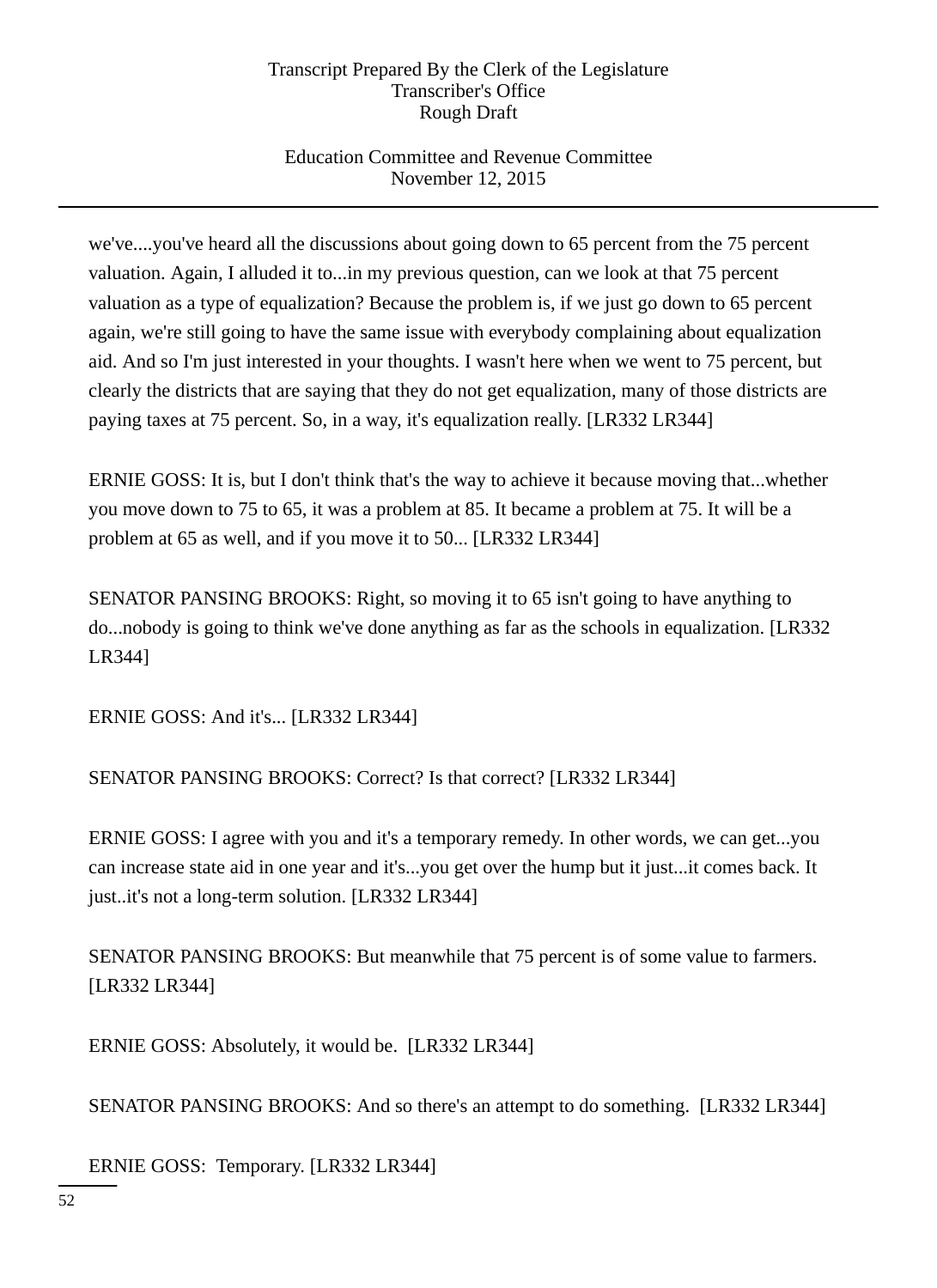we've....you've heard all the discussions about going down to 65 percent from the 75 percent valuation. Again, I alluded it to...in my previous question, can we look at that 75 percent valuation as a type of equalization? Because the problem is, if we just go down to 65 percent again, we're still going to have the same issue with everybody complaining about equalization aid. And so I'm just interested in your thoughts. I wasn't here when we went to 75 percent, but clearly the districts that are saying that they do not get equalization, many of those districts are paying taxes at 75 percent. So, in a way, it's equalization really. [LR332 LR344]

ERNIE GOSS: It is, but I don't think that's the way to achieve it because moving that...whether you move down to 75 to 65, it was a problem at 85. It became a problem at 75. It will be a problem at 65 as well, and if you move it to 50... [LR332 LR344]

SENATOR PANSING BROOKS: Right, so moving it to 65 isn't going to have anything to do...nobody is going to think we've done anything as far as the schools in equalization. [LR332 LR344]

ERNIE GOSS: And it's... [LR332 LR344]

SENATOR PANSING BROOKS: Correct? Is that correct? [LR332 LR344]

ERNIE GOSS: I agree with you and it's a temporary remedy. In other words, we can get...you can increase state aid in one year and it's...you get over the hump but it just...it comes back. It just..it's not a long-term solution. [LR332 LR344]

SENATOR PANSING BROOKS: But meanwhile that 75 percent is of some value to farmers. [LR332 LR344]

ERNIE GOSS: Absolutely, it would be. [LR332 LR344]

SENATOR PANSING BROOKS: And so there's an attempt to do something. [LR332 LR344]

ERNIE GOSS: Temporary. [LR332 LR344]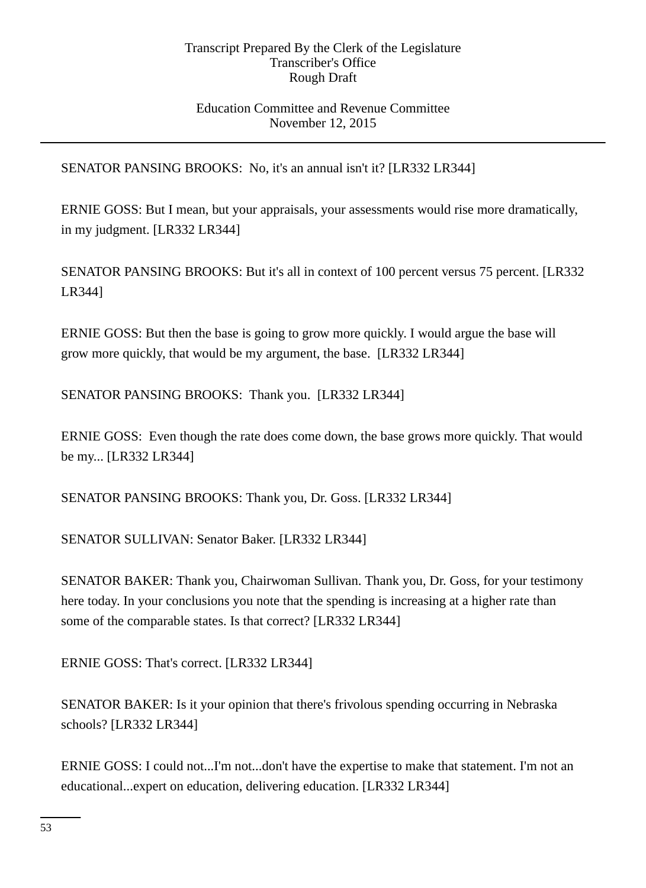SENATOR PANSING BROOKS: No, it's an annual isn't it? [LR332 LR344]

ERNIE GOSS: But I mean, but your appraisals, your assessments would rise more dramatically, in my judgment. [LR332 LR344]

SENATOR PANSING BROOKS: But it's all in context of 100 percent versus 75 percent. [LR332 LR344]

ERNIE GOSS: But then the base is going to grow more quickly. I would argue the base will grow more quickly, that would be my argument, the base. [LR332 LR344]

SENATOR PANSING BROOKS: Thank you. [LR332 LR344]

ERNIE GOSS: Even though the rate does come down, the base grows more quickly. That would be my... [LR332 LR344]

SENATOR PANSING BROOKS: Thank you, Dr. Goss. [LR332 LR344]

SENATOR SULLIVAN: Senator Baker. [LR332 LR344]

SENATOR BAKER: Thank you, Chairwoman Sullivan. Thank you, Dr. Goss, for your testimony here today. In your conclusions you note that the spending is increasing at a higher rate than some of the comparable states. Is that correct? [LR332 LR344]

ERNIE GOSS: That's correct. [LR332 LR344]

SENATOR BAKER: Is it your opinion that there's frivolous spending occurring in Nebraska schools? [LR332 LR344]

ERNIE GOSS: I could not...I'm not...don't have the expertise to make that statement. I'm not an educational...expert on education, delivering education. [LR332 LR344]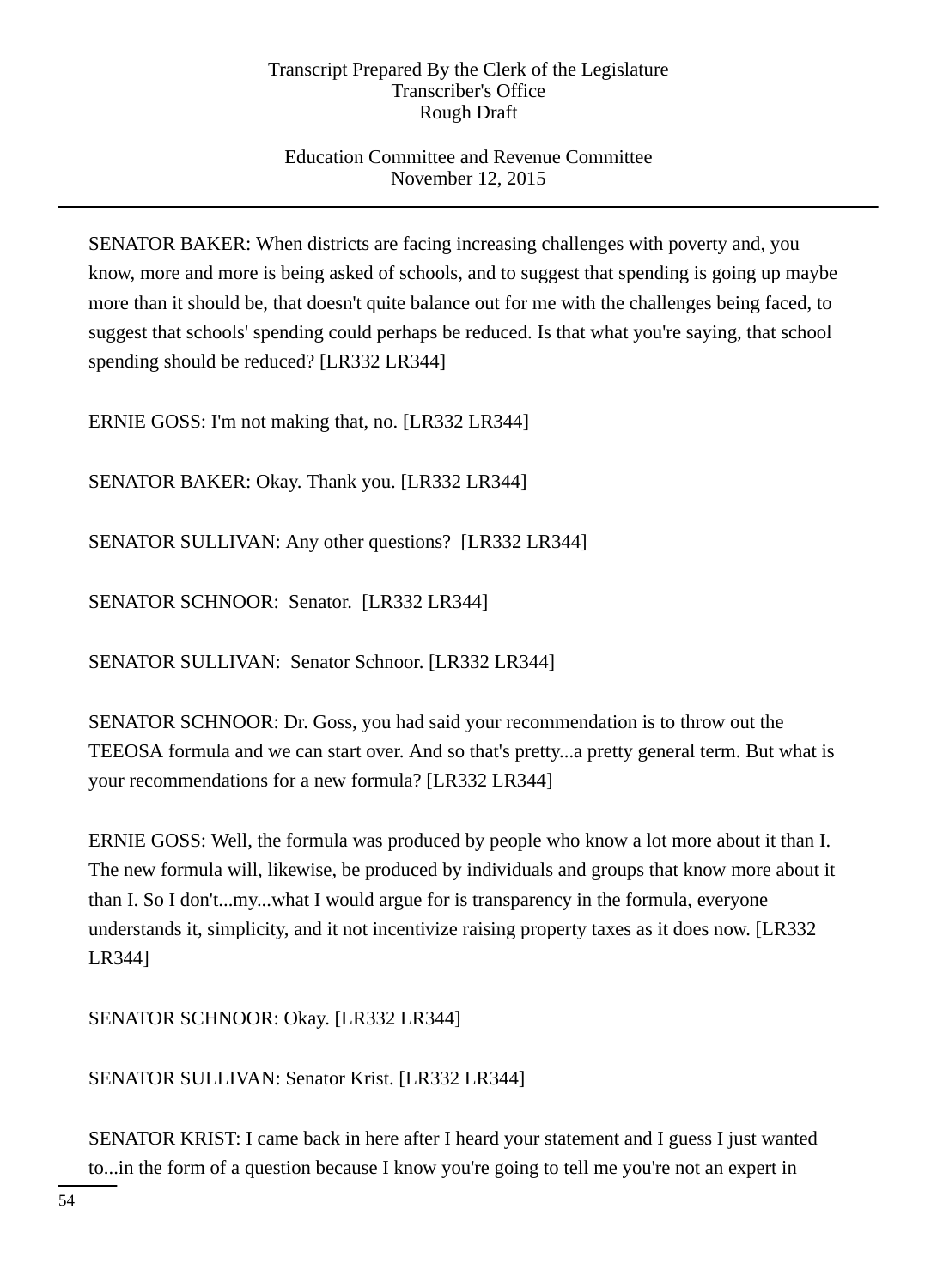SENATOR BAKER: When districts are facing increasing challenges with poverty and, you know, more and more is being asked of schools, and to suggest that spending is going up maybe more than it should be, that doesn't quite balance out for me with the challenges being faced, to suggest that schools' spending could perhaps be reduced. Is that what you're saying, that school spending should be reduced? [LR332 LR344]

ERNIE GOSS: I'm not making that, no. [LR332 LR344]

SENATOR BAKER: Okay. Thank you. [LR332 LR344]

SENATOR SULLIVAN: Any other questions? [LR332 LR344]

SENATOR SCHNOOR: Senator. [LR332 LR344]

SENATOR SULLIVAN: Senator Schnoor. [LR332 LR344]

SENATOR SCHNOOR: Dr. Goss, you had said your recommendation is to throw out the TEEOSA formula and we can start over. And so that's pretty...a pretty general term. But what is your recommendations for a new formula? [LR332 LR344]

ERNIE GOSS: Well, the formula was produced by people who know a lot more about it than I. The new formula will, likewise, be produced by individuals and groups that know more about it than I. So I don't...my...what I would argue for is transparency in the formula, everyone understands it, simplicity, and it not incentivize raising property taxes as it does now. [LR332 LR344]

SENATOR SCHNOOR: Okay. [LR332 LR344]

SENATOR SULLIVAN: Senator Krist. [LR332 LR344]

SENATOR KRIST: I came back in here after I heard your statement and I guess I just wanted to...in the form of a question because I know you're going to tell me you're not an expert in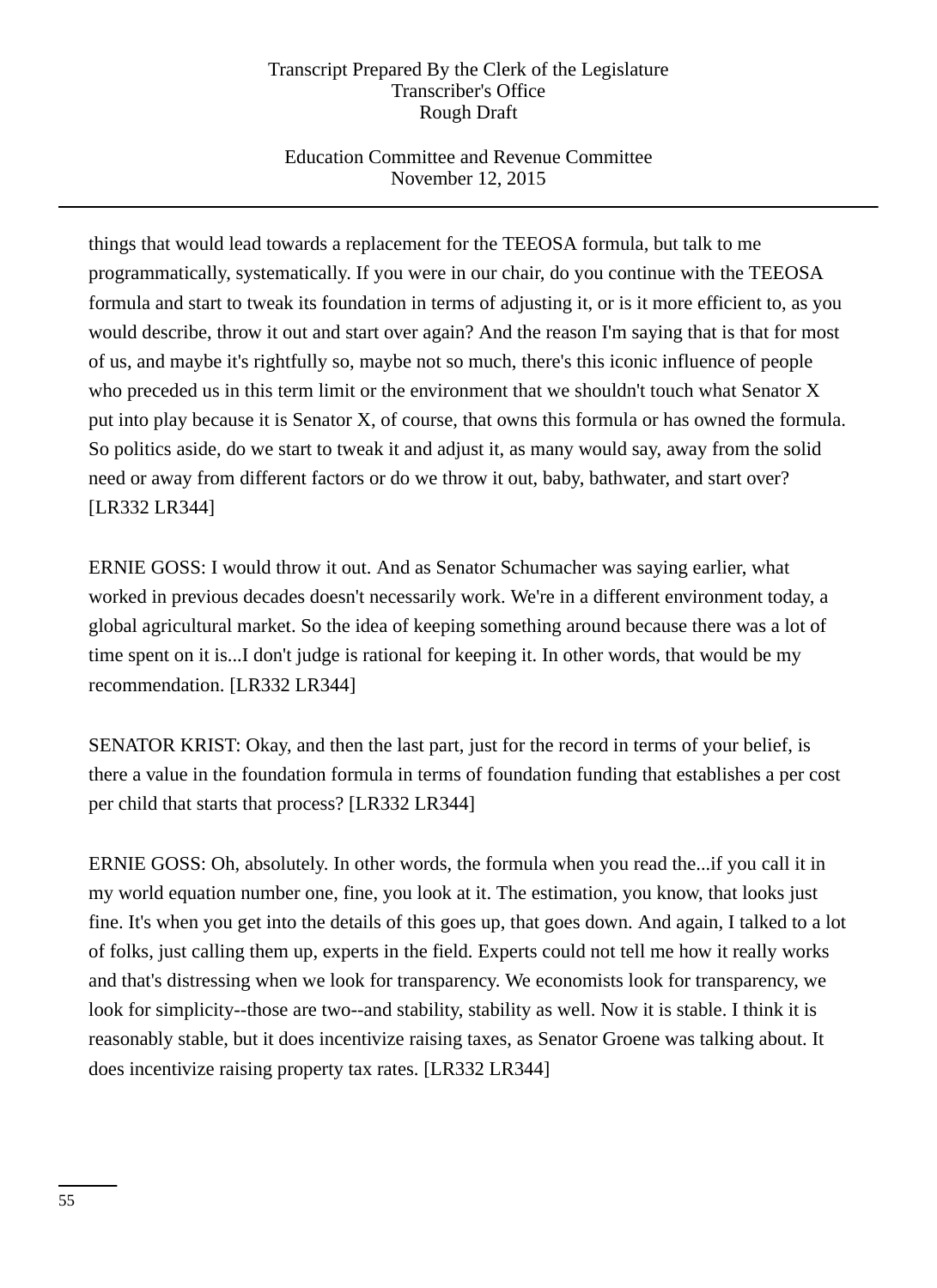things that would lead towards a replacement for the TEEOSA formula, but talk to me programmatically, systematically. If you were in our chair, do you continue with the TEEOSA formula and start to tweak its foundation in terms of adjusting it, or is it more efficient to, as you would describe, throw it out and start over again? And the reason I'm saying that is that for most of us, and maybe it's rightfully so, maybe not so much, there's this iconic influence of people who preceded us in this term limit or the environment that we shouldn't touch what Senator X put into play because it is Senator X, of course, that owns this formula or has owned the formula. So politics aside, do we start to tweak it and adjust it, as many would say, away from the solid need or away from different factors or do we throw it out, baby, bathwater, and start over? [LR332 LR344]

ERNIE GOSS: I would throw it out. And as Senator Schumacher was saying earlier, what worked in previous decades doesn't necessarily work. We're in a different environment today, a global agricultural market. So the idea of keeping something around because there was a lot of time spent on it is...I don't judge is rational for keeping it. In other words, that would be my recommendation. [LR332 LR344]

SENATOR KRIST: Okay, and then the last part, just for the record in terms of your belief, is there a value in the foundation formula in terms of foundation funding that establishes a per cost per child that starts that process? [LR332 LR344]

ERNIE GOSS: Oh, absolutely. In other words, the formula when you read the...if you call it in my world equation number one, fine, you look at it. The estimation, you know, that looks just fine. It's when you get into the details of this goes up, that goes down. And again, I talked to a lot of folks, just calling them up, experts in the field. Experts could not tell me how it really works and that's distressing when we look for transparency. We economists look for transparency, we look for simplicity--those are two--and stability, stability as well. Now it is stable. I think it is reasonably stable, but it does incentivize raising taxes, as Senator Groene was talking about. It does incentivize raising property tax rates. [LR332 LR344]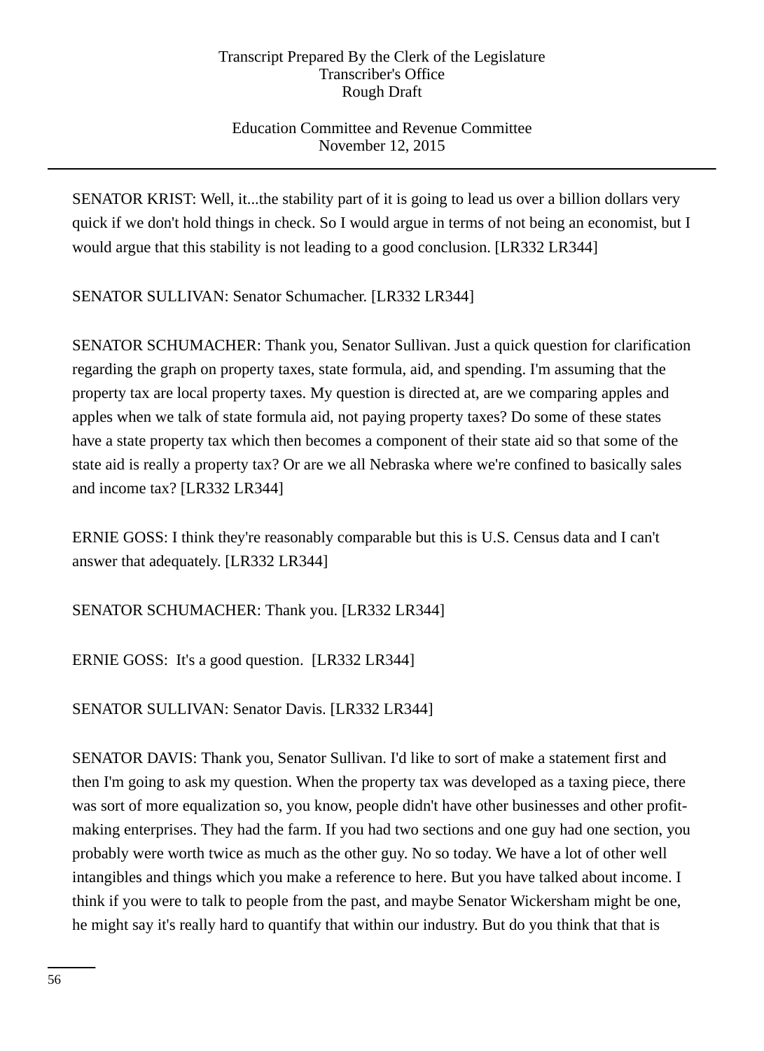SENATOR KRIST: Well, it...the stability part of it is going to lead us over a billion dollars very quick if we don't hold things in check. So I would argue in terms of not being an economist, but I would argue that this stability is not leading to a good conclusion. [LR332 LR344]

SENATOR SULLIVAN: Senator Schumacher. [LR332 LR344]

SENATOR SCHUMACHER: Thank you, Senator Sullivan. Just a quick question for clarification regarding the graph on property taxes, state formula, aid, and spending. I'm assuming that the property tax are local property taxes. My question is directed at, are we comparing apples and apples when we talk of state formula aid, not paying property taxes? Do some of these states have a state property tax which then becomes a component of their state aid so that some of the state aid is really a property tax? Or are we all Nebraska where we're confined to basically sales and income tax? [LR332 LR344]

ERNIE GOSS: I think they're reasonably comparable but this is U.S. Census data and I can't answer that adequately. [LR332 LR344]

SENATOR SCHUMACHER: Thank you. [LR332 LR344]

ERNIE GOSS: It's a good question. [LR332 LR344]

SENATOR SULLIVAN: Senator Davis. [LR332 LR344]

SENATOR DAVIS: Thank you, Senator Sullivan. I'd like to sort of make a statement first and then I'm going to ask my question. When the property tax was developed as a taxing piece, there was sort of more equalization so, you know, people didn't have other businesses and other profit-making enterprises. They had the farm. If you had two sections and one guy had one section, you probably were worth twice as much as the other guy. No so today. We have a lot of other well intangibles and things which you make a reference to here. But you have talked about income. I think if you were to talk to people from the past, and maybe Senator Wickersham might be one, he might say it's really hard to quantify that within our industry. But do you think that that is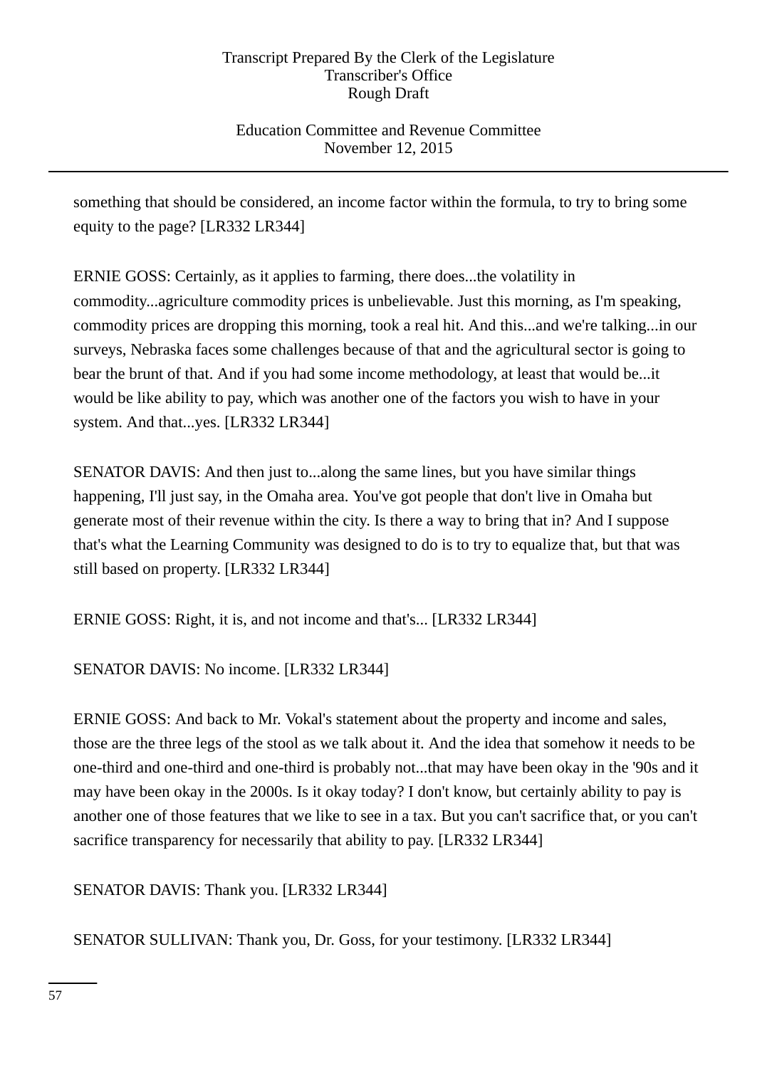something that should be considered, an income factor within the formula, to try to bring some equity to the page? [LR332 LR344]

ERNIE GOSS: Certainly, as it applies to farming, there does...the volatility in commodity...agriculture commodity prices is unbelievable. Just this morning, as I'm speaking, commodity prices are dropping this morning, took a real hit. And this...and we're talking...in our surveys, Nebraska faces some challenges because of that and the agricultural sector is going to bear the brunt of that. And if you had some income methodology, at least that would be...it would be like ability to pay, which was another one of the factors you wish to have in your system. And that...yes. [LR332 LR344]

SENATOR DAVIS: And then just to...along the same lines, but you have similar things happening, I'll just say, in the Omaha area. You've got people that don't live in Omaha but generate most of their revenue within the city. Is there a way to bring that in? And I suppose that's what the Learning Community was designed to do is to try to equalize that, but that was still based on property. [LR332 LR344]

ERNIE GOSS: Right, it is, and not income and that's... [LR332 LR344]

SENATOR DAVIS: No income. [LR332 LR344]

ERNIE GOSS: And back to Mr. Vokal's statement about the property and income and sales, those are the three legs of the stool as we talk about it. And the idea that somehow it needs to be one-third and one-third and one-third is probably not...that may have been okay in the '90s and it may have been okay in the 2000s. Is it okay today? I don't know, but certainly ability to pay is another one of those features that we like to see in a tax. But you can't sacrifice that, or you can't sacrifice transparency for necessarily that ability to pay. [LR332 LR344]

SENATOR DAVIS: Thank you. [LR332 LR344]

SENATOR SULLIVAN: Thank you, Dr. Goss, for your testimony. [LR332 LR344]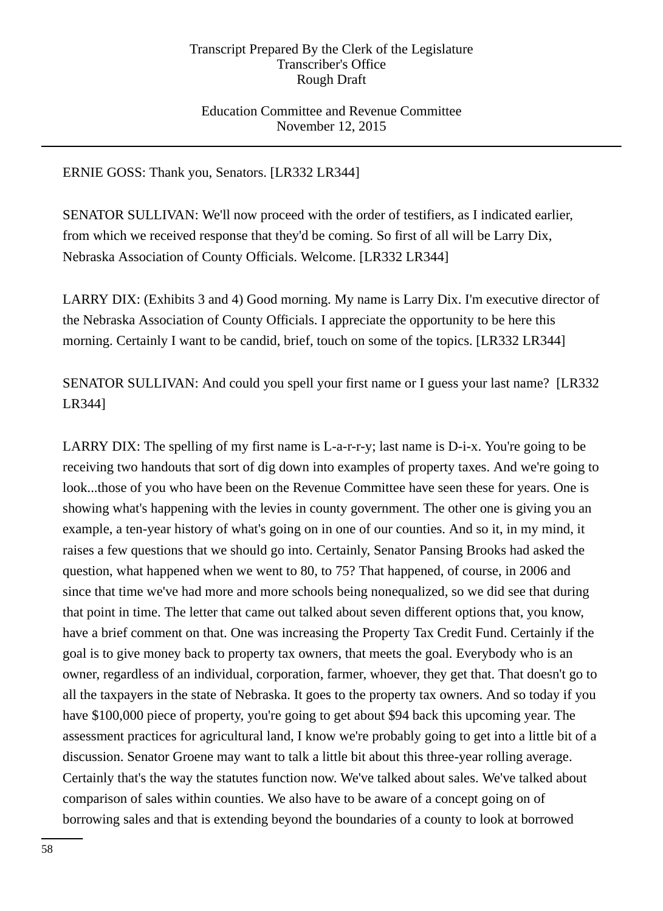ERNIE GOSS: Thank you, Senators. [LR332 LR344]

SENATOR SULLIVAN: We'll now proceed with the order of testifiers, as I indicated earlier, from which we received response that they'd be coming. So first of all will be Larry Dix, Nebraska Association of County Officials. Welcome. [LR332 LR344]

LARRY DIX: (Exhibits 3 and 4) Good morning. My name is Larry Dix. I'm executive director of the Nebraska Association of County Officials. I appreciate the opportunity to be here this morning. Certainly I want to be candid, brief, touch on some of the topics. [LR332 LR344]

SENATOR SULLIVAN: And could you spell your first name or I guess your last name? [LR332 LR344]

LARRY DIX: The spelling of my first name is L-a-r-r-y; last name is D-i-x. You're going to be receiving two handouts that sort of dig down into examples of property taxes. And we're going to look...those of you who have been on the Revenue Committee have seen these for years. One is showing what's happening with the levies in county government. The other one is giving you an example, a ten-year history of what's going on in one of our counties. And so it, in my mind, it raises a few questions that we should go into. Certainly, Senator Pansing Brooks had asked the question, what happened when we went to 80, to 75? That happened, of course, in 2006 and since that time we've had more and more schools being nonequalized, so we did see that during that point in time. The letter that came out talked about seven different options that, you know, have a brief comment on that. One was increasing the Property Tax Credit Fund. Certainly if the goal is to give money back to property tax owners, that meets the goal. Everybody who is an owner, regardless of an individual, corporation, farmer, whoever, they get that. That doesn't go to all the taxpayers in the state of Nebraska. It goes to the property tax owners. And so today if you have $100,000 piece of property, you're going to get about $94 back this upcoming year. The assessment practices for agricultural land, I know we're probably going to get into a little bit of a discussion. Senator Groene may want to talk a little bit about this three-year rolling average. Certainly that's the way the statutes function now. We've talked about sales. We've talked about comparison of sales within counties. We also have to be aware of a concept going on of borrowing sales and that is extending beyond the boundaries of a county to look at borrowed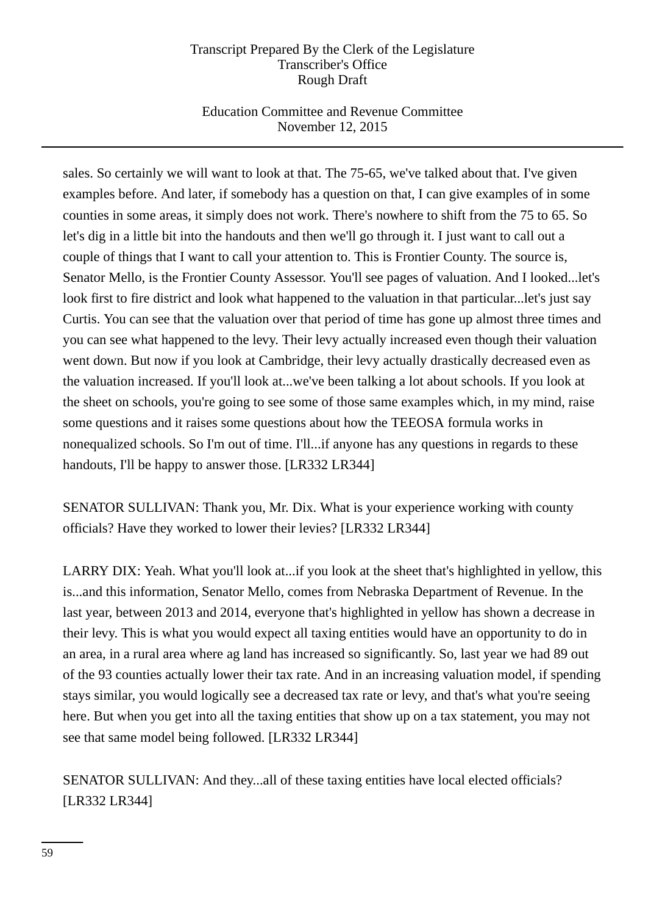sales. So certainly we will want to look at that. The 75-65, we've talked about that. I've given examples before. And later, if somebody has a question on that, I can give examples of in some counties in some areas, it simply does not work. There's nowhere to shift from the 75 to 65. So let's dig in a little bit into the handouts and then we'll go through it. I just want to call out a couple of things that I want to call your attention to. This is Frontier County. The source is, Senator Mello, is the Frontier County Assessor. You'll see pages of valuation. And I looked...let's look first to fire district and look what happened to the valuation in that particular...let's just say Curtis. You can see that the valuation over that period of time has gone up almost three times and you can see what happened to the levy. Their levy actually increased even though their valuation went down. But now if you look at Cambridge, their levy actually drastically decreased even as the valuation increased. If you'll look at...we've been talking a lot about schools. If you look at the sheet on schools, you're going to see some of those same examples which, in my mind, raise some questions and it raises some questions about how the TEEOSA formula works in nonequalized schools. So I'm out of time. I'll...if anyone has any questions in regards to these handouts, I'll be happy to answer those. [LR332 LR344]

SENATOR SULLIVAN: Thank you, Mr. Dix. What is your experience working with county officials? Have they worked to lower their levies? [LR332 LR344]

LARRY DIX: Yeah. What you'll look at...if you look at the sheet that's highlighted in yellow, this is...and this information, Senator Mello, comes from Nebraska Department of Revenue. In the last year, between 2013 and 2014, everyone that's highlighted in yellow has shown a decrease in their levy. This is what you would expect all taxing entities would have an opportunity to do in an area, in a rural area where ag land has increased so significantly. So, last year we had 89 out of the 93 counties actually lower their tax rate. And in an increasing valuation model, if spending stays similar, you would logically see a decreased tax rate or levy, and that's what you're seeing here. But when you get into all the taxing entities that show up on a tax statement, you may not see that same model being followed. [LR332 LR344]

SENATOR SULLIVAN: And they...all of these taxing entities have local elected officials? [LR332 LR344]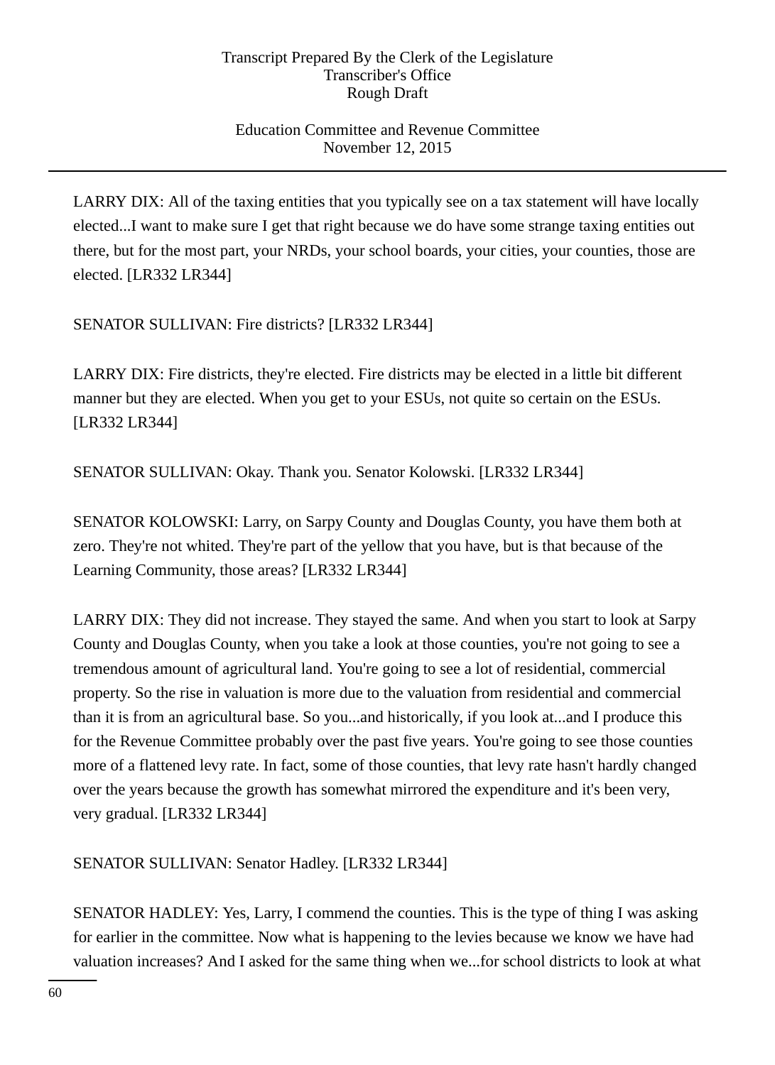LARRY DIX: All of the taxing entities that you typically see on a tax statement will have locally elected...I want to make sure I get that right because we do have some strange taxing entities out there, but for the most part, your NRDs, your school boards, your cities, your counties, those are elected. [LR332 LR344]

SENATOR SULLIVAN: Fire districts? [LR332 LR344]

LARRY DIX: Fire districts, they're elected. Fire districts may be elected in a little bit different manner but they are elected. When you get to your ESUs, not quite so certain on the ESUs. [LR332 LR344]

SENATOR SULLIVAN: Okay. Thank you. Senator Kolowski. [LR332 LR344]

SENATOR KOLOWSKI: Larry, on Sarpy County and Douglas County, you have them both at zero. They're not whited. They're part of the yellow that you have, but is that because of the Learning Community, those areas? [LR332 LR344]

LARRY DIX: They did not increase. They stayed the same. And when you start to look at Sarpy County and Douglas County, when you take a look at those counties, you're not going to see a tremendous amount of agricultural land. You're going to see a lot of residential, commercial property. So the rise in valuation is more due to the valuation from residential and commercial than it is from an agricultural base. So you...and historically, if you look at...and I produce this for the Revenue Committee probably over the past five years. You're going to see those counties more of a flattened levy rate. In fact, some of those counties, that levy rate hasn't hardly changed over the years because the growth has somewhat mirrored the expenditure and it's been very, very gradual. [LR332 LR344]

SENATOR SULLIVAN: Senator Hadley. [LR332 LR344]

SENATOR HADLEY: Yes, Larry, I commend the counties. This is the type of thing I was asking for earlier in the committee. Now what is happening to the levies because we know we have had valuation increases? And I asked for the same thing when we...for school districts to look at what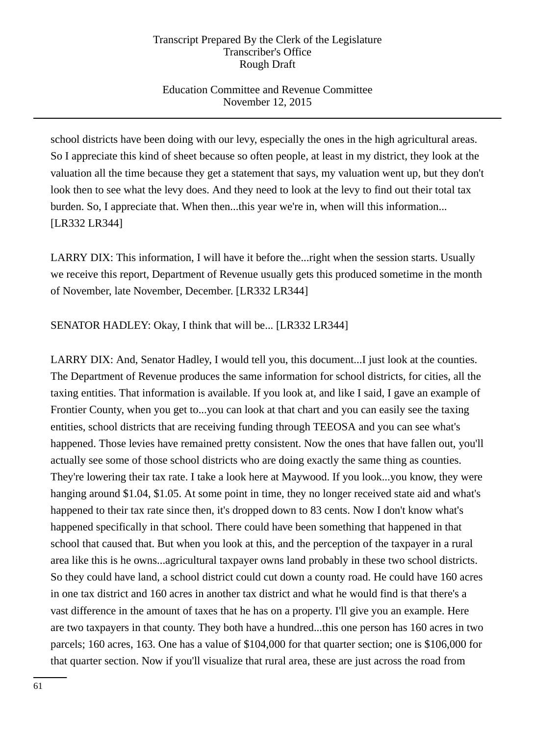school districts have been doing with our levy, especially the ones in the high agricultural areas. So I appreciate this kind of sheet because so often people, at least in my district, they look at the valuation all the time because they get a statement that says, my valuation went up, but they don't look then to see what the levy does. And they need to look at the levy to find out their total tax burden. So, I appreciate that. When then...this year we're in, when will this information... [LR332 LR344]

LARRY DIX: This information, I will have it before the...right when the session starts. Usually we receive this report, Department of Revenue usually gets this produced sometime in the month of November, late November, December. [LR332 LR344]

SENATOR HADLEY: Okay, I think that will be... [LR332 LR344]

LARRY DIX: And, Senator Hadley, I would tell you, this document...I just look at the counties. The Department of Revenue produces the same information for school districts, for cities, all the taxing entities. That information is available. If you look at, and like I said, I gave an example of Frontier County, when you get to...you can look at that chart and you can easily see the taxing entities, school districts that are receiving funding through TEEOSA and you can see what's happened. Those levies have remained pretty consistent. Now the ones that have fallen out, you'll actually see some of those school districts who are doing exactly the same thing as counties. They're lowering their tax rate. I take a look here at Maywood. If you look...you know, they were hanging around $1.04, $1.05. At some point in time, they no longer received state aid and what's happened to their tax rate since then, it's dropped down to 83 cents. Now I don't know what's happened specifically in that school. There could have been something that happened in that school that caused that. But when you look at this, and the perception of the taxpayer in a rural area like this is he owns...agricultural taxpayer owns land probably in these two school districts. So they could have land, a school district could cut down a county road. He could have 160 acres in one tax district and 160 acres in another tax district and what he would find is that there's a vast difference in the amount of taxes that he has on a property. I'll give you an example. Here are two taxpayers in that county. They both have a hundred...this one person has 160 acres in two parcels; 160 acres, 163. One has a value of $104,000 for that quarter section; one is $106,000 for that quarter section. Now if you'll visualize that rural area, these are just across the road from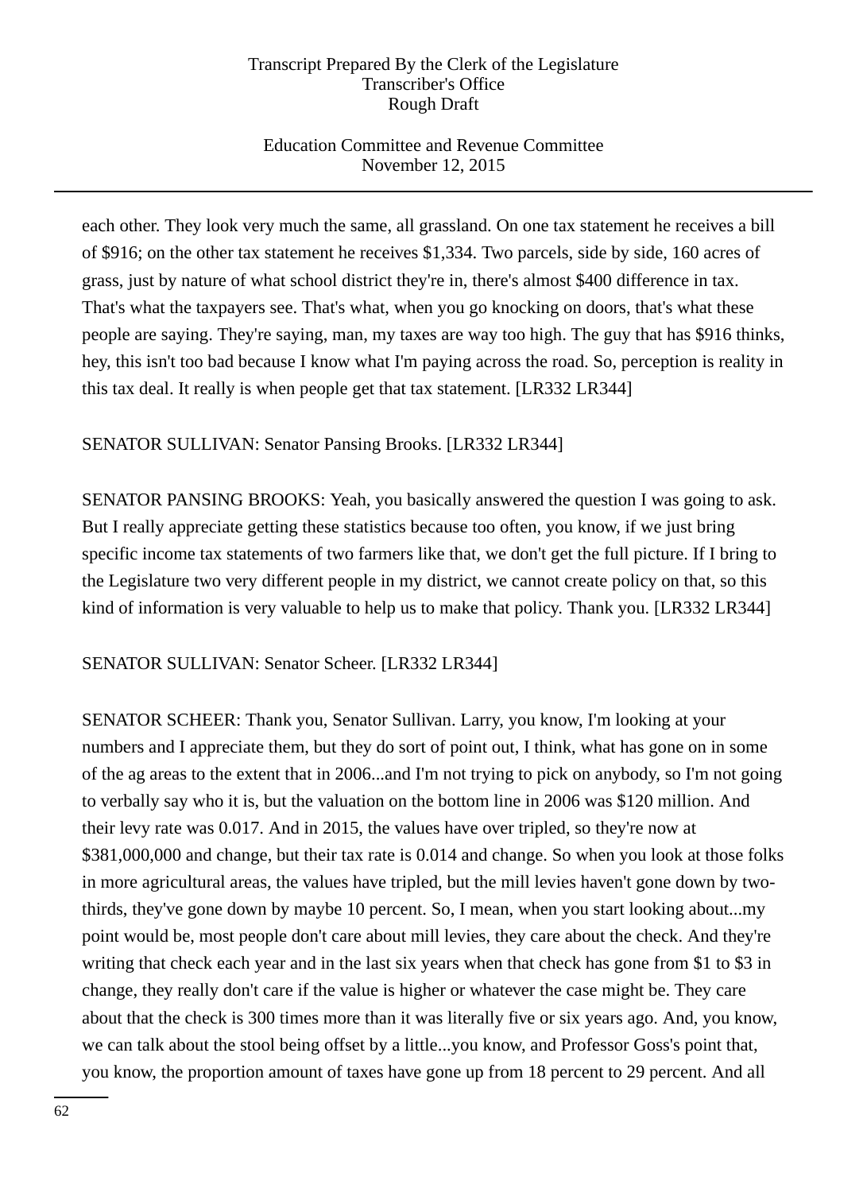each other. They look very much the same, all grassland. On one tax statement he receives a bill of $916; on the other tax statement he receives $1,334. Two parcels, side by side, 160 acres of grass, just by nature of what school district they're in, there's almost $400 difference in tax. That's what the taxpayers see. That's what, when you go knocking on doors, that's what these people are saying. They're saying, man, my taxes are way too high. The guy that has $916 thinks, hey, this isn't too bad because I know what I'm paying across the road. So, perception is reality in this tax deal. It really is when people get that tax statement. [LR332 LR344]

SENATOR SULLIVAN: Senator Pansing Brooks. [LR332 LR344]

SENATOR PANSING BROOKS: Yeah, you basically answered the question I was going to ask. But I really appreciate getting these statistics because too often, you know, if we just bring specific income tax statements of two farmers like that, we don't get the full picture. If I bring to the Legislature two very different people in my district, we cannot create policy on that, so this kind of information is very valuable to help us to make that policy. Thank you. [LR332 LR344]

SENATOR SULLIVAN: Senator Scheer. [LR332 LR344]

SENATOR SCHEER: Thank you, Senator Sullivan. Larry, you know, I'm looking at your numbers and I appreciate them, but they do sort of point out, I think, what has gone on in some of the ag areas to the extent that in 2006...and I'm not trying to pick on anybody, so I'm not going to verbally say who it is, but the valuation on the bottom line in 2006 was $120 million. And their levy rate was 0.017. And in 2015, the values have over tripled, so they're now at $381,000,000 and change, but their tax rate is 0.014 and change. So when you look at those folks in more agricultural areas, the values have tripled, but the mill levies haven't gone down by two-thirds, they've gone down by maybe 10 percent. So, I mean, when you start looking about...my point would be, most people don't care about mill levies, they care about the check. And they're writing that check each year and in the last six years when that check has gone from $1 to $3 in change, they really don't care if the value is higher or whatever the case might be. They care about that the check is 300 times more than it was literally five or six years ago. And, you know, we can talk about the stool being offset by a little...you know, and Professor Goss's point that, you know, the proportion amount of taxes have gone up from 18 percent to 29 percent. And all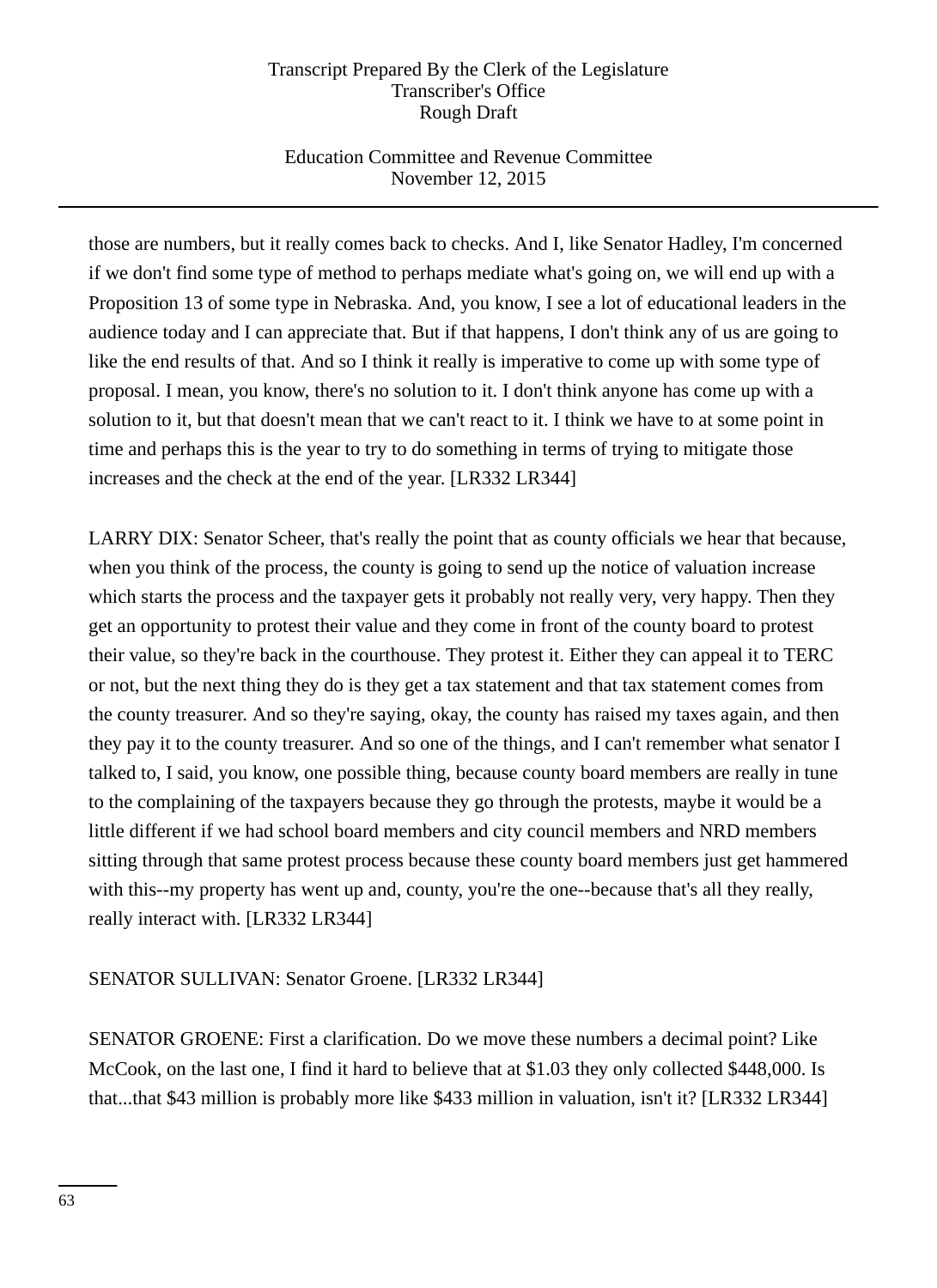those are numbers, but it really comes back to checks. And I, like Senator Hadley, I'm concerned if we don't find some type of method to perhaps mediate what's going on, we will end up with a Proposition 13 of some type in Nebraska. And, you know, I see a lot of educational leaders in the audience today and I can appreciate that. But if that happens, I don't think any of us are going to like the end results of that. And so I think it really is imperative to come up with some type of proposal. I mean, you know, there's no solution to it. I don't think anyone has come up with a solution to it, but that doesn't mean that we can't react to it. I think we have to at some point in time and perhaps this is the year to try to do something in terms of trying to mitigate those increases and the check at the end of the year. [LR332 LR344]

LARRY DIX: Senator Scheer, that's really the point that as county officials we hear that because, when you think of the process, the county is going to send up the notice of valuation increase which starts the process and the taxpayer gets it probably not really very, very happy. Then they get an opportunity to protest their value and they come in front of the county board to protest their value, so they're back in the courthouse. They protest it. Either they can appeal it to TERC or not, but the next thing they do is they get a tax statement and that tax statement comes from the county treasurer. And so they're saying, okay, the county has raised my taxes again, and then they pay it to the county treasurer. And so one of the things, and I can't remember what senator I talked to, I said, you know, one possible thing, because county board members are really in tune to the complaining of the taxpayers because they go through the protests, maybe it would be a little different if we had school board members and city council members and NRD members sitting through that same protest process because these county board members just get hammered with this--my property has went up and, county, you're the one--because that's all they really, really interact with. [LR332 LR344]

SENATOR SULLIVAN: Senator Groene. [LR332 LR344]

SENATOR GROENE: First a clarification. Do we move these numbers a decimal point? Like McCook, on the last one, I find it hard to believe that at $1.03 they only collected $448,000. Is that...that $43 million is probably more like $433 million in valuation, isn't it? [LR332 LR344]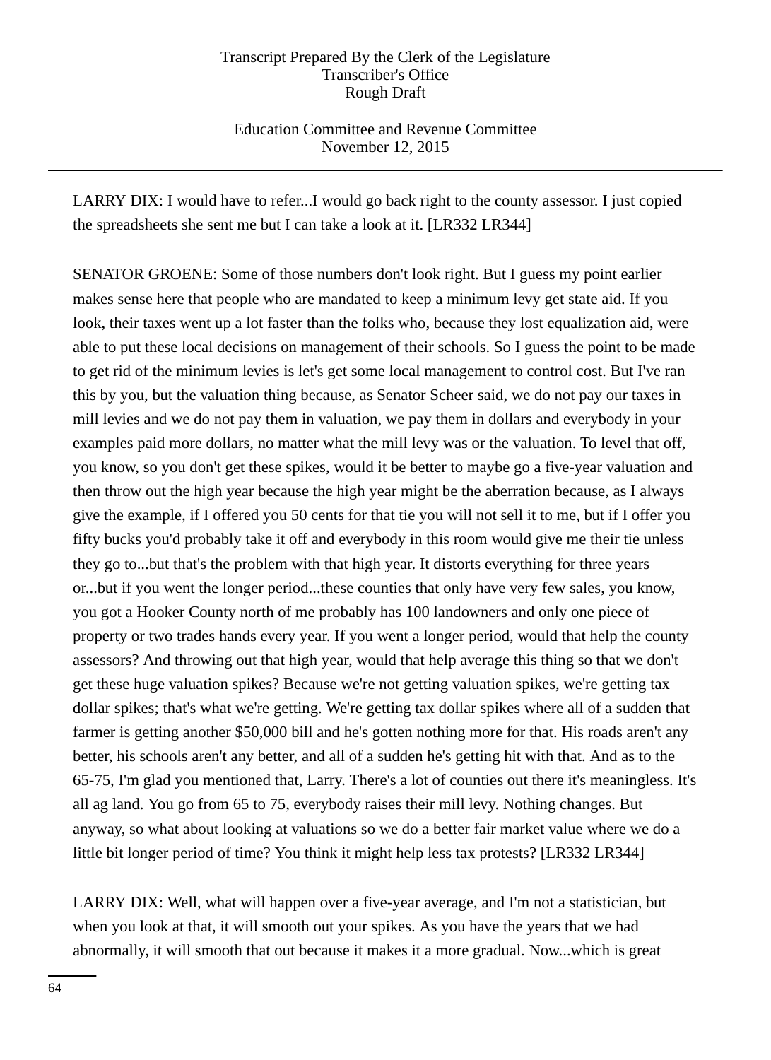LARRY DIX: I would have to refer...I would go back right to the county assessor. I just copied the spreadsheets she sent me but I can take a look at it. [LR332 LR344]

SENATOR GROENE: Some of those numbers don't look right. But I guess my point earlier makes sense here that people who are mandated to keep a minimum levy get state aid. If you look, their taxes went up a lot faster than the folks who, because they lost equalization aid, were able to put these local decisions on management of their schools. So I guess the point to be made to get rid of the minimum levies is let's get some local management to control cost. But I've ran this by you, but the valuation thing because, as Senator Scheer said, we do not pay our taxes in mill levies and we do not pay them in valuation, we pay them in dollars and everybody in your examples paid more dollars, no matter what the mill levy was or the valuation. To level that off, you know, so you don't get these spikes, would it be better to maybe go a five-year valuation and then throw out the high year because the high year might be the aberration because, as I always give the example, if I offered you 50 cents for that tie you will not sell it to me, but if I offer you fifty bucks you'd probably take it off and everybody in this room would give me their tie unless they go to...but that's the problem with that high year. It distorts everything for three years or...but if you went the longer period...these counties that only have very few sales, you know, you got a Hooker County north of me probably has 100 landowners and only one piece of property or two trades hands every year. If you went a longer period, would that help the county assessors? And throwing out that high year, would that help average this thing so that we don't get these huge valuation spikes? Because we're not getting valuation spikes, we're getting tax dollar spikes; that's what we're getting. We're getting tax dollar spikes where all of a sudden that farmer is getting another $50,000 bill and he's gotten nothing more for that. His roads aren't any better, his schools aren't any better, and all of a sudden he's getting hit with that. And as to the 65-75, I'm glad you mentioned that, Larry. There's a lot of counties out there it's meaningless. It's all ag land. You go from 65 to 75, everybody raises their mill levy. Nothing changes. But anyway, so what about looking at valuations so we do a better fair market value where we do a little bit longer period of time? You think it might help less tax protests? [LR332 LR344]

LARRY DIX: Well, what will happen over a five-year average, and I'm not a statistician, but when you look at that, it will smooth out your spikes. As you have the years that we had abnormally, it will smooth that out because it makes it a more gradual. Now...which is great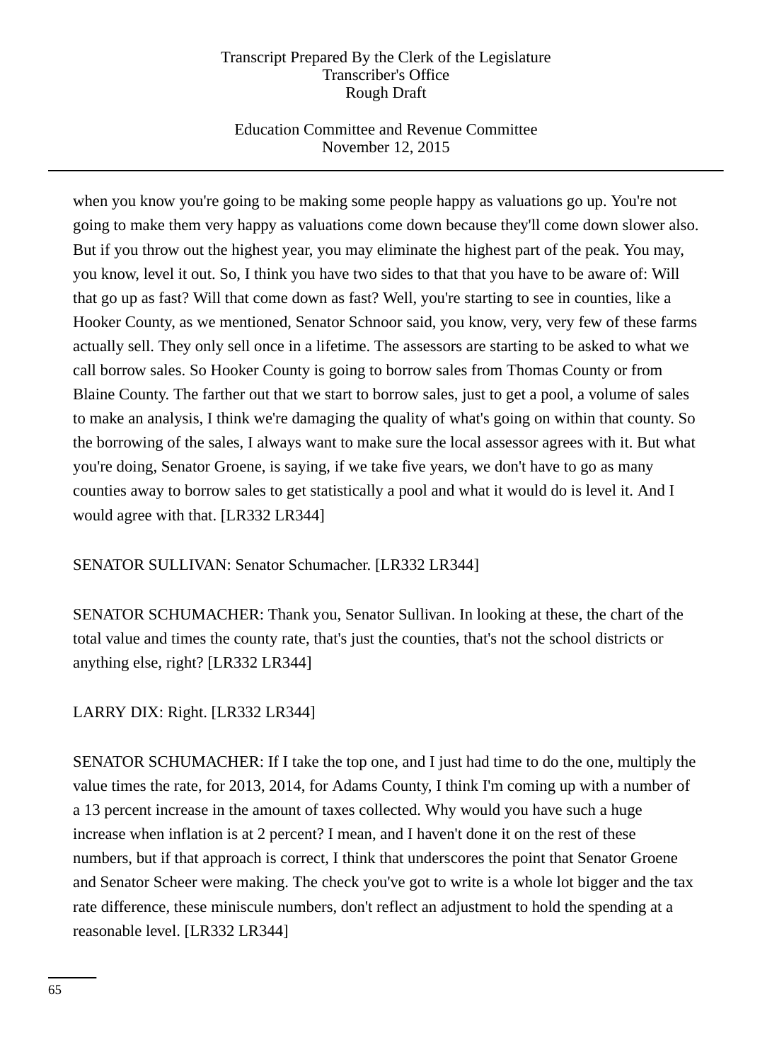when you know you're going to be making some people happy as valuations go up. You're not going to make them very happy as valuations come down because they'll come down slower also. But if you throw out the highest year, you may eliminate the highest part of the peak. You may, you know, level it out. So, I think you have two sides to that that you have to be aware of: Will that go up as fast? Will that come down as fast? Well, you're starting to see in counties, like a Hooker County, as we mentioned, Senator Schnoor said, you know, very, very few of these farms actually sell. They only sell once in a lifetime. The assessors are starting to be asked to what we call borrow sales. So Hooker County is going to borrow sales from Thomas County or from Blaine County. The farther out that we start to borrow sales, just to get a pool, a volume of sales to make an analysis, I think we're damaging the quality of what's going on within that county. So the borrowing of the sales, I always want to make sure the local assessor agrees with it. But what you're doing, Senator Groene, is saying, if we take five years, we don't have to go as many counties away to borrow sales to get statistically a pool and what it would do is level it. And I would agree with that. [LR332 LR344]

SENATOR SULLIVAN: Senator Schumacher. [LR332 LR344]

SENATOR SCHUMACHER: Thank you, Senator Sullivan. In looking at these, the chart of the total value and times the county rate, that's just the counties, that's not the school districts or anything else, right? [LR332 LR344]

LARRY DIX: Right. [LR332 LR344]

SENATOR SCHUMACHER: If I take the top one, and I just had time to do the one, multiply the value times the rate, for 2013, 2014, for Adams County, I think I'm coming up with a number of a 13 percent increase in the amount of taxes collected. Why would you have such a huge increase when inflation is at 2 percent? I mean, and I haven't done it on the rest of these numbers, but if that approach is correct, I think that underscores the point that Senator Groene and Senator Scheer were making. The check you've got to write is a whole lot bigger and the tax rate difference, these miniscule numbers, don't reflect an adjustment to hold the spending at a reasonable level. [LR332 LR344]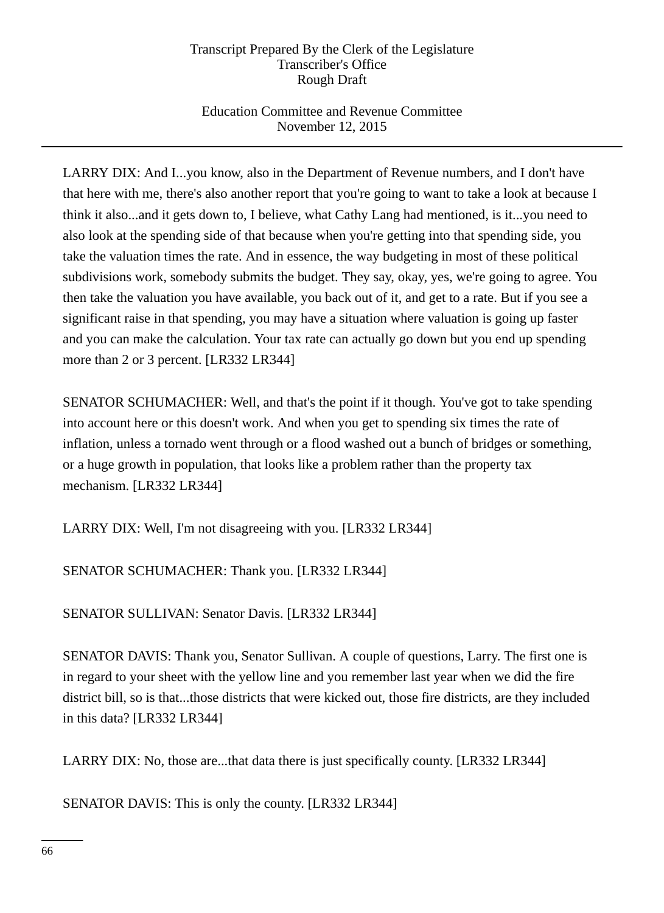LARRY DIX: And I...you know, also in the Department of Revenue numbers, and I don't have that here with me, there's also another report that you're going to want to take a look at because I think it also...and it gets down to, I believe, what Cathy Lang had mentioned, is it...you need to also look at the spending side of that because when you're getting into that spending side, you take the valuation times the rate. And in essence, the way budgeting in most of these political subdivisions work, somebody submits the budget. They say, okay, yes, we're going to agree. You then take the valuation you have available, you back out of it, and get to a rate. But if you see a significant raise in that spending, you may have a situation where valuation is going up faster and you can make the calculation. Your tax rate can actually go down but you end up spending more than 2 or 3 percent. [LR332 LR344]

SENATOR SCHUMACHER: Well, and that's the point if it though. You've got to take spending into account here or this doesn't work. And when you get to spending six times the rate of inflation, unless a tornado went through or a flood washed out a bunch of bridges or something, or a huge growth in population, that looks like a problem rather than the property tax mechanism. [LR332 LR344]

LARRY DIX: Well, I'm not disagreeing with you. [LR332 LR344]

SENATOR SCHUMACHER: Thank you. [LR332 LR344]

SENATOR SULLIVAN: Senator Davis. [LR332 LR344]

SENATOR DAVIS: Thank you, Senator Sullivan. A couple of questions, Larry. The first one is in regard to your sheet with the yellow line and you remember last year when we did the fire district bill, so is that...those districts that were kicked out, those fire districts, are they included in this data? [LR332 LR344]

LARRY DIX: No, those are...that data there is just specifically county. [LR332 LR344]

SENATOR DAVIS: This is only the county. [LR332 LR344]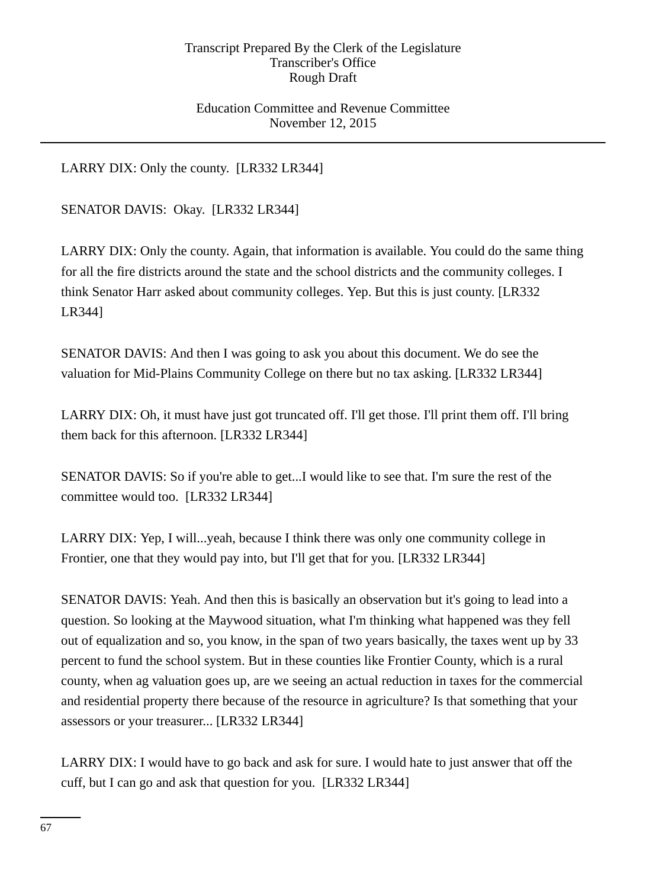LARRY DIX: Only the county. [LR332 LR344]

SENATOR DAVIS: Okay. [LR332 LR344]

LARRY DIX: Only the county. Again, that information is available. You could do the same thing for all the fire districts around the state and the school districts and the community colleges. I think Senator Harr asked about community colleges. Yep. But this is just county. [LR332 LR344]

SENATOR DAVIS: And then I was going to ask you about this document. We do see the valuation for Mid-Plains Community College on there but no tax asking. [LR332 LR344]

LARRY DIX: Oh, it must have just got truncated off. I'll get those. I'll print them off. I'll bring them back for this afternoon. [LR332 LR344]

SENATOR DAVIS: So if you're able to get...I would like to see that. I'm sure the rest of the committee would too. [LR332 LR344]

LARRY DIX: Yep, I will...yeah, because I think there was only one community college in Frontier, one that they would pay into, but I'll get that for you. [LR332 LR344]

SENATOR DAVIS: Yeah. And then this is basically an observation but it's going to lead into a question. So looking at the Maywood situation, what I'm thinking what happened was they fell out of equalization and so, you know, in the span of two years basically, the taxes went up by 33 percent to fund the school system. But in these counties like Frontier County, which is a rural county, when ag valuation goes up, are we seeing an actual reduction in taxes for the commercial and residential property there because of the resource in agriculture? Is that something that your assessors or your treasurer... [LR332 LR344]

LARRY DIX: I would have to go back and ask for sure. I would hate to just answer that off the cuff, but I can go and ask that question for you. [LR332 LR344]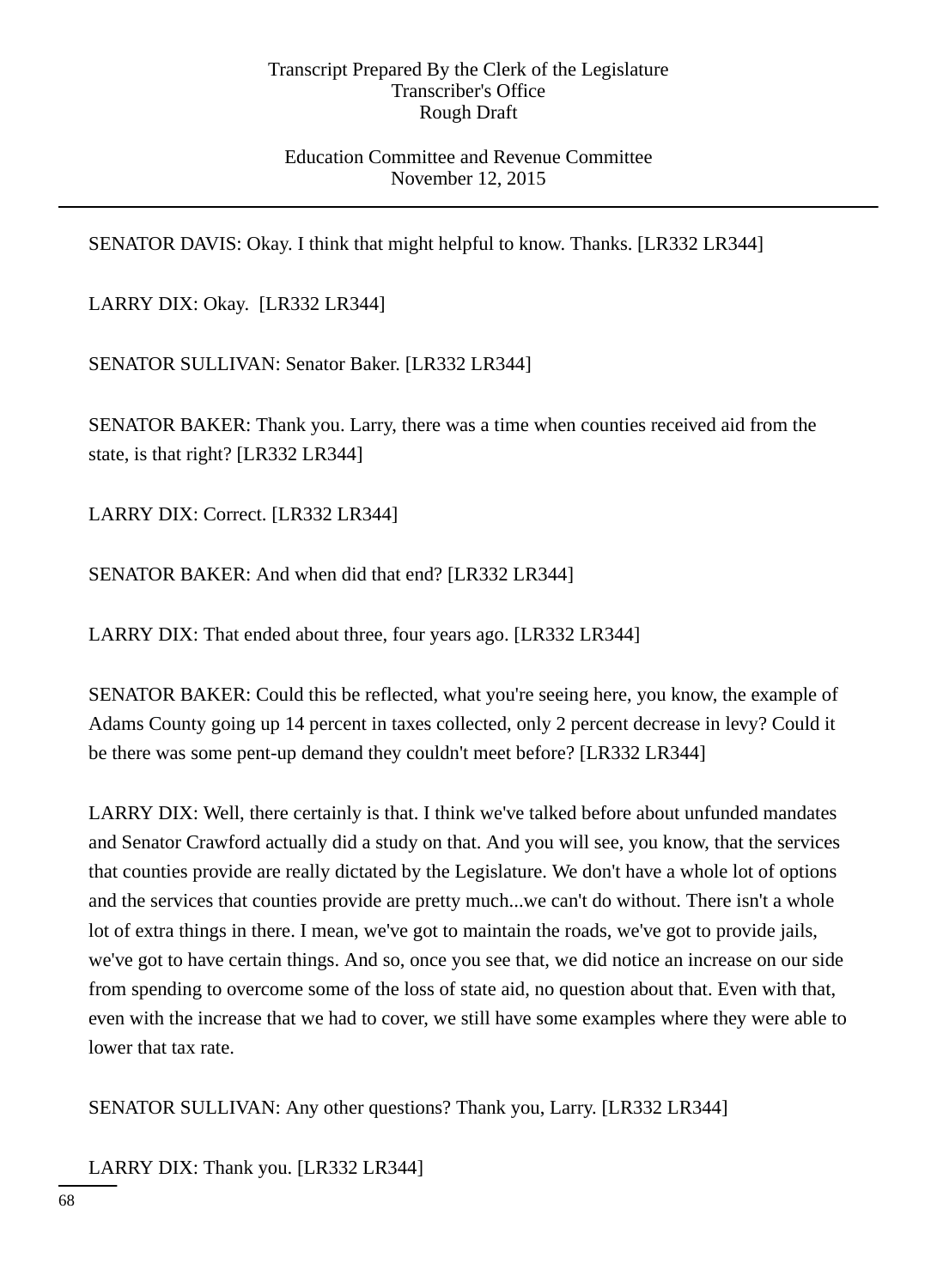SENATOR DAVIS: Okay. I think that might helpful to know. Thanks. [LR332 LR344]

LARRY DIX: Okay. [LR332 LR344]

SENATOR SULLIVAN: Senator Baker. [LR332 LR344]

SENATOR BAKER: Thank you. Larry, there was a time when counties received aid from the state, is that right? [LR332 LR344]

LARRY DIX: Correct. [LR332 LR344]

SENATOR BAKER: And when did that end? [LR332 LR344]

LARRY DIX: That ended about three, four years ago. [LR332 LR344]

SENATOR BAKER: Could this be reflected, what you're seeing here, you know, the example of Adams County going up 14 percent in taxes collected, only 2 percent decrease in levy? Could it be there was some pent-up demand they couldn't meet before? [LR332 LR344]

LARRY DIX: Well, there certainly is that. I think we've talked before about unfunded mandates and Senator Crawford actually did a study on that. And you will see, you know, that the services that counties provide are really dictated by the Legislature. We don't have a whole lot of options and the services that counties provide are pretty much...we can't do without. There isn't a whole lot of extra things in there. I mean, we've got to maintain the roads, we've got to provide jails, we've got to have certain things. And so, once you see that, we did notice an increase on our side from spending to overcome some of the loss of state aid, no question about that. Even with that, even with the increase that we had to cover, we still have some examples where they were able to lower that tax rate.

SENATOR SULLIVAN: Any other questions? Thank you, Larry. [LR332 LR344]

LARRY DIX: Thank you. [LR332 LR344]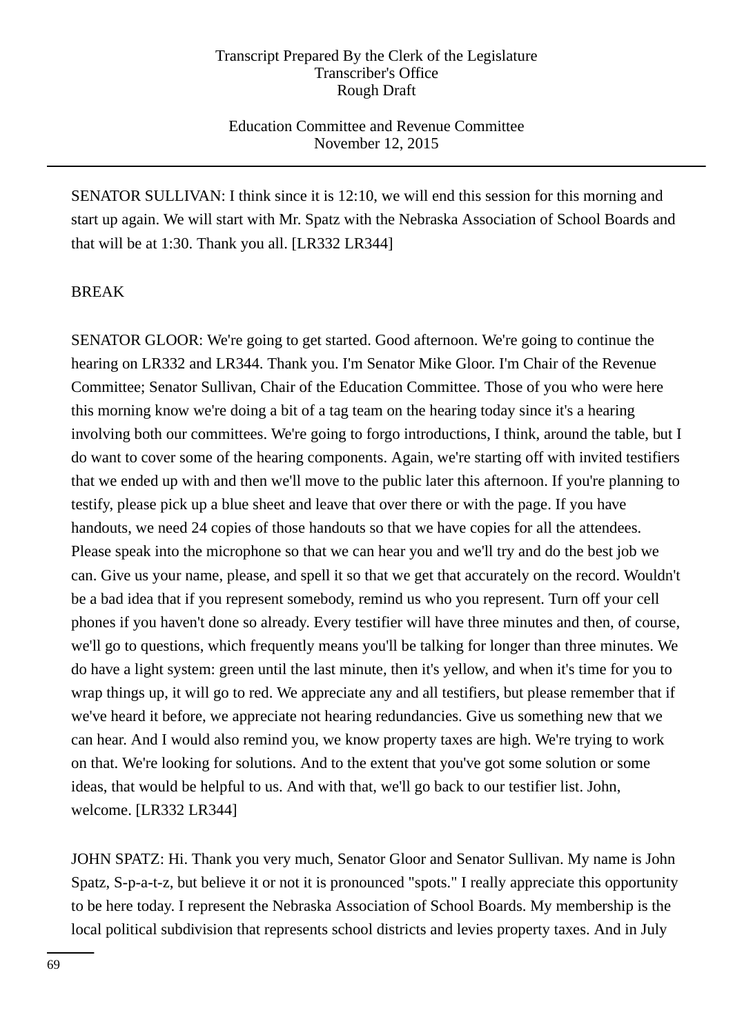SENATOR SULLIVAN: I think since it is 12:10, we will end this session for this morning and start up again. We will start with Mr. Spatz with the Nebraska Association of School Boards and that will be at 1:30. Thank you all. [LR332 LR344]

BREAK

SENATOR GLOOR: We're going to get started. Good afternoon. We're going to continue the hearing on LR332 and LR344. Thank you. I'm Senator Mike Gloor. I'm Chair of the Revenue Committee; Senator Sullivan, Chair of the Education Committee. Those of you who were here this morning know we're doing a bit of a tag team on the hearing today since it's a hearing involving both our committees. We're going to forgo introductions, I think, around the table, but I do want to cover some of the hearing components. Again, we're starting off with invited testifiers that we ended up with and then we'll move to the public later this afternoon. If you're planning to testify, please pick up a blue sheet and leave that over there or with the page. If you have handouts, we need 24 copies of those handouts so that we have copies for all the attendees. Please speak into the microphone so that we can hear you and we'll try and do the best job we can. Give us your name, please, and spell it so that we get that accurately on the record. Wouldn't be a bad idea that if you represent somebody, remind us who you represent. Turn off your cell phones if you haven't done so already. Every testifier will have three minutes and then, of course, we'll go to questions, which frequently means you'll be talking for longer than three minutes. We do have a light system: green until the last minute, then it's yellow, and when it's time for you to wrap things up, it will go to red. We appreciate any and all testifiers, but please remember that if we've heard it before, we appreciate not hearing redundancies. Give us something new that we can hear. And I would also remind you, we know property taxes are high. We're trying to work on that. We're looking for solutions. And to the extent that you've got some solution or some ideas, that would be helpful to us. And with that, we'll go back to our testifier list. John, welcome. [LR332 LR344]

JOHN SPATZ: Hi. Thank you very much, Senator Gloor and Senator Sullivan. My name is John Spatz, S-p-a-t-z, but believe it or not it is pronounced "spots." I really appreciate this opportunity to be here today. I represent the Nebraska Association of School Boards. My membership is the local political subdivision that represents school districts and levies property taxes. And in July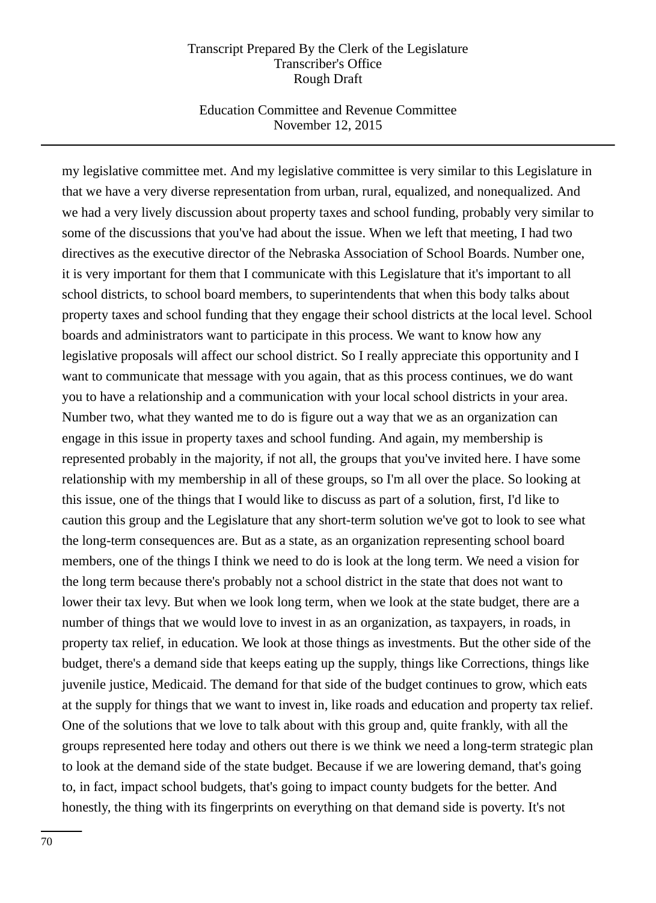my legislative committee met. And my legislative committee is very similar to this Legislature in that we have a very diverse representation from urban, rural, equalized, and nonequalized. And we had a very lively discussion about property taxes and school funding, probably very similar to some of the discussions that you've had about the issue. When we left that meeting, I had two directives as the executive director of the Nebraska Association of School Boards. Number one, it is very important for them that I communicate with this Legislature that it's important to all school districts, to school board members, to superintendents that when this body talks about property taxes and school funding that they engage their school districts at the local level. School boards and administrators want to participate in this process. We want to know how any legislative proposals will affect our school district. So I really appreciate this opportunity and I want to communicate that message with you again, that as this process continues, we do want you to have a relationship and a communication with your local school districts in your area. Number two, what they wanted me to do is figure out a way that we as an organization can engage in this issue in property taxes and school funding. And again, my membership is represented probably in the majority, if not all, the groups that you've invited here. I have some relationship with my membership in all of these groups, so I'm all over the place. So looking at this issue, one of the things that I would like to discuss as part of a solution, first, I'd like to caution this group and the Legislature that any short-term solution we've got to look to see what the long-term consequences are. But as a state, as an organization representing school board members, one of the things I think we need to do is look at the long term. We need a vision for the long term because there's probably not a school district in the state that does not want to lower their tax levy. But when we look long term, when we look at the state budget, there are a number of things that we would love to invest in as an organization, as taxpayers, in roads, in property tax relief, in education. We look at those things as investments. But the other side of the budget, there's a demand side that keeps eating up the supply, things like Corrections, things like juvenile justice, Medicaid. The demand for that side of the budget continues to grow, which eats at the supply for things that we want to invest in, like roads and education and property tax relief. One of the solutions that we love to talk about with this group and, quite frankly, with all the groups represented here today and others out there is we think we need a long-term strategic plan to look at the demand side of the state budget. Because if we are lowering demand, that's going to, in fact, impact school budgets, that's going to impact county budgets for the better. And honestly, the thing with its fingerprints on everything on that demand side is poverty. It's not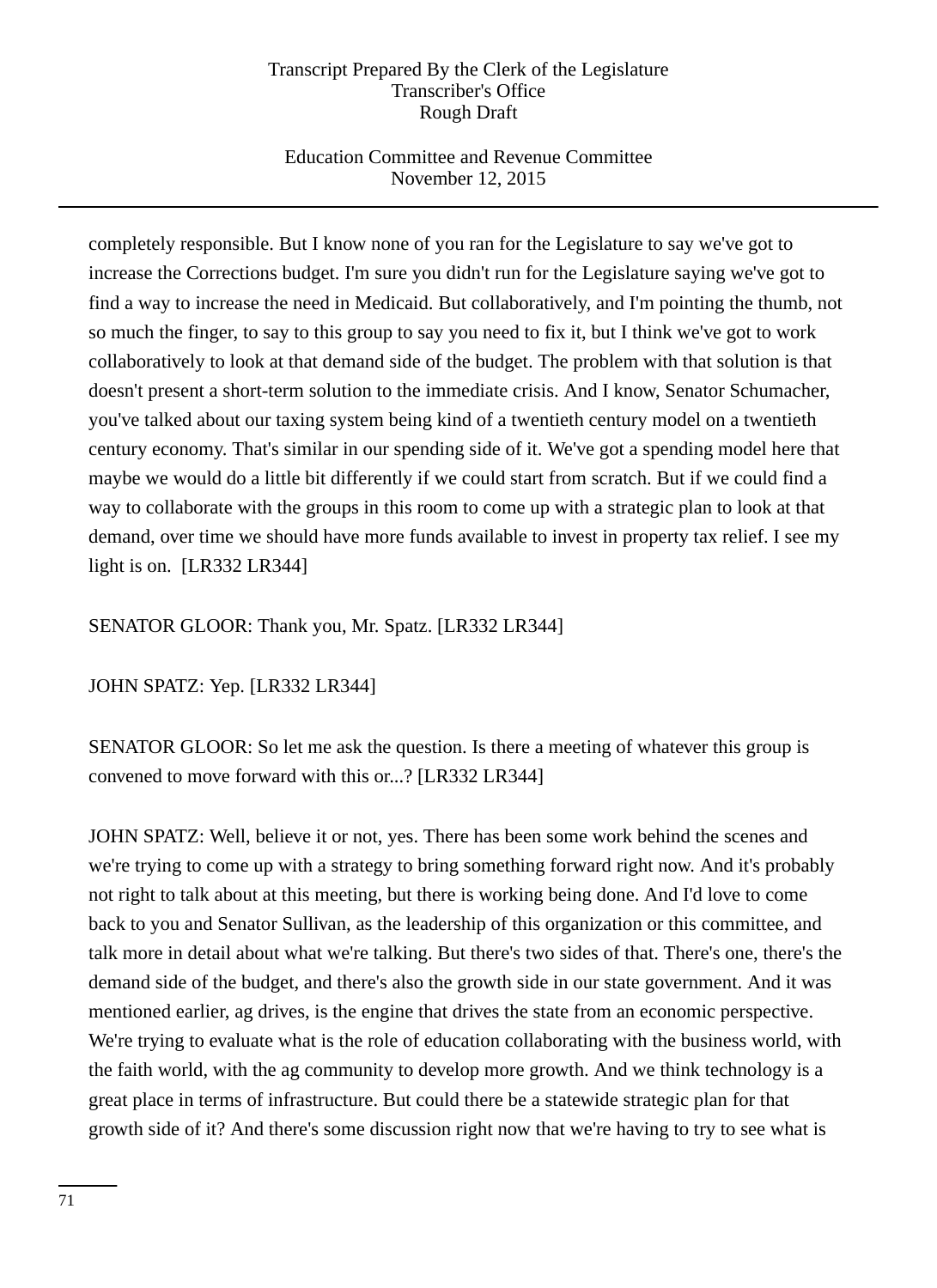completely responsible. But I know none of you ran for the Legislature to say we've got to increase the Corrections budget. I'm sure you didn't run for the Legislature saying we've got to find a way to increase the need in Medicaid. But collaboratively, and I'm pointing the thumb, not so much the finger, to say to this group to say you need to fix it, but I think we've got to work collaboratively to look at that demand side of the budget. The problem with that solution is that doesn't present a short-term solution to the immediate crisis. And I know, Senator Schumacher, you've talked about our taxing system being kind of a twentieth century model on a twentieth century economy. That's similar in our spending side of it. We've got a spending model here that maybe we would do a little bit differently if we could start from scratch. But if we could find a way to collaborate with the groups in this room to come up with a strategic plan to look at that demand, over time we should have more funds available to invest in property tax relief. I see my light is on. [LR332 LR344]

SENATOR GLOOR: Thank you, Mr. Spatz. [LR332 LR344]

JOHN SPATZ: Yep. [LR332 LR344]

SENATOR GLOOR: So let me ask the question. Is there a meeting of whatever this group is convened to move forward with this or...? [LR332 LR344]

JOHN SPATZ: Well, believe it or not, yes. There has been some work behind the scenes and we're trying to come up with a strategy to bring something forward right now. And it's probably not right to talk about at this meeting, but there is working being done. And I'd love to come back to you and Senator Sullivan, as the leadership of this organization or this committee, and talk more in detail about what we're talking. But there's two sides of that. There's one, there's the demand side of the budget, and there's also the growth side in our state government. And it was mentioned earlier, ag drives, is the engine that drives the state from an economic perspective. We're trying to evaluate what is the role of education collaborating with the business world, with the faith world, with the ag community to develop more growth. And we think technology is a great place in terms of infrastructure. But could there be a statewide strategic plan for that growth side of it? And there's some discussion right now that we're having to try to see what is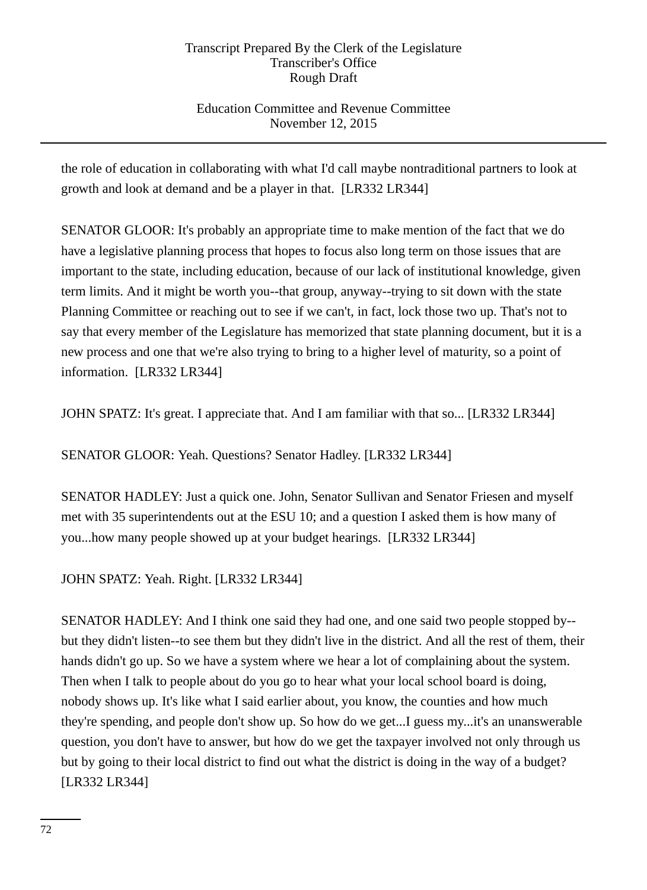the role of education in collaborating with what I'd call maybe nontraditional partners to look at growth and look at demand and be a player in that. [LR332 LR344]

SENATOR GLOOR: It's probably an appropriate time to make mention of the fact that we do have a legislative planning process that hopes to focus also long term on those issues that are important to the state, including education, because of our lack of institutional knowledge, given term limits. And it might be worth you--that group, anyway--trying to sit down with the state Planning Committee or reaching out to see if we can't, in fact, lock those two up. That's not to say that every member of the Legislature has memorized that state planning document, but it is a new process and one that we're also trying to bring to a higher level of maturity, so a point of information. [LR332 LR344]

JOHN SPATZ: It's great. I appreciate that. And I am familiar with that so... [LR332 LR344]

SENATOR GLOOR: Yeah. Questions? Senator Hadley. [LR332 LR344]

SENATOR HADLEY: Just a quick one. John, Senator Sullivan and Senator Friesen and myself met with 35 superintendents out at the ESU 10; and a question I asked them is how many of you...how many people showed up at your budget hearings. [LR332 LR344]

JOHN SPATZ: Yeah. Right. [LR332 LR344]

SENATOR HADLEY: And I think one said they had one, and one said two people stopped by--but they didn't listen--to see them but they didn't live in the district. And all the rest of them, their hands didn't go up. So we have a system where we hear a lot of complaining about the system. Then when I talk to people about do you go to hear what your local school board is doing, nobody shows up. It's like what I said earlier about, you know, the counties and how much they're spending, and people don't show up. So how do we get...I guess my...it's an unanswerable question, you don't have to answer, but how do we get the taxpayer involved not only through us but by going to their local district to find out what the district is doing in the way of a budget? [LR332 LR344]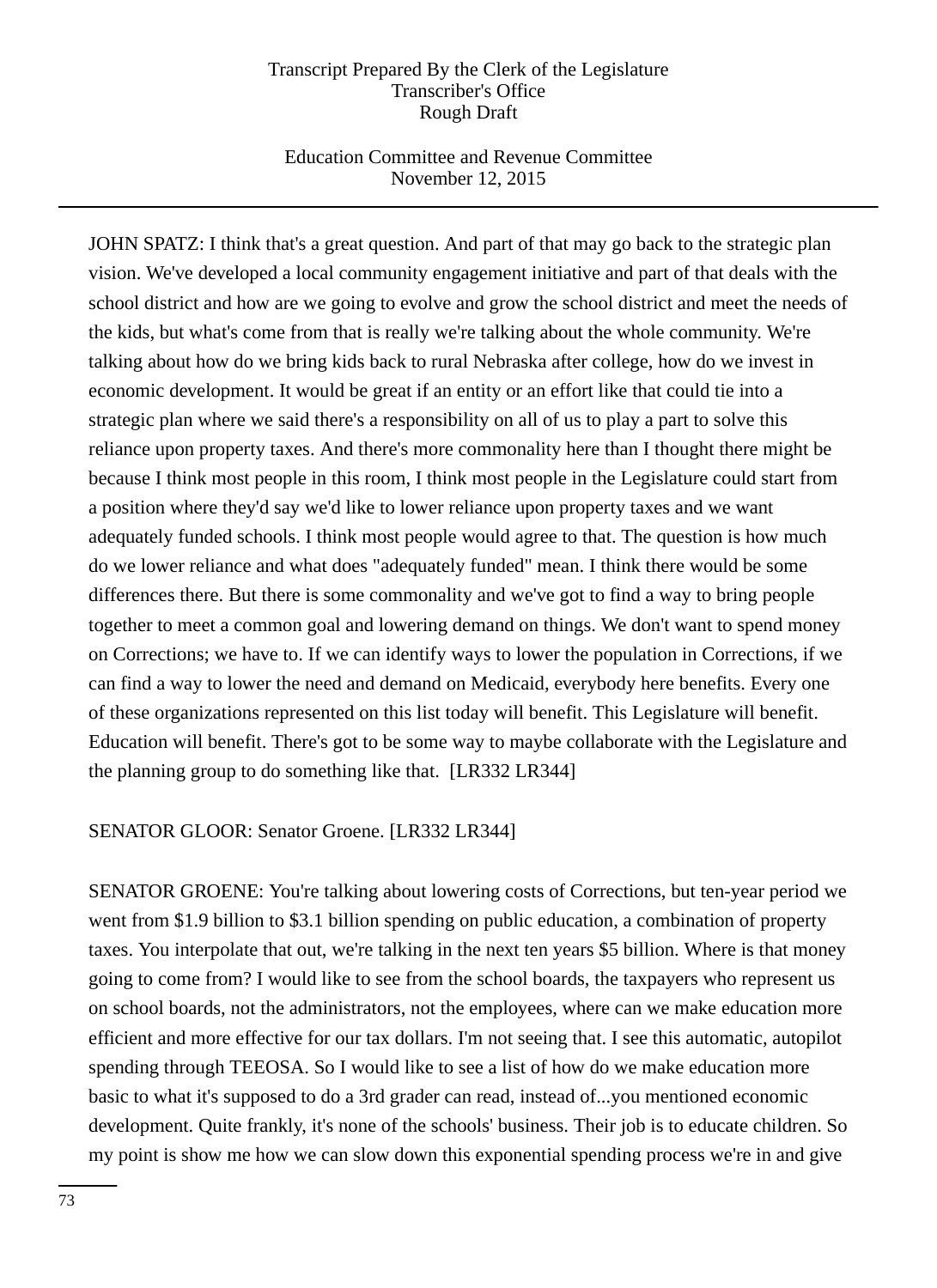JOHN SPATZ: I think that's a great question. And part of that may go back to the strategic plan vision. We've developed a local community engagement initiative and part of that deals with the school district and how are we going to evolve and grow the school district and meet the needs of the kids, but what's come from that is really we're talking about the whole community. We're talking about how do we bring kids back to rural Nebraska after college, how do we invest in economic development. It would be great if an entity or an effort like that could tie into a strategic plan where we said there's a responsibility on all of us to play a part to solve this reliance upon property taxes. And there's more commonality here than I thought there might be because I think most people in this room, I think most people in the Legislature could start from a position where they'd say we'd like to lower reliance upon property taxes and we want adequately funded schools. I think most people would agree to that. The question is how much do we lower reliance and what does "adequately funded" mean. I think there would be some differences there. But there is some commonality and we've got to find a way to bring people together to meet a common goal and lowering demand on things. We don't want to spend money on Corrections; we have to. If we can identify ways to lower the population in Corrections, if we can find a way to lower the need and demand on Medicaid, everybody here benefits. Every one of these organizations represented on this list today will benefit. This Legislature will benefit. Education will benefit. There's got to be some way to maybe collaborate with the Legislature and the planning group to do something like that. [LR332 LR344]

SENATOR GLOOR: Senator Groene. [LR332 LR344]

SENATOR GROENE: You're talking about lowering costs of Corrections, but ten-year period we went from $1.9 billion to $3.1 billion spending on public education, a combination of property taxes. You interpolate that out, we're talking in the next ten years $5 billion. Where is that money going to come from? I would like to see from the school boards, the taxpayers who represent us on school boards, not the administrators, not the employees, where can we make education more efficient and more effective for our tax dollars. I'm not seeing that. I see this automatic, autopilot spending through TEEOSA. So I would like to see a list of how do we make education more basic to what it's supposed to do a 3rd grader can read, instead of...you mentioned economic development. Quite frankly, it's none of the schools' business. Their job is to educate children. So my point is show me how we can slow down this exponential spending process we're in and give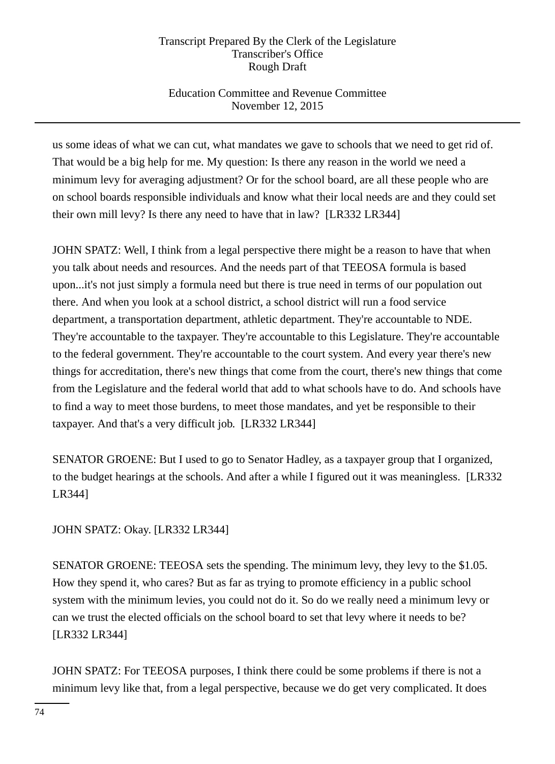us some ideas of what we can cut, what mandates we gave to schools that we need to get rid of. That would be a big help for me. My question: Is there any reason in the world we need a minimum levy for averaging adjustment? Or for the school board, are all these people who are on school boards responsible individuals and know what their local needs are and they could set their own mill levy? Is there any need to have that in law? [LR332 LR344]

JOHN SPATZ: Well, I think from a legal perspective there might be a reason to have that when you talk about needs and resources. And the needs part of that TEEOSA formula is based upon...it's not just simply a formula need but there is true need in terms of our population out there. And when you look at a school district, a school district will run a food service department, a transportation department, athletic department. They're accountable to NDE. They're accountable to the taxpayer. They're accountable to this Legislature. They're accountable to the federal government. They're accountable to the court system. And every year there's new things for accreditation, there's new things that come from the court, there's new things that come from the Legislature and the federal world that add to what schools have to do. And schools have to find a way to meet those burdens, to meet those mandates, and yet be responsible to their taxpayer. And that's a very difficult job. [LR332 LR344]

SENATOR GROENE: But I used to go to Senator Hadley, as a taxpayer group that I organized, to the budget hearings at the schools. And after a while I figured out it was meaningless. [LR332 LR344]

JOHN SPATZ: Okay. [LR332 LR344]

SENATOR GROENE: TEEOSA sets the spending. The minimum levy, they levy to the $1.05. How they spend it, who cares? But as far as trying to promote efficiency in a public school system with the minimum levies, you could not do it. So do we really need a minimum levy or can we trust the elected officials on the school board to set that levy where it needs to be? [LR332 LR344]

JOHN SPATZ: For TEEOSA purposes, I think there could be some problems if there is not a minimum levy like that, from a legal perspective, because we do get very complicated. It does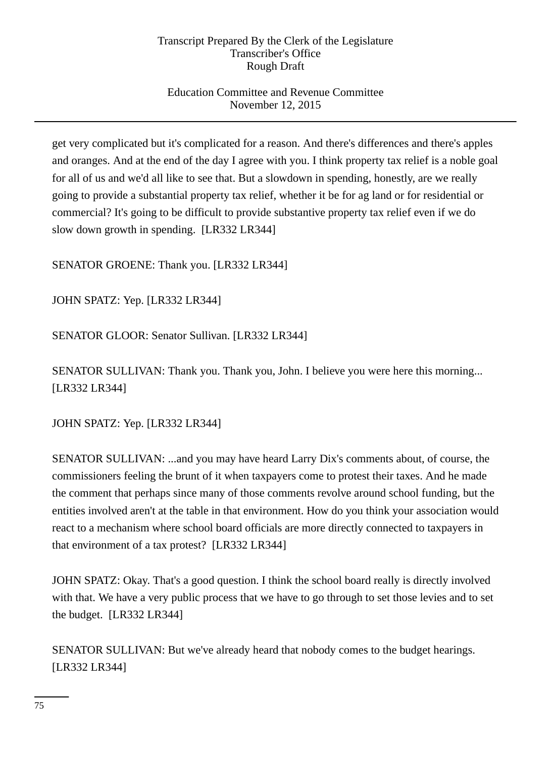get very complicated but it's complicated for a reason. And there's differences and there's apples and oranges. And at the end of the day I agree with you. I think property tax relief is a noble goal for all of us and we'd all like to see that. But a slowdown in spending, honestly, are we really going to provide a substantial property tax relief, whether it be for ag land or for residential or commercial? It's going to be difficult to provide substantive property tax relief even if we do slow down growth in spending. [LR332 LR344]

SENATOR GROENE: Thank you. [LR332 LR344]

JOHN SPATZ: Yep. [LR332 LR344]

SENATOR GLOOR: Senator Sullivan. [LR332 LR344]

SENATOR SULLIVAN: Thank you. Thank you, John. I believe you were here this morning... [LR332 LR344]

JOHN SPATZ: Yep. [LR332 LR344]

SENATOR SULLIVAN: ...and you may have heard Larry Dix's comments about, of course, the commissioners feeling the brunt of it when taxpayers come to protest their taxes. And he made the comment that perhaps since many of those comments revolve around school funding, but the entities involved aren't at the table in that environment. How do you think your association would react to a mechanism where school board officials are more directly connected to taxpayers in that environment of a tax protest? [LR332 LR344]

JOHN SPATZ: Okay. That's a good question. I think the school board really is directly involved with that. We have a very public process that we have to go through to set those levies and to set the budget. [LR332 LR344]

SENATOR SULLIVAN: But we've already heard that nobody comes to the budget hearings. [LR332 LR344]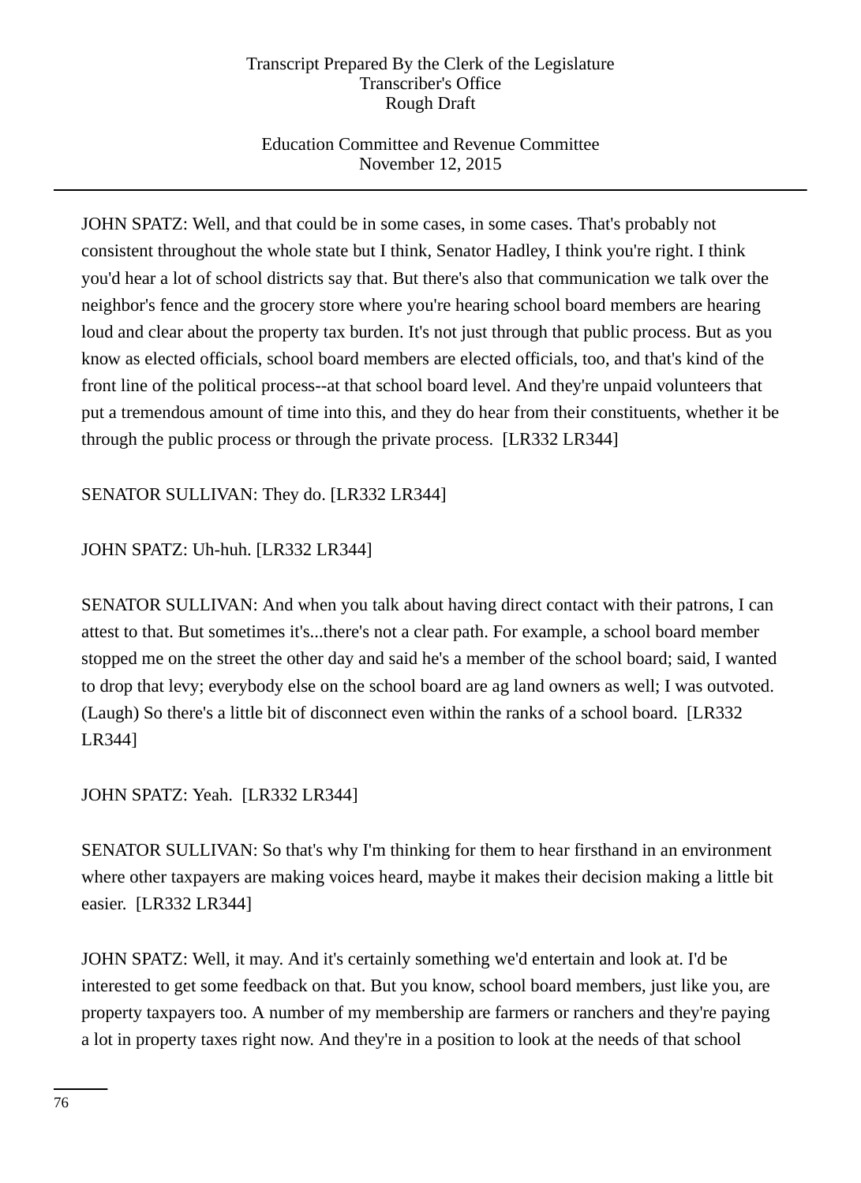JOHN SPATZ: Well, and that could be in some cases, in some cases. That's probably not consistent throughout the whole state but I think, Senator Hadley, I think you're right. I think you'd hear a lot of school districts say that. But there's also that communication we talk over the neighbor's fence and the grocery store where you're hearing school board members are hearing loud and clear about the property tax burden. It's not just through that public process. But as you know as elected officials, school board members are elected officials, too, and that's kind of the front line of the political process--at that school board level. And they're unpaid volunteers that put a tremendous amount of time into this, and they do hear from their constituents, whether it be through the public process or through the private process. [LR332 LR344]

SENATOR SULLIVAN: They do. [LR332 LR344]

JOHN SPATZ: Uh-huh. [LR332 LR344]

SENATOR SULLIVAN: And when you talk about having direct contact with their patrons, I can attest to that. But sometimes it's...there's not a clear path. For example, a school board member stopped me on the street the other day and said he's a member of the school board; said, I wanted to drop that levy; everybody else on the school board are ag land owners as well; I was outvoted. (Laugh) So there's a little bit of disconnect even within the ranks of a school board. [LR332 LR344]

JOHN SPATZ: Yeah. [LR332 LR344]

SENATOR SULLIVAN: So that's why I'm thinking for them to hear firsthand in an environment where other taxpayers are making voices heard, maybe it makes their decision making a little bit easier. [LR332 LR344]

JOHN SPATZ: Well, it may. And it's certainly something we'd entertain and look at. I'd be interested to get some feedback on that. But you know, school board members, just like you, are property taxpayers too. A number of my membership are farmers or ranchers and they're paying a lot in property taxes right now. And they're in a position to look at the needs of that school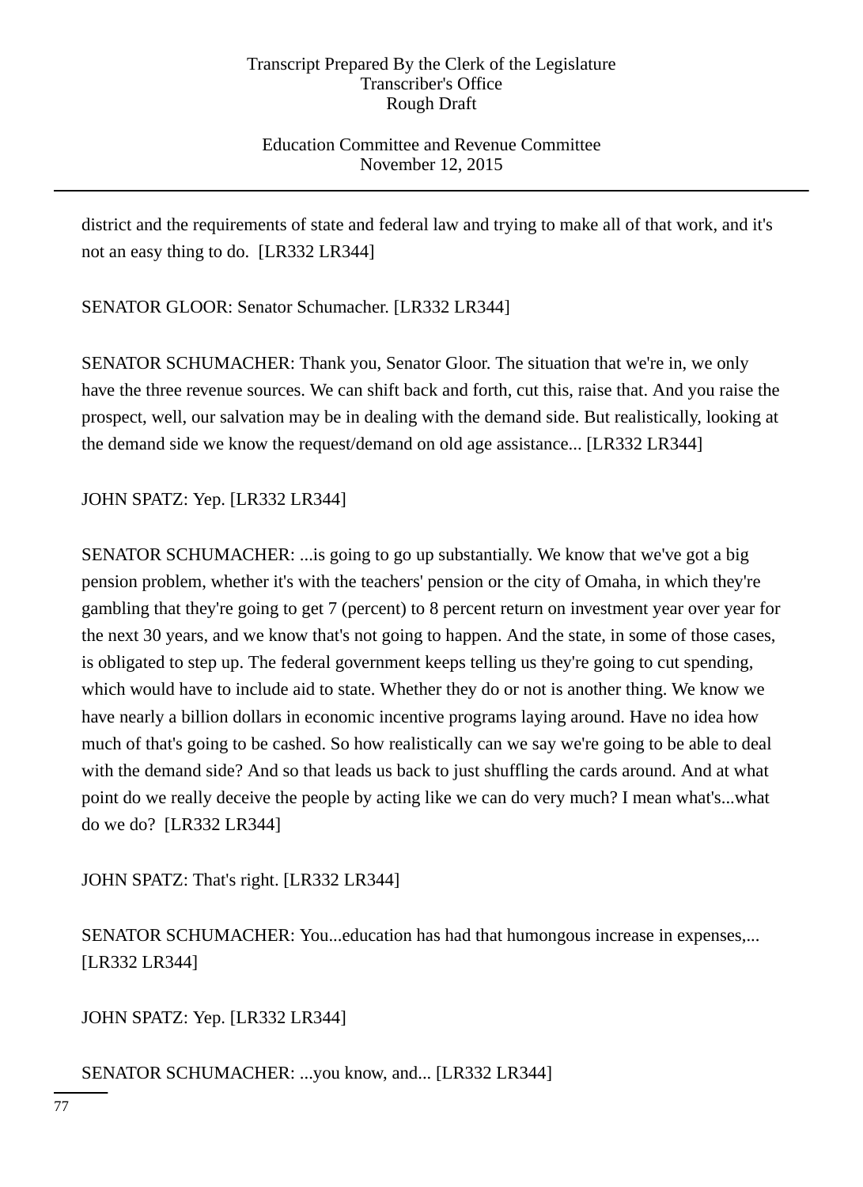district and the requirements of state and federal law and trying to make all of that work, and it's not an easy thing to do. [LR332 LR344]

SENATOR GLOOR: Senator Schumacher. [LR332 LR344]

SENATOR SCHUMACHER: Thank you, Senator Gloor. The situation that we're in, we only have the three revenue sources. We can shift back and forth, cut this, raise that. And you raise the prospect, well, our salvation may be in dealing with the demand side. But realistically, looking at the demand side we know the request/demand on old age assistance... [LR332 LR344]

JOHN SPATZ: Yep. [LR332 LR344]

SENATOR SCHUMACHER: ...is going to go up substantially. We know that we've got a big pension problem, whether it's with the teachers' pension or the city of Omaha, in which they're gambling that they're going to get 7 (percent) to 8 percent return on investment year over year for the next 30 years, and we know that's not going to happen. And the state, in some of those cases, is obligated to step up. The federal government keeps telling us they're going to cut spending, which would have to include aid to state. Whether they do or not is another thing. We know we have nearly a billion dollars in economic incentive programs laying around. Have no idea how much of that's going to be cashed. So how realistically can we say we're going to be able to deal with the demand side? And so that leads us back to just shuffling the cards around. And at what point do we really deceive the people by acting like we can do very much? I mean what's...what do we do? [LR332 LR344]

JOHN SPATZ: That's right. [LR332 LR344]

SENATOR SCHUMACHER: You...education has had that humongous increase in expenses,... [LR332 LR344]

JOHN SPATZ: Yep. [LR332 LR344]

SENATOR SCHUMACHER: ...you know, and... [LR332 LR344]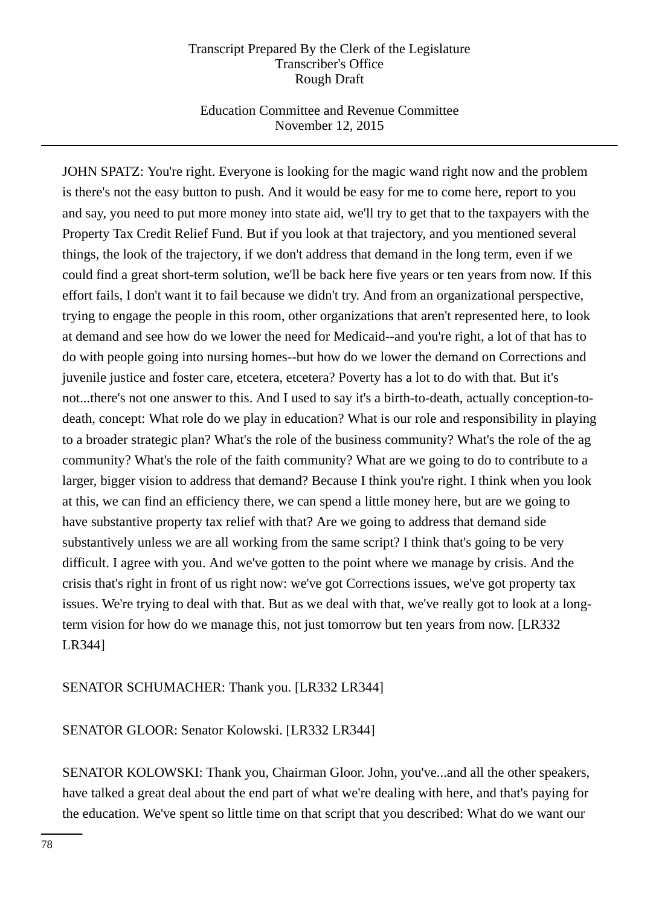JOHN SPATZ: You're right. Everyone is looking for the magic wand right now and the problem is there's not the easy button to push. And it would be easy for me to come here, report to you and say, you need to put more money into state aid, we'll try to get that to the taxpayers with the Property Tax Credit Relief Fund. But if you look at that trajectory, and you mentioned several things, the look of the trajectory, if we don't address that demand in the long term, even if we could find a great short-term solution, we'll be back here five years or ten years from now. If this effort fails, I don't want it to fail because we didn't try. And from an organizational perspective, trying to engage the people in this room, other organizations that aren't represented here, to look at demand and see how do we lower the need for Medicaid--and you're right, a lot of that has to do with people going into nursing homes--but how do we lower the demand on Corrections and juvenile justice and foster care, etcetera, etcetera? Poverty has a lot to do with that. But it's not...there's not one answer to this. And I used to say it's a birth-to-death, actually conception-to-death, concept: What role do we play in education? What is our role and responsibility in playing to a broader strategic plan? What's the role of the business community? What's the role of the ag community? What's the role of the faith community? What are we going to do to contribute to a larger, bigger vision to address that demand? Because I think you're right. I think when you look at this, we can find an efficiency there, we can spend a little money here, but are we going to have substantive property tax relief with that? Are we going to address that demand side substantively unless we are all working from the same script? I think that's going to be very difficult. I agree with you. And we've gotten to the point where we manage by crisis. And the crisis that's right in front of us right now: we've got Corrections issues, we've got property tax issues. We're trying to deal with that. But as we deal with that, we've really got to look at a long-term vision for how do we manage this, not just tomorrow but ten years from now. [LR332 LR344]

SENATOR SCHUMACHER: Thank you. [LR332 LR344]

SENATOR GLOOR: Senator Kolowski. [LR332 LR344]

SENATOR KOLOWSKI: Thank you, Chairman Gloor. John, you've...and all the other speakers, have talked a great deal about the end part of what we're dealing with here, and that's paying for the education. We've spent so little time on that script that you described: What do we want our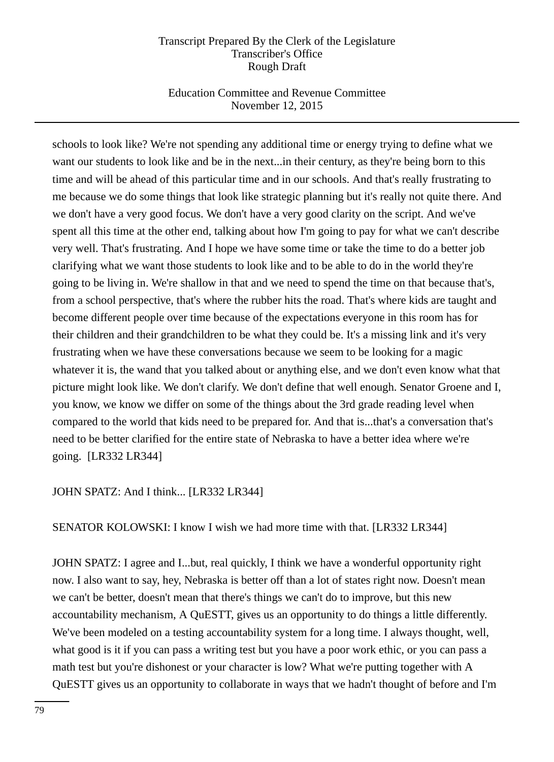schools to look like? We're not spending any additional time or energy trying to define what we want our students to look like and be in the next...in their century, as they're being born to this time and will be ahead of this particular time and in our schools. And that's really frustrating to me because we do some things that look like strategic planning but it's really not quite there. And we don't have a very good focus. We don't have a very good clarity on the script. And we've spent all this time at the other end, talking about how I'm going to pay for what we can't describe very well. That's frustrating. And I hope we have some time or take the time to do a better job clarifying what we want those students to look like and to be able to do in the world they're going to be living in. We're shallow in that and we need to spend the time on that because that's, from a school perspective, that's where the rubber hits the road. That's where kids are taught and become different people over time because of the expectations everyone in this room has for their children and their grandchildren to be what they could be. It's a missing link and it's very frustrating when we have these conversations because we seem to be looking for a magic whatever it is, the wand that you talked about or anything else, and we don't even know what that picture might look like. We don't clarify. We don't define that well enough. Senator Groene and I, you know, we know we differ on some of the things about the 3rd grade reading level when compared to the world that kids need to be prepared for. And that is...that's a conversation that's need to be better clarified for the entire state of Nebraska to have a better idea where we're going. [LR332 LR344]

JOHN SPATZ: And I think... [LR332 LR344]

SENATOR KOLOWSKI: I know I wish we had more time with that. [LR332 LR344]

JOHN SPATZ: I agree and I...but, real quickly, I think we have a wonderful opportunity right now. I also want to say, hey, Nebraska is better off than a lot of states right now. Doesn't mean we can't be better, doesn't mean that there's things we can't do to improve, but this new accountability mechanism, A QuESTT, gives us an opportunity to do things a little differently. We've been modeled on a testing accountability system for a long time. I always thought, well, what good is it if you can pass a writing test but you have a poor work ethic, or you can pass a math test but you're dishonest or your character is low? What we're putting together with A QuESTT gives us an opportunity to collaborate in ways that we hadn't thought of before and I'm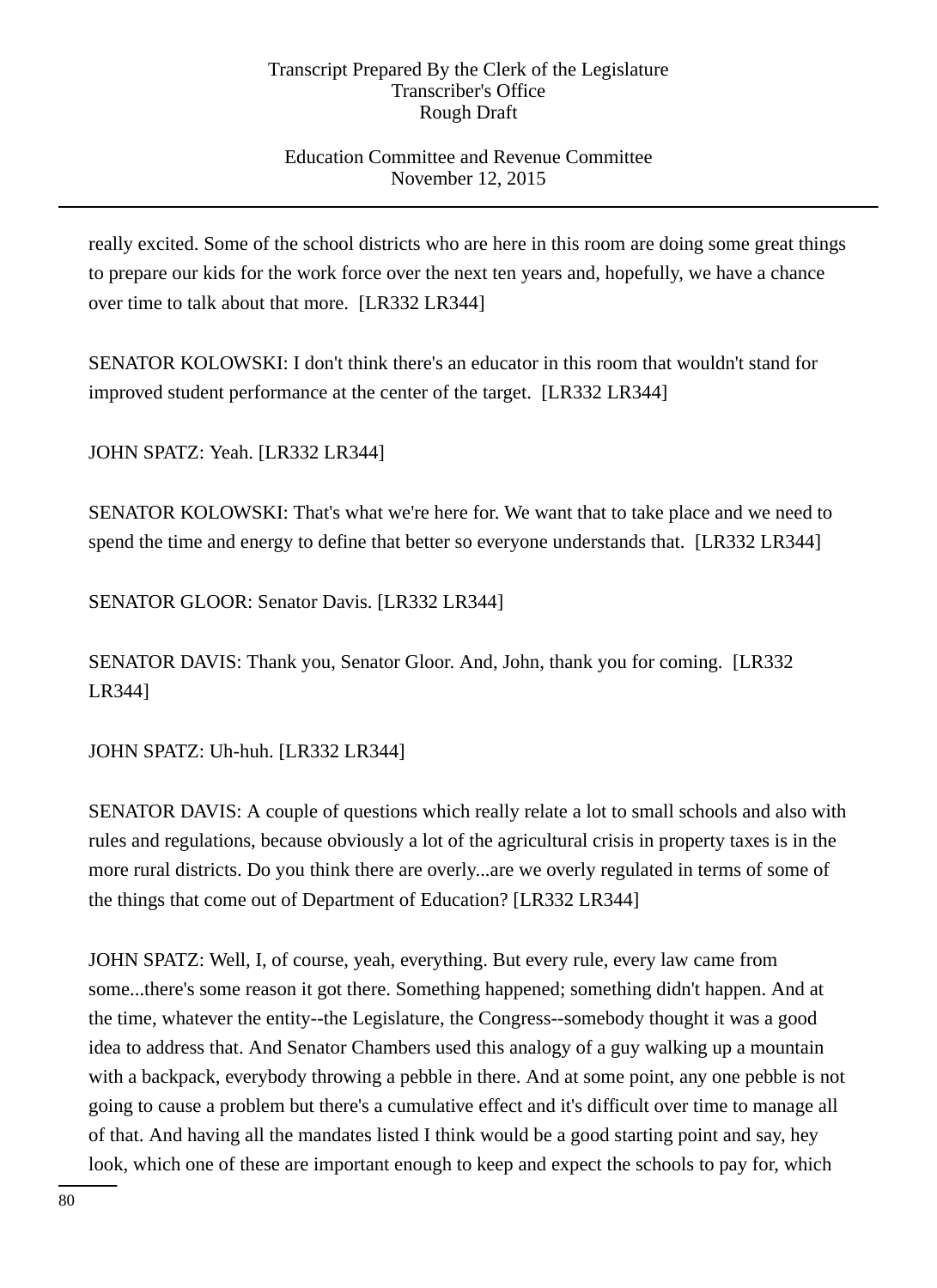really excited. Some of the school districts who are here in this room are doing some great things to prepare our kids for the work force over the next ten years and, hopefully, we have a chance over time to talk about that more. [LR332 LR344]

SENATOR KOLOWSKI: I don't think there's an educator in this room that wouldn't stand for improved student performance at the center of the target. [LR332 LR344]

JOHN SPATZ: Yeah. [LR332 LR344]

SENATOR KOLOWSKI: That's what we're here for. We want that to take place and we need to spend the time and energy to define that better so everyone understands that. [LR332 LR344]

SENATOR GLOOR: Senator Davis. [LR332 LR344]

SENATOR DAVIS: Thank you, Senator Gloor. And, John, thank you for coming. [LR332 LR344]

JOHN SPATZ: Uh-huh. [LR332 LR344]

SENATOR DAVIS: A couple of questions which really relate a lot to small schools and also with rules and regulations, because obviously a lot of the agricultural crisis in property taxes is in the more rural districts. Do you think there are overly...are we overly regulated in terms of some of the things that come out of Department of Education? [LR332 LR344]

JOHN SPATZ: Well, I, of course, yeah, everything. But every rule, every law came from some...there's some reason it got there. Something happened; something didn't happen. And at the time, whatever the entity--the Legislature, the Congress--somebody thought it was a good idea to address that. And Senator Chambers used this analogy of a guy walking up a mountain with a backpack, everybody throwing a pebble in there. And at some point, any one pebble is not going to cause a problem but there's a cumulative effect and it's difficult over time to manage all of that. And having all the mandates listed I think would be a good starting point and say, hey look, which one of these are important enough to keep and expect the schools to pay for, which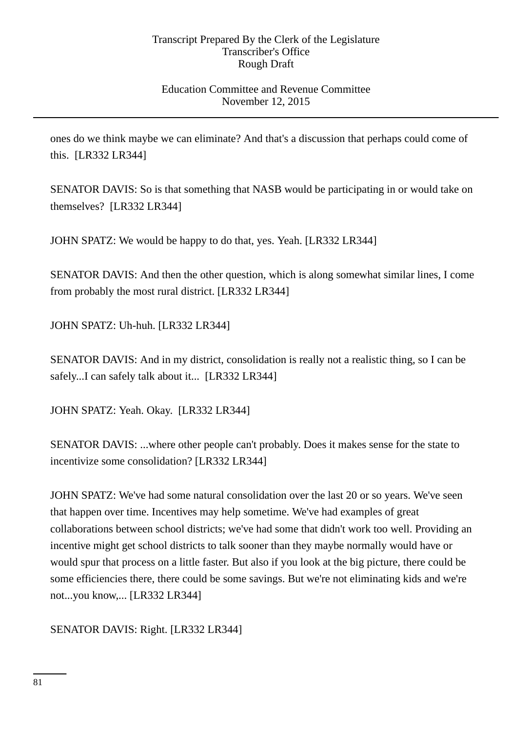ones do we think maybe we can eliminate? And that's a discussion that perhaps could come of this. [LR332 LR344]

SENATOR DAVIS: So is that something that NASB would be participating in or would take on themselves? [LR332 LR344]

JOHN SPATZ: We would be happy to do that, yes. Yeah. [LR332 LR344]

SENATOR DAVIS: And then the other question, which is along somewhat similar lines, I come from probably the most rural district. [LR332 LR344]

JOHN SPATZ: Uh-huh. [LR332 LR344]

SENATOR DAVIS: And in my district, consolidation is really not a realistic thing, so I can be safely...I can safely talk about it... [LR332 LR344]

JOHN SPATZ: Yeah. Okay. [LR332 LR344]

SENATOR DAVIS: ...where other people can't probably. Does it makes sense for the state to incentivize some consolidation? [LR332 LR344]

JOHN SPATZ: We've had some natural consolidation over the last 20 or so years. We've seen that happen over time. Incentives may help sometime. We've had examples of great collaborations between school districts; we've had some that didn't work too well. Providing an incentive might get school districts to talk sooner than they maybe normally would have or would spur that process on a little faster. But also if you look at the big picture, there could be some efficiencies there, there could be some savings. But we're not eliminating kids and we're not...you know,... [LR332 LR344]

SENATOR DAVIS: Right. [LR332 LR344]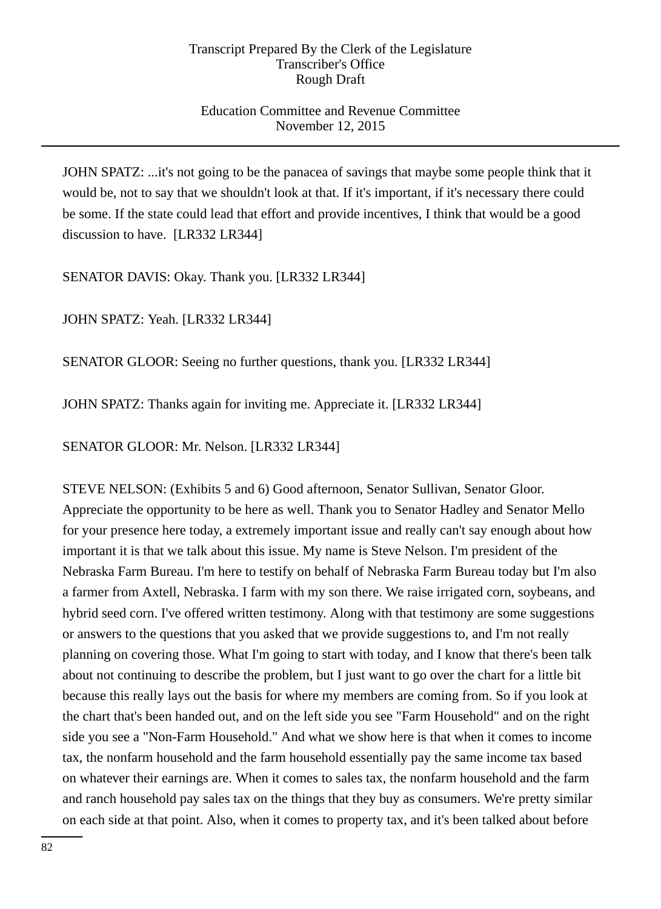JOHN SPATZ: ...it's not going to be the panacea of savings that maybe some people think that it would be, not to say that we shouldn't look at that. If it's important, if it's necessary there could be some. If the state could lead that effort and provide incentives, I think that would be a good discussion to have. [LR332 LR344]

SENATOR DAVIS: Okay. Thank you. [LR332 LR344]

JOHN SPATZ: Yeah. [LR332 LR344]

SENATOR GLOOR: Seeing no further questions, thank you. [LR332 LR344]

JOHN SPATZ: Thanks again for inviting me. Appreciate it. [LR332 LR344]

SENATOR GLOOR: Mr. Nelson. [LR332 LR344]

STEVE NELSON: (Exhibits 5 and 6) Good afternoon, Senator Sullivan, Senator Gloor. Appreciate the opportunity to be here as well. Thank you to Senator Hadley and Senator Mello for your presence here today, a extremely important issue and really can't say enough about how important it is that we talk about this issue. My name is Steve Nelson. I'm president of the Nebraska Farm Bureau. I'm here to testify on behalf of Nebraska Farm Bureau today but I'm also a farmer from Axtell, Nebraska. I farm with my son there. We raise irrigated corn, soybeans, and hybrid seed corn. I've offered written testimony. Along with that testimony are some suggestions or answers to the questions that you asked that we provide suggestions to, and I'm not really planning on covering those. What I'm going to start with today, and I know that there's been talk about not continuing to describe the problem, but I just want to go over the chart for a little bit because this really lays out the basis for where my members are coming from. So if you look at the chart that's been handed out, and on the left side you see "Farm Household" and on the right side you see a "Non-Farm Household." And what we show here is that when it comes to income tax, the nonfarm household and the farm household essentially pay the same income tax based on whatever their earnings are. When it comes to sales tax, the nonfarm household and the farm and ranch household pay sales tax on the things that they buy as consumers. We're pretty similar on each side at that point. Also, when it comes to property tax, and it's been talked about before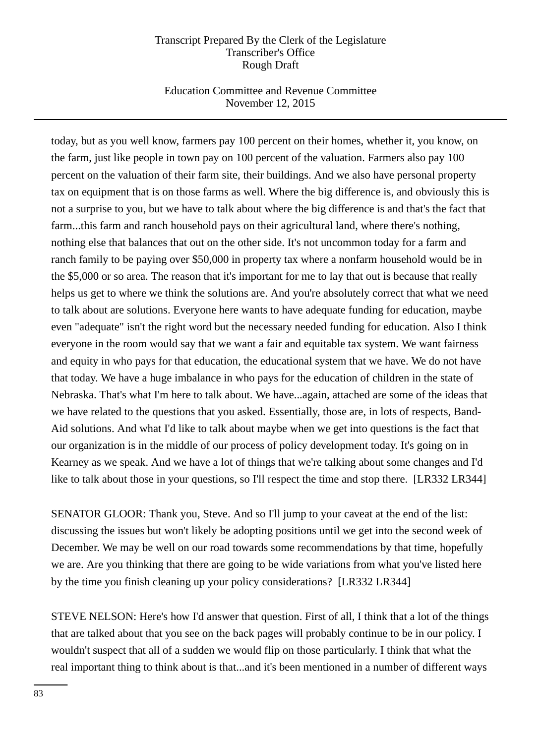today, but as you well know, farmers pay 100 percent on their homes, whether it, you know, on the farm, just like people in town pay on 100 percent of the valuation. Farmers also pay 100 percent on the valuation of their farm site, their buildings. And we also have personal property tax on equipment that is on those farms as well. Where the big difference is, and obviously this is not a surprise to you, but we have to talk about where the big difference is and that's the fact that farm...this farm and ranch household pays on their agricultural land, where there's nothing, nothing else that balances that out on the other side. It's not uncommon today for a farm and ranch family to be paying over $50,000 in property tax where a nonfarm household would be in the $5,000 or so area. The reason that it's important for me to lay that out is because that really helps us get to where we think the solutions are. And you're absolutely correct that what we need to talk about are solutions. Everyone here wants to have adequate funding for education, maybe even "adequate" isn't the right word but the necessary needed funding for education. Also I think everyone in the room would say that we want a fair and equitable tax system. We want fairness and equity in who pays for that education, the educational system that we have. We do not have that today. We have a huge imbalance in who pays for the education of children in the state of Nebraska. That's what I'm here to talk about. We have...again, attached are some of the ideas that we have related to the questions that you asked. Essentially, those are, in lots of respects, Band-Aid solutions. And what I'd like to talk about maybe when we get into questions is the fact that our organization is in the middle of our process of policy development today. It's going on in Kearney as we speak. And we have a lot of things that we're talking about some changes and I'd like to talk about those in your questions, so I'll respect the time and stop there. [LR332 LR344]

SENATOR GLOOR: Thank you, Steve. And so I'll jump to your caveat at the end of the list: discussing the issues but won't likely be adopting positions until we get into the second week of December. We may be well on our road towards some recommendations by that time, hopefully we are. Are you thinking that there are going to be wide variations from what you've listed here by the time you finish cleaning up your policy considerations? [LR332 LR344]

STEVE NELSON: Here's how I'd answer that question. First of all, I think that a lot of the things that are talked about that you see on the back pages will probably continue to be in our policy. I wouldn't suspect that all of a sudden we would flip on those particularly. I think that what the real important thing to think about is that...and it's been mentioned in a number of different ways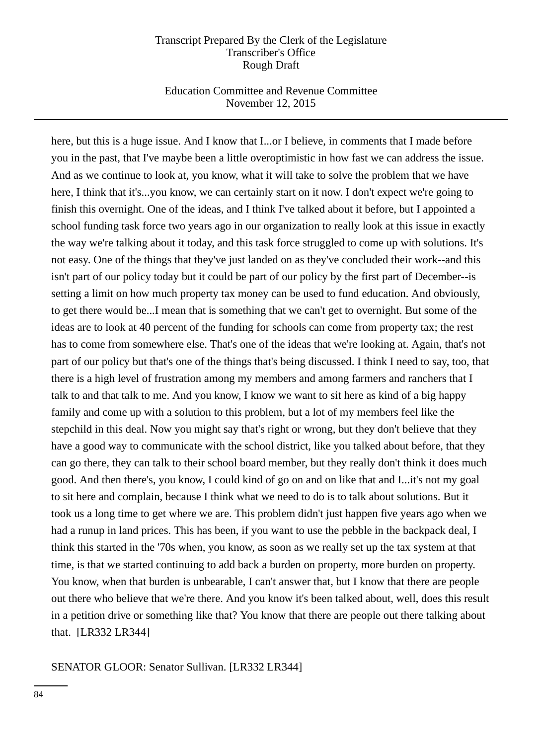here, but this is a huge issue. And I know that I...or I believe, in comments that I made before you in the past, that I've maybe been a little overoptimistic in how fast we can address the issue. And as we continue to look at, you know, what it will take to solve the problem that we have here, I think that it's...you know, we can certainly start on it now. I don't expect we're going to finish this overnight. One of the ideas, and I think I've talked about it before, but I appointed a school funding task force two years ago in our organization to really look at this issue in exactly the way we're talking about it today, and this task force struggled to come up with solutions. It's not easy. One of the things that they've just landed on as they've concluded their work--and this isn't part of our policy today but it could be part of our policy by the first part of December--is setting a limit on how much property tax money can be used to fund education. And obviously, to get there would be...I mean that is something that we can't get to overnight. But some of the ideas are to look at 40 percent of the funding for schools can come from property tax; the rest has to come from somewhere else. That's one of the ideas that we're looking at. Again, that's not part of our policy but that's one of the things that's being discussed. I think I need to say, too, that there is a high level of frustration among my members and among farmers and ranchers that I talk to and that talk to me. And you know, I know we want to sit here as kind of a big happy family and come up with a solution to this problem, but a lot of my members feel like the stepchild in this deal. Now you might say that's right or wrong, but they don't believe that they have a good way to communicate with the school district, like you talked about before, that they can go there, they can talk to their school board member, but they really don't think it does much good. And then there's, you know, I could kind of go on and on like that and I...it's not my goal to sit here and complain, because I think what we need to do is to talk about solutions. But it took us a long time to get where we are. This problem didn't just happen five years ago when we had a runup in land prices. This has been, if you want to use the pebble in the backpack deal, I think this started in the '70s when, you know, as soon as we really set up the tax system at that time, is that we started continuing to add back a burden on property, more burden on property. You know, when that burden is unbearable, I can't answer that, but I know that there are people out there who believe that we're there. And you know it's been talked about, well, does this result in a petition drive or something like that? You know that there are people out there talking about that. [LR332 LR344]

SENATOR GLOOR: Senator Sullivan. [LR332 LR344]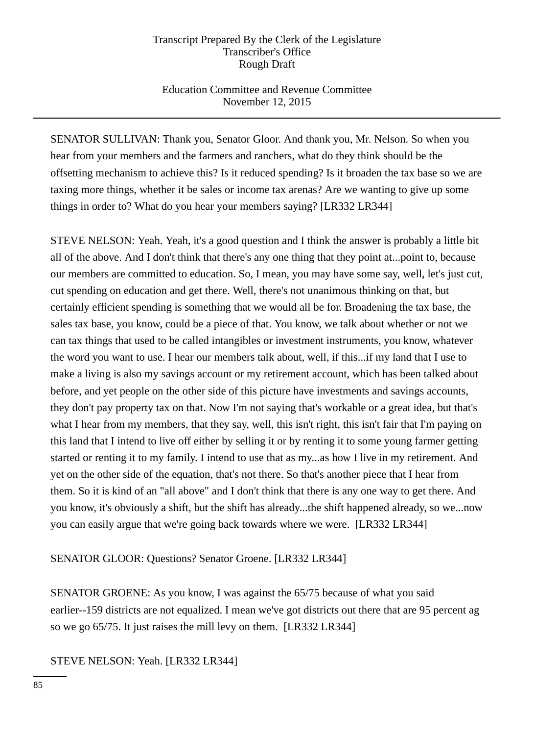SENATOR SULLIVAN: Thank you, Senator Gloor. And thank you, Mr. Nelson. So when you hear from your members and the farmers and ranchers, what do they think should be the offsetting mechanism to achieve this? Is it reduced spending? Is it broaden the tax base so we are taxing more things, whether it be sales or income tax arenas? Are we wanting to give up some things in order to? What do you hear your members saying? [LR332 LR344]

STEVE NELSON: Yeah. Yeah, it's a good question and I think the answer is probably a little bit all of the above. And I don't think that there's any one thing that they point at...point to, because our members are committed to education. So, I mean, you may have some say, well, let's just cut, cut spending on education and get there. Well, there's not unanimous thinking on that, but certainly efficient spending is something that we would all be for. Broadening the tax base, the sales tax base, you know, could be a piece of that. You know, we talk about whether or not we can tax things that used to be called intangibles or investment instruments, you know, whatever the word you want to use. I hear our members talk about, well, if this...if my land that I use to make a living is also my savings account or my retirement account, which has been talked about before, and yet people on the other side of this picture have investments and savings accounts, they don't pay property tax on that. Now I'm not saying that's workable or a great idea, but that's what I hear from my members, that they say, well, this isn't right, this isn't fair that I'm paying on this land that I intend to live off either by selling it or by renting it to some young farmer getting started or renting it to my family. I intend to use that as my...as how I live in my retirement. And yet on the other side of the equation, that's not there. So that's another piece that I hear from them. So it is kind of an "all above" and I don't think that there is any one way to get there. And you know, it's obviously a shift, but the shift has already...the shift happened already, so we...now you can easily argue that we're going back towards where we were. [LR332 LR344]

SENATOR GLOOR: Questions? Senator Groene. [LR332 LR344]

SENATOR GROENE: As you know, I was against the 65/75 because of what you said earlier--159 districts are not equalized. I mean we've got districts out there that are 95 percent ag so we go 65/75. It just raises the mill levy on them. [LR332 LR344]

STEVE NELSON: Yeah. [LR332 LR344]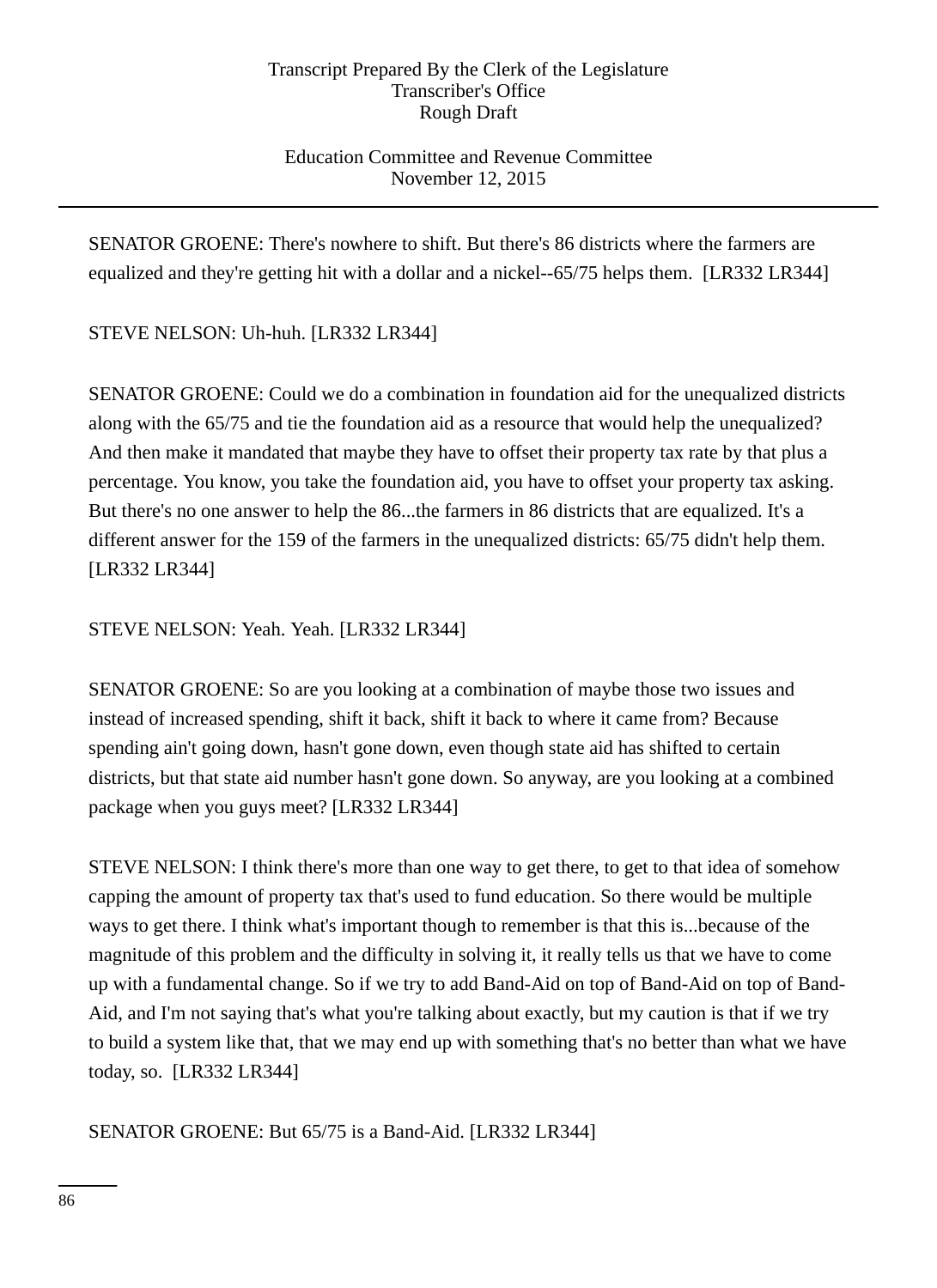SENATOR GROENE: There's nowhere to shift. But there's 86 districts where the farmers are equalized and they're getting hit with a dollar and a nickel--65/75 helps them. [LR332 LR344]

STEVE NELSON: Uh-huh. [LR332 LR344]

SENATOR GROENE: Could we do a combination in foundation aid for the unequalized districts along with the 65/75 and tie the foundation aid as a resource that would help the unequalized? And then make it mandated that maybe they have to offset their property tax rate by that plus a percentage. You know, you take the foundation aid, you have to offset your property tax asking. But there's no one answer to help the 86...the farmers in 86 districts that are equalized. It's a different answer for the 159 of the farmers in the unequalized districts: 65/75 didn't help them. [LR332 LR344]

STEVE NELSON: Yeah. Yeah. [LR332 LR344]

SENATOR GROENE: So are you looking at a combination of maybe those two issues and instead of increased spending, shift it back, shift it back to where it came from? Because spending ain't going down, hasn't gone down, even though state aid has shifted to certain districts, but that state aid number hasn't gone down. So anyway, are you looking at a combined package when you guys meet? [LR332 LR344]

STEVE NELSON: I think there's more than one way to get there, to get to that idea of somehow capping the amount of property tax that's used to fund education. So there would be multiple ways to get there. I think what's important though to remember is that this is...because of the magnitude of this problem and the difficulty in solving it, it really tells us that we have to come up with a fundamental change. So if we try to add Band-Aid on top of Band-Aid on top of Band-Aid, and I'm not saying that's what you're talking about exactly, but my caution is that if we try to build a system like that, that we may end up with something that's no better than what we have today, so. [LR332 LR344]

SENATOR GROENE: But 65/75 is a Band-Aid. [LR332 LR344]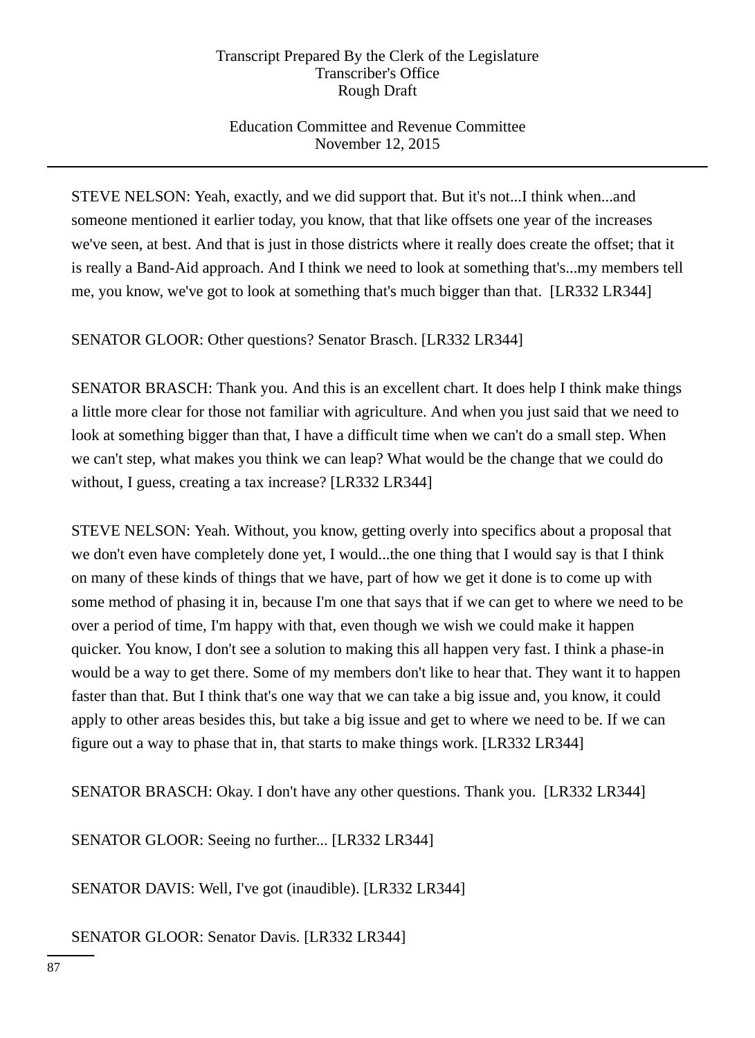STEVE NELSON: Yeah, exactly, and we did support that. But it's not...I think when...and someone mentioned it earlier today, you know, that that like offsets one year of the increases we've seen, at best. And that is just in those districts where it really does create the offset; that it is really a Band-Aid approach. And I think we need to look at something that's...my members tell me, you know, we've got to look at something that's much bigger than that. [LR332 LR344]

SENATOR GLOOR: Other questions? Senator Brasch. [LR332 LR344]

SENATOR BRASCH: Thank you. And this is an excellent chart. It does help I think make things a little more clear for those not familiar with agriculture. And when you just said that we need to look at something bigger than that, I have a difficult time when we can't do a small step. When we can't step, what makes you think we can leap? What would be the change that we could do without, I guess, creating a tax increase? [LR332 LR344]

STEVE NELSON: Yeah. Without, you know, getting overly into specifics about a proposal that we don't even have completely done yet, I would...the one thing that I would say is that I think on many of these kinds of things that we have, part of how we get it done is to come up with some method of phasing it in, because I'm one that says that if we can get to where we need to be over a period of time, I'm happy with that, even though we wish we could make it happen quicker. You know, I don't see a solution to making this all happen very fast. I think a phase-in would be a way to get there. Some of my members don't like to hear that. They want it to happen faster than that. But I think that's one way that we can take a big issue and, you know, it could apply to other areas besides this, but take a big issue and get to where we need to be. If we can figure out a way to phase that in, that starts to make things work. [LR332 LR344]

SENATOR BRASCH: Okay. I don't have any other questions. Thank you. [LR332 LR344]

SENATOR GLOOR: Seeing no further... [LR332 LR344]

SENATOR DAVIS: Well, I've got (inaudible). [LR332 LR344]

SENATOR GLOOR: Senator Davis. [LR332 LR344]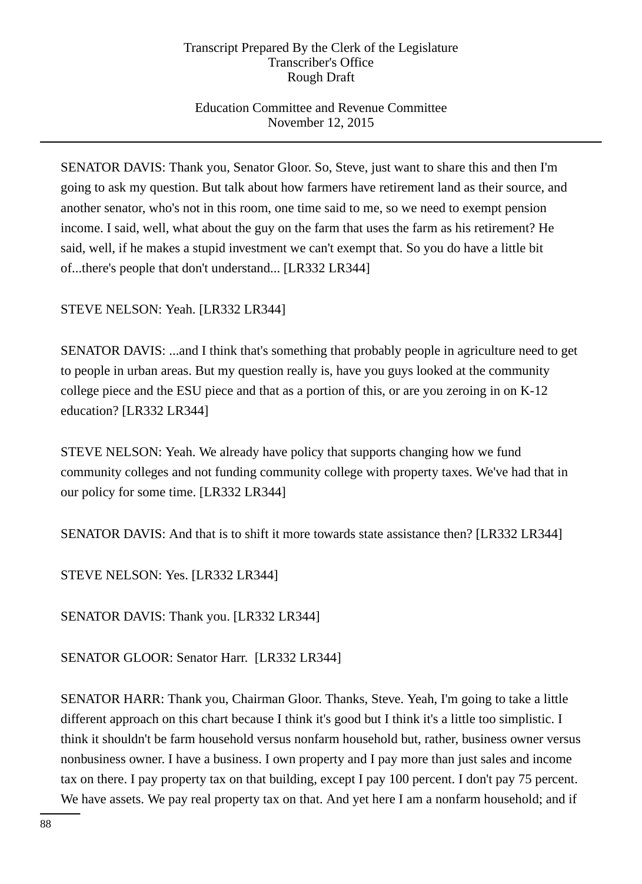SENATOR DAVIS: Thank you, Senator Gloor. So, Steve, just want to share this and then I'm going to ask my question. But talk about how farmers have retirement land as their source, and another senator, who's not in this room, one time said to me, so we need to exempt pension income. I said, well, what about the guy on the farm that uses the farm as his retirement? He said, well, if he makes a stupid investment we can't exempt that. So you do have a little bit of...there's people that don't understand... [LR332 LR344]

STEVE NELSON: Yeah. [LR332 LR344]

SENATOR DAVIS: ...and I think that's something that probably people in agriculture need to get to people in urban areas. But my question really is, have you guys looked at the community college piece and the ESU piece and that as a portion of this, or are you zeroing in on K-12 education? [LR332 LR344]

STEVE NELSON: Yeah. We already have policy that supports changing how we fund community colleges and not funding community college with property taxes. We've had that in our policy for some time. [LR332 LR344]

SENATOR DAVIS: And that is to shift it more towards state assistance then? [LR332 LR344]

STEVE NELSON: Yes. [LR332 LR344]

SENATOR DAVIS: Thank you. [LR332 LR344]

SENATOR GLOOR: Senator Harr. [LR332 LR344]

SENATOR HARR: Thank you, Chairman Gloor. Thanks, Steve. Yeah, I'm going to take a little different approach on this chart because I think it's good but I think it's a little too simplistic. I think it shouldn't be farm household versus nonfarm household but, rather, business owner versus nonbusiness owner. I have a business. I own property and I pay more than just sales and income tax on there. I pay property tax on that building, except I pay 100 percent. I don't pay 75 percent. We have assets. We pay real property tax on that. And yet here I am a nonfarm household; and if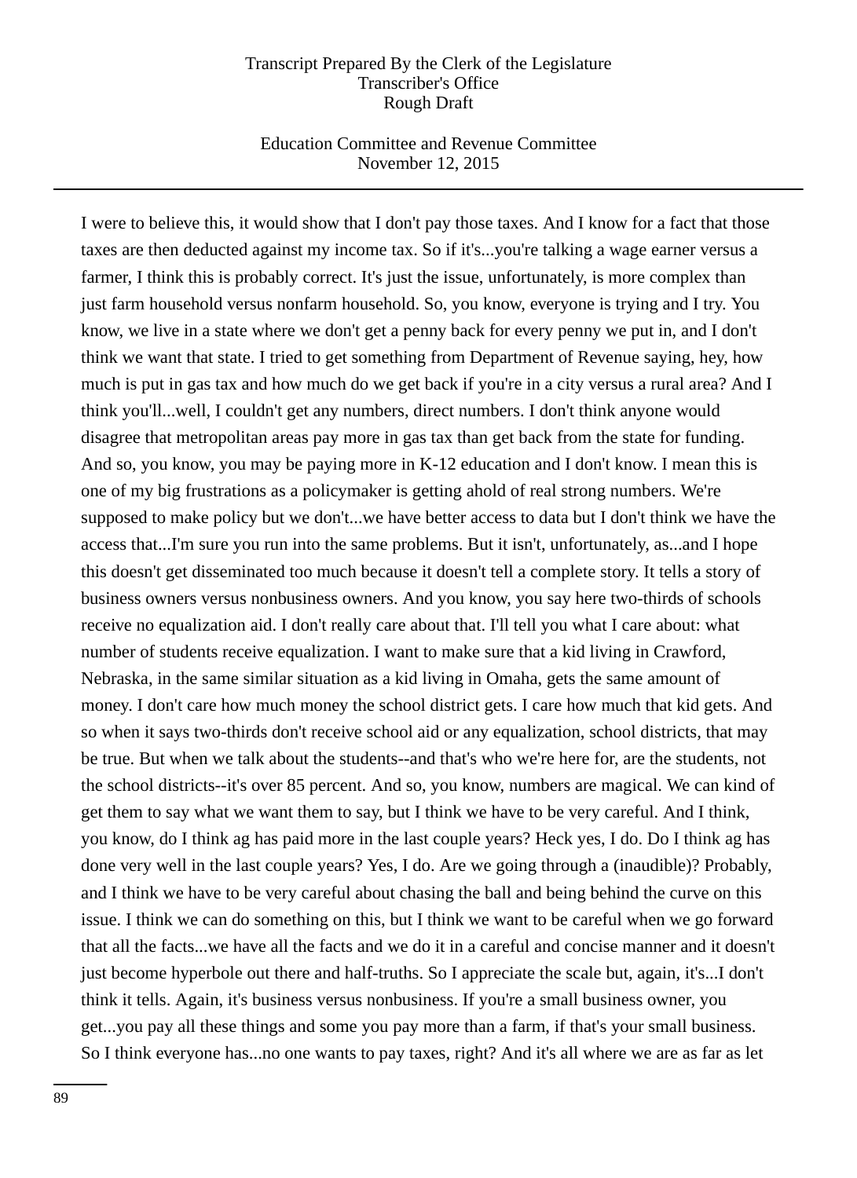I were to believe this, it would show that I don't pay those taxes. And I know for a fact that those taxes are then deducted against my income tax. So if it's...you're talking a wage earner versus a farmer, I think this is probably correct. It's just the issue, unfortunately, is more complex than just farm household versus nonfarm household. So, you know, everyone is trying and I try. You know, we live in a state where we don't get a penny back for every penny we put in, and I don't think we want that state. I tried to get something from Department of Revenue saying, hey, how much is put in gas tax and how much do we get back if you're in a city versus a rural area? And I think you'll...well, I couldn't get any numbers, direct numbers. I don't think anyone would disagree that metropolitan areas pay more in gas tax than get back from the state for funding. And so, you know, you may be paying more in K-12 education and I don't know. I mean this is one of my big frustrations as a policymaker is getting ahold of real strong numbers. We're supposed to make policy but we don't...we have better access to data but I don't think we have the access that...I'm sure you run into the same problems. But it isn't, unfortunately, as...and I hope this doesn't get disseminated too much because it doesn't tell a complete story. It tells a story of business owners versus nonbusiness owners. And you know, you say here two-thirds of schools receive no equalization aid. I don't really care about that. I'll tell you what I care about: what number of students receive equalization. I want to make sure that a kid living in Crawford, Nebraska, in the same similar situation as a kid living in Omaha, gets the same amount of money. I don't care how much money the school district gets. I care how much that kid gets. And so when it says two-thirds don't receive school aid or any equalization, school districts, that may be true. But when we talk about the students--and that's who we're here for, are the students, not the school districts--it's over 85 percent. And so, you know, numbers are magical. We can kind of get them to say what we want them to say, but I think we have to be very careful. And I think, you know, do I think ag has paid more in the last couple years? Heck yes, I do. Do I think ag has done very well in the last couple years? Yes, I do. Are we going through a (inaudible)? Probably, and I think we have to be very careful about chasing the ball and being behind the curve on this issue. I think we can do something on this, but I think we want to be careful when we go forward that all the facts...we have all the facts and we do it in a careful and concise manner and it doesn't just become hyperbole out there and half-truths. So I appreciate the scale but, again, it's...I don't think it tells. Again, it's business versus nonbusiness. If you're a small business owner, you get...you pay all these things and some you pay more than a farm, if that's your small business. So I think everyone has...no one wants to pay taxes, right? And it's all where we are as far as let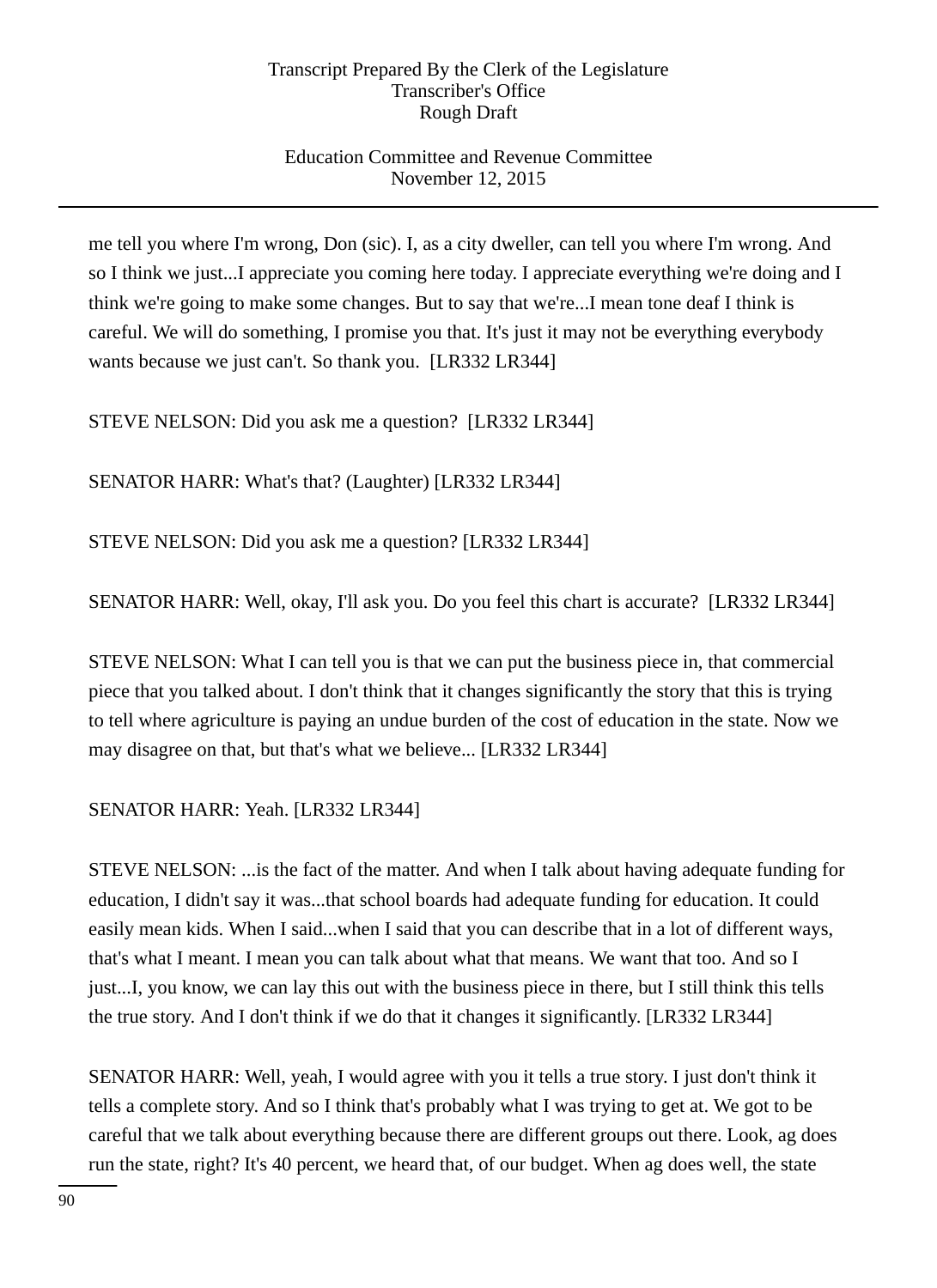me tell you where I'm wrong, Don (sic). I, as a city dweller, can tell you where I'm wrong. And so I think we just...I appreciate you coming here today. I appreciate everything we're doing and I think we're going to make some changes. But to say that we're...I mean tone deaf I think is careful. We will do something, I promise you that. It's just it may not be everything everybody wants because we just can't. So thank you. [LR332 LR344]

STEVE NELSON: Did you ask me a question? [LR332 LR344]

SENATOR HARR: What's that? (Laughter) [LR332 LR344]

STEVE NELSON: Did you ask me a question? [LR332 LR344]

SENATOR HARR: Well, okay, I'll ask you. Do you feel this chart is accurate? [LR332 LR344]

STEVE NELSON: What I can tell you is that we can put the business piece in, that commercial piece that you talked about. I don't think that it changes significantly the story that this is trying to tell where agriculture is paying an undue burden of the cost of education in the state. Now we may disagree on that, but that's what we believe... [LR332 LR344]

SENATOR HARR: Yeah. [LR332 LR344]

STEVE NELSON: ...is the fact of the matter. And when I talk about having adequate funding for education, I didn't say it was...that school boards had adequate funding for education. It could easily mean kids. When I said...when I said that you can describe that in a lot of different ways, that's what I meant. I mean you can talk about what that means. We want that too. And so I just...I, you know, we can lay this out with the business piece in there, but I still think this tells the true story. And I don't think if we do that it changes it significantly. [LR332 LR344]

SENATOR HARR: Well, yeah, I would agree with you it tells a true story. I just don't think it tells a complete story. And so I think that's probably what I was trying to get at. We got to be careful that we talk about everything because there are different groups out there. Look, ag does run the state, right? It's 40 percent, we heard that, of our budget. When ag does well, the state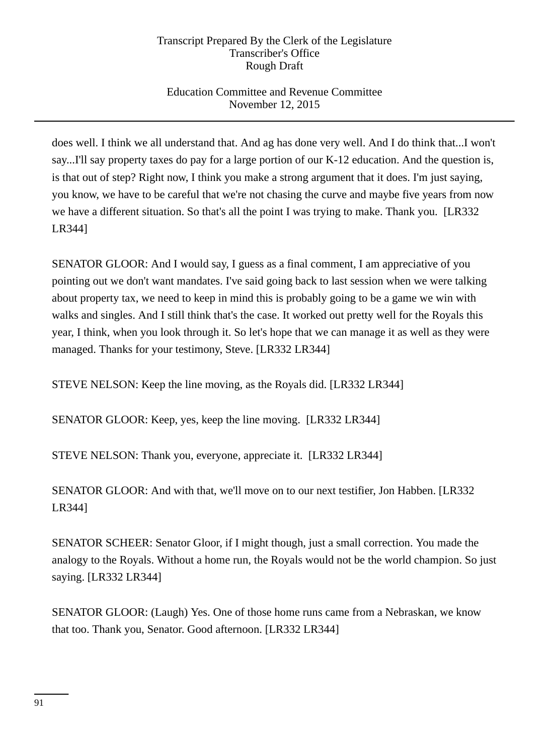does well. I think we all understand that. And ag has done very well. And I do think that...I won't say...I'll say property taxes do pay for a large portion of our K-12 education. And the question is, is that out of step? Right now, I think you make a strong argument that it does. I'm just saying, you know, we have to be careful that we're not chasing the curve and maybe five years from now we have a different situation. So that's all the point I was trying to make. Thank you. [LR332 LR344]

SENATOR GLOOR: And I would say, I guess as a final comment, I am appreciative of you pointing out we don't want mandates. I've said going back to last session when we were talking about property tax, we need to keep in mind this is probably going to be a game we win with walks and singles. And I still think that's the case. It worked out pretty well for the Royals this year, I think, when you look through it. So let's hope that we can manage it as well as they were managed. Thanks for your testimony, Steve. [LR332 LR344]

STEVE NELSON: Keep the line moving, as the Royals did. [LR332 LR344]

SENATOR GLOOR: Keep, yes, keep the line moving. [LR332 LR344]

STEVE NELSON: Thank you, everyone, appreciate it. [LR332 LR344]

SENATOR GLOOR: And with that, we'll move on to our next testifier, Jon Habben. [LR332 LR344]

SENATOR SCHEER: Senator Gloor, if I might though, just a small correction. You made the analogy to the Royals. Without a home run, the Royals would not be the world champion. So just saying. [LR332 LR344]

SENATOR GLOOR: (Laugh) Yes. One of those home runs came from a Nebraskan, we know that too. Thank you, Senator. Good afternoon. [LR332 LR344]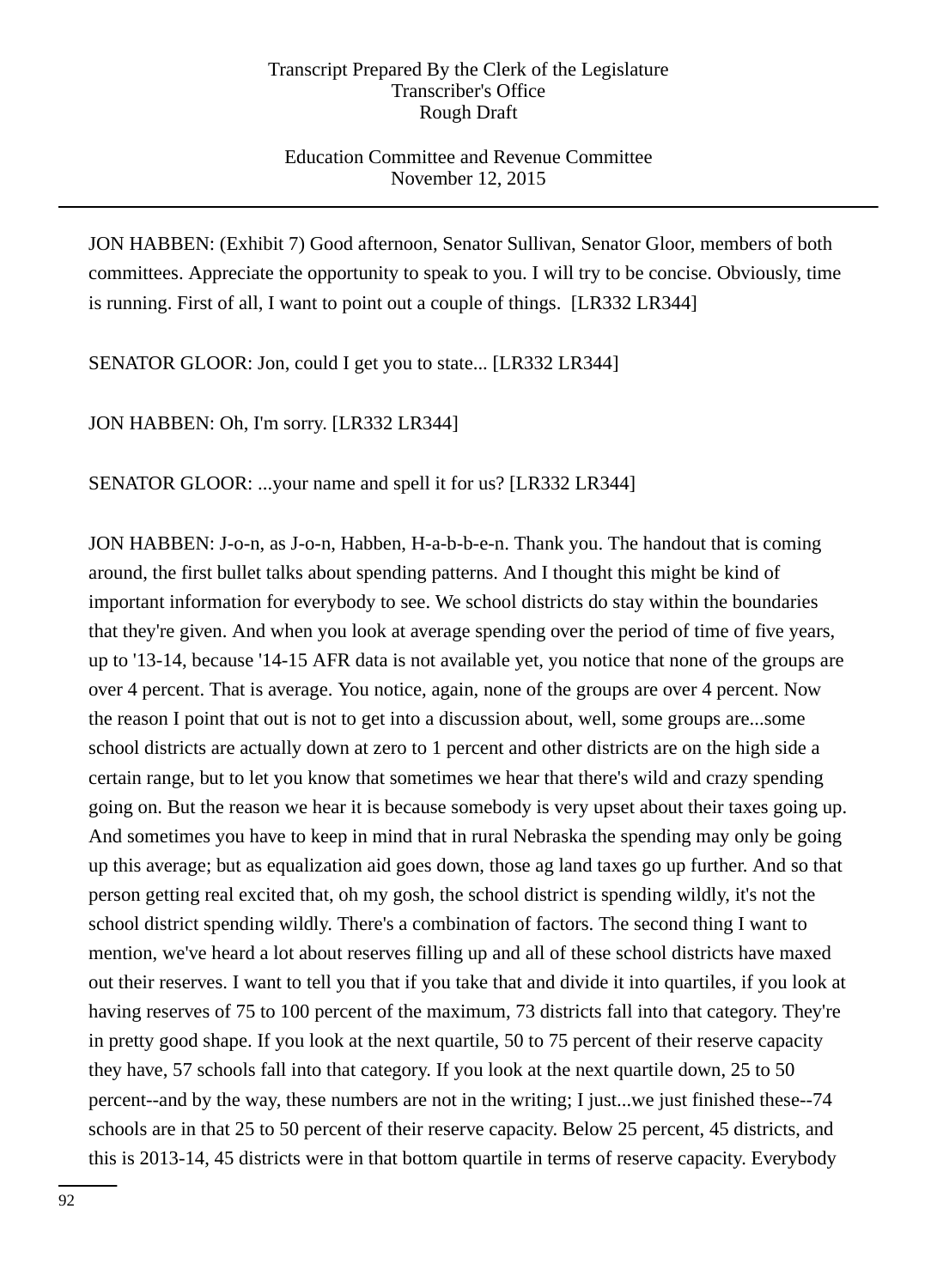JON HABBEN: (Exhibit 7) Good afternoon, Senator Sullivan, Senator Gloor, members of both committees. Appreciate the opportunity to speak to you. I will try to be concise. Obviously, time is running. First of all, I want to point out a couple of things. [LR332 LR344]

SENATOR GLOOR: Jon, could I get you to state... [LR332 LR344]

JON HABBEN: Oh, I'm sorry. [LR332 LR344]

SENATOR GLOOR: ...your name and spell it for us? [LR332 LR344]

JON HABBEN: J-o-n, as J-o-n, Habben, H-a-b-b-e-n. Thank you. The handout that is coming around, the first bullet talks about spending patterns. And I thought this might be kind of important information for everybody to see. We school districts do stay within the boundaries that they're given. And when you look at average spending over the period of time of five years, up to '13-14, because '14-15 AFR data is not available yet, you notice that none of the groups are over 4 percent. That is average. You notice, again, none of the groups are over 4 percent. Now the reason I point that out is not to get into a discussion about, well, some groups are...some school districts are actually down at zero to 1 percent and other districts are on the high side a certain range, but to let you know that sometimes we hear that there's wild and crazy spending going on. But the reason we hear it is because somebody is very upset about their taxes going up. And sometimes you have to keep in mind that in rural Nebraska the spending may only be going up this average; but as equalization aid goes down, those ag land taxes go up further. And so that person getting real excited that, oh my gosh, the school district is spending wildly, it's not the school district spending wildly. There's a combination of factors. The second thing I want to mention, we've heard a lot about reserves filling up and all of these school districts have maxed out their reserves. I want to tell you that if you take that and divide it into quartiles, if you look at having reserves of 75 to 100 percent of the maximum, 73 districts fall into that category. They're in pretty good shape. If you look at the next quartile, 50 to 75 percent of their reserve capacity they have, 57 schools fall into that category. If you look at the next quartile down, 25 to 50 percent--and by the way, these numbers are not in the writing; I just...we just finished these--74 schools are in that 25 to 50 percent of their reserve capacity. Below 25 percent, 45 districts, and this is 2013-14, 45 districts were in that bottom quartile in terms of reserve capacity. Everybody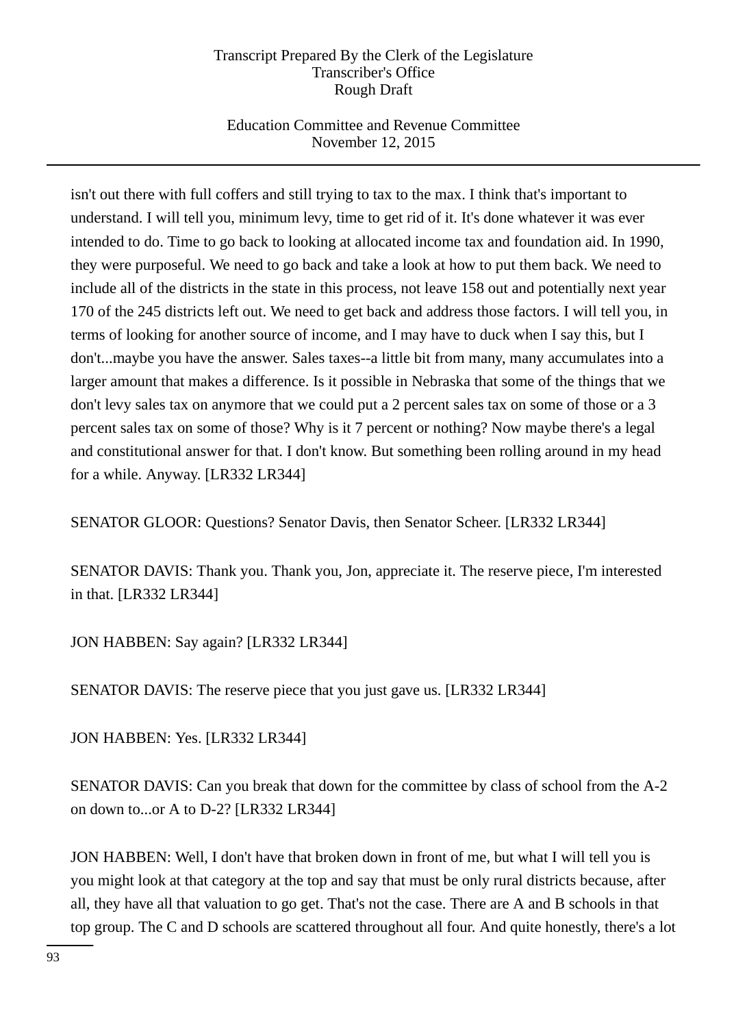isn't out there with full coffers and still trying to tax to the max. I think that's important to understand. I will tell you, minimum levy, time to get rid of it. It's done whatever it was ever intended to do. Time to go back to looking at allocated income tax and foundation aid. In 1990, they were purposeful. We need to go back and take a look at how to put them back. We need to include all of the districts in the state in this process, not leave 158 out and potentially next year 170 of the 245 districts left out. We need to get back and address those factors. I will tell you, in terms of looking for another source of income, and I may have to duck when I say this, but I don't...maybe you have the answer. Sales taxes--a little bit from many, many accumulates into a larger amount that makes a difference. Is it possible in Nebraska that some of the things that we don't levy sales tax on anymore that we could put a 2 percent sales tax on some of those or a 3 percent sales tax on some of those? Why is it 7 percent or nothing? Now maybe there's a legal and constitutional answer for that. I don't know. But something been rolling around in my head for a while. Anyway. [LR332 LR344]

SENATOR GLOOR: Questions? Senator Davis, then Senator Scheer. [LR332 LR344]

SENATOR DAVIS: Thank you. Thank you, Jon, appreciate it. The reserve piece, I'm interested in that. [LR332 LR344]

JON HABBEN: Say again? [LR332 LR344]

SENATOR DAVIS: The reserve piece that you just gave us. [LR332 LR344]

JON HABBEN: Yes. [LR332 LR344]

SENATOR DAVIS: Can you break that down for the committee by class of school from the A-2 on down to...or A to D-2? [LR332 LR344]

JON HABBEN: Well, I don't have that broken down in front of me, but what I will tell you is you might look at that category at the top and say that must be only rural districts because, after all, they have all that valuation to go get. That's not the case. There are A and B schools in that top group. The C and D schools are scattered throughout all four. And quite honestly, there's a lot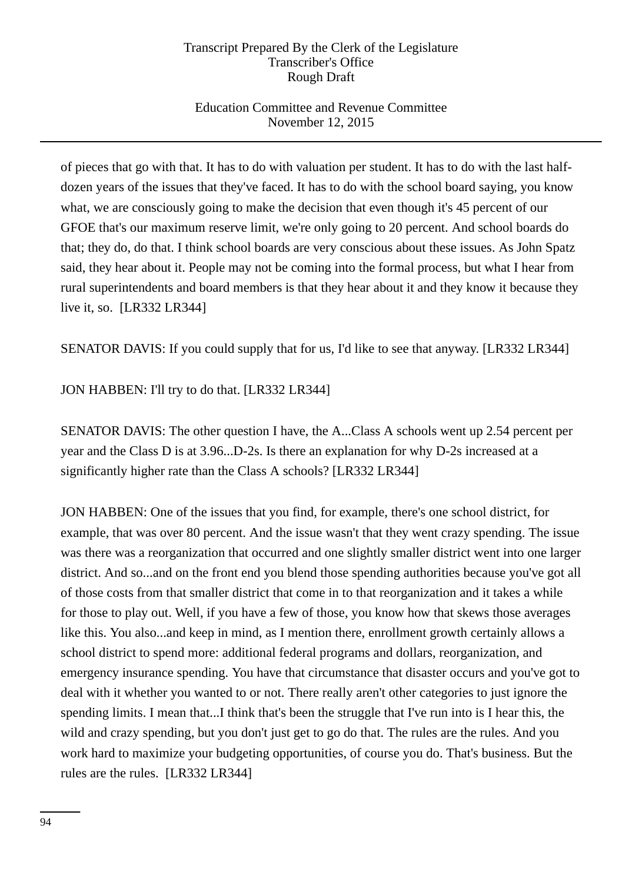of pieces that go with that. It has to do with valuation per student. It has to do with the last half-dozen years of the issues that they've faced. It has to do with the school board saying, you know what, we are consciously going to make the decision that even though it's 45 percent of our GFOE that's our maximum reserve limit, we're only going to 20 percent. And school boards do that; they do, do that. I think school boards are very conscious about these issues. As John Spatz said, they hear about it. People may not be coming into the formal process, but what I hear from rural superintendents and board members is that they hear about it and they know it because they live it, so. [LR332 LR344]

SENATOR DAVIS: If you could supply that for us, I'd like to see that anyway. [LR332 LR344]

JON HABBEN: I'll try to do that. [LR332 LR344]

SENATOR DAVIS: The other question I have, the A...Class A schools went up 2.54 percent per year and the Class D is at 3.96...D-2s. Is there an explanation for why D-2s increased at a significantly higher rate than the Class A schools? [LR332 LR344]

JON HABBEN: One of the issues that you find, for example, there's one school district, for example, that was over 80 percent. And the issue wasn't that they went crazy spending. The issue was there was a reorganization that occurred and one slightly smaller district went into one larger district. And so...and on the front end you blend those spending authorities because you've got all of those costs from that smaller district that come in to that reorganization and it takes a while for those to play out. Well, if you have a few of those, you know how that skews those averages like this. You also...and keep in mind, as I mention there, enrollment growth certainly allows a school district to spend more: additional federal programs and dollars, reorganization, and emergency insurance spending. You have that circumstance that disaster occurs and you've got to deal with it whether you wanted to or not. There really aren't other categories to just ignore the spending limits. I mean that...I think that's been the struggle that I've run into is I hear this, the wild and crazy spending, but you don't just get to go do that. The rules are the rules. And you work hard to maximize your budgeting opportunities, of course you do. That's business. But the rules are the rules. [LR332 LR344]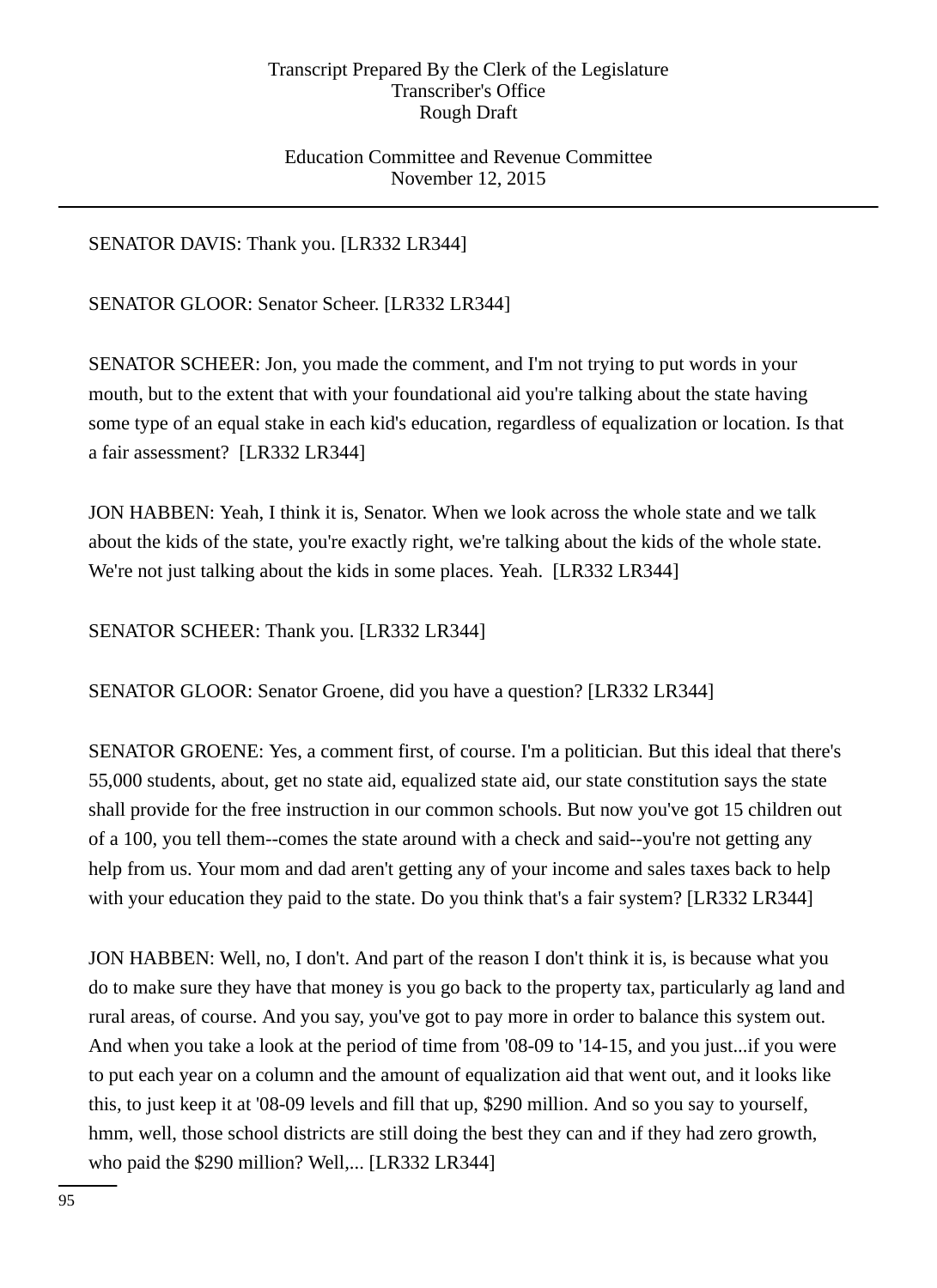SENATOR DAVIS: Thank you. [LR332 LR344]

SENATOR GLOOR: Senator Scheer. [LR332 LR344]

SENATOR SCHEER: Jon, you made the comment, and I'm not trying to put words in your mouth, but to the extent that with your foundational aid you're talking about the state having some type of an equal stake in each kid's education, regardless of equalization or location. Is that a fair assessment? [LR332 LR344]

JON HABBEN: Yeah, I think it is, Senator. When we look across the whole state and we talk about the kids of the state, you're exactly right, we're talking about the kids of the whole state. We're not just talking about the kids in some places. Yeah. [LR332 LR344]

SENATOR SCHEER: Thank you. [LR332 LR344]

SENATOR GLOOR: Senator Groene, did you have a question? [LR332 LR344]

SENATOR GROENE: Yes, a comment first, of course. I'm a politician. But this ideal that there's 55,000 students, about, get no state aid, equalized state aid, our state constitution says the state shall provide for the free instruction in our common schools. But now you've got 15 children out of a 100, you tell them--comes the state around with a check and said--you're not getting any help from us. Your mom and dad aren't getting any of your income and sales taxes back to help with your education they paid to the state. Do you think that's a fair system? [LR332 LR344]

JON HABBEN: Well, no, I don't. And part of the reason I don't think it is, is because what you do to make sure they have that money is you go back to the property tax, particularly ag land and rural areas, of course. And you say, you've got to pay more in order to balance this system out. And when you take a look at the period of time from '08-09 to '14-15, and you just...if you were to put each year on a column and the amount of equalization aid that went out, and it looks like this, to just keep it at '08-09 levels and fill that up, $290 million. And so you say to yourself, hmm, well, those school districts are still doing the best they can and if they had zero growth, who paid the $290 million? Well,... [LR332 LR344]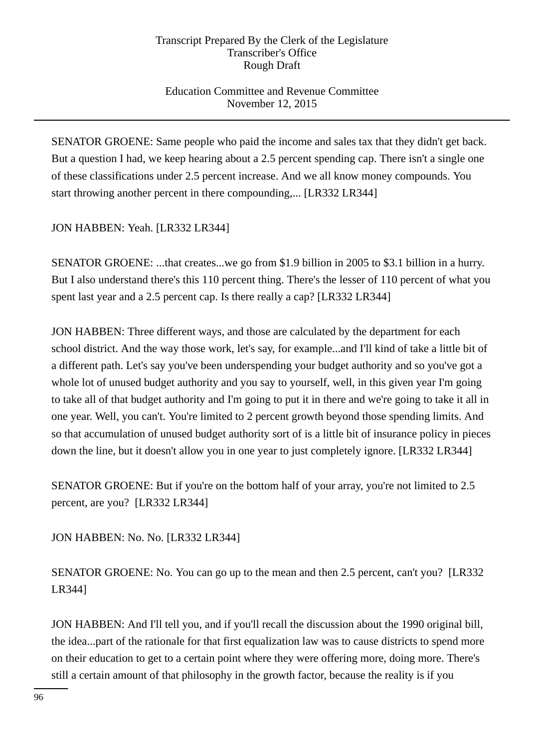SENATOR GROENE: Same people who paid the income and sales tax that they didn't get back. But a question I had, we keep hearing about a 2.5 percent spending cap. There isn't a single one of these classifications under 2.5 percent increase. And we all know money compounds. You start throwing another percent in there compounding,... [LR332 LR344]

JON HABBEN: Yeah. [LR332 LR344]

SENATOR GROENE: ...that creates...we go from $1.9 billion in 2005 to $3.1 billion in a hurry. But I also understand there's this 110 percent thing. There's the lesser of 110 percent of what you spent last year and a 2.5 percent cap. Is there really a cap? [LR332 LR344]

JON HABBEN: Three different ways, and those are calculated by the department for each school district. And the way those work, let's say, for example...and I'll kind of take a little bit of a different path. Let's say you've been underspending your budget authority and so you've got a whole lot of unused budget authority and you say to yourself, well, in this given year I'm going to take all of that budget authority and I'm going to put it in there and we're going to take it all in one year. Well, you can't. You're limited to 2 percent growth beyond those spending limits. And so that accumulation of unused budget authority sort of is a little bit of insurance policy in pieces down the line, but it doesn't allow you in one year to just completely ignore. [LR332 LR344]

SENATOR GROENE: But if you're on the bottom half of your array, you're not limited to 2.5 percent, are you? [LR332 LR344]

JON HABBEN: No. No. [LR332 LR344]

SENATOR GROENE: No. You can go up to the mean and then 2.5 percent, can't you? [LR332 LR344]

JON HABBEN: And I'll tell you, and if you'll recall the discussion about the 1990 original bill, the idea...part of the rationale for that first equalization law was to cause districts to spend more on their education to get to a certain point where they were offering more, doing more. There's still a certain amount of that philosophy in the growth factor, because the reality is if you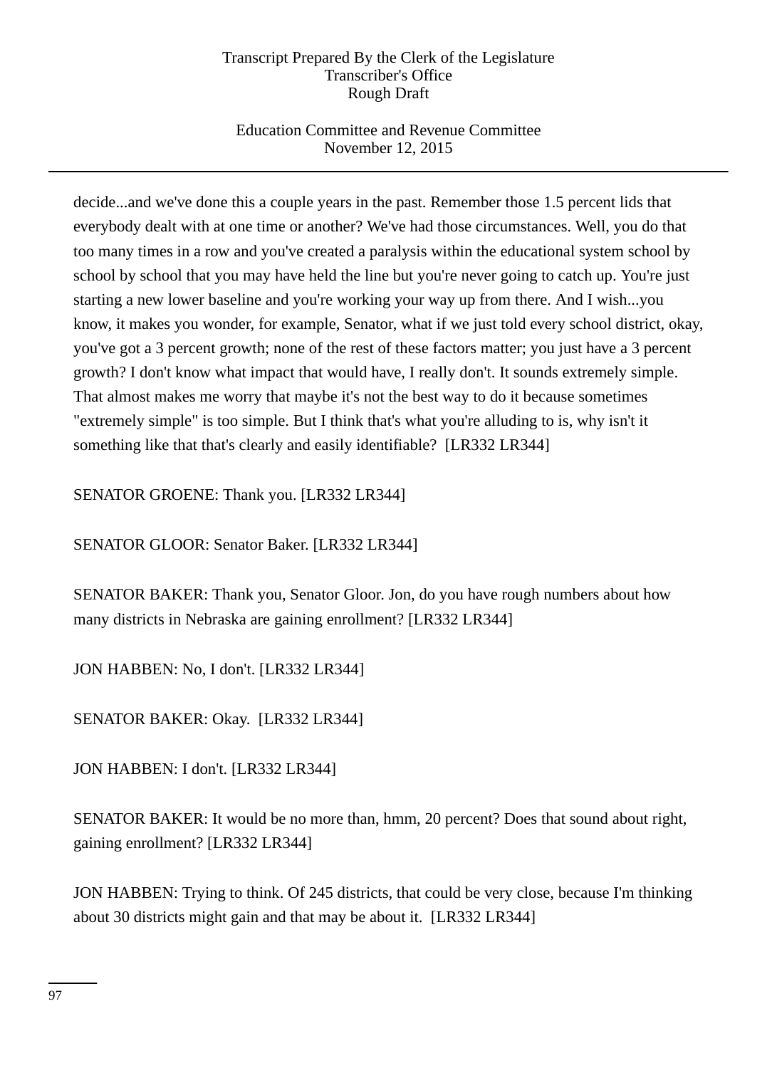decide...and we've done this a couple years in the past. Remember those 1.5 percent lids that everybody dealt with at one time or another? We've had those circumstances. Well, you do that too many times in a row and you've created a paralysis within the educational system school by school by school that you may have held the line but you're never going to catch up. You're just starting a new lower baseline and you're working your way up from there. And I wish...you know, it makes you wonder, for example, Senator, what if we just told every school district, okay, you've got a 3 percent growth; none of the rest of these factors matter; you just have a 3 percent growth? I don't know what impact that would have, I really don't. It sounds extremely simple. That almost makes me worry that maybe it's not the best way to do it because sometimes "extremely simple" is too simple. But I think that's what you're alluding to is, why isn't it something like that that's clearly and easily identifiable? [LR332 LR344]

SENATOR GROENE: Thank you. [LR332 LR344]

SENATOR GLOOR: Senator Baker. [LR332 LR344]

SENATOR BAKER: Thank you, Senator Gloor. Jon, do you have rough numbers about how many districts in Nebraska are gaining enrollment? [LR332 LR344]

JON HABBEN: No, I don't. [LR332 LR344]

SENATOR BAKER: Okay. [LR332 LR344]

JON HABBEN: I don't. [LR332 LR344]

SENATOR BAKER: It would be no more than, hmm, 20 percent? Does that sound about right, gaining enrollment? [LR332 LR344]

JON HABBEN: Trying to think. Of 245 districts, that could be very close, because I'm thinking about 30 districts might gain and that may be about it. [LR332 LR344]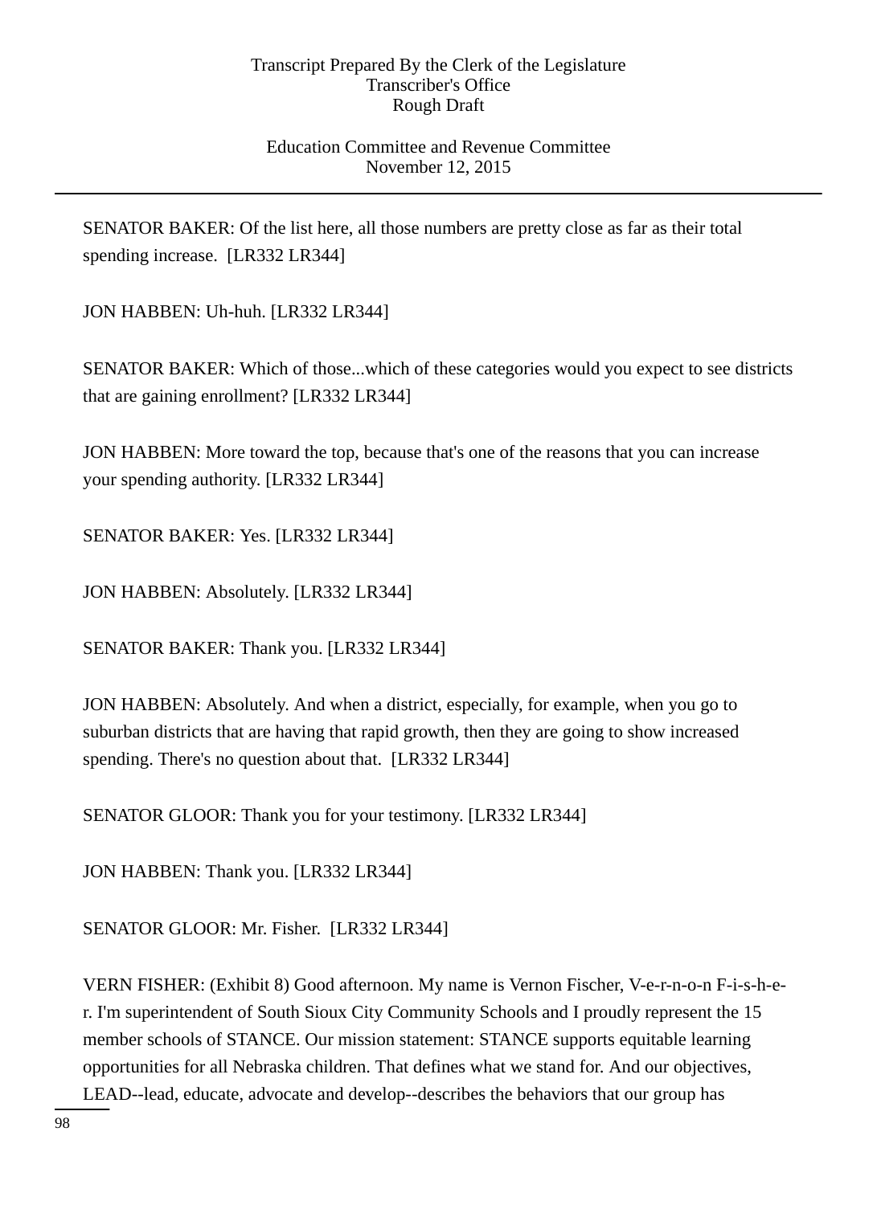SENATOR BAKER: Of the list here, all those numbers are pretty close as far as their total spending increase. [LR332 LR344]

JON HABBEN: Uh-huh. [LR332 LR344]

SENATOR BAKER: Which of those...which of these categories would you expect to see districts that are gaining enrollment? [LR332 LR344]

JON HABBEN: More toward the top, because that's one of the reasons that you can increase your spending authority. [LR332 LR344]

SENATOR BAKER: Yes. [LR332 LR344]

JON HABBEN: Absolutely. [LR332 LR344]

SENATOR BAKER: Thank you. [LR332 LR344]

JON HABBEN: Absolutely. And when a district, especially, for example, when you go to suburban districts that are having that rapid growth, then they are going to show increased spending. There's no question about that. [LR332 LR344]

SENATOR GLOOR: Thank you for your testimony. [LR332 LR344]

JON HABBEN: Thank you. [LR332 LR344]

SENATOR GLOOR: Mr. Fisher. [LR332 LR344]

VERN FISHER: (Exhibit 8) Good afternoon. My name is Vernon Fischer, V-e-r-n-o-n F-i-s-h-e-r. I'm superintendent of South Sioux City Community Schools and I proudly represent the 15 member schools of STANCE. Our mission statement: STANCE supports equitable learning opportunities for all Nebraska children. That defines what we stand for. And our objectives, LEAD--lead, educate, advocate and develop--describes the behaviors that our group has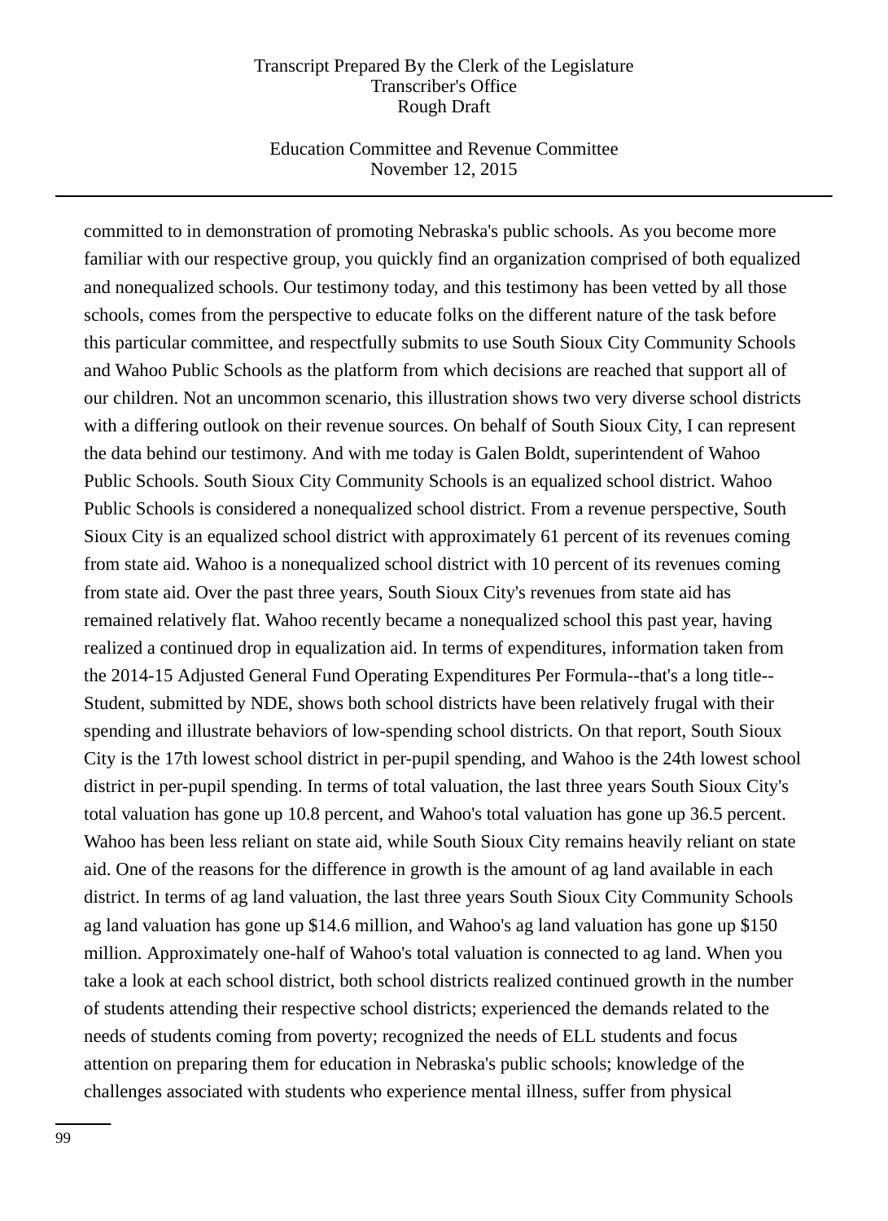committed to in demonstration of promoting Nebraska's public schools. As you become more familiar with our respective group, you quickly find an organization comprised of both equalized and nonequalized schools. Our testimony today, and this testimony has been vetted by all those schools, comes from the perspective to educate folks on the different nature of the task before this particular committee, and respectfully submits to use South Sioux City Community Schools and Wahoo Public Schools as the platform from which decisions are reached that support all of our children. Not an uncommon scenario, this illustration shows two very diverse school districts with a differing outlook on their revenue sources. On behalf of South Sioux City, I can represent the data behind our testimony. And with me today is Galen Boldt, superintendent of Wahoo Public Schools. South Sioux City Community Schools is an equalized school district. Wahoo Public Schools is considered a nonequalized school district. From a revenue perspective, South Sioux City is an equalized school district with approximately 61 percent of its revenues coming from state aid. Wahoo is a nonequalized school district with 10 percent of its revenues coming from state aid. Over the past three years, South Sioux City's revenues from state aid has remained relatively flat. Wahoo recently became a nonequalized school this past year, having realized a continued drop in equalization aid. In terms of expenditures, information taken from the 2014-15 Adjusted General Fund Operating Expenditures Per Formula--that's a long title--Student, submitted by NDE, shows both school districts have been relatively frugal with their spending and illustrate behaviors of low-spending school districts. On that report, South Sioux City is the 17th lowest school district in per-pupil spending, and Wahoo is the 24th lowest school district in per-pupil spending. In terms of total valuation, the last three years South Sioux City's total valuation has gone up 10.8 percent, and Wahoo's total valuation has gone up 36.5 percent. Wahoo has been less reliant on state aid, while South Sioux City remains heavily reliant on state aid. One of the reasons for the difference in growth is the amount of ag land available in each district. In terms of ag land valuation, the last three years South Sioux City Community Schools ag land valuation has gone up $14.6 million, and Wahoo's ag land valuation has gone up $150 million. Approximately one-half of Wahoo's total valuation is connected to ag land. When you take a look at each school district, both school districts realized continued growth in the number of students attending their respective school districts; experienced the demands related to the needs of students coming from poverty; recognized the needs of ELL students and focus attention on preparing them for education in Nebraska's public schools; knowledge of the challenges associated with students who experience mental illness, suffer from physical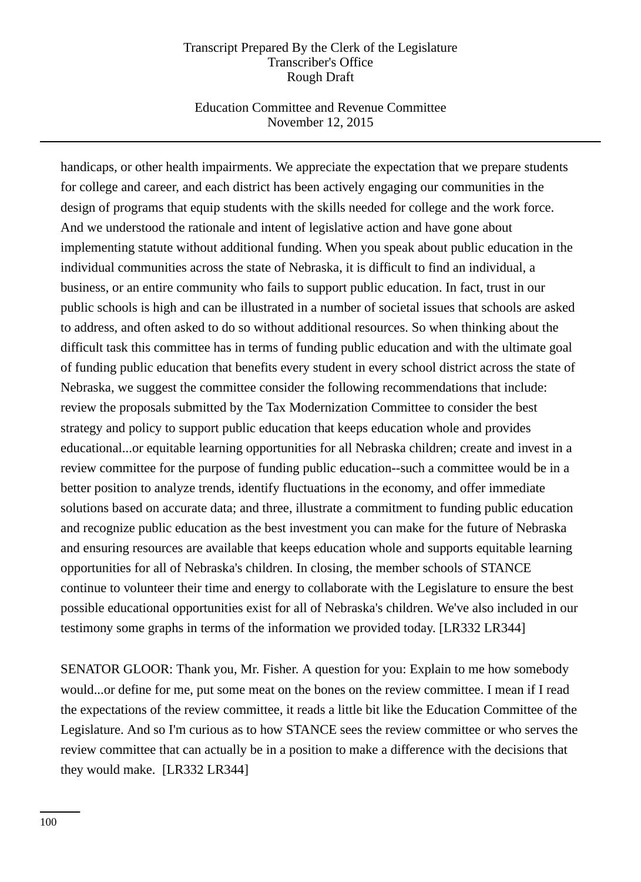handicaps, or other health impairments. We appreciate the expectation that we prepare students for college and career, and each district has been actively engaging our communities in the design of programs that equip students with the skills needed for college and the work force. And we understood the rationale and intent of legislative action and have gone about implementing statute without additional funding. When you speak about public education in the individual communities across the state of Nebraska, it is difficult to find an individual, a business, or an entire community who fails to support public education. In fact, trust in our public schools is high and can be illustrated in a number of societal issues that schools are asked to address, and often asked to do so without additional resources. So when thinking about the difficult task this committee has in terms of funding public education and with the ultimate goal of funding public education that benefits every student in every school district across the state of Nebraska, we suggest the committee consider the following recommendations that include: review the proposals submitted by the Tax Modernization Committee to consider the best strategy and policy to support public education that keeps education whole and provides educational...or equitable learning opportunities for all Nebraska children; create and invest in a review committee for the purpose of funding public education--such a committee would be in a better position to analyze trends, identify fluctuations in the economy, and offer immediate solutions based on accurate data; and three, illustrate a commitment to funding public education and recognize public education as the best investment you can make for the future of Nebraska and ensuring resources are available that keeps education whole and supports equitable learning opportunities for all of Nebraska's children. In closing, the member schools of STANCE continue to volunteer their time and energy to collaborate with the Legislature to ensure the best possible educational opportunities exist for all of Nebraska's children. We've also included in our testimony some graphs in terms of the information we provided today. [LR332 LR344]

SENATOR GLOOR: Thank you, Mr. Fisher. A question for you: Explain to me how somebody would...or define for me, put some meat on the bones on the review committee. I mean if I read the expectations of the review committee, it reads a little bit like the Education Committee of the Legislature. And so I'm curious as to how STANCE sees the review committee or who serves the review committee that can actually be in a position to make a difference with the decisions that they would make. [LR332 LR344]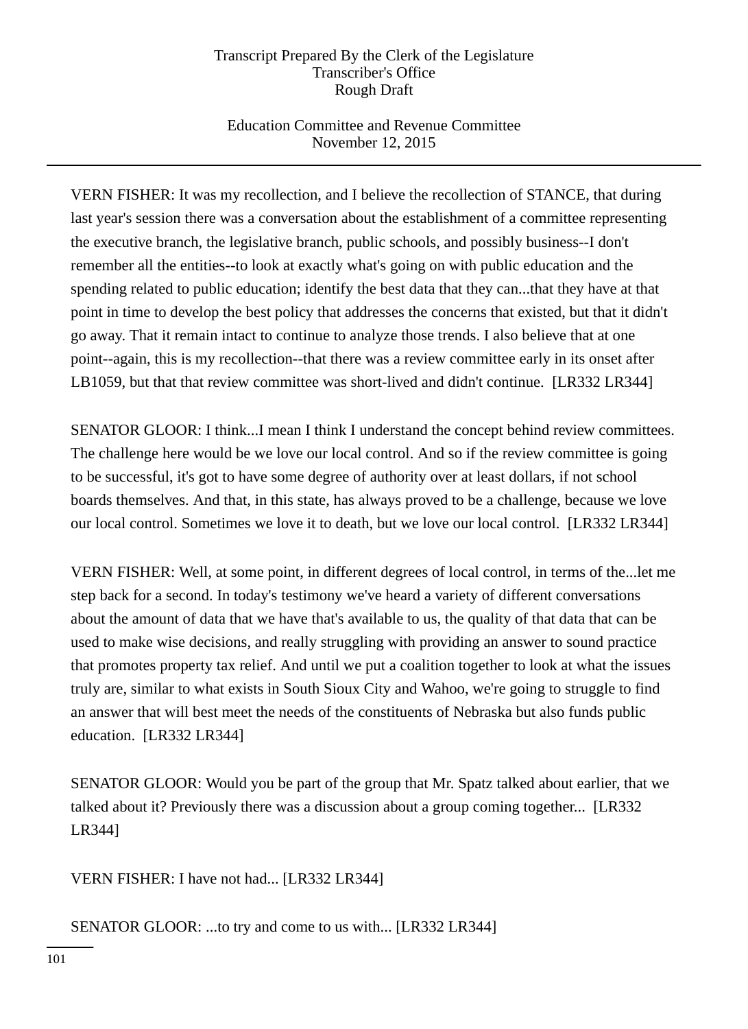VERN FISHER: It was my recollection, and I believe the recollection of STANCE, that during last year's session there was a conversation about the establishment of a committee representing the executive branch, the legislative branch, public schools, and possibly business--I don't remember all the entities--to look at exactly what's going on with public education and the spending related to public education; identify the best data that they can...that they have at that point in time to develop the best policy that addresses the concerns that existed, but that it didn't go away. That it remain intact to continue to analyze those trends. I also believe that at one point--again, this is my recollection--that there was a review committee early in its onset after LB1059, but that that review committee was short-lived and didn't continue. [LR332 LR344]

SENATOR GLOOR: I think...I mean I think I understand the concept behind review committees. The challenge here would be we love our local control. And so if the review committee is going to be successful, it's got to have some degree of authority over at least dollars, if not school boards themselves. And that, in this state, has always proved to be a challenge, because we love our local control. Sometimes we love it to death, but we love our local control. [LR332 LR344]

VERN FISHER: Well, at some point, in different degrees of local control, in terms of the...let me step back for a second. In today's testimony we've heard a variety of different conversations about the amount of data that we have that's available to us, the quality of that data that can be used to make wise decisions, and really struggling with providing an answer to sound practice that promotes property tax relief. And until we put a coalition together to look at what the issues truly are, similar to what exists in South Sioux City and Wahoo, we're going to struggle to find an answer that will best meet the needs of the constituents of Nebraska but also funds public education. [LR332 LR344]

SENATOR GLOOR: Would you be part of the group that Mr. Spatz talked about earlier, that we talked about it? Previously there was a discussion about a group coming together... [LR332 LR344]

VERN FISHER: I have not had... [LR332 LR344]

SENATOR GLOOR: ...to try and come to us with... [LR332 LR344]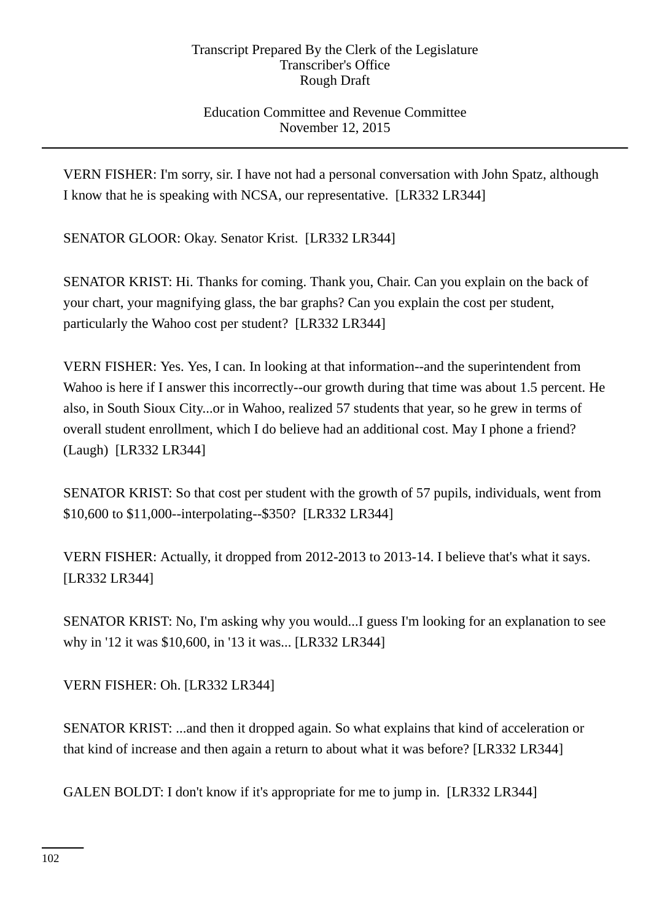VERN FISHER: I'm sorry, sir. I have not had a personal conversation with John Spatz, although I know that he is speaking with NCSA, our representative. [LR332 LR344]

SENATOR GLOOR: Okay. Senator Krist. [LR332 LR344]

SENATOR KRIST: Hi. Thanks for coming. Thank you, Chair. Can you explain on the back of your chart, your magnifying glass, the bar graphs? Can you explain the cost per student, particularly the Wahoo cost per student? [LR332 LR344]

VERN FISHER: Yes. Yes, I can. In looking at that information--and the superintendent from Wahoo is here if I answer this incorrectly--our growth during that time was about 1.5 percent. He also, in South Sioux City...or in Wahoo, realized 57 students that year, so he grew in terms of overall student enrollment, which I do believe had an additional cost. May I phone a friend? (Laugh) [LR332 LR344]

SENATOR KRIST: So that cost per student with the growth of 57 pupils, individuals, went from $10,600 to $11,000--interpolating--$350? [LR332 LR344]

VERN FISHER: Actually, it dropped from 2012-2013 to 2013-14. I believe that's what it says. [LR332 LR344]

SENATOR KRIST: No, I'm asking why you would...I guess I'm looking for an explanation to see why in '12 it was $10,600, in '13 it was... [LR332 LR344]

VERN FISHER: Oh. [LR332 LR344]

SENATOR KRIST: ...and then it dropped again. So what explains that kind of acceleration or that kind of increase and then again a return to about what it was before? [LR332 LR344]

GALEN BOLDT: I don't know if it's appropriate for me to jump in. [LR332 LR344]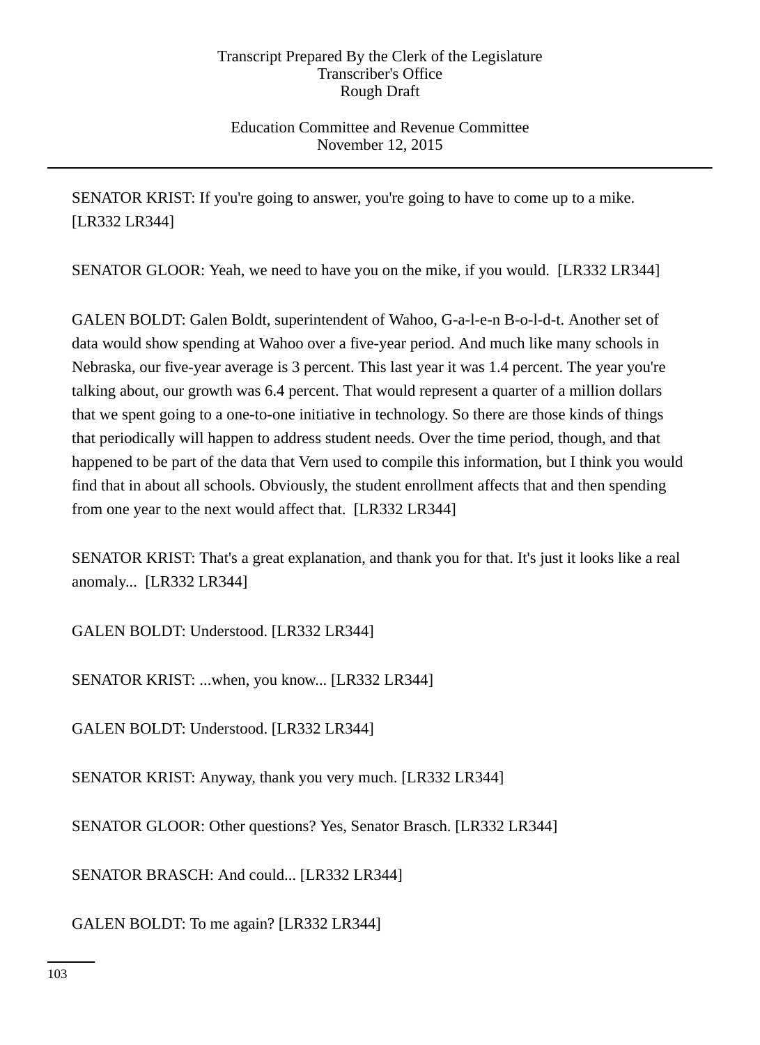SENATOR KRIST: If you're going to answer, you're going to have to come up to a mike. [LR332 LR344]

SENATOR GLOOR: Yeah, we need to have you on the mike, if you would. [LR332 LR344]

GALEN BOLDT: Galen Boldt, superintendent of Wahoo, G-a-l-e-n B-o-l-d-t. Another set of data would show spending at Wahoo over a five-year period. And much like many schools in Nebraska, our five-year average is 3 percent. This last year it was 1.4 percent. The year you're talking about, our growth was 6.4 percent. That would represent a quarter of a million dollars that we spent going to a one-to-one initiative in technology. So there are those kinds of things that periodically will happen to address student needs. Over the time period, though, and that happened to be part of the data that Vern used to compile this information, but I think you would find that in about all schools. Obviously, the student enrollment affects that and then spending from one year to the next would affect that. [LR332 LR344]

SENATOR KRIST: That's a great explanation, and thank you for that. It's just it looks like a real anomaly... [LR332 LR344]

GALEN BOLDT: Understood. [LR332 LR344]

SENATOR KRIST: ...when, you know... [LR332 LR344]

GALEN BOLDT: Understood. [LR332 LR344]

SENATOR KRIST: Anyway, thank you very much. [LR332 LR344]

SENATOR GLOOR: Other questions? Yes, Senator Brasch. [LR332 LR344]

SENATOR BRASCH: And could... [LR332 LR344]

GALEN BOLDT: To me again? [LR332 LR344]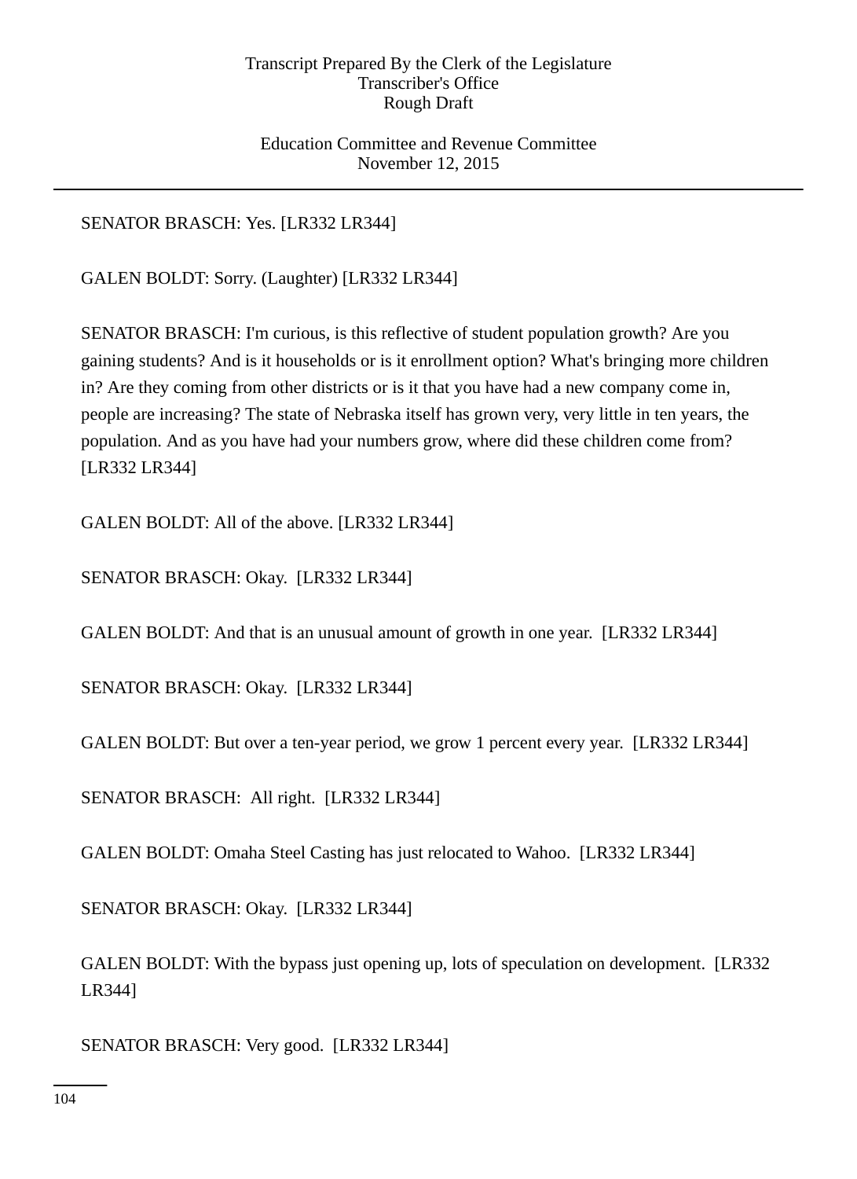SENATOR BRASCH: Yes. [LR332 LR344]

GALEN BOLDT: Sorry. (Laughter) [LR332 LR344]

SENATOR BRASCH: I'm curious, is this reflective of student population growth? Are you gaining students? And is it households or is it enrollment option? What's bringing more children in? Are they coming from other districts or is it that you have had a new company come in, people are increasing? The state of Nebraska itself has grown very, very little in ten years, the population. And as you have had your numbers grow, where did these children come from? [LR332 LR344]

GALEN BOLDT: All of the above. [LR332 LR344]

SENATOR BRASCH: Okay. [LR332 LR344]

GALEN BOLDT: And that is an unusual amount of growth in one year. [LR332 LR344]

SENATOR BRASCH: Okay. [LR332 LR344]

GALEN BOLDT: But over a ten-year period, we grow 1 percent every year. [LR332 LR344]

SENATOR BRASCH: All right. [LR332 LR344]

GALEN BOLDT: Omaha Steel Casting has just relocated to Wahoo. [LR332 LR344]

SENATOR BRASCH: Okay. [LR332 LR344]

GALEN BOLDT: With the bypass just opening up, lots of speculation on development. [LR332 LR344]

SENATOR BRASCH: Very good. [LR332 LR344]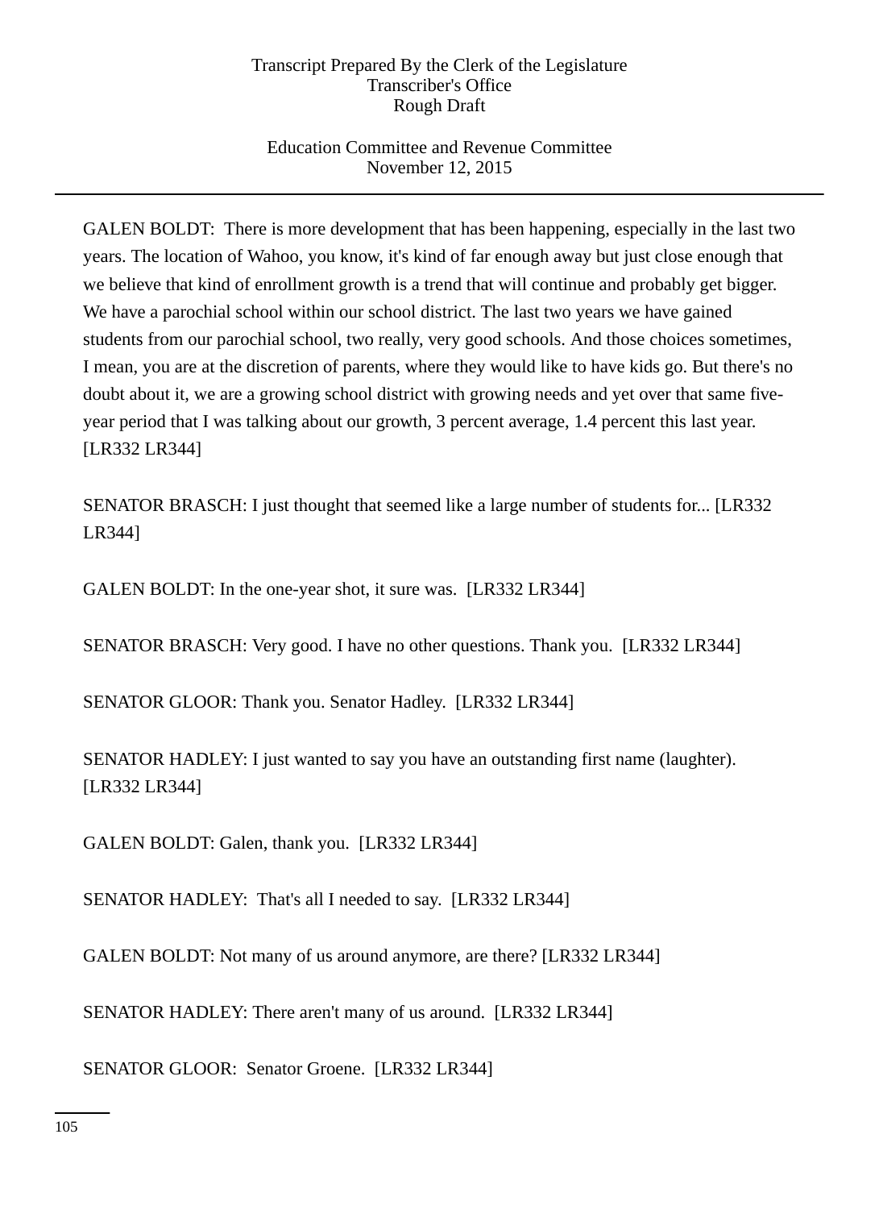GALEN BOLDT: There is more development that has been happening, especially in the last two years. The location of Wahoo, you know, it's kind of far enough away but just close enough that we believe that kind of enrollment growth is a trend that will continue and probably get bigger. We have a parochial school within our school district. The last two years we have gained students from our parochial school, two really, very good schools. And those choices sometimes, I mean, you are at the discretion of parents, where they would like to have kids go. But there's no doubt about it, we are a growing school district with growing needs and yet over that same five-year period that I was talking about our growth, 3 percent average, 1.4 percent this last year. [LR332 LR344]

SENATOR BRASCH: I just thought that seemed like a large number of students for... [LR332 LR344]

GALEN BOLDT: In the one-year shot, it sure was. [LR332 LR344]

SENATOR BRASCH: Very good. I have no other questions. Thank you. [LR332 LR344]

SENATOR GLOOR: Thank you. Senator Hadley. [LR332 LR344]

SENATOR HADLEY: I just wanted to say you have an outstanding first name (laughter). [LR332 LR344]

GALEN BOLDT: Galen, thank you. [LR332 LR344]

SENATOR HADLEY: That's all I needed to say. [LR332 LR344]

GALEN BOLDT: Not many of us around anymore, are there? [LR332 LR344]

SENATOR HADLEY: There aren't many of us around. [LR332 LR344]

SENATOR GLOOR: Senator Groene. [LR332 LR344]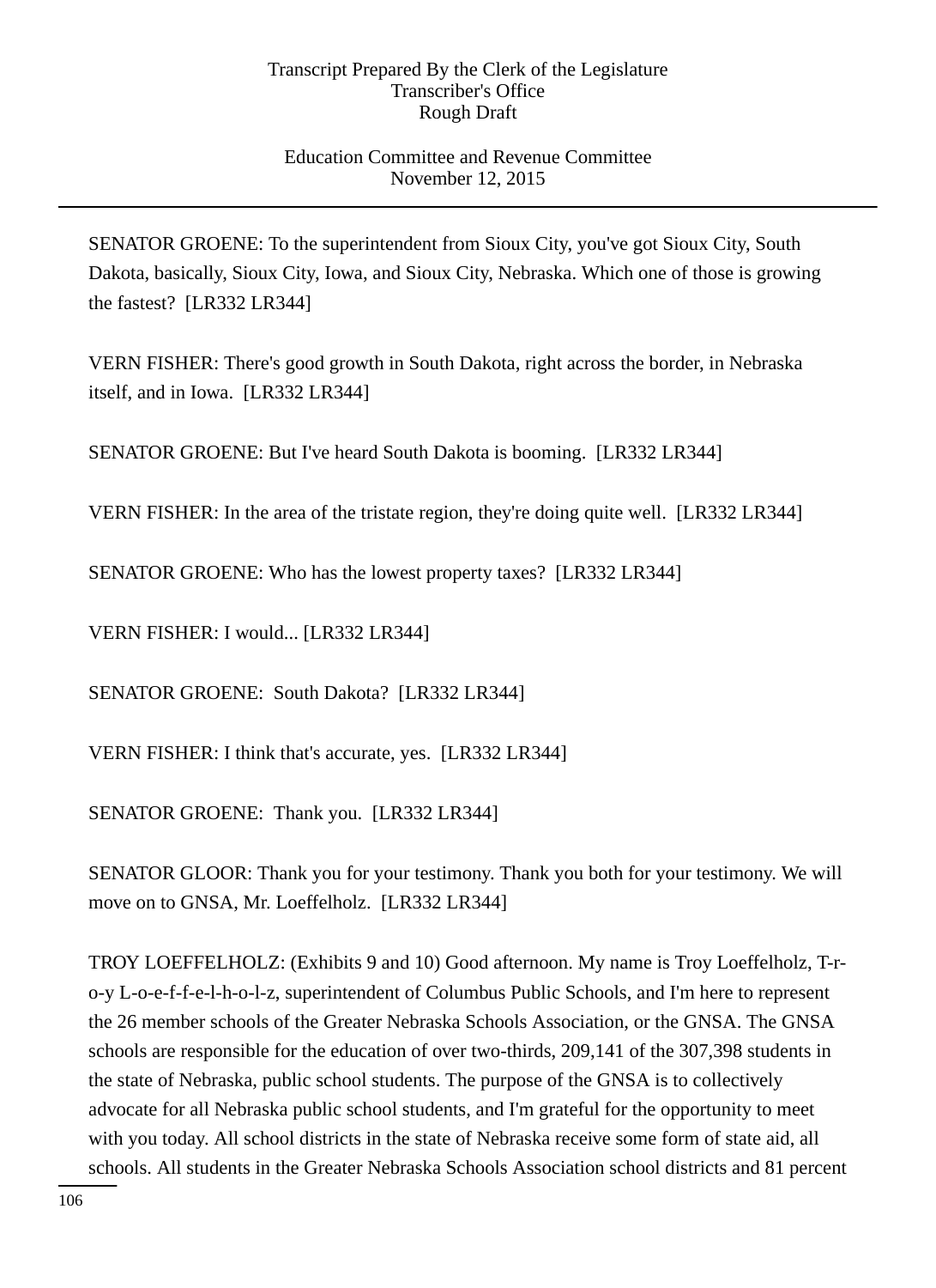SENATOR GROENE: To the superintendent from Sioux City, you've got Sioux City, South Dakota, basically, Sioux City, Iowa, and Sioux City, Nebraska. Which one of those is growing the fastest? [LR332 LR344]

VERN FISHER: There's good growth in South Dakota, right across the border, in Nebraska itself, and in Iowa. [LR332 LR344]

SENATOR GROENE: But I've heard South Dakota is booming. [LR332 LR344]

VERN FISHER: In the area of the tristate region, they're doing quite well. [LR332 LR344]

SENATOR GROENE: Who has the lowest property taxes? [LR332 LR344]

VERN FISHER: I would... [LR332 LR344]

SENATOR GROENE: South Dakota? [LR332 LR344]

VERN FISHER: I think that's accurate, yes. [LR332 LR344]

SENATOR GROENE: Thank you. [LR332 LR344]

SENATOR GLOOR: Thank you for your testimony. Thank you both for your testimony. We will move on to GNSA, Mr. Loeffelholz. [LR332 LR344]

TROY LOEFFELHOLZ: (Exhibits 9 and 10) Good afternoon. My name is Troy Loeffelholz, T-r-o-y L-o-e-f-f-e-l-h-o-l-z, superintendent of Columbus Public Schools, and I'm here to represent the 26 member schools of the Greater Nebraska Schools Association, or the GNSA. The GNSA schools are responsible for the education of over two-thirds, 209,141 of the 307,398 students in the state of Nebraska, public school students. The purpose of the GNSA is to collectively advocate for all Nebraska public school students, and I'm grateful for the opportunity to meet with you today. All school districts in the state of Nebraska receive some form of state aid, all schools. All students in the Greater Nebraska Schools Association school districts and 81 percent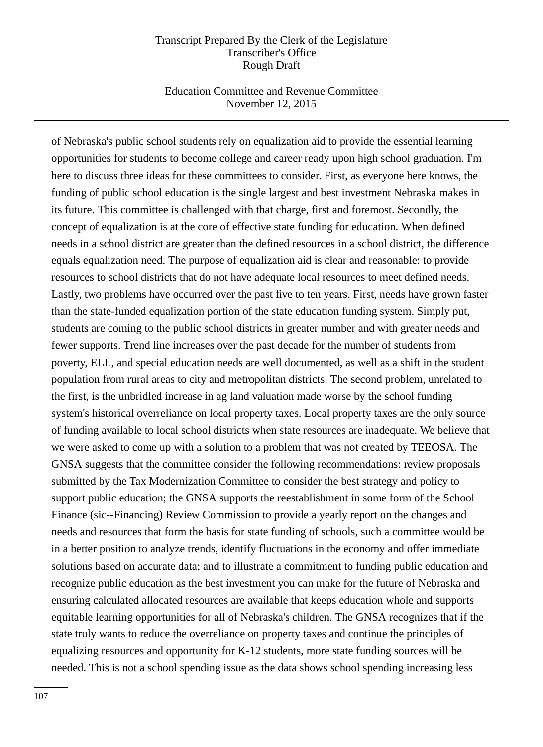of Nebraska's public school students rely on equalization aid to provide the essential learning opportunities for students to become college and career ready upon high school graduation. I'm here to discuss three ideas for these committees to consider. First, as everyone here knows, the funding of public school education is the single largest and best investment Nebraska makes in its future. This committee is challenged with that charge, first and foremost. Secondly, the concept of equalization is at the core of effective state funding for education. When defined needs in a school district are greater than the defined resources in a school district, the difference equals equalization need. The purpose of equalization aid is clear and reasonable: to provide resources to school districts that do not have adequate local resources to meet defined needs. Lastly, two problems have occurred over the past five to ten years. First, needs have grown faster than the state-funded equalization portion of the state education funding system. Simply put, students are coming to the public school districts in greater number and with greater needs and fewer supports. Trend line increases over the past decade for the number of students from poverty, ELL, and special education needs are well documented, as well as a shift in the student population from rural areas to city and metropolitan districts. The second problem, unrelated to the first, is the unbridled increase in ag land valuation made worse by the school funding system's historical overreliance on local property taxes. Local property taxes are the only source of funding available to local school districts when state resources are inadequate. We believe that we were asked to come up with a solution to a problem that was not created by TEEOSA. The GNSA suggests that the committee consider the following recommendations: review proposals submitted by the Tax Modernization Committee to consider the best strategy and policy to support public education; the GNSA supports the reestablishment in some form of the School Finance (sic--Financing) Review Commission to provide a yearly report on the changes and needs and resources that form the basis for state funding of schools, such a committee would be in a better position to analyze trends, identify fluctuations in the economy and offer immediate solutions based on accurate data; and to illustrate a commitment to funding public education and recognize public education as the best investment you can make for the future of Nebraska and ensuring calculated allocated resources are available that keeps education whole and supports equitable learning opportunities for all of Nebraska's children. The GNSA recognizes that if the state truly wants to reduce the overreliance on property taxes and continue the principles of equalizing resources and opportunity for K-12 students, more state funding sources will be needed. This is not a school spending issue as the data shows school spending increasing less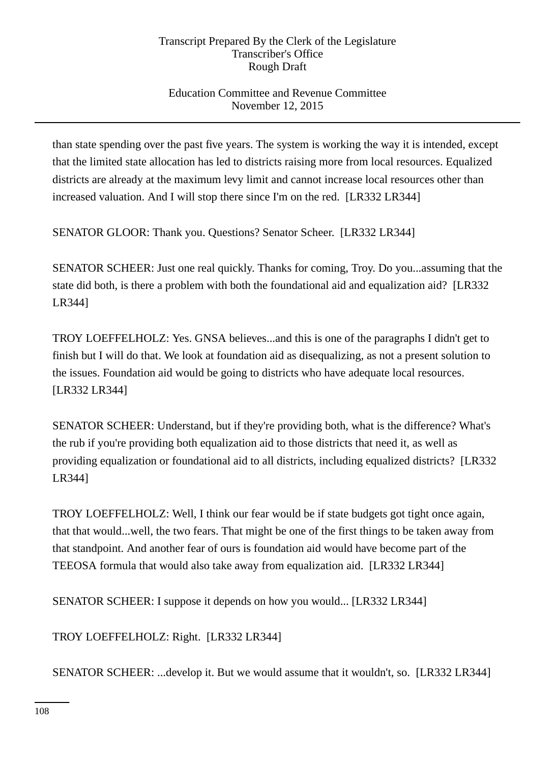than state spending over the past five years. The system is working the way it is intended, except that the limited state allocation has led to districts raising more from local resources. Equalized districts are already at the maximum levy limit and cannot increase local resources other than increased valuation. And I will stop there since I'm on the red. [LR332 LR344]

SENATOR GLOOR: Thank you. Questions? Senator Scheer. [LR332 LR344]

SENATOR SCHEER: Just one real quickly. Thanks for coming, Troy. Do you...assuming that the state did both, is there a problem with both the foundational aid and equalization aid? [LR332 LR344]

TROY LOEFFELHOLZ: Yes. GNSA believes...and this is one of the paragraphs I didn't get to finish but I will do that. We look at foundation aid as disequalizing, as not a present solution to the issues. Foundation aid would be going to districts who have adequate local resources. [LR332 LR344]

SENATOR SCHEER: Understand, but if they're providing both, what is the difference? What's the rub if you're providing both equalization aid to those districts that need it, as well as providing equalization or foundational aid to all districts, including equalized districts? [LR332 LR344]

TROY LOEFFELHOLZ: Well, I think our fear would be if state budgets got tight once again, that that would...well, the two fears. That might be one of the first things to be taken away from that standpoint. And another fear of ours is foundation aid would have become part of the TEEOSA formula that would also take away from equalization aid. [LR332 LR344]

SENATOR SCHEER: I suppose it depends on how you would... [LR332 LR344]

TROY LOEFFELHOLZ: Right. [LR332 LR344]

SENATOR SCHEER: ...develop it. But we would assume that it wouldn't, so. [LR332 LR344]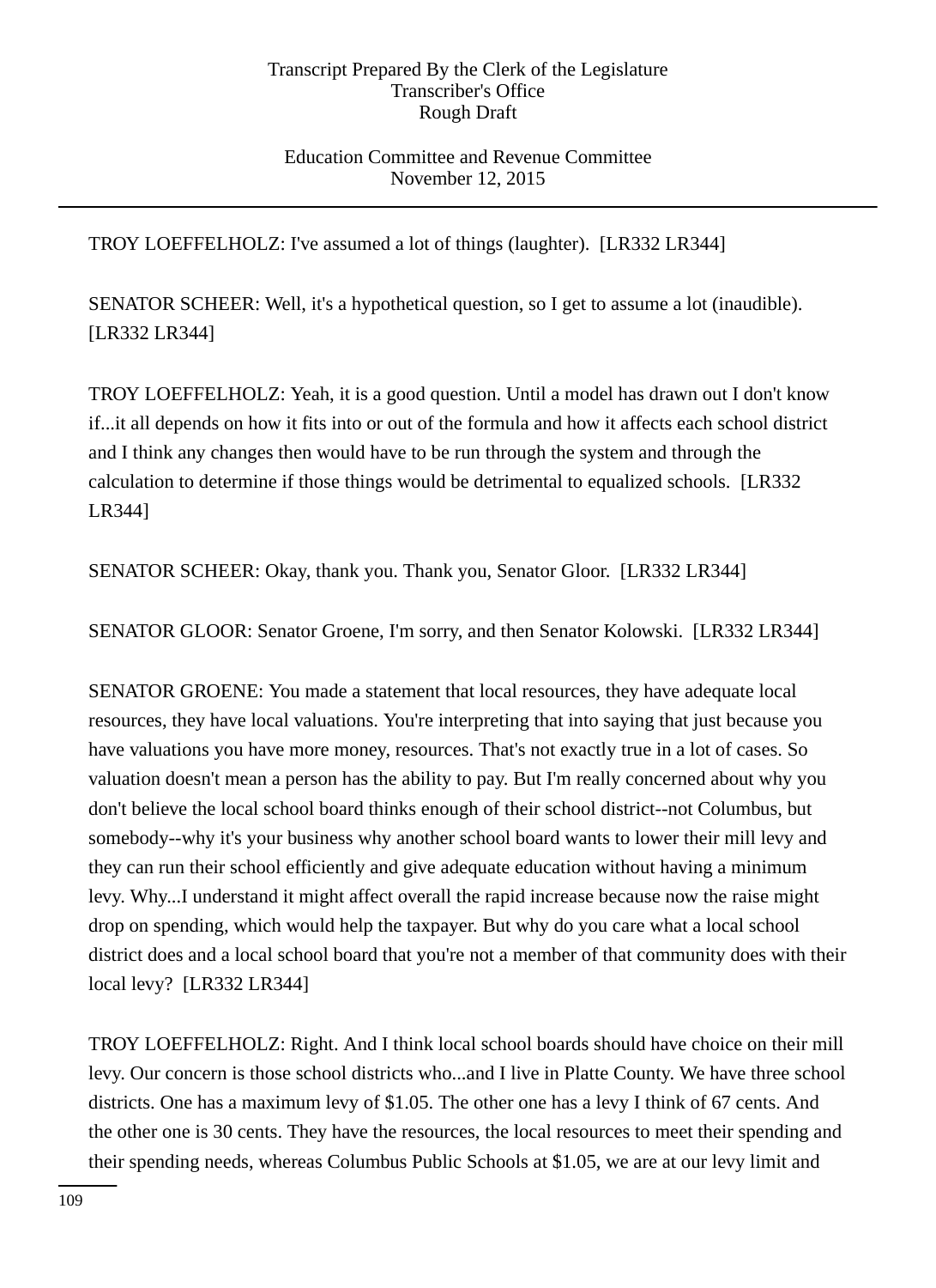TROY LOEFFELHOLZ: I've assumed a lot of things (laughter). [LR332 LR344]

SENATOR SCHEER: Well, it's a hypothetical question, so I get to assume a lot (inaudible). [LR332 LR344]

TROY LOEFFELHOLZ: Yeah, it is a good question. Until a model has drawn out I don't know if...it all depends on how it fits into or out of the formula and how it affects each school district and I think any changes then would have to be run through the system and through the calculation to determine if those things would be detrimental to equalized schools. [LR332 LR344]

SENATOR SCHEER: Okay, thank you. Thank you, Senator Gloor. [LR332 LR344]

SENATOR GLOOR: Senator Groene, I'm sorry, and then Senator Kolowski. [LR332 LR344]

SENATOR GROENE: You made a statement that local resources, they have adequate local resources, they have local valuations. You're interpreting that into saying that just because you have valuations you have more money, resources. That's not exactly true in a lot of cases. So valuation doesn't mean a person has the ability to pay. But I'm really concerned about why you don't believe the local school board thinks enough of their school district--not Columbus, but somebody--why it's your business why another school board wants to lower their mill levy and they can run their school efficiently and give adequate education without having a minimum levy. Why...I understand it might affect overall the rapid increase because now the raise might drop on spending, which would help the taxpayer. But why do you care what a local school district does and a local school board that you're not a member of that community does with their local levy? [LR332 LR344]

TROY LOEFFELHOLZ: Right. And I think local school boards should have choice on their mill levy. Our concern is those school districts who...and I live in Platte County. We have three school districts. One has a maximum levy of $1.05. The other one has a levy I think of 67 cents. And the other one is 30 cents. They have the resources, the local resources to meet their spending and their spending needs, whereas Columbus Public Schools at $1.05, we are at our levy limit and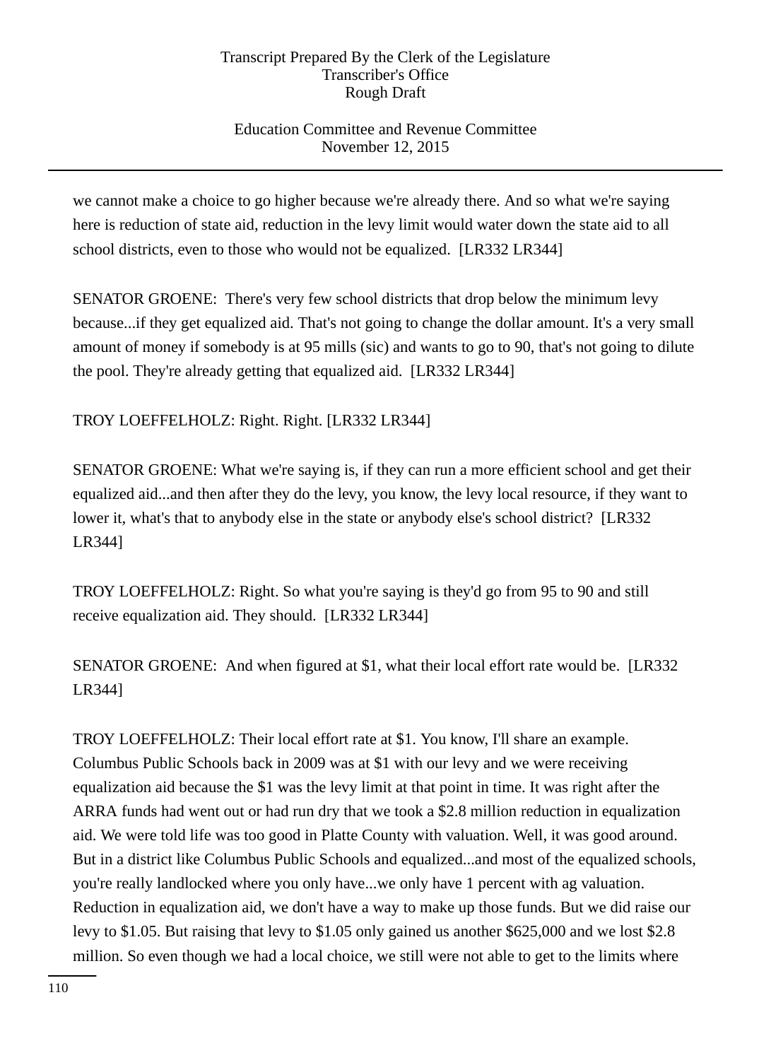we cannot make a choice to go higher because we're already there. And so what we're saying here is reduction of state aid, reduction in the levy limit would water down the state aid to all school districts, even to those who would not be equalized. [LR332 LR344]

SENATOR GROENE: There's very few school districts that drop below the minimum levy because...if they get equalized aid. That's not going to change the dollar amount. It's a very small amount of money if somebody is at 95 mills (sic) and wants to go to 90, that's not going to dilute the pool. They're already getting that equalized aid. [LR332 LR344]

TROY LOEFFELHOLZ: Right. Right. [LR332 LR344]

SENATOR GROENE: What we're saying is, if they can run a more efficient school and get their equalized aid...and then after they do the levy, you know, the levy local resource, if they want to lower it, what's that to anybody else in the state or anybody else's school district? [LR332 LR344]

TROY LOEFFELHOLZ: Right. So what you're saying is they'd go from 95 to 90 and still receive equalization aid. They should. [LR332 LR344]

SENATOR GROENE: And when figured at $1, what their local effort rate would be. [LR332 LR344]

TROY LOEFFELHOLZ: Their local effort rate at $1. You know, I'll share an example. Columbus Public Schools back in 2009 was at $1 with our levy and we were receiving equalization aid because the $1 was the levy limit at that point in time. It was right after the ARRA funds had went out or had run dry that we took a $2.8 million reduction in equalization aid. We were told life was too good in Platte County with valuation. Well, it was good around. But in a district like Columbus Public Schools and equalized...and most of the equalized schools, you're really landlocked where you only have...we only have 1 percent with ag valuation. Reduction in equalization aid, we don't have a way to make up those funds. But we did raise our levy to $1.05. But raising that levy to $1.05 only gained us another $625,000 and we lost $2.8 million. So even though we had a local choice, we still were not able to get to the limits where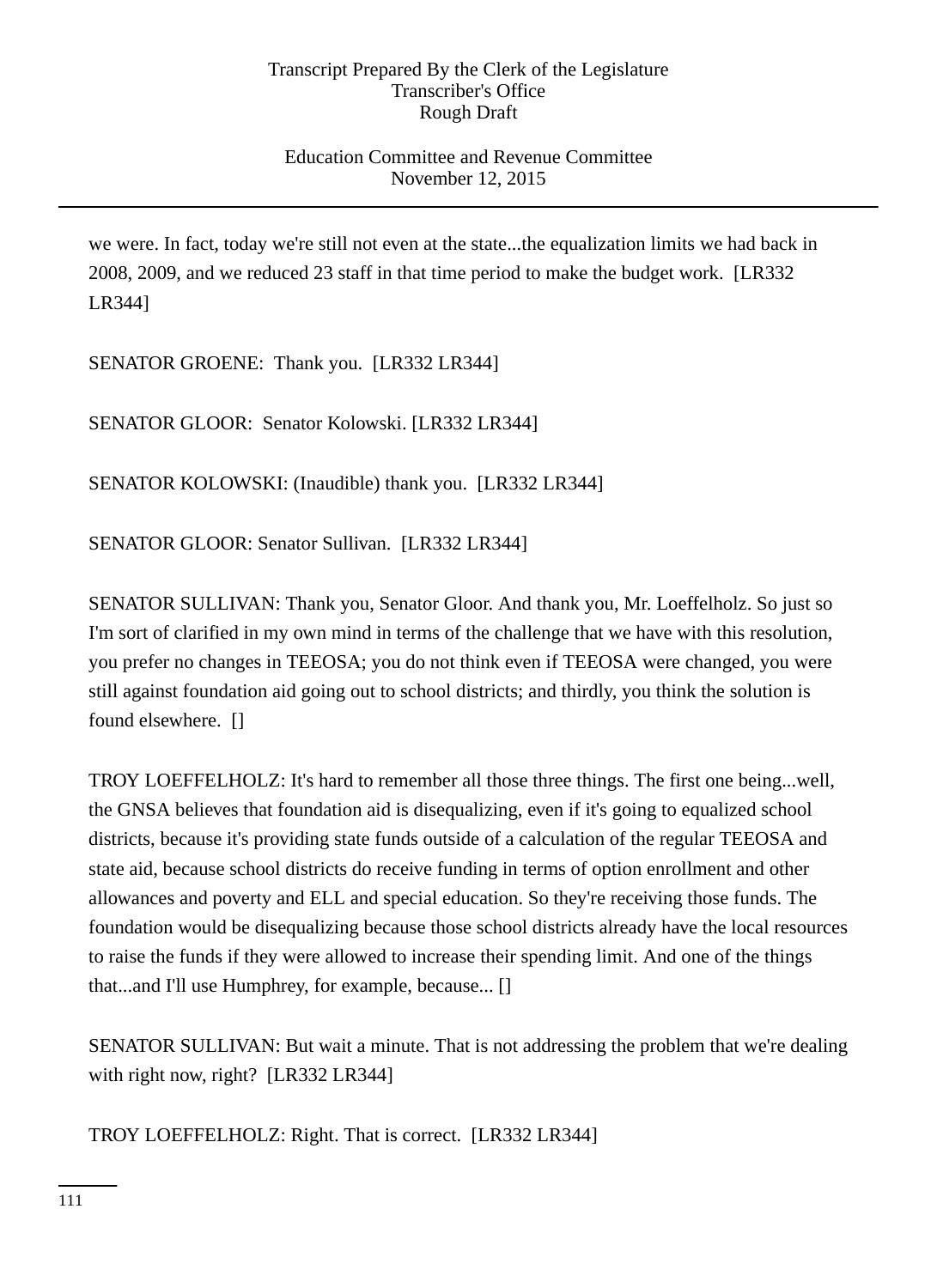we were. In fact, today we're still not even at the state...the equalization limits we had back in 2008, 2009, and we reduced 23 staff in that time period to make the budget work. [LR332 LR344]

SENATOR GROENE: Thank you. [LR332 LR344]

SENATOR GLOOR: Senator Kolowski. [LR332 LR344]

SENATOR KOLOWSKI: (Inaudible) thank you. [LR332 LR344]

SENATOR GLOOR: Senator Sullivan. [LR332 LR344]

SENATOR SULLIVAN: Thank you, Senator Gloor. And thank you, Mr. Loeffelholz. So just so I'm sort of clarified in my own mind in terms of the challenge that we have with this resolution, you prefer no changes in TEEOSA; you do not think even if TEEOSA were changed, you were still against foundation aid going out to school districts; and thirdly, you think the solution is found elsewhere. []

TROY LOEFFELHOLZ: It's hard to remember all those three things. The first one being...well, the GNSA believes that foundation aid is disequalizing, even if it's going to equalized school districts, because it's providing state funds outside of a calculation of the regular TEEOSA and state aid, because school districts do receive funding in terms of option enrollment and other allowances and poverty and ELL and special education. So they're receiving those funds. The foundation would be disequalizing because those school districts already have the local resources to raise the funds if they were allowed to increase their spending limit. And one of the things that...and I'll use Humphrey, for example, because... []

SENATOR SULLIVAN: But wait a minute. That is not addressing the problem that we're dealing with right now, right? [LR332 LR344]

TROY LOEFFELHOLZ: Right. That is correct. [LR332 LR344]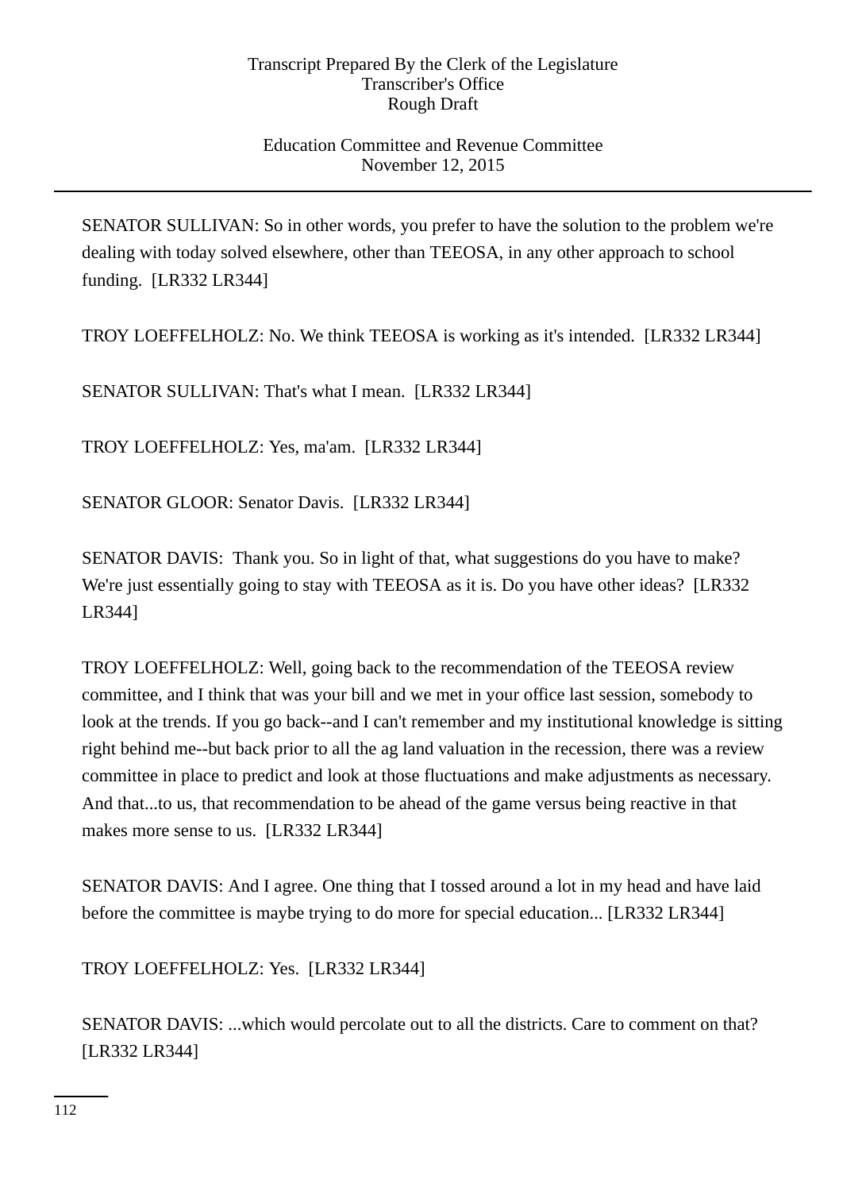SENATOR SULLIVAN: So in other words, you prefer to have the solution to the problem we're dealing with today solved elsewhere, other than TEEOSA, in any other approach to school funding. [LR332 LR344]

TROY LOEFFELHOLZ: No. We think TEEOSA is working as it's intended. [LR332 LR344]

SENATOR SULLIVAN: That's what I mean. [LR332 LR344]

TROY LOEFFELHOLZ: Yes, ma'am. [LR332 LR344]

SENATOR GLOOR: Senator Davis. [LR332 LR344]

SENATOR DAVIS: Thank you. So in light of that, what suggestions do you have to make? We're just essentially going to stay with TEEOSA as it is. Do you have other ideas? [LR332 LR344]

TROY LOEFFELHOLZ: Well, going back to the recommendation of the TEEOSA review committee, and I think that was your bill and we met in your office last session, somebody to look at the trends. If you go back--and I can't remember and my institutional knowledge is sitting right behind me--but back prior to all the ag land valuation in the recession, there was a review committee in place to predict and look at those fluctuations and make adjustments as necessary. And that...to us, that recommendation to be ahead of the game versus being reactive in that makes more sense to us. [LR332 LR344]

SENATOR DAVIS: And I agree. One thing that I tossed around a lot in my head and have laid before the committee is maybe trying to do more for special education... [LR332 LR344]

TROY LOEFFELHOLZ: Yes. [LR332 LR344]

SENATOR DAVIS: ...which would percolate out to all the districts. Care to comment on that? [LR332 LR344]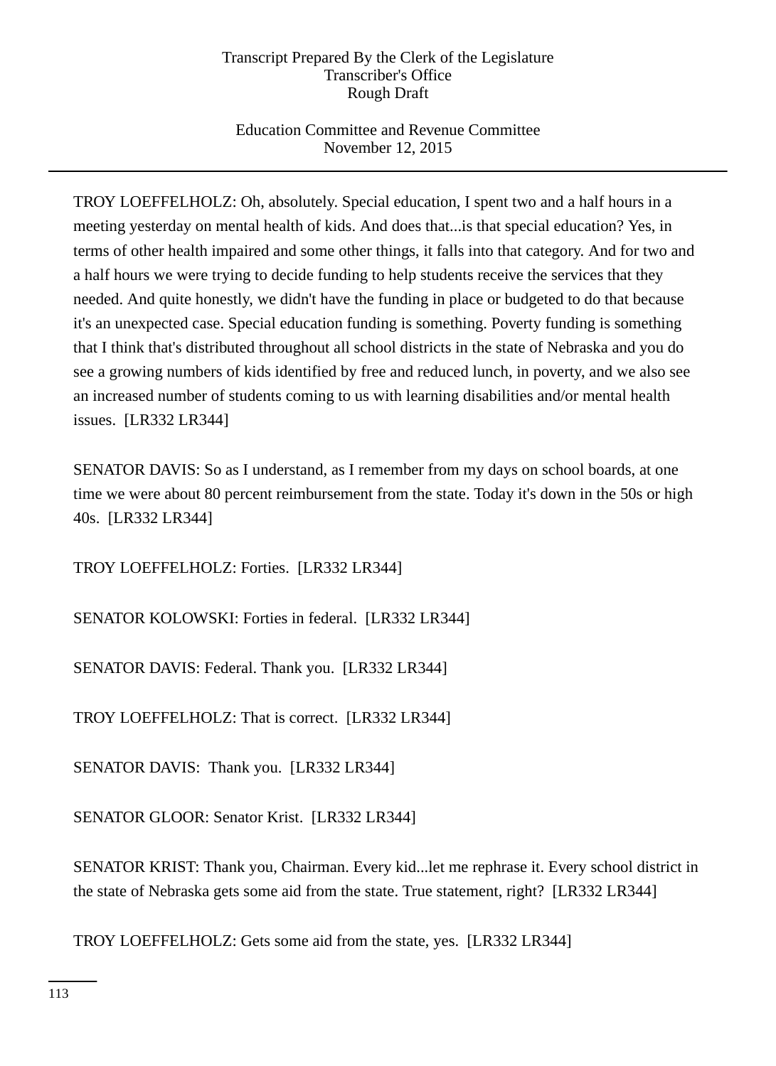TROY LOEFFELHOLZ: Oh, absolutely. Special education, I spent two and a half hours in a meeting yesterday on mental health of kids. And does that...is that special education? Yes, in terms of other health impaired and some other things, it falls into that category. And for two and a half hours we were trying to decide funding to help students receive the services that they needed. And quite honestly, we didn't have the funding in place or budgeted to do that because it's an unexpected case. Special education funding is something. Poverty funding is something that I think that's distributed throughout all school districts in the state of Nebraska and you do see a growing numbers of kids identified by free and reduced lunch, in poverty, and we also see an increased number of students coming to us with learning disabilities and/or mental health issues. [LR332 LR344]

SENATOR DAVIS: So as I understand, as I remember from my days on school boards, at one time we were about 80 percent reimbursement from the state. Today it's down in the 50s or high 40s. [LR332 LR344]

TROY LOEFFELHOLZ: Forties. [LR332 LR344]

SENATOR KOLOWSKI: Forties in federal. [LR332 LR344]

SENATOR DAVIS: Federal. Thank you. [LR332 LR344]

TROY LOEFFELHOLZ: That is correct. [LR332 LR344]

SENATOR DAVIS: Thank you. [LR332 LR344]

SENATOR GLOOR: Senator Krist. [LR332 LR344]

SENATOR KRIST: Thank you, Chairman. Every kid...let me rephrase it. Every school district in the state of Nebraska gets some aid from the state. True statement, right? [LR332 LR344]

TROY LOEFFELHOLZ: Gets some aid from the state, yes. [LR332 LR344]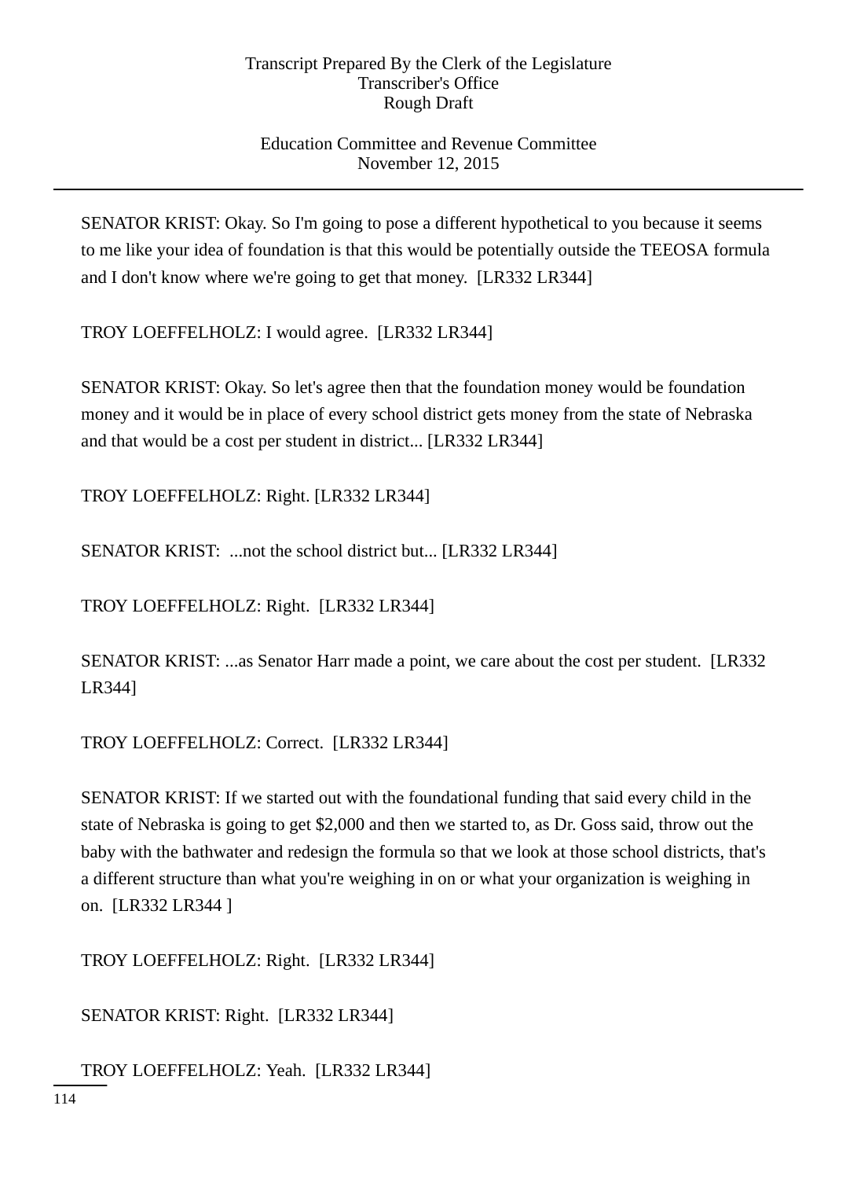SENATOR KRIST: Okay. So I'm going to pose a different hypothetical to you because it seems to me like your idea of foundation is that this would be potentially outside the TEEOSA formula and I don't know where we're going to get that money. [LR332 LR344]

TROY LOEFFELHOLZ: I would agree. [LR332 LR344]

SENATOR KRIST: Okay. So let's agree then that the foundation money would be foundation money and it would be in place of every school district gets money from the state of Nebraska and that would be a cost per student in district... [LR332 LR344]

TROY LOEFFELHOLZ: Right. [LR332 LR344]

SENATOR KRIST: ...not the school district but... [LR332 LR344]

TROY LOEFFELHOLZ: Right. [LR332 LR344]

SENATOR KRIST: ...as Senator Harr made a point, we care about the cost per student. [LR332 LR344]

TROY LOEFFELHOLZ: Correct. [LR332 LR344]

SENATOR KRIST: If we started out with the foundational funding that said every child in the state of Nebraska is going to get $2,000 and then we started to, as Dr. Goss said, throw out the baby with the bathwater and redesign the formula so that we look at those school districts, that's a different structure than what you're weighing in on or what your organization is weighing in on. [LR332 LR344 ]

TROY LOEFFELHOLZ: Right. [LR332 LR344]

SENATOR KRIST: Right. [LR332 LR344]

TROY LOEFFELHOLZ: Yeah. [LR332 LR344]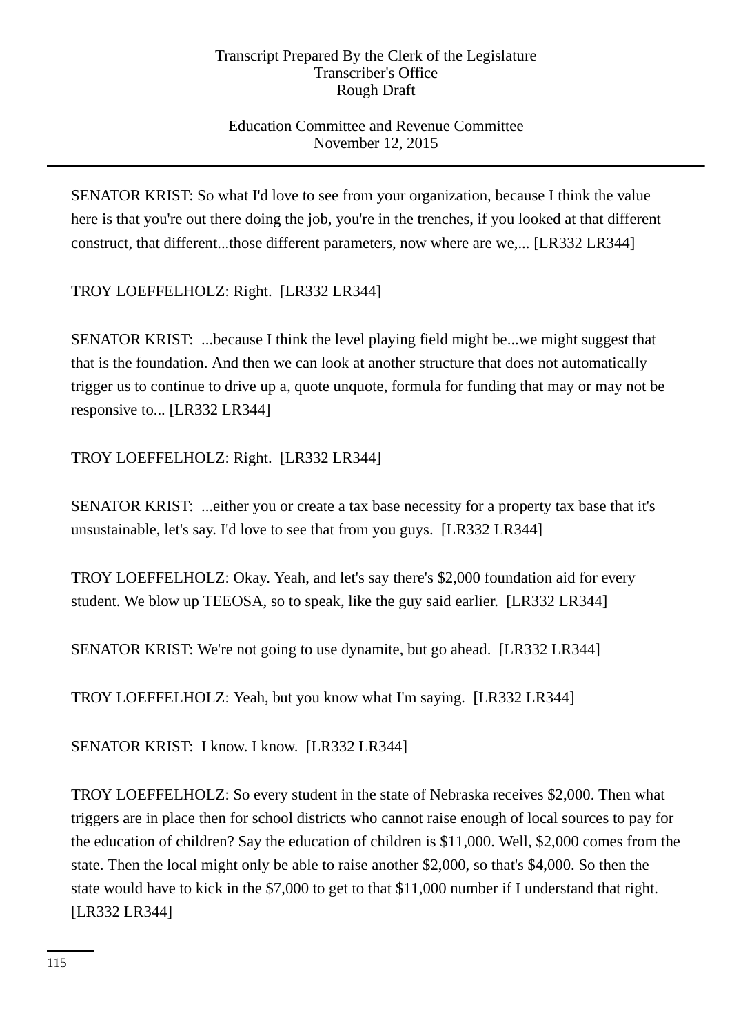SENATOR KRIST: So what I'd love to see from your organization, because I think the value here is that you're out there doing the job, you're in the trenches, if you looked at that different construct, that different...those different parameters, now where are we,... [LR332 LR344]

TROY LOEFFELHOLZ: Right. [LR332 LR344]

SENATOR KRIST: ...because I think the level playing field might be...we might suggest that that is the foundation. And then we can look at another structure that does not automatically trigger us to continue to drive up a, quote unquote, formula for funding that may or may not be responsive to... [LR332 LR344]

TROY LOEFFELHOLZ: Right. [LR332 LR344]

SENATOR KRIST: ...either you or create a tax base necessity for a property tax base that it's unsustainable, let's say. I'd love to see that from you guys. [LR332 LR344]

TROY LOEFFELHOLZ: Okay. Yeah, and let's say there's $2,000 foundation aid for every student. We blow up TEEOSA, so to speak, like the guy said earlier. [LR332 LR344]

SENATOR KRIST: We're not going to use dynamite, but go ahead. [LR332 LR344]

TROY LOEFFELHOLZ: Yeah, but you know what I'm saying. [LR332 LR344]

SENATOR KRIST: I know. I know. [LR332 LR344]

TROY LOEFFELHOLZ: So every student in the state of Nebraska receives $2,000. Then what triggers are in place then for school districts who cannot raise enough of local sources to pay for the education of children? Say the education of children is $11,000. Well, $2,000 comes from the state. Then the local might only be able to raise another $2,000, so that's $4,000. So then the state would have to kick in the $7,000 to get to that $11,000 number if I understand that right. [LR332 LR344]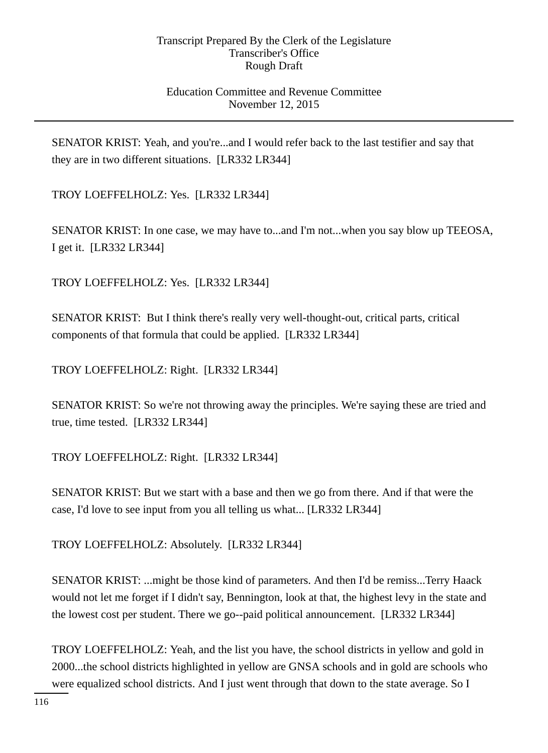SENATOR KRIST: Yeah, and you're...and I would refer back to the last testifier and say that they are in two different situations. [LR332 LR344]

TROY LOEFFELHOLZ: Yes. [LR332 LR344]

SENATOR KRIST: In one case, we may have to...and I'm not...when you say blow up TEEOSA, I get it. [LR332 LR344]

TROY LOEFFELHOLZ: Yes. [LR332 LR344]

SENATOR KRIST: But I think there's really very well-thought-out, critical parts, critical components of that formula that could be applied. [LR332 LR344]

TROY LOEFFELHOLZ: Right. [LR332 LR344]

SENATOR KRIST: So we're not throwing away the principles. We're saying these are tried and true, time tested. [LR332 LR344]

TROY LOEFFELHOLZ: Right. [LR332 LR344]

SENATOR KRIST: But we start with a base and then we go from there. And if that were the case, I'd love to see input from you all telling us what... [LR332 LR344]

TROY LOEFFELHOLZ: Absolutely. [LR332 LR344]

SENATOR KRIST: ...might be those kind of parameters. And then I'd be remiss...Terry Haack would not let me forget if I didn't say, Bennington, look at that, the highest levy in the state and the lowest cost per student. There we go--paid political announcement. [LR332 LR344]

TROY LOEFFELHOLZ: Yeah, and the list you have, the school districts in yellow and gold in 2000...the school districts highlighted in yellow are GNSA schools and in gold are schools who were equalized school districts. And I just went through that down to the state average. So I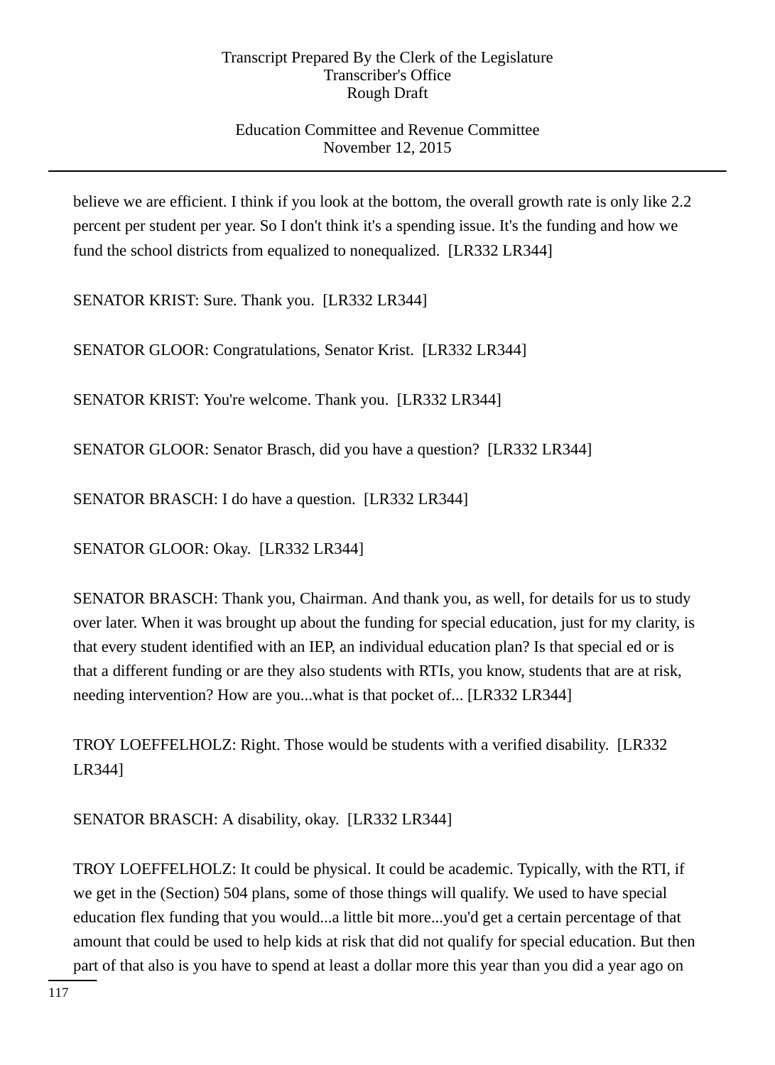believe we are efficient. I think if you look at the bottom, the overall growth rate is only like 2.2 percent per student per year. So I don't think it's a spending issue. It's the funding and how we fund the school districts from equalized to nonequalized. [LR332 LR344]

SENATOR KRIST: Sure. Thank you. [LR332 LR344]

SENATOR GLOOR: Congratulations, Senator Krist. [LR332 LR344]

SENATOR KRIST: You're welcome. Thank you. [LR332 LR344]

SENATOR GLOOR: Senator Brasch, did you have a question? [LR332 LR344]

SENATOR BRASCH: I do have a question. [LR332 LR344]

SENATOR GLOOR: Okay. [LR332 LR344]

SENATOR BRASCH: Thank you, Chairman. And thank you, as well, for details for us to study over later. When it was brought up about the funding for special education, just for my clarity, is that every student identified with an IEP, an individual education plan? Is that special ed or is that a different funding or are they also students with RTIs, you know, students that are at risk, needing intervention? How are you...what is that pocket of... [LR332 LR344]

TROY LOEFFELHOLZ: Right. Those would be students with a verified disability. [LR332 LR344]

SENATOR BRASCH: A disability, okay. [LR332 LR344]

TROY LOEFFELHOLZ: It could be physical. It could be academic. Typically, with the RTI, if we get in the (Section) 504 plans, some of those things will qualify. We used to have special education flex funding that you would...a little bit more...you'd get a certain percentage of that amount that could be used to help kids at risk that did not qualify for special education. But then part of that also is you have to spend at least a dollar more this year than you did a year ago on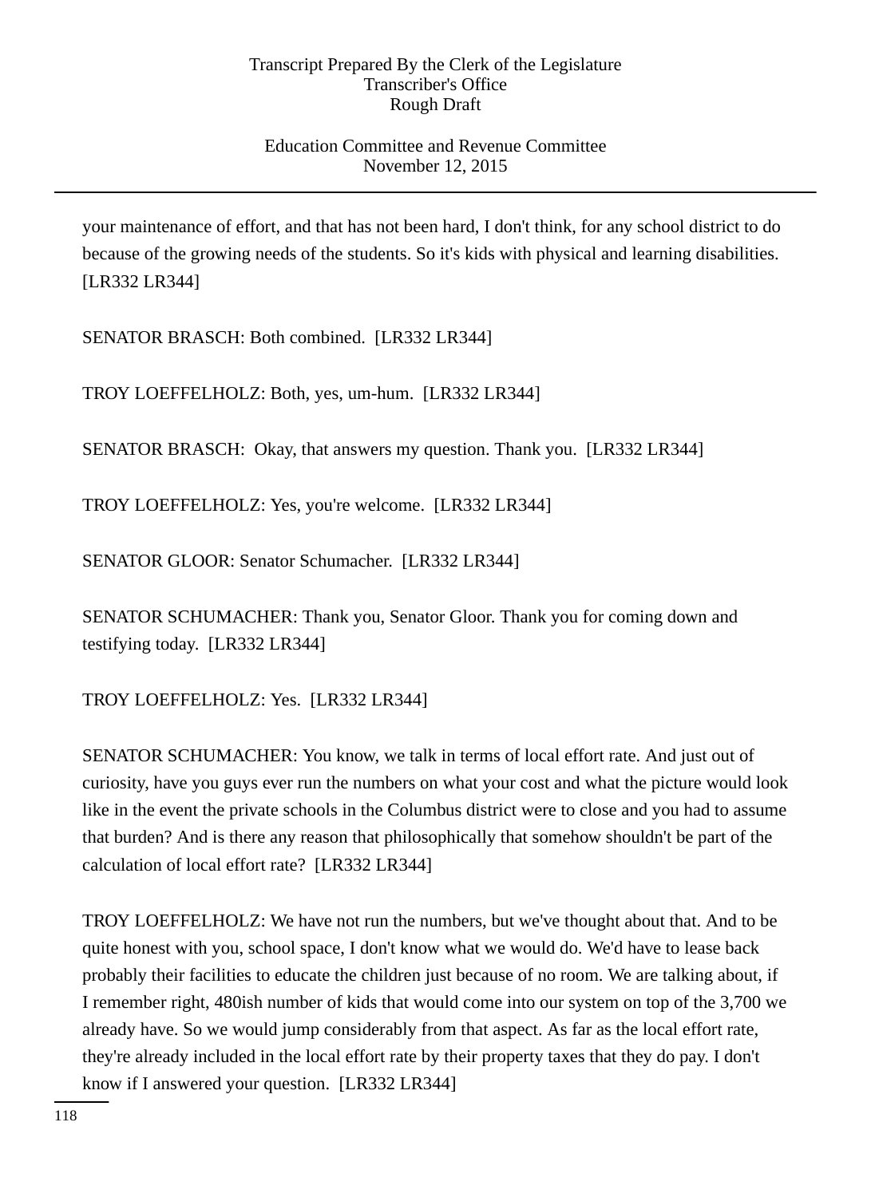your maintenance of effort, and that has not been hard, I don't think, for any school district to do because of the growing needs of the students. So it's kids with physical and learning disabilities. [LR332 LR344]

SENATOR BRASCH: Both combined. [LR332 LR344]

TROY LOEFFELHOLZ: Both, yes, um-hum. [LR332 LR344]

SENATOR BRASCH: Okay, that answers my question. Thank you. [LR332 LR344]

TROY LOEFFELHOLZ: Yes, you're welcome. [LR332 LR344]

SENATOR GLOOR: Senator Schumacher. [LR332 LR344]

SENATOR SCHUMACHER: Thank you, Senator Gloor. Thank you for coming down and testifying today. [LR332 LR344]

TROY LOEFFELHOLZ: Yes. [LR332 LR344]

SENATOR SCHUMACHER: You know, we talk in terms of local effort rate. And just out of curiosity, have you guys ever run the numbers on what your cost and what the picture would look like in the event the private schools in the Columbus district were to close and you had to assume that burden? And is there any reason that philosophically that somehow shouldn't be part of the calculation of local effort rate? [LR332 LR344]

TROY LOEFFELHOLZ: We have not run the numbers, but we've thought about that. And to be quite honest with you, school space, I don't know what we would do. We'd have to lease back probably their facilities to educate the children just because of no room. We are talking about, if I remember right, 480ish number of kids that would come into our system on top of the 3,700 we already have. So we would jump considerably from that aspect. As far as the local effort rate, they're already included in the local effort rate by their property taxes that they do pay. I don't know if I answered your question. [LR332 LR344]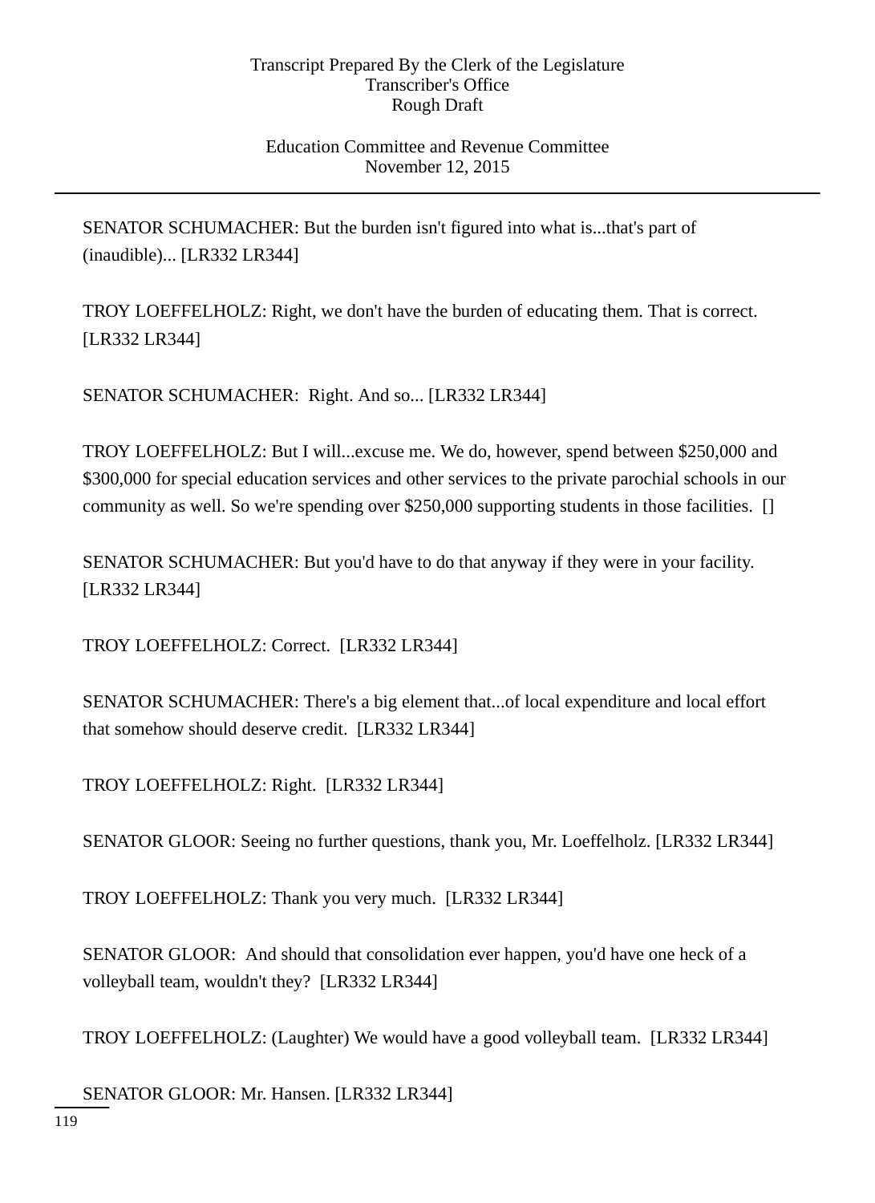SENATOR SCHUMACHER: But the burden isn't figured into what is...that's part of (inaudible)... [LR332 LR344]

TROY LOEFFELHOLZ: Right, we don't have the burden of educating them. That is correct. [LR332 LR344]

SENATOR SCHUMACHER: Right. And so... [LR332 LR344]

TROY LOEFFELHOLZ: But I will...excuse me. We do, however, spend between $250,000 and $300,000 for special education services and other services to the private parochial schools in our community as well. So we're spending over $250,000 supporting students in those facilities. []

SENATOR SCHUMACHER: But you'd have to do that anyway if they were in your facility. [LR332 LR344]

TROY LOEFFELHOLZ: Correct. [LR332 LR344]

SENATOR SCHUMACHER: There's a big element that...of local expenditure and local effort that somehow should deserve credit. [LR332 LR344]

TROY LOEFFELHOLZ: Right. [LR332 LR344]

SENATOR GLOOR: Seeing no further questions, thank you, Mr. Loeffelholz. [LR332 LR344]

TROY LOEFFELHOLZ: Thank you very much. [LR332 LR344]

SENATOR GLOOR: And should that consolidation ever happen, you'd have one heck of a volleyball team, wouldn't they? [LR332 LR344]

TROY LOEFFELHOLZ: (Laughter) We would have a good volleyball team. [LR332 LR344]

SENATOR GLOOR: Mr. Hansen. [LR332 LR344]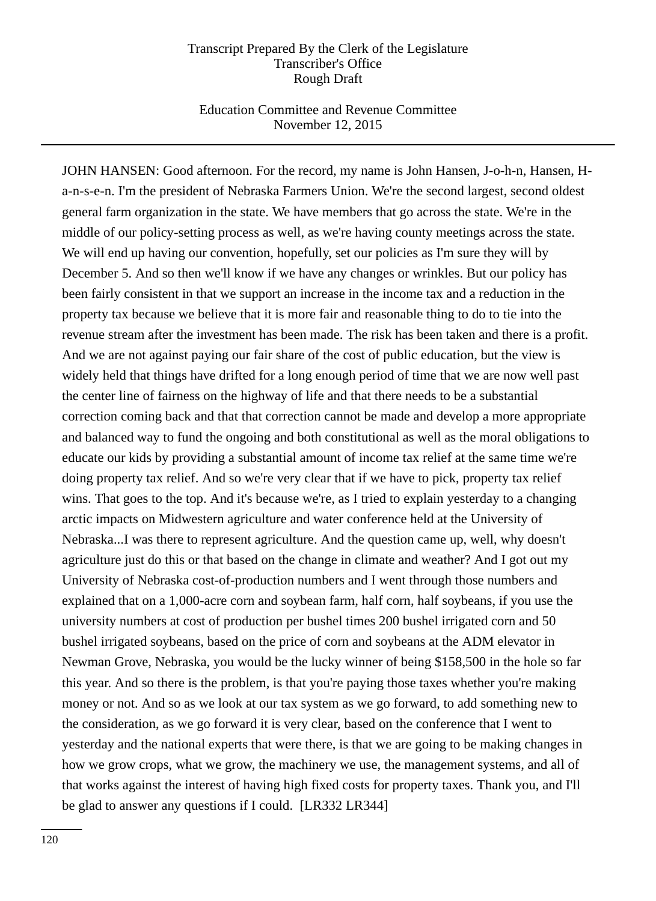JOHN HANSEN: Good afternoon. For the record, my name is John Hansen, J-o-h-n, Hansen, H-a-n-s-e-n. I'm the president of Nebraska Farmers Union. We're the second largest, second oldest general farm organization in the state. We have members that go across the state. We're in the middle of our policy-setting process as well, as we're having county meetings across the state. We will end up having our convention, hopefully, set our policies as I'm sure they will by December 5. And so then we'll know if we have any changes or wrinkles. But our policy has been fairly consistent in that we support an increase in the income tax and a reduction in the property tax because we believe that it is more fair and reasonable thing to do to tie into the revenue stream after the investment has been made. The risk has been taken and there is a profit. And we are not against paying our fair share of the cost of public education, but the view is widely held that things have drifted for a long enough period of time that we are now well past the center line of fairness on the highway of life and that there needs to be a substantial correction coming back and that that correction cannot be made and develop a more appropriate and balanced way to fund the ongoing and both constitutional as well as the moral obligations to educate our kids by providing a substantial amount of income tax relief at the same time we're doing property tax relief. And so we're very clear that if we have to pick, property tax relief wins. That goes to the top. And it's because we're, as I tried to explain yesterday to a changing arctic impacts on Midwestern agriculture and water conference held at the University of Nebraska...I was there to represent agriculture. And the question came up, well, why doesn't agriculture just do this or that based on the change in climate and weather? And I got out my University of Nebraska cost-of-production numbers and I went through those numbers and explained that on a 1,000-acre corn and soybean farm, half corn, half soybeans, if you use the university numbers at cost of production per bushel times 200 bushel irrigated corn and 50 bushel irrigated soybeans, based on the price of corn and soybeans at the ADM elevator in Newman Grove, Nebraska, you would be the lucky winner of being $158,500 in the hole so far this year. And so there is the problem, is that you're paying those taxes whether you're making money or not. And so as we look at our tax system as we go forward, to add something new to the consideration, as we go forward it is very clear, based on the conference that I went to yesterday and the national experts that were there, is that we are going to be making changes in how we grow crops, what we grow, the machinery we use, the management systems, and all of that works against the interest of having high fixed costs for property taxes. Thank you, and I'll be glad to answer any questions if I could. [LR332 LR344]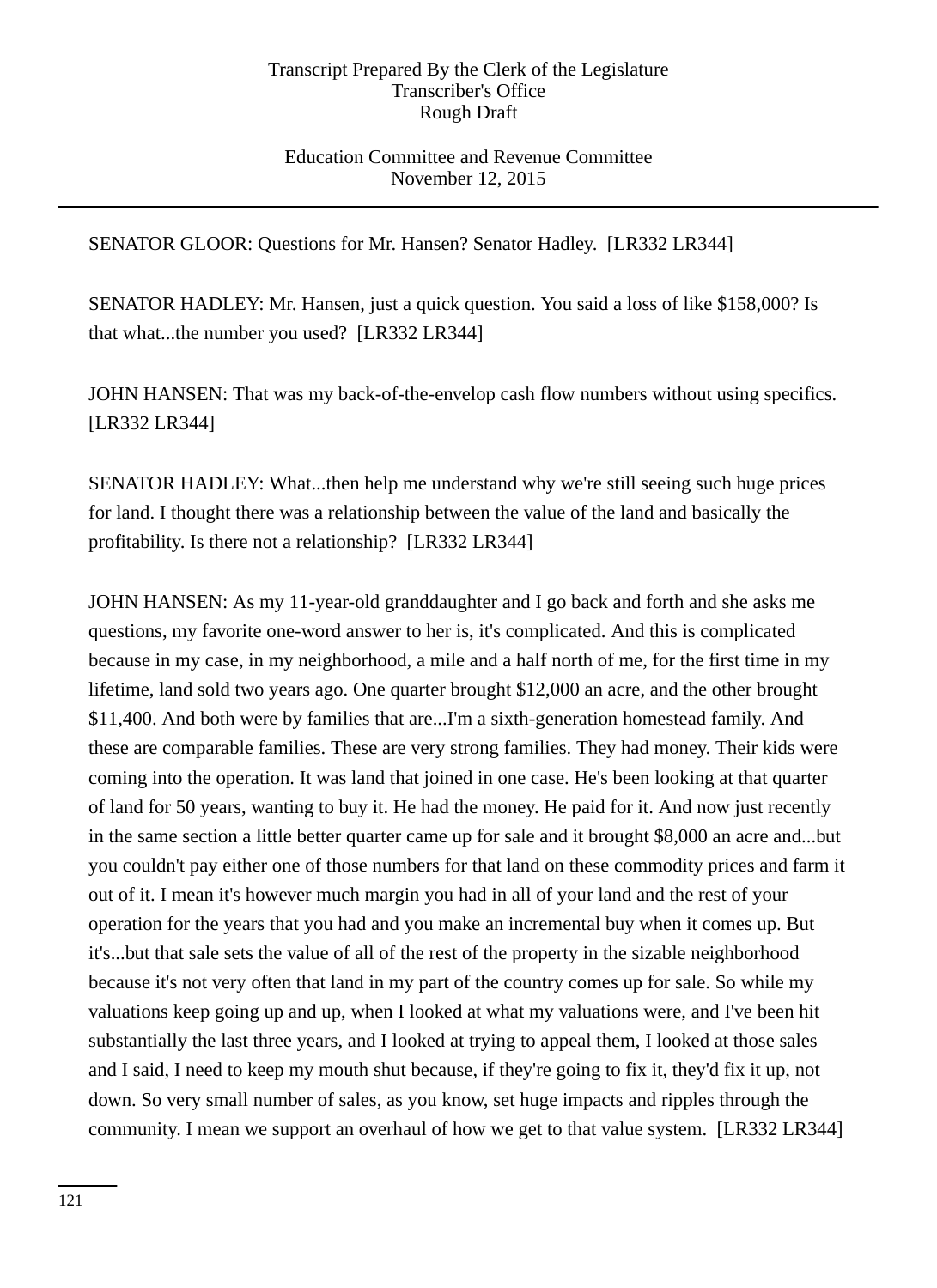SENATOR GLOOR: Questions for Mr. Hansen? Senator Hadley. [LR332 LR344]

SENATOR HADLEY: Mr. Hansen, just a quick question. You said a loss of like $158,000? Is that what...the number you used? [LR332 LR344]

JOHN HANSEN: That was my back-of-the-envelop cash flow numbers without using specifics. [LR332 LR344]

SENATOR HADLEY: What...then help me understand why we're still seeing such huge prices for land. I thought there was a relationship between the value of the land and basically the profitability. Is there not a relationship? [LR332 LR344]

JOHN HANSEN: As my 11-year-old granddaughter and I go back and forth and she asks me questions, my favorite one-word answer to her is, it's complicated. And this is complicated because in my case, in my neighborhood, a mile and a half north of me, for the first time in my lifetime, land sold two years ago. One quarter brought $12,000 an acre, and the other brought $11,400. And both were by families that are...I'm a sixth-generation homestead family. And these are comparable families. These are very strong families. They had money. Their kids were coming into the operation. It was land that joined in one case. He's been looking at that quarter of land for 50 years, wanting to buy it. He had the money. He paid for it. And now just recently in the same section a little better quarter came up for sale and it brought $8,000 an acre and...but you couldn't pay either one of those numbers for that land on these commodity prices and farm it out of it. I mean it's however much margin you had in all of your land and the rest of your operation for the years that you had and you make an incremental buy when it comes up. But it's...but that sale sets the value of all of the rest of the property in the sizable neighborhood because it's not very often that land in my part of the country comes up for sale. So while my valuations keep going up and up, when I looked at what my valuations were, and I've been hit substantially the last three years, and I looked at trying to appeal them, I looked at those sales and I said, I need to keep my mouth shut because, if they're going to fix it, they'd fix it up, not down. So very small number of sales, as you know, set huge impacts and ripples through the community. I mean we support an overhaul of how we get to that value system. [LR332 LR344]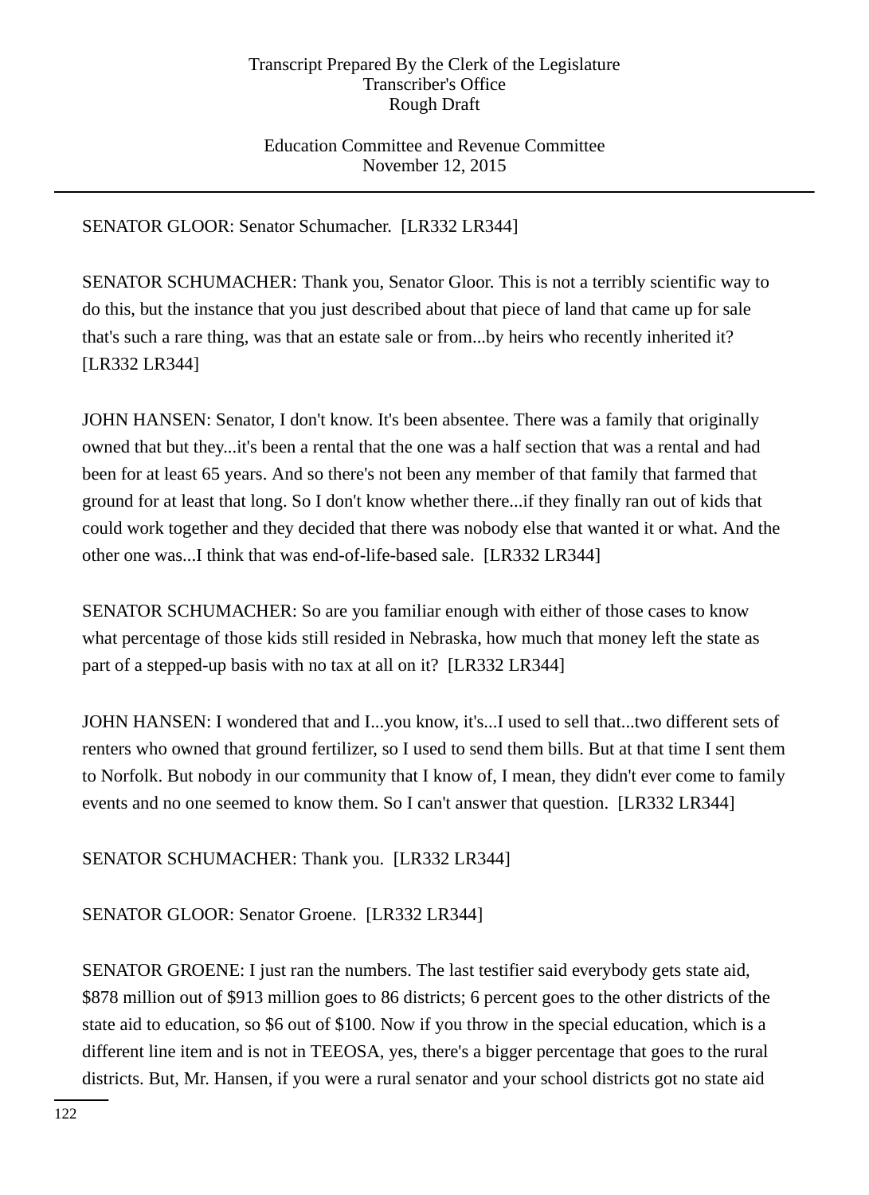SENATOR GLOOR: Senator Schumacher. [LR332 LR344]

SENATOR SCHUMACHER: Thank you, Senator Gloor. This is not a terribly scientific way to do this, but the instance that you just described about that piece of land that came up for sale that's such a rare thing, was that an estate sale or from...by heirs who recently inherited it? [LR332 LR344]

JOHN HANSEN: Senator, I don't know. It's been absentee. There was a family that originally owned that but they...it's been a rental that the one was a half section that was a rental and had been for at least 65 years. And so there's not been any member of that family that farmed that ground for at least that long. So I don't know whether there...if they finally ran out of kids that could work together and they decided that there was nobody else that wanted it or what. And the other one was...I think that was end-of-life-based sale. [LR332 LR344]

SENATOR SCHUMACHER: So are you familiar enough with either of those cases to know what percentage of those kids still resided in Nebraska, how much that money left the state as part of a stepped-up basis with no tax at all on it? [LR332 LR344]

JOHN HANSEN: I wondered that and I...you know, it's...I used to sell that...two different sets of renters who owned that ground fertilizer, so I used to send them bills. But at that time I sent them to Norfolk. But nobody in our community that I know of, I mean, they didn't ever come to family events and no one seemed to know them. So I can't answer that question. [LR332 LR344]

SENATOR SCHUMACHER: Thank you. [LR332 LR344]

SENATOR GLOOR: Senator Groene. [LR332 LR344]

SENATOR GROENE: I just ran the numbers. The last testifier said everybody gets state aid, $878 million out of $913 million goes to 86 districts; 6 percent goes to the other districts of the state aid to education, so $6 out of $100. Now if you throw in the special education, which is a different line item and is not in TEEOSA, yes, there's a bigger percentage that goes to the rural districts. But, Mr. Hansen, if you were a rural senator and your school districts got no state aid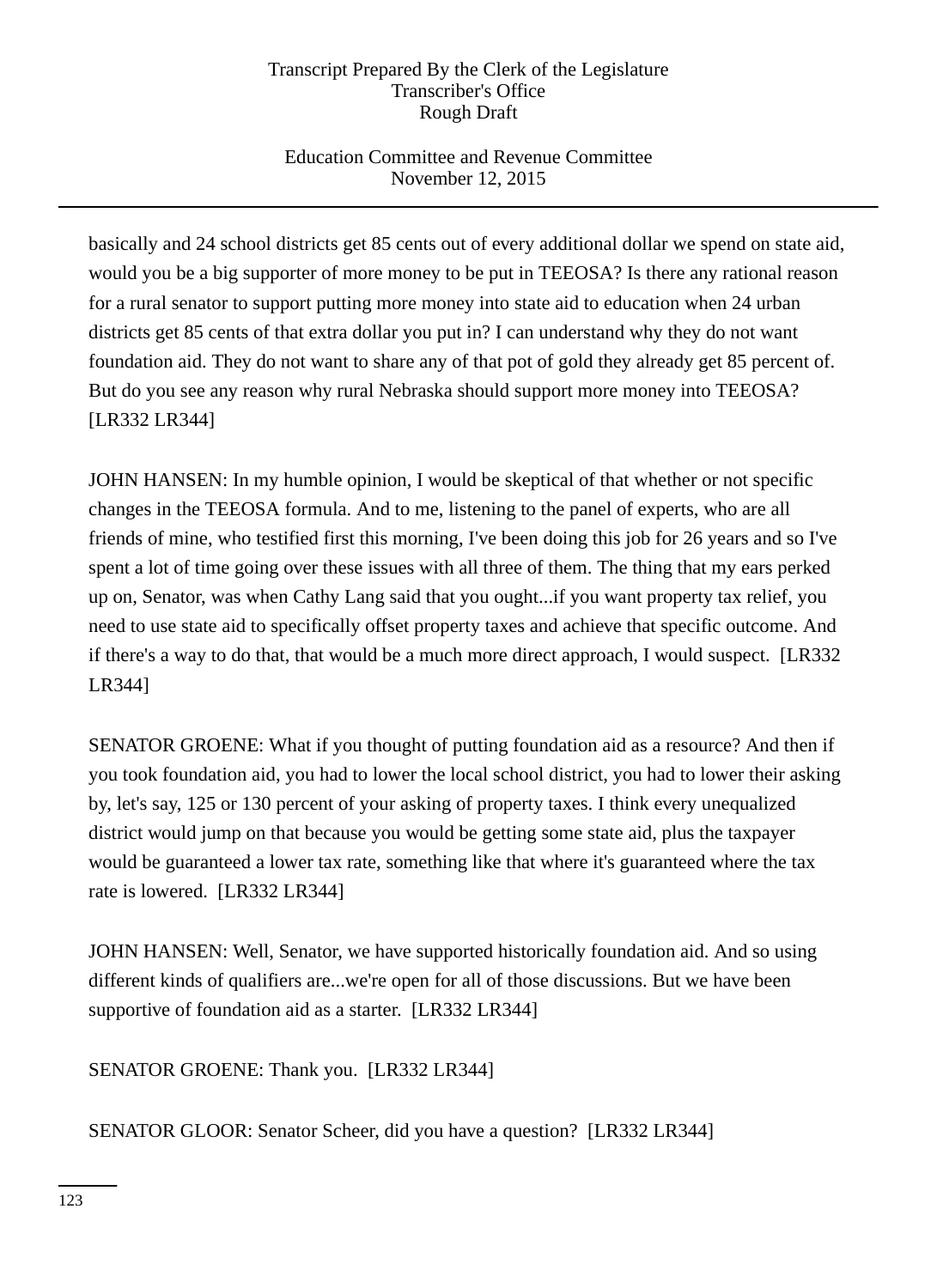basically and 24 school districts get 85 cents out of every additional dollar we spend on state aid, would you be a big supporter of more money to be put in TEEOSA? Is there any rational reason for a rural senator to support putting more money into state aid to education when 24 urban districts get 85 cents of that extra dollar you put in? I can understand why they do not want foundation aid. They do not want to share any of that pot of gold they already get 85 percent of. But do you see any reason why rural Nebraska should support more money into TEEOSA? [LR332 LR344]

JOHN HANSEN: In my humble opinion, I would be skeptical of that whether or not specific changes in the TEEOSA formula. And to me, listening to the panel of experts, who are all friends of mine, who testified first this morning, I've been doing this job for 26 years and so I've spent a lot of time going over these issues with all three of them. The thing that my ears perked up on, Senator, was when Cathy Lang said that you ought...if you want property tax relief, you need to use state aid to specifically offset property taxes and achieve that specific outcome. And if there's a way to do that, that would be a much more direct approach, I would suspect. [LR332 LR344]

SENATOR GROENE: What if you thought of putting foundation aid as a resource? And then if you took foundation aid, you had to lower the local school district, you had to lower their asking by, let's say, 125 or 130 percent of your asking of property taxes. I think every unequalized district would jump on that because you would be getting some state aid, plus the taxpayer would be guaranteed a lower tax rate, something like that where it's guaranteed where the tax rate is lowered. [LR332 LR344]

JOHN HANSEN: Well, Senator, we have supported historically foundation aid. And so using different kinds of qualifiers are...we're open for all of those discussions. But we have been supportive of foundation aid as a starter. [LR332 LR344]

SENATOR GROENE: Thank you. [LR332 LR344]

SENATOR GLOOR: Senator Scheer, did you have a question? [LR332 LR344]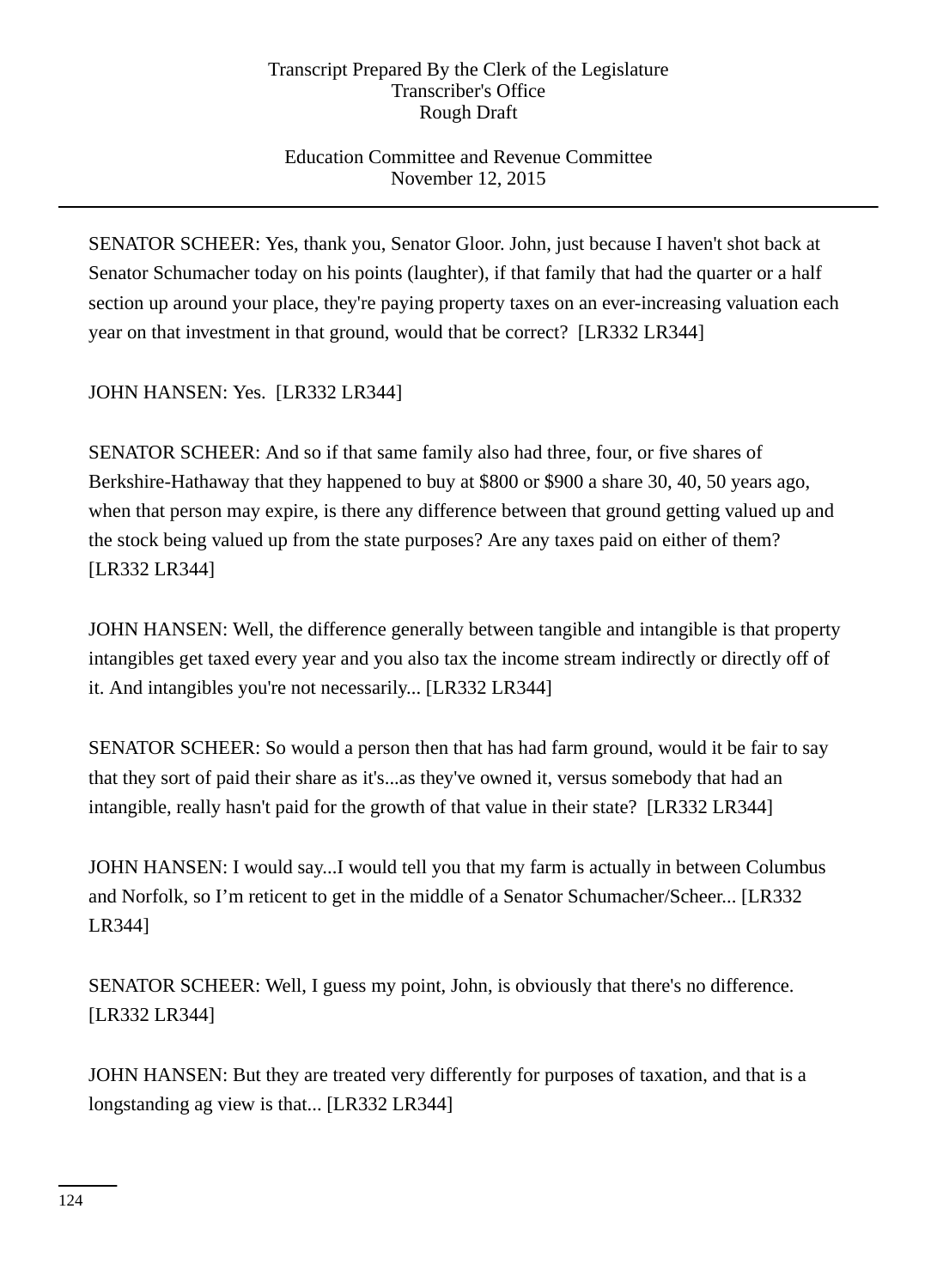SENATOR SCHEER: Yes, thank you, Senator Gloor. John, just because I haven't shot back at Senator Schumacher today on his points (laughter), if that family that had the quarter or a half section up around your place, they're paying property taxes on an ever-increasing valuation each year on that investment in that ground, would that be correct? [LR332 LR344]

JOHN HANSEN: Yes. [LR332 LR344]

SENATOR SCHEER: And so if that same family also had three, four, or five shares of Berkshire-Hathaway that they happened to buy at $800 or $900 a share 30, 40, 50 years ago, when that person may expire, is there any difference between that ground getting valued up and the stock being valued up from the state purposes? Are any taxes paid on either of them? [LR332 LR344]

JOHN HANSEN: Well, the difference generally between tangible and intangible is that property intangibles get taxed every year and you also tax the income stream indirectly or directly off of it. And intangibles you're not necessarily... [LR332 LR344]

SENATOR SCHEER: So would a person then that has had farm ground, would it be fair to say that they sort of paid their share as it's...as they've owned it, versus somebody that had an intangible, really hasn't paid for the growth of that value in their state? [LR332 LR344]

JOHN HANSEN: I would say...I would tell you that my farm is actually in between Columbus and Norfolk, so I’m reticent to get in the middle of a Senator Schumacher/Scheer... [LR332 LR344]

SENATOR SCHEER: Well, I guess my point, John, is obviously that there's no difference. [LR332 LR344]

JOHN HANSEN: But they are treated very differently for purposes of taxation, and that is a longstanding ag view is that... [LR332 LR344]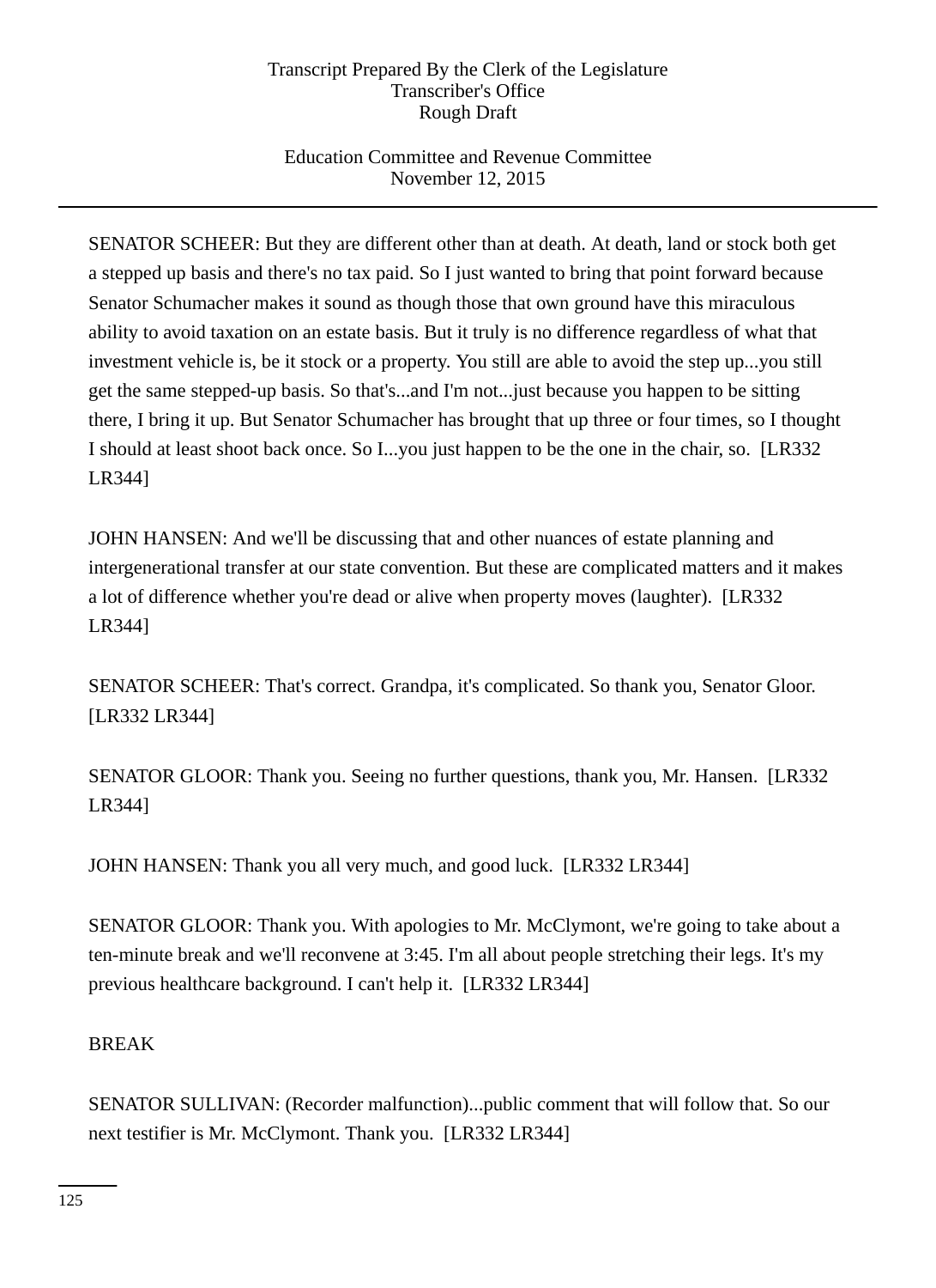SENATOR SCHEER: But they are different other than at death. At death, land or stock both get a stepped up basis and there's no tax paid. So I just wanted to bring that point forward because Senator Schumacher makes it sound as though those that own ground have this miraculous ability to avoid taxation on an estate basis. But it truly is no difference regardless of what that investment vehicle is, be it stock or a property. You still are able to avoid the step up...you still get the same stepped-up basis. So that's...and I'm not...just because you happen to be sitting there, I bring it up. But Senator Schumacher has brought that up three or four times, so I thought I should at least shoot back once. So I...you just happen to be the one in the chair, so. [LR332 LR344]

JOHN HANSEN: And we'll be discussing that and other nuances of estate planning and intergenerational transfer at our state convention. But these are complicated matters and it makes a lot of difference whether you're dead or alive when property moves (laughter). [LR332 LR344]

SENATOR SCHEER: That's correct. Grandpa, it's complicated. So thank you, Senator Gloor. [LR332 LR344]

SENATOR GLOOR: Thank you. Seeing no further questions, thank you, Mr. Hansen. [LR332 LR344]

JOHN HANSEN: Thank you all very much, and good luck. [LR332 LR344]

SENATOR GLOOR: Thank you. With apologies to Mr. McClymont, we're going to take about a ten-minute break and we'll reconvene at 3:45. I'm all about people stretching their legs. It's my previous healthcare background. I can't help it. [LR332 LR344]

BREAK

SENATOR SULLIVAN: (Recorder malfunction)...public comment that will follow that. So our next testifier is Mr. McClymont. Thank you. [LR332 LR344]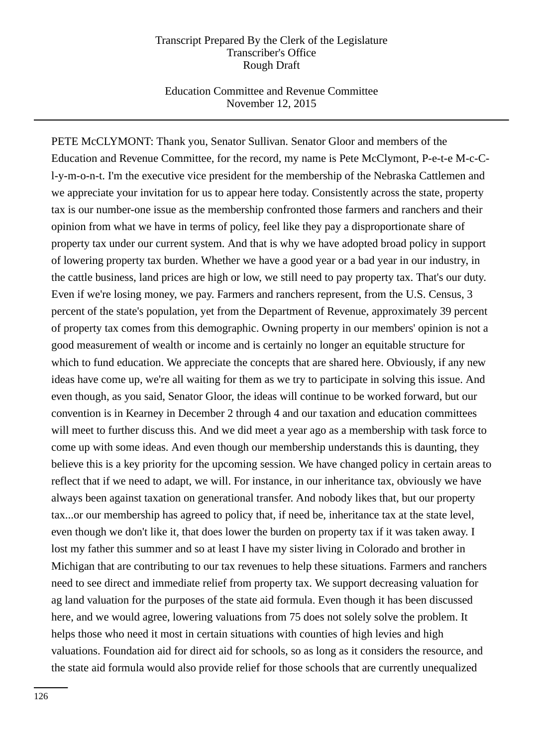PETE McCLYMONT: Thank you, Senator Sullivan. Senator Gloor and members of the Education and Revenue Committee, for the record, my name is Pete McClymont, P-e-t-e M-c-C-l-y-m-o-n-t. I'm the executive vice president for the membership of the Nebraska Cattlemen and we appreciate your invitation for us to appear here today. Consistently across the state, property tax is our number-one issue as the membership confronted those farmers and ranchers and their opinion from what we have in terms of policy, feel like they pay a disproportionate share of property tax under our current system. And that is why we have adopted broad policy in support of lowering property tax burden. Whether we have a good year or a bad year in our industry, in the cattle business, land prices are high or low, we still need to pay property tax. That's our duty. Even if we're losing money, we pay. Farmers and ranchers represent, from the U.S. Census, 3 percent of the state's population, yet from the Department of Revenue, approximately 39 percent of property tax comes from this demographic. Owning property in our members' opinion is not a good measurement of wealth or income and is certainly no longer an equitable structure for which to fund education. We appreciate the concepts that are shared here. Obviously, if any new ideas have come up, we're all waiting for them as we try to participate in solving this issue. And even though, as you said, Senator Gloor, the ideas will continue to be worked forward, but our convention is in Kearney in December 2 through 4 and our taxation and education committees will meet to further discuss this. And we did meet a year ago as a membership with task force to come up with some ideas. And even though our membership understands this is daunting, they believe this is a key priority for the upcoming session. We have changed policy in certain areas to reflect that if we need to adapt, we will. For instance, in our inheritance tax, obviously we have always been against taxation on generational transfer. And nobody likes that, but our property tax...or our membership has agreed to policy that, if need be, inheritance tax at the state level, even though we don't like it, that does lower the burden on property tax if it was taken away. I lost my father this summer and so at least I have my sister living in Colorado and brother in Michigan that are contributing to our tax revenues to help these situations. Farmers and ranchers need to see direct and immediate relief from property tax. We support decreasing valuation for ag land valuation for the purposes of the state aid formula. Even though it has been discussed here, and we would agree, lowering valuations from 75 does not solely solve the problem. It helps those who need it most in certain situations with counties of high levies and high valuations. Foundation aid for direct aid for schools, so as long as it considers the resource, and the state aid formula would also provide relief for those schools that are currently unequalized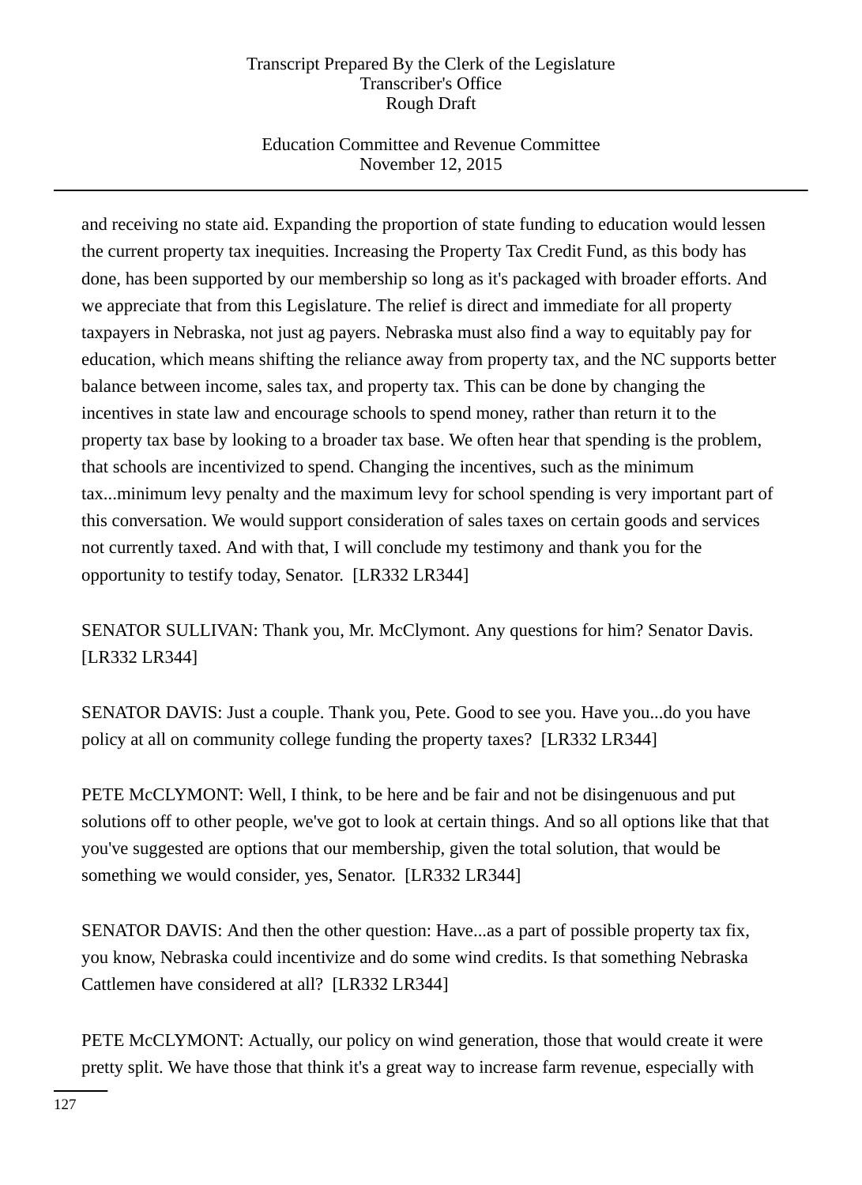and receiving no state aid. Expanding the proportion of state funding to education would lessen the current property tax inequities. Increasing the Property Tax Credit Fund, as this body has done, has been supported by our membership so long as it's packaged with broader efforts. And we appreciate that from this Legislature. The relief is direct and immediate for all property taxpayers in Nebraska, not just ag payers. Nebraska must also find a way to equitably pay for education, which means shifting the reliance away from property tax, and the NC supports better balance between income, sales tax, and property tax. This can be done by changing the incentives in state law and encourage schools to spend money, rather than return it to the property tax base by looking to a broader tax base. We often hear that spending is the problem, that schools are incentivized to spend. Changing the incentives, such as the minimum tax...minimum levy penalty and the maximum levy for school spending is very important part of this conversation. We would support consideration of sales taxes on certain goods and services not currently taxed. And with that, I will conclude my testimony and thank you for the opportunity to testify today, Senator. [LR332 LR344]

SENATOR SULLIVAN: Thank you, Mr. McClymont. Any questions for him? Senator Davis. [LR332 LR344]

SENATOR DAVIS: Just a couple. Thank you, Pete. Good to see you. Have you...do you have policy at all on community college funding the property taxes? [LR332 LR344]

PETE McCLYMONT: Well, I think, to be here and be fair and not be disingenuous and put solutions off to other people, we've got to look at certain things. And so all options like that that you've suggested are options that our membership, given the total solution, that would be something we would consider, yes, Senator. [LR332 LR344]

SENATOR DAVIS: And then the other question: Have...as a part of possible property tax fix, you know, Nebraska could incentivize and do some wind credits. Is that something Nebraska Cattlemen have considered at all? [LR332 LR344]

PETE McCLYMONT: Actually, our policy on wind generation, those that would create it were pretty split. We have those that think it's a great way to increase farm revenue, especially with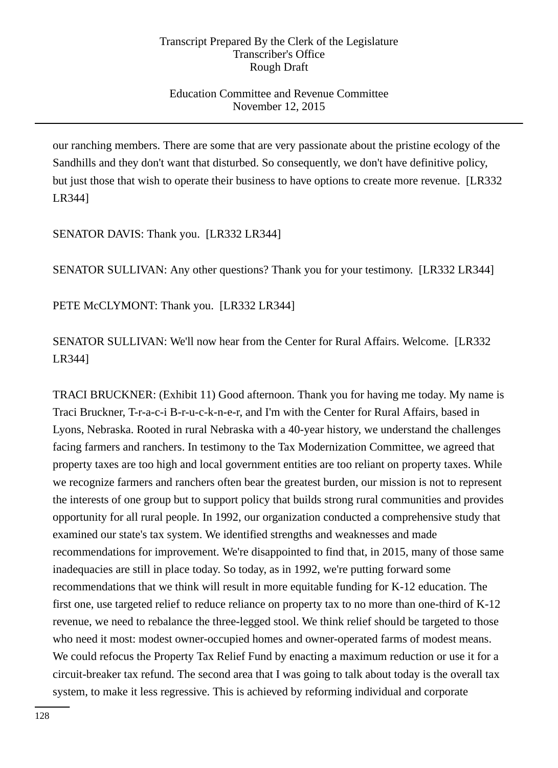our ranching members. There are some that are very passionate about the pristine ecology of the Sandhills and they don't want that disturbed. So consequently, we don't have definitive policy, but just those that wish to operate their business to have options to create more revenue. [LR332 LR344]

SENATOR DAVIS: Thank you. [LR332 LR344]

SENATOR SULLIVAN: Any other questions? Thank you for your testimony. [LR332 LR344]

PETE McCLYMONT: Thank you. [LR332 LR344]

SENATOR SULLIVAN: We'll now hear from the Center for Rural Affairs. Welcome. [LR332 LR344]

TRACI BRUCKNER: (Exhibit 11) Good afternoon. Thank you for having me today. My name is Traci Bruckner, T-r-a-c-i B-r-u-c-k-n-e-r, and I'm with the Center for Rural Affairs, based in Lyons, Nebraska. Rooted in rural Nebraska with a 40-year history, we understand the challenges facing farmers and ranchers. In testimony to the Tax Modernization Committee, we agreed that property taxes are too high and local government entities are too reliant on property taxes. While we recognize farmers and ranchers often bear the greatest burden, our mission is not to represent the interests of one group but to support policy that builds strong rural communities and provides opportunity for all rural people. In 1992, our organization conducted a comprehensive study that examined our state's tax system. We identified strengths and weaknesses and made recommendations for improvement. We're disappointed to find that, in 2015, many of those same inadequacies are still in place today. So today, as in 1992, we're putting forward some recommendations that we think will result in more equitable funding for K-12 education. The first one, use targeted relief to reduce reliance on property tax to no more than one-third of K-12 revenue, we need to rebalance the three-legged stool. We think relief should be targeted to those who need it most: modest owner-occupied homes and owner-operated farms of modest means. We could refocus the Property Tax Relief Fund by enacting a maximum reduction or use it for a circuit-breaker tax refund. The second area that I was going to talk about today is the overall tax system, to make it less regressive. This is achieved by reforming individual and corporate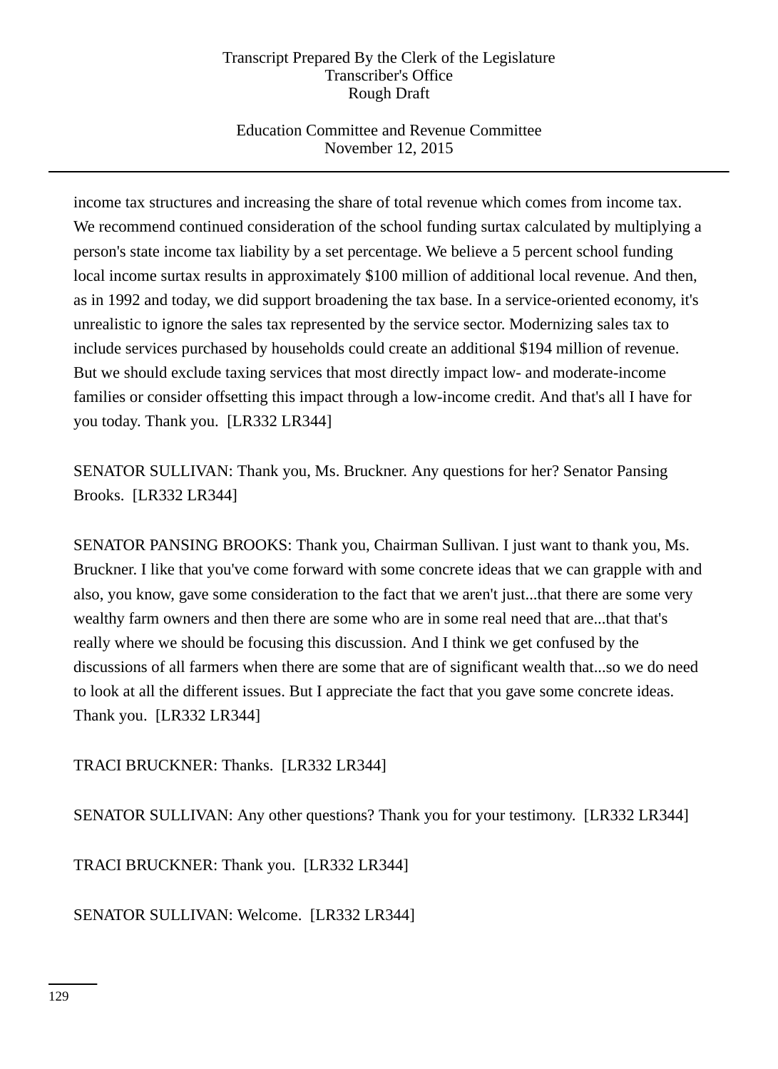income tax structures and increasing the share of total revenue which comes from income tax. We recommend continued consideration of the school funding surtax calculated by multiplying a person's state income tax liability by a set percentage. We believe a 5 percent school funding local income surtax results in approximately $100 million of additional local revenue. And then, as in 1992 and today, we did support broadening the tax base. In a service-oriented economy, it's unrealistic to ignore the sales tax represented by the service sector. Modernizing sales tax to include services purchased by households could create an additional $194 million of revenue. But we should exclude taxing services that most directly impact low- and moderate-income families or consider offsetting this impact through a low-income credit. And that's all I have for you today. Thank you.  [LR332 LR344]

SENATOR SULLIVAN: Thank you, Ms. Bruckner. Any questions for her? Senator Pansing Brooks.  [LR332 LR344]

SENATOR PANSING BROOKS: Thank you, Chairman Sullivan. I just want to thank you, Ms. Bruckner. I like that you've come forward with some concrete ideas that we can grapple with and also, you know, gave some consideration to the fact that we aren't just...that there are some very wealthy farm owners and then there are some who are in some real need that are...that that's really where we should be focusing this discussion. And I think we get confused by the discussions of all farmers when there are some that are of significant wealth that...so we do need to look at all the different issues. But I appreciate the fact that you gave some concrete ideas. Thank you.  [LR332 LR344]

TRACI BRUCKNER: Thanks.  [LR332 LR344]

SENATOR SULLIVAN: Any other questions? Thank you for your testimony.  [LR332 LR344]

TRACI BRUCKNER: Thank you.  [LR332 LR344]

SENATOR SULLIVAN: Welcome.  [LR332 LR344]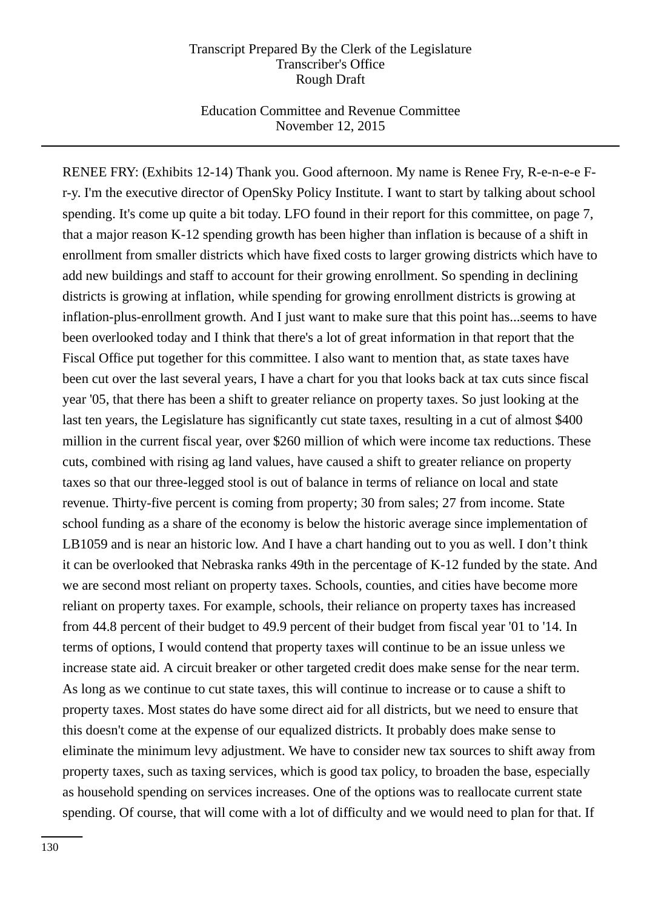RENEE FRY: (Exhibits 12-14) Thank you. Good afternoon. My name is Renee Fry, R-e-n-e-e F-r-y. I'm the executive director of OpenSky Policy Institute. I want to start by talking about school spending. It's come up quite a bit today. LFO found in their report for this committee, on page 7, that a major reason K-12 spending growth has been higher than inflation is because of a shift in enrollment from smaller districts which have fixed costs to larger growing districts which have to add new buildings and staff to account for their growing enrollment. So spending in declining districts is growing at inflation, while spending for growing enrollment districts is growing at inflation-plus-enrollment growth. And I just want to make sure that this point has...seems to have been overlooked today and I think that there's a lot of great information in that report that the Fiscal Office put together for this committee. I also want to mention that, as state taxes have been cut over the last several years, I have a chart for you that looks back at tax cuts since fiscal year '05, that there has been a shift to greater reliance on property taxes. So just looking at the last ten years, the Legislature has significantly cut state taxes, resulting in a cut of almost $400 million in the current fiscal year, over $260 million of which were income tax reductions. These cuts, combined with rising ag land values, have caused a shift to greater reliance on property taxes so that our three-legged stool is out of balance in terms of reliance on local and state revenue. Thirty-five percent is coming from property; 30 from sales; 27 from income. State school funding as a share of the economy is below the historic average since implementation of LB1059 and is near an historic low. And I have a chart handing out to you as well. I don't think it can be overlooked that Nebraska ranks 49th in the percentage of K-12 funded by the state. And we are second most reliant on property taxes. Schools, counties, and cities have become more reliant on property taxes. For example, schools, their reliance on property taxes has increased from 44.8 percent of their budget to 49.9 percent of their budget from fiscal year '01 to '14. In terms of options, I would contend that property taxes will continue to be an issue unless we increase state aid. A circuit breaker or other targeted credit does make sense for the near term. As long as we continue to cut state taxes, this will continue to increase or to cause a shift to property taxes. Most states do have some direct aid for all districts, but we need to ensure that this doesn't come at the expense of our equalized districts. It probably does make sense to eliminate the minimum levy adjustment. We have to consider new tax sources to shift away from property taxes, such as taxing services, which is good tax policy, to broaden the base, especially as household spending on services increases. One of the options was to reallocate current state spending. Of course, that will come with a lot of difficulty and we would need to plan for that. If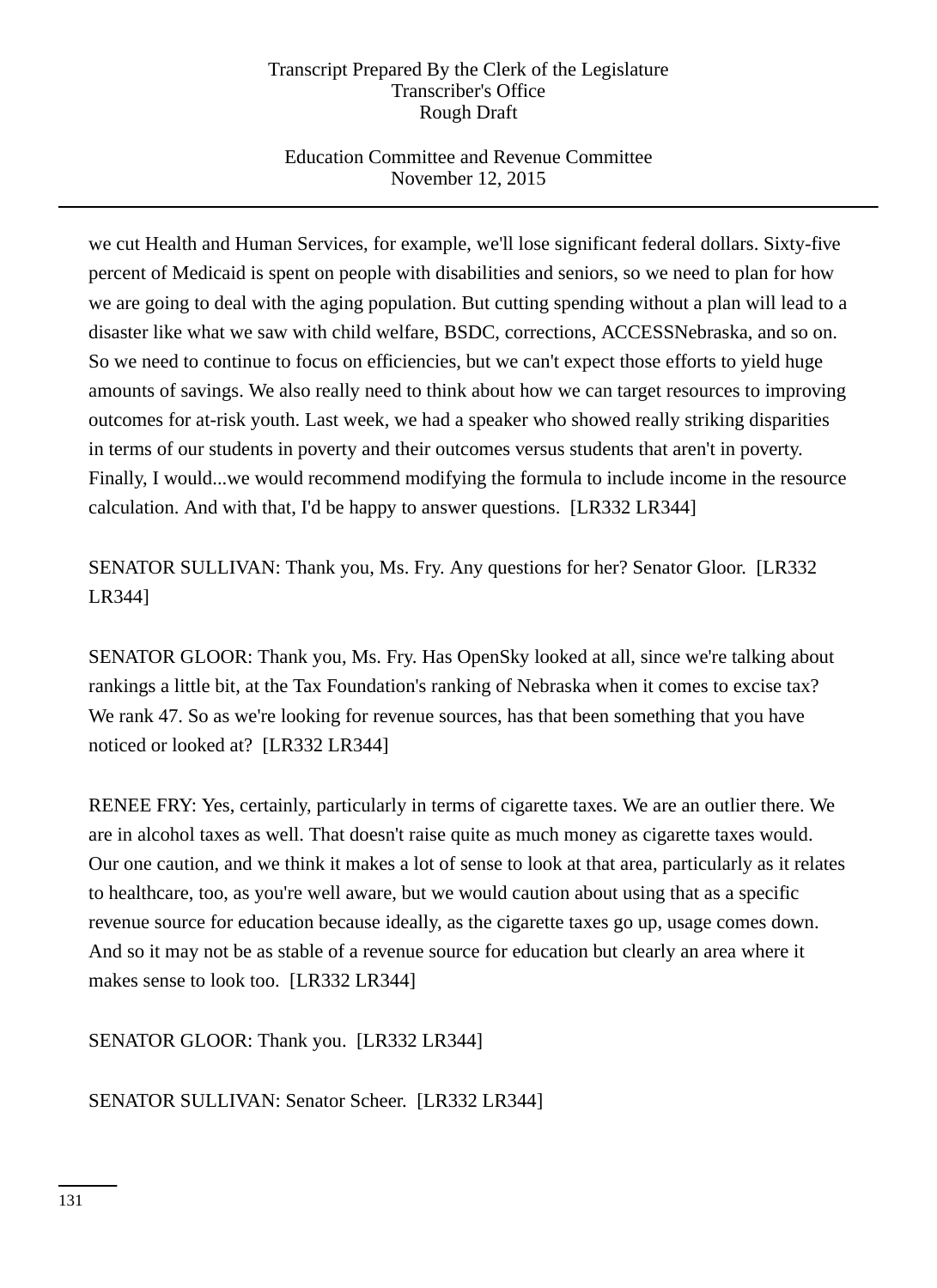we cut Health and Human Services, for example, we'll lose significant federal dollars. Sixty-five percent of Medicaid is spent on people with disabilities and seniors, so we need to plan for how we are going to deal with the aging population. But cutting spending without a plan will lead to a disaster like what we saw with child welfare, BSDC, corrections, ACCESSNebraska, and so on. So we need to continue to focus on efficiencies, but we can't expect those efforts to yield huge amounts of savings. We also really need to think about how we can target resources to improving outcomes for at-risk youth. Last week, we had a speaker who showed really striking disparities in terms of our students in poverty and their outcomes versus students that aren't in poverty. Finally, I would...we would recommend modifying the formula to include income in the resource calculation. And with that, I'd be happy to answer questions. [LR332 LR344]

SENATOR SULLIVAN: Thank you, Ms. Fry. Any questions for her? Senator Gloor. [LR332 LR344]

SENATOR GLOOR: Thank you, Ms. Fry. Has OpenSky looked at all, since we're talking about rankings a little bit, at the Tax Foundation's ranking of Nebraska when it comes to excise tax? We rank 47. So as we're looking for revenue sources, has that been something that you have noticed or looked at? [LR332 LR344]

RENEE FRY: Yes, certainly, particularly in terms of cigarette taxes. We are an outlier there. We are in alcohol taxes as well. That doesn't raise quite as much money as cigarette taxes would. Our one caution, and we think it makes a lot of sense to look at that area, particularly as it relates to healthcare, too, as you're well aware, but we would caution about using that as a specific revenue source for education because ideally, as the cigarette taxes go up, usage comes down. And so it may not be as stable of a revenue source for education but clearly an area where it makes sense to look too. [LR332 LR344]

SENATOR GLOOR: Thank you. [LR332 LR344]

SENATOR SULLIVAN: Senator Scheer. [LR332 LR344]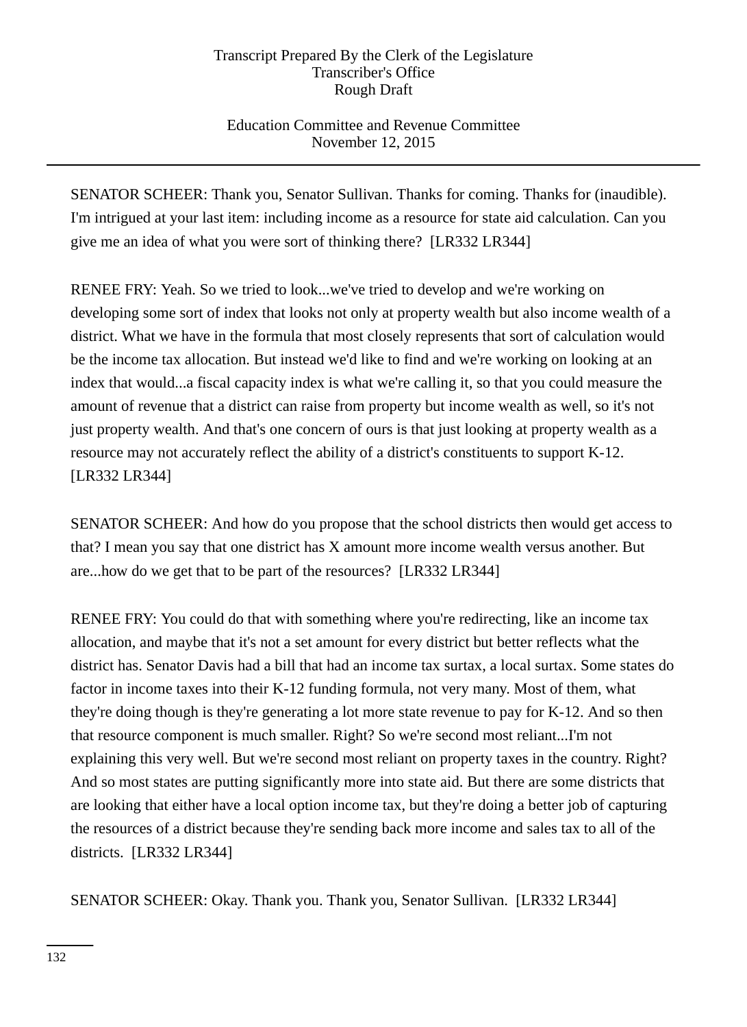SENATOR SCHEER: Thank you, Senator Sullivan. Thanks for coming. Thanks for (inaudible). I'm intrigued at your last item: including income as a resource for state aid calculation. Can you give me an idea of what you were sort of thinking there? [LR332 LR344]

RENEE FRY: Yeah. So we tried to look...we've tried to develop and we're working on developing some sort of index that looks not only at property wealth but also income wealth of a district. What we have in the formula that most closely represents that sort of calculation would be the income tax allocation. But instead we'd like to find and we're working on looking at an index that would...a fiscal capacity index is what we're calling it, so that you could measure the amount of revenue that a district can raise from property but income wealth as well, so it's not just property wealth. And that's one concern of ours is that just looking at property wealth as a resource may not accurately reflect the ability of a district's constituents to support K-12. [LR332 LR344]

SENATOR SCHEER: And how do you propose that the school districts then would get access to that? I mean you say that one district has X amount more income wealth versus another. But are...how do we get that to be part of the resources? [LR332 LR344]

RENEE FRY: You could do that with something where you're redirecting, like an income tax allocation, and maybe that it's not a set amount for every district but better reflects what the district has. Senator Davis had a bill that had an income tax surtax, a local surtax. Some states do factor in income taxes into their K-12 funding formula, not very many. Most of them, what they're doing though is they're generating a lot more state revenue to pay for K-12. And so then that resource component is much smaller. Right? So we're second most reliant...I'm not explaining this very well. But we're second most reliant on property taxes in the country. Right? And so most states are putting significantly more into state aid. But there are some districts that are looking that either have a local option income tax, but they're doing a better job of capturing the resources of a district because they're sending back more income and sales tax to all of the districts. [LR332 LR344]

SENATOR SCHEER: Okay. Thank you. Thank you, Senator Sullivan. [LR332 LR344]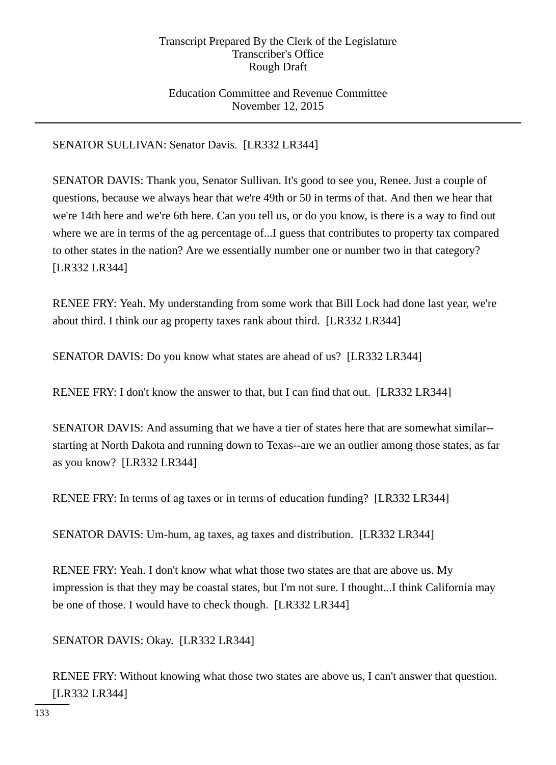SENATOR SULLIVAN: Senator Davis.  [LR332 LR344]

SENATOR DAVIS: Thank you, Senator Sullivan. It's good to see you, Renee. Just a couple of questions, because we always hear that we're 49th or 50 in terms of that. And then we hear that we're 14th here and we're 6th here. Can you tell us, or do you know, is there is a way to find out where we are in terms of the ag percentage of...I guess that contributes to property tax compared to other states in the nation? Are we essentially number one or number two in that category? [LR332 LR344]

RENEE FRY: Yeah. My understanding from some work that Bill Lock had done last year, we're about third. I think our ag property taxes rank about third.  [LR332 LR344]

SENATOR DAVIS: Do you know what states are ahead of us?  [LR332 LR344]

RENEE FRY: I don't know the answer to that, but I can find that out.  [LR332 LR344]

SENATOR DAVIS: And assuming that we have a tier of states here that are somewhat similar--starting at North Dakota and running down to Texas--are we an outlier among those states, as far as you know?  [LR332 LR344]

RENEE FRY: In terms of ag taxes or in terms of education funding?  [LR332 LR344]

SENATOR DAVIS: Um-hum, ag taxes, ag taxes and distribution.  [LR332 LR344]

RENEE FRY: Yeah. I don't know what what those two states are that are above us. My impression is that they may be coastal states, but I'm not sure. I thought...I think California may be one of those. I would have to check though.  [LR332 LR344]

SENATOR DAVIS: Okay.  [LR332 LR344]

RENEE FRY: Without knowing what those two states are above us, I can't answer that question. [LR332 LR344]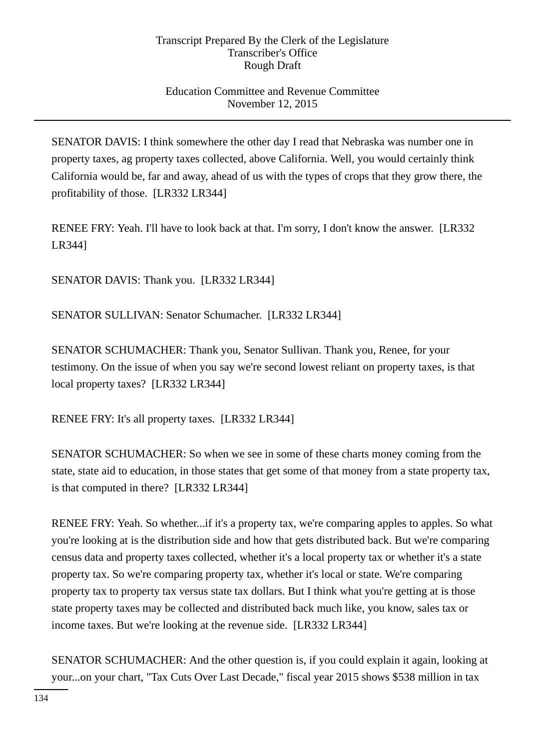SENATOR DAVIS: I think somewhere the other day I read that Nebraska was number one in property taxes, ag property taxes collected, above California. Well, you would certainly think California would be, far and away, ahead of us with the types of crops that they grow there, the profitability of those. [LR332 LR344]

RENEE FRY: Yeah. I'll have to look back at that. I'm sorry, I don't know the answer. [LR332 LR344]

SENATOR DAVIS: Thank you. [LR332 LR344]

SENATOR SULLIVAN: Senator Schumacher. [LR332 LR344]

SENATOR SCHUMACHER: Thank you, Senator Sullivan. Thank you, Renee, for your testimony. On the issue of when you say we're second lowest reliant on property taxes, is that local property taxes? [LR332 LR344]

RENEE FRY: It's all property taxes. [LR332 LR344]

SENATOR SCHUMACHER: So when we see in some of these charts money coming from the state, state aid to education, in those states that get some of that money from a state property tax, is that computed in there? [LR332 LR344]

RENEE FRY: Yeah. So whether...if it's a property tax, we're comparing apples to apples. So what you're looking at is the distribution side and how that gets distributed back. But we're comparing census data and property taxes collected, whether it's a local property tax or whether it's a state property tax. So we're comparing property tax, whether it's local or state. We're comparing property tax to property tax versus state tax dollars. But I think what you're getting at is those state property taxes may be collected and distributed back much like, you know, sales tax or income taxes. But we're looking at the revenue side. [LR332 LR344]

SENATOR SCHUMACHER: And the other question is, if you could explain it again, looking at your...on your chart, "Tax Cuts Over Last Decade," fiscal year 2015 shows $538 million in tax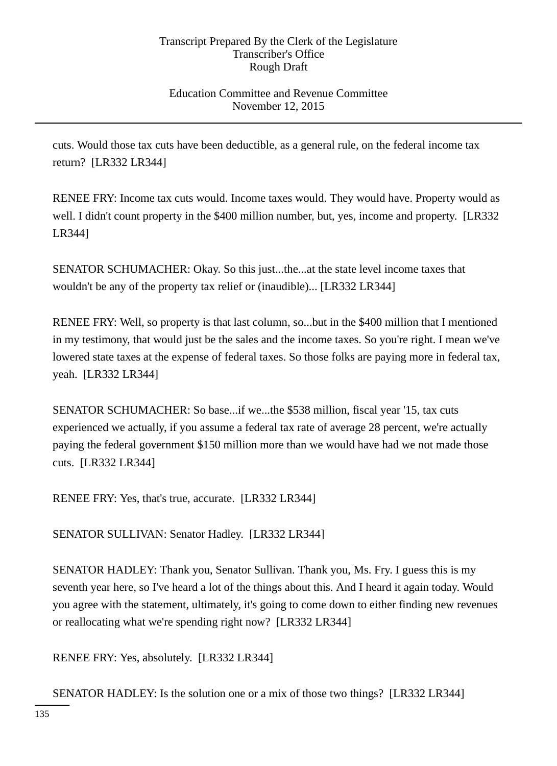cuts. Would those tax cuts have been deductible, as a general rule, on the federal income tax return? [LR332 LR344]

RENEE FRY: Income tax cuts would. Income taxes would. They would have. Property would as well. I didn't count property in the $400 million number, but, yes, income and property. [LR332 LR344]

SENATOR SCHUMACHER: Okay. So this just...the...at the state level income taxes that wouldn't be any of the property tax relief or (inaudible)... [LR332 LR344]

RENEE FRY: Well, so property is that last column, so...but in the $400 million that I mentioned in my testimony, that would just be the sales and the income taxes. So you're right. I mean we've lowered state taxes at the expense of federal taxes. So those folks are paying more in federal tax, yeah. [LR332 LR344]

SENATOR SCHUMACHER: So base...if we...the $538 million, fiscal year '15, tax cuts experienced we actually, if you assume a federal tax rate of average 28 percent, we're actually paying the federal government $150 million more than we would have had we not made those cuts. [LR332 LR344]

RENEE FRY: Yes, that's true, accurate. [LR332 LR344]

SENATOR SULLIVAN: Senator Hadley. [LR332 LR344]

SENATOR HADLEY: Thank you, Senator Sullivan. Thank you, Ms. Fry. I guess this is my seventh year here, so I've heard a lot of the things about this. And I heard it again today. Would you agree with the statement, ultimately, it's going to come down to either finding new revenues or reallocating what we're spending right now? [LR332 LR344]

RENEE FRY: Yes, absolutely. [LR332 LR344]

SENATOR HADLEY: Is the solution one or a mix of those two things? [LR332 LR344]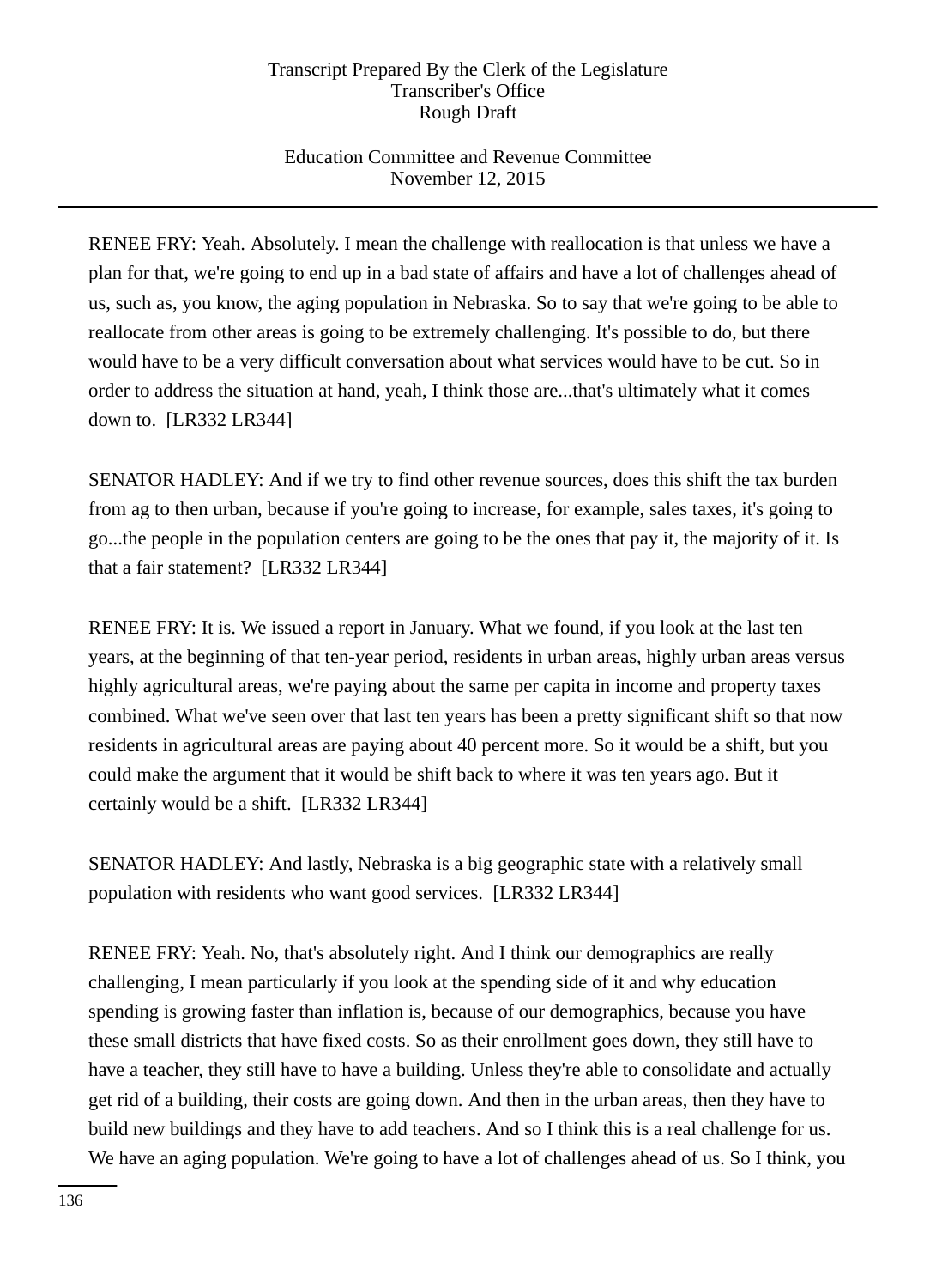RENEE FRY: Yeah. Absolutely. I mean the challenge with reallocation is that unless we have a plan for that, we're going to end up in a bad state of affairs and have a lot of challenges ahead of us, such as, you know, the aging population in Nebraska. So to say that we're going to be able to reallocate from other areas is going to be extremely challenging. It's possible to do, but there would have to be a very difficult conversation about what services would have to be cut. So in order to address the situation at hand, yeah, I think those are...that's ultimately what it comes down to. [LR332 LR344]

SENATOR HADLEY: And if we try to find other revenue sources, does this shift the tax burden from ag to then urban, because if you're going to increase, for example, sales taxes, it's going to go...the people in the population centers are going to be the ones that pay it, the majority of it. Is that a fair statement? [LR332 LR344]

RENEE FRY: It is. We issued a report in January. What we found, if you look at the last ten years, at the beginning of that ten-year period, residents in urban areas, highly urban areas versus highly agricultural areas, we're paying about the same per capita in income and property taxes combined. What we've seen over that last ten years has been a pretty significant shift so that now residents in agricultural areas are paying about 40 percent more. So it would be a shift, but you could make the argument that it would be shift back to where it was ten years ago. But it certainly would be a shift. [LR332 LR344]

SENATOR HADLEY: And lastly, Nebraska is a big geographic state with a relatively small population with residents who want good services. [LR332 LR344]

RENEE FRY: Yeah. No, that's absolutely right. And I think our demographics are really challenging, I mean particularly if you look at the spending side of it and why education spending is growing faster than inflation is, because of our demographics, because you have these small districts that have fixed costs. So as their enrollment goes down, they still have to have a teacher, they still have to have a building. Unless they're able to consolidate and actually get rid of a building, their costs are going down. And then in the urban areas, then they have to build new buildings and they have to add teachers. And so I think this is a real challenge for us. We have an aging population. We're going to have a lot of challenges ahead of us. So I think, you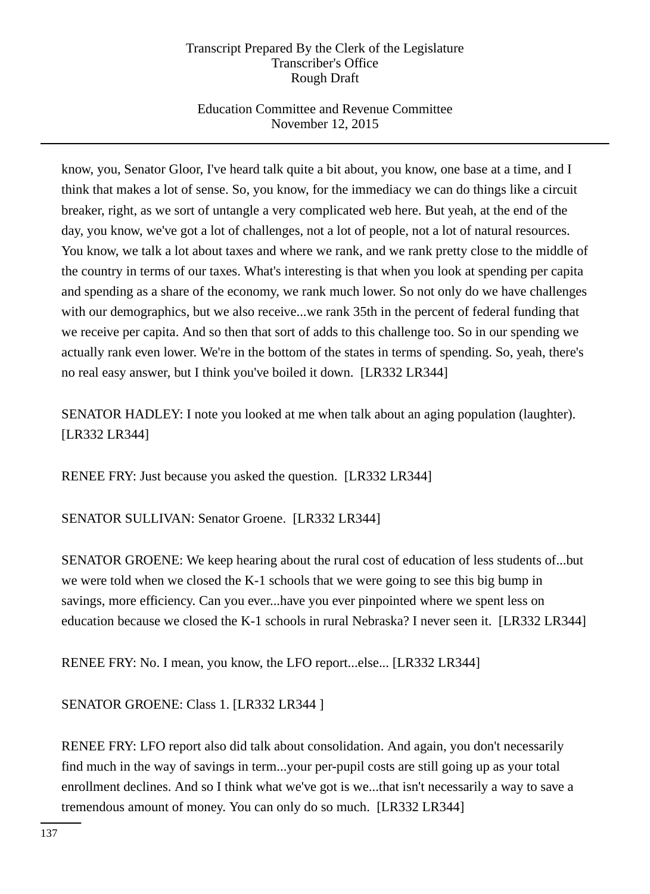know, you, Senator Gloor, I've heard talk quite a bit about, you know, one base at a time, and I think that makes a lot of sense. So, you know, for the immediacy we can do things like a circuit breaker, right, as we sort of untangle a very complicated web here. But yeah, at the end of the day, you know, we've got a lot of challenges, not a lot of people, not a lot of natural resources. You know, we talk a lot about taxes and where we rank, and we rank pretty close to the middle of the country in terms of our taxes. What's interesting is that when you look at spending per capita and spending as a share of the economy, we rank much lower. So not only do we have challenges with our demographics, but we also receive...we rank 35th in the percent of federal funding that we receive per capita. And so then that sort of adds to this challenge too. So in our spending we actually rank even lower. We're in the bottom of the states in terms of spending. So, yeah, there's no real easy answer, but I think you've boiled it down. [LR332 LR344]

SENATOR HADLEY: I note you looked at me when talk about an aging population (laughter). [LR332 LR344]

RENEE FRY: Just because you asked the question. [LR332 LR344]

SENATOR SULLIVAN: Senator Groene. [LR332 LR344]

SENATOR GROENE: We keep hearing about the rural cost of education of less students of...but we were told when we closed the K-1 schools that we were going to see this big bump in savings, more efficiency. Can you ever...have you ever pinpointed where we spent less on education because we closed the K-1 schools in rural Nebraska? I never seen it. [LR332 LR344]

RENEE FRY: No. I mean, you know, the LFO report...else... [LR332 LR344]

SENATOR GROENE: Class 1. [LR332 LR344 ]

RENEE FRY: LFO report also did talk about consolidation. And again, you don't necessarily find much in the way of savings in term...your per-pupil costs are still going up as your total enrollment declines. And so I think what we've got is we...that isn't necessarily a way to save a tremendous amount of money. You can only do so much. [LR332 LR344]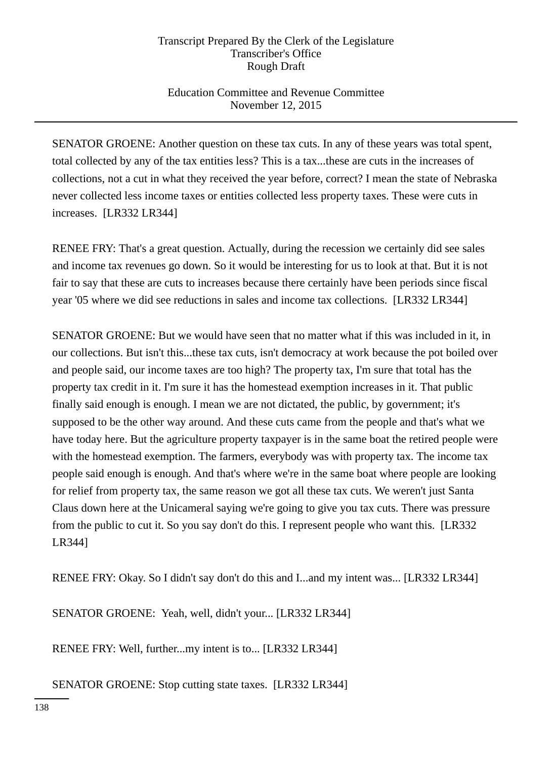SENATOR GROENE: Another question on these tax cuts. In any of these years was total spent, total collected by any of the tax entities less? This is a tax...these are cuts in the increases of collections, not a cut in what they received the year before, correct? I mean the state of Nebraska never collected less income taxes or entities collected less property taxes. These were cuts in increases. [LR332 LR344]

RENEE FRY: That's a great question. Actually, during the recession we certainly did see sales and income tax revenues go down. So it would be interesting for us to look at that. But it is not fair to say that these are cuts to increases because there certainly have been periods since fiscal year '05 where we did see reductions in sales and income tax collections. [LR332 LR344]

SENATOR GROENE: But we would have seen that no matter what if this was included in it, in our collections. But isn't this...these tax cuts, isn't democracy at work because the pot boiled over and people said, our income taxes are too high? The property tax, I'm sure that total has the property tax credit in it. I'm sure it has the homestead exemption increases in it. That public finally said enough is enough. I mean we are not dictated, the public, by government; it's supposed to be the other way around. And these cuts came from the people and that's what we have today here. But the agriculture property taxpayer is in the same boat the retired people were with the homestead exemption. The farmers, everybody was with property tax. The income tax people said enough is enough. And that's where we're in the same boat where people are looking for relief from property tax, the same reason we got all these tax cuts. We weren't just Santa Claus down here at the Unicameral saying we're going to give you tax cuts. There was pressure from the public to cut it. So you say don't do this. I represent people who want this. [LR332 LR344]

RENEE FRY: Okay. So I didn't say don't do this and I...and my intent was... [LR332 LR344]

SENATOR GROENE: Yeah, well, didn't your... [LR332 LR344]

RENEE FRY: Well, further...my intent is to... [LR332 LR344]

SENATOR GROENE: Stop cutting state taxes. [LR332 LR344]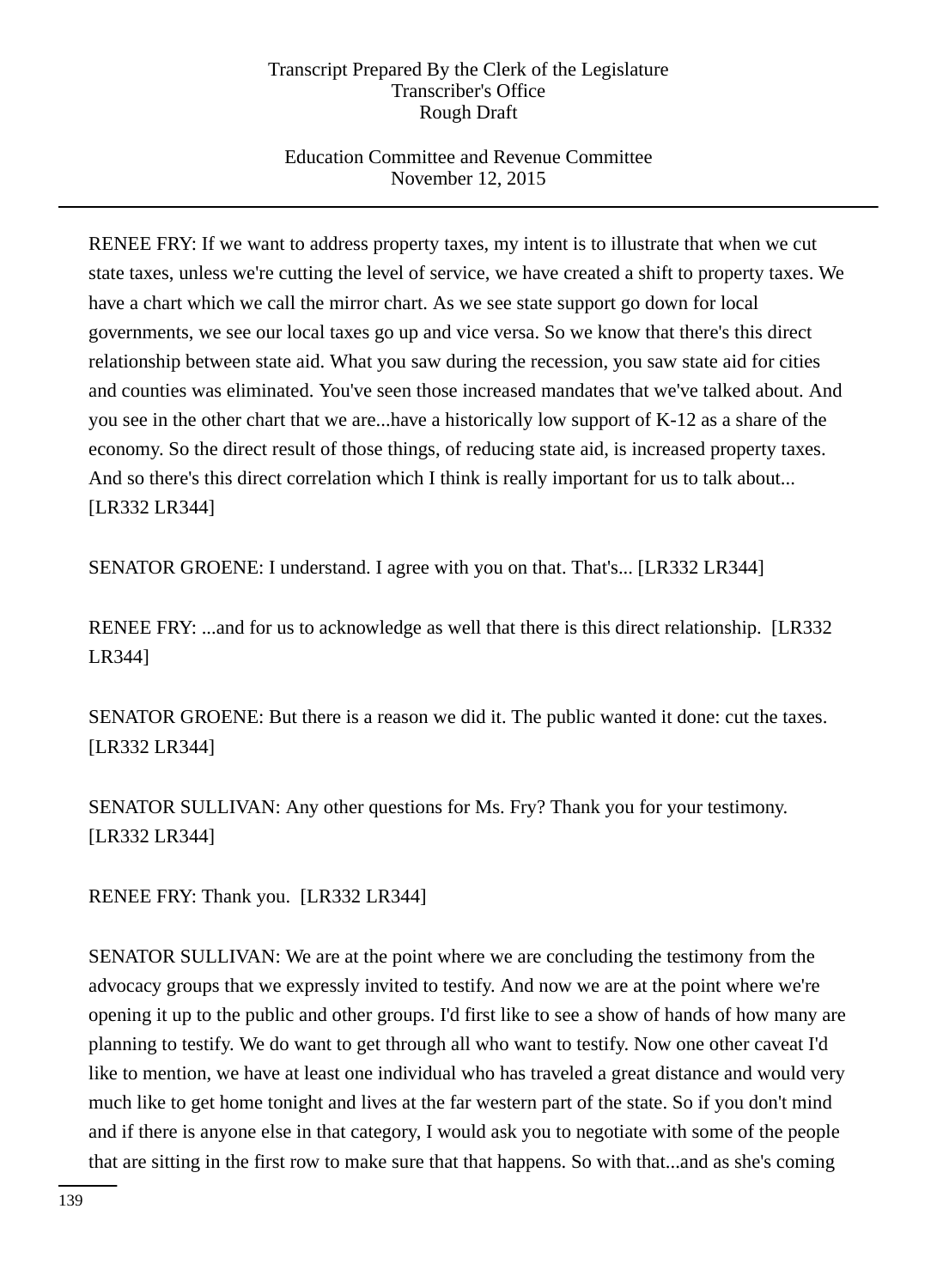RENEE FRY: If we want to address property taxes, my intent is to illustrate that when we cut state taxes, unless we're cutting the level of service, we have created a shift to property taxes. We have a chart which we call the mirror chart. As we see state support go down for local governments, we see our local taxes go up and vice versa. So we know that there's this direct relationship between state aid. What you saw during the recession, you saw state aid for cities and counties was eliminated. You've seen those increased mandates that we've talked about. And you see in the other chart that we are...have a historically low support of K-12 as a share of the economy. So the direct result of those things, of reducing state aid, is increased property taxes. And so there's this direct correlation which I think is really important for us to talk about... [LR332 LR344]

SENATOR GROENE: I understand. I agree with you on that. That's... [LR332 LR344]

RENEE FRY: ...and for us to acknowledge as well that there is this direct relationship. [LR332 LR344]

SENATOR GROENE: But there is a reason we did it. The public wanted it done: cut the taxes. [LR332 LR344]

SENATOR SULLIVAN: Any other questions for Ms. Fry? Thank you for your testimony. [LR332 LR344]

RENEE FRY: Thank you. [LR332 LR344]

SENATOR SULLIVAN: We are at the point where we are concluding the testimony from the advocacy groups that we expressly invited to testify. And now we are at the point where we're opening it up to the public and other groups. I'd first like to see a show of hands of how many are planning to testify. We do want to get through all who want to testify. Now one other caveat I'd like to mention, we have at least one individual who has traveled a great distance and would very much like to get home tonight and lives at the far western part of the state. So if you don't mind and if there is anyone else in that category, I would ask you to negotiate with some of the people that are sitting in the first row to make sure that that happens. So with that...and as she's coming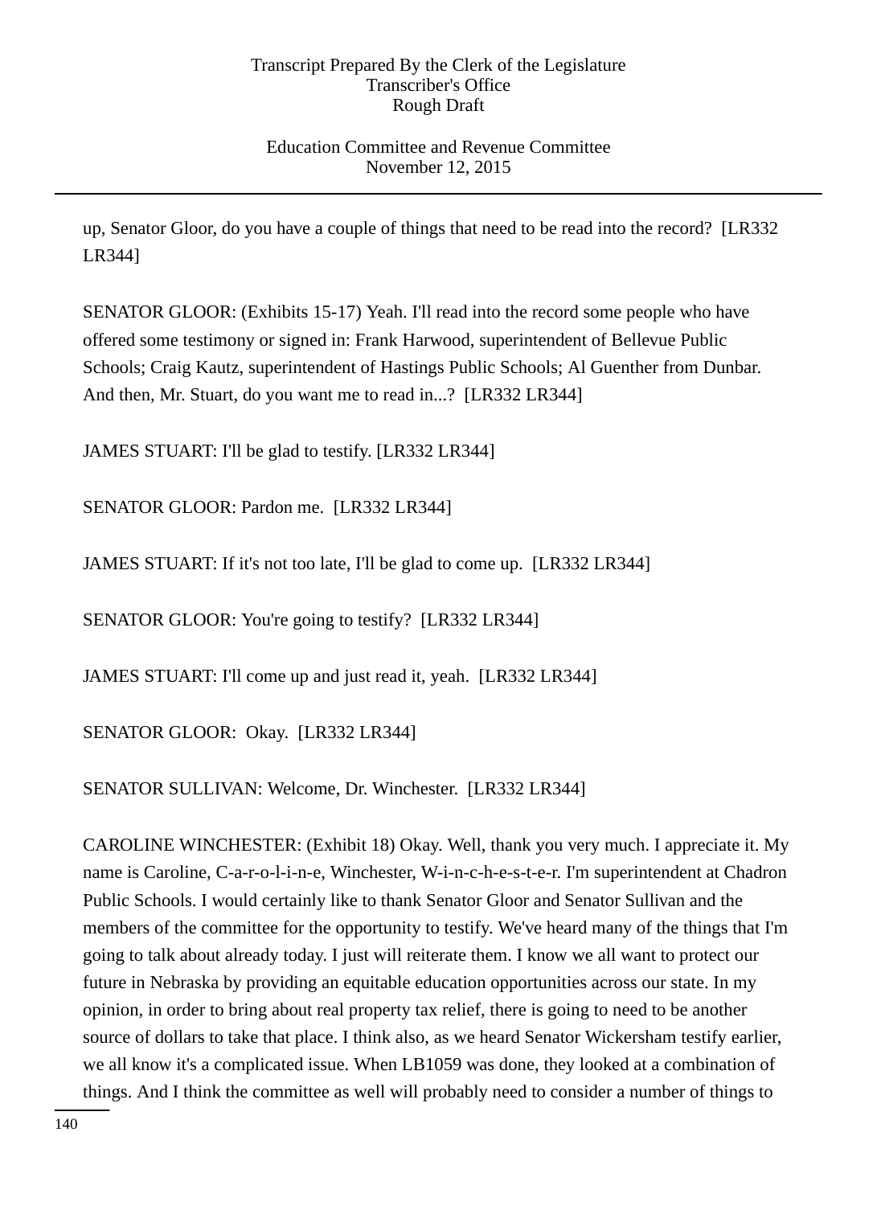up, Senator Gloor, do you have a couple of things that need to be read into the record? [LR332 LR344]

SENATOR GLOOR: (Exhibits 15-17) Yeah. I'll read into the record some people who have offered some testimony or signed in: Frank Harwood, superintendent of Bellevue Public Schools; Craig Kautz, superintendent of Hastings Public Schools; Al Guenther from Dunbar. And then, Mr. Stuart, do you want me to read in...? [LR332 LR344]

JAMES STUART: I'll be glad to testify. [LR332 LR344]

SENATOR GLOOR: Pardon me. [LR332 LR344]

JAMES STUART: If it's not too late, I'll be glad to come up. [LR332 LR344]

SENATOR GLOOR: You're going to testify? [LR332 LR344]

JAMES STUART: I'll come up and just read it, yeah. [LR332 LR344]

SENATOR GLOOR: Okay. [LR332 LR344]

SENATOR SULLIVAN: Welcome, Dr. Winchester. [LR332 LR344]

CAROLINE WINCHESTER: (Exhibit 18) Okay. Well, thank you very much. I appreciate it. My name is Caroline, C-a-r-o-l-i-n-e, Winchester, W-i-n-c-h-e-s-t-e-r. I'm superintendent at Chadron Public Schools. I would certainly like to thank Senator Gloor and Senator Sullivan and the members of the committee for the opportunity to testify. We've heard many of the things that I'm going to talk about already today. I just will reiterate them. I know we all want to protect our future in Nebraska by providing an equitable education opportunities across our state. In my opinion, in order to bring about real property tax relief, there is going to need to be another source of dollars to take that place. I think also, as we heard Senator Wickersham testify earlier, we all know it's a complicated issue. When LB1059 was done, they looked at a combination of things. And I think the committee as well will probably need to consider a number of things to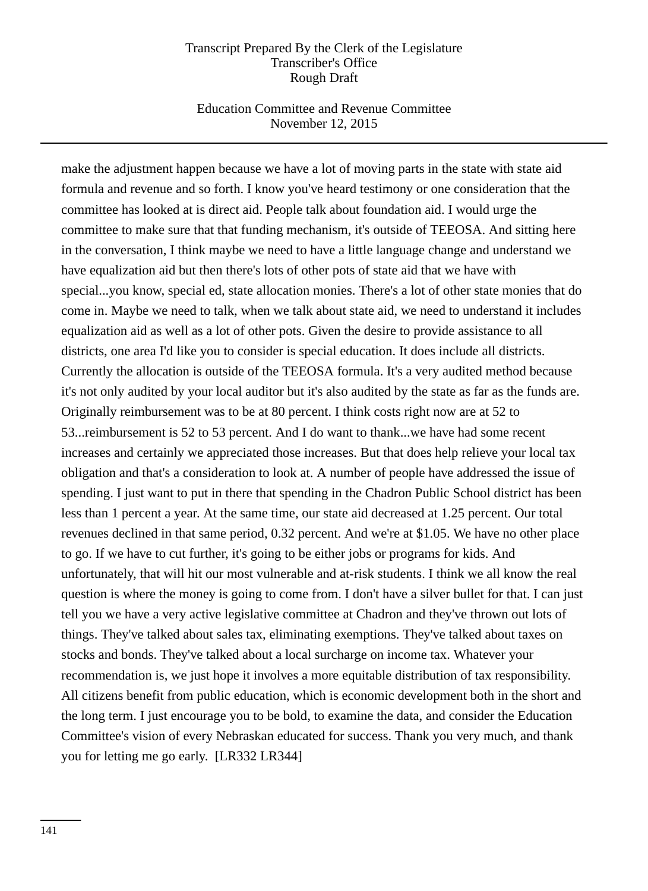make the adjustment happen because we have a lot of moving parts in the state with state aid formula and revenue and so forth. I know you've heard testimony or one consideration that the committee has looked at is direct aid. People talk about foundation aid. I would urge the committee to make sure that that funding mechanism, it's outside of TEEOSA. And sitting here in the conversation, I think maybe we need to have a little language change and understand we have equalization aid but then there's lots of other pots of state aid that we have with special...you know, special ed, state allocation monies. There's a lot of other state monies that do come in. Maybe we need to talk, when we talk about state aid, we need to understand it includes equalization aid as well as a lot of other pots. Given the desire to provide assistance to all districts, one area I'd like you to consider is special education. It does include all districts. Currently the allocation is outside of the TEEOSA formula. It's a very audited method because it's not only audited by your local auditor but it's also audited by the state as far as the funds are. Originally reimbursement was to be at 80 percent. I think costs right now are at 52 to 53...reimbursement is 52 to 53 percent. And I do want to thank...we have had some recent increases and certainly we appreciated those increases. But that does help relieve your local tax obligation and that's a consideration to look at. A number of people have addressed the issue of spending. I just want to put in there that spending in the Chadron Public School district has been less than 1 percent a year. At the same time, our state aid decreased at 1.25 percent. Our total revenues declined in that same period, 0.32 percent. And we're at $1.05. We have no other place to go. If we have to cut further, it's going to be either jobs or programs for kids. And unfortunately, that will hit our most vulnerable and at-risk students. I think we all know the real question is where the money is going to come from. I don't have a silver bullet for that. I can just tell you we have a very active legislative committee at Chadron and they've thrown out lots of things. They've talked about sales tax, eliminating exemptions. They've talked about taxes on stocks and bonds. They've talked about a local surcharge on income tax. Whatever your recommendation is, we just hope it involves a more equitable distribution of tax responsibility. All citizens benefit from public education, which is economic development both in the short and the long term. I just encourage you to be bold, to examine the data, and consider the Education Committee's vision of every Nebraskan educated for success. Thank you very much, and thank you for letting me go early. [LR332 LR344]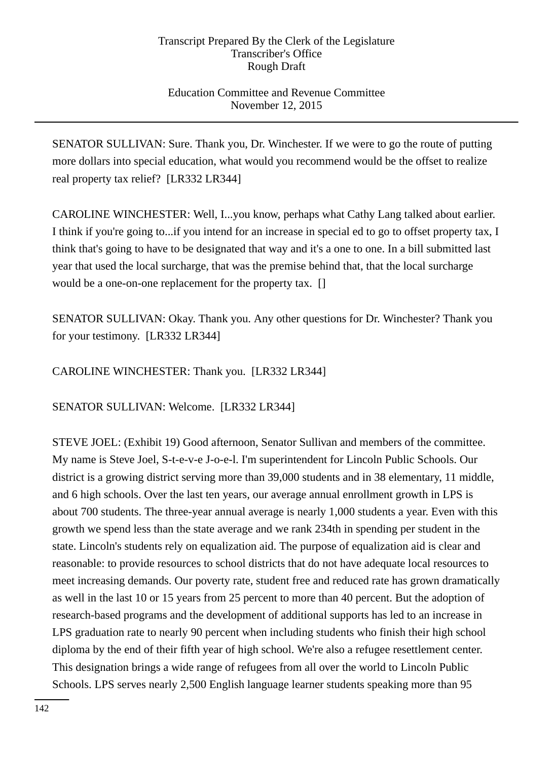SENATOR SULLIVAN: Sure. Thank you, Dr. Winchester. If we were to go the route of putting more dollars into special education, what would you recommend would be the offset to realize real property tax relief? [LR332 LR344]

CAROLINE WINCHESTER: Well, I...you know, perhaps what Cathy Lang talked about earlier. I think if you're going to...if you intend for an increase in special ed to go to offset property tax, I think that's going to have to be designated that way and it's a one to one. In a bill submitted last year that used the local surcharge, that was the premise behind that, that the local surcharge would be a one-on-one replacement for the property tax. []

SENATOR SULLIVAN: Okay. Thank you. Any other questions for Dr. Winchester? Thank you for your testimony. [LR332 LR344]

CAROLINE WINCHESTER: Thank you. [LR332 LR344]

SENATOR SULLIVAN: Welcome. [LR332 LR344]

STEVE JOEL: (Exhibit 19) Good afternoon, Senator Sullivan and members of the committee. My name is Steve Joel, S-t-e-v-e J-o-e-l. I'm superintendent for Lincoln Public Schools. Our district is a growing district serving more than 39,000 students and in 38 elementary, 11 middle, and 6 high schools. Over the last ten years, our average annual enrollment growth in LPS is about 700 students. The three-year annual average is nearly 1,000 students a year. Even with this growth we spend less than the state average and we rank 234th in spending per student in the state. Lincoln's students rely on equalization aid. The purpose of equalization aid is clear and reasonable: to provide resources to school districts that do not have adequate local resources to meet increasing demands. Our poverty rate, student free and reduced rate has grown dramatically as well in the last 10 or 15 years from 25 percent to more than 40 percent. But the adoption of research-based programs and the development of additional supports has led to an increase in LPS graduation rate to nearly 90 percent when including students who finish their high school diploma by the end of their fifth year of high school. We're also a refugee resettlement center. This designation brings a wide range of refugees from all over the world to Lincoln Public Schools. LPS serves nearly 2,500 English language learner students speaking more than 95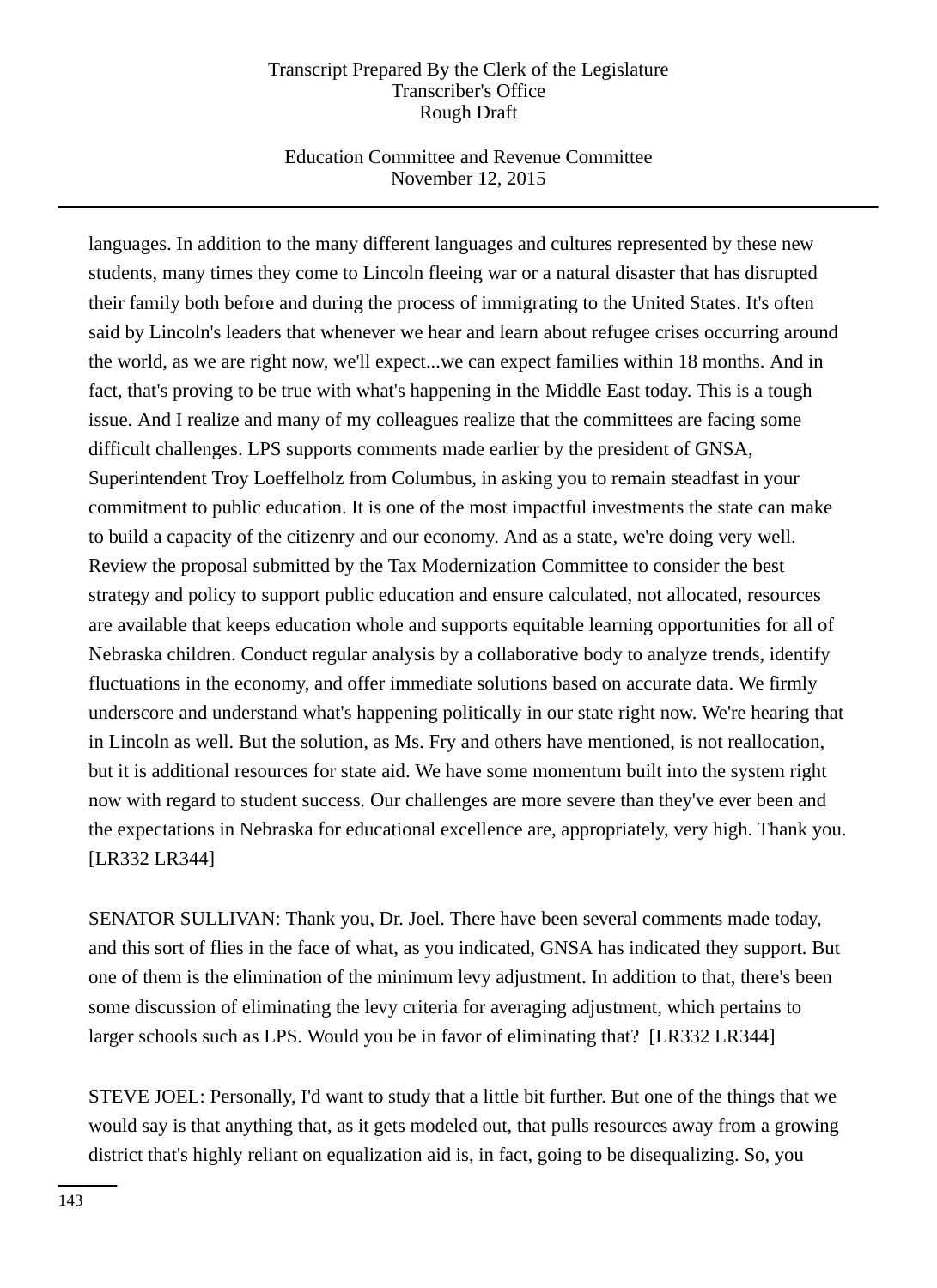languages. In addition to the many different languages and cultures represented by these new students, many times they come to Lincoln fleeing war or a natural disaster that has disrupted their family both before and during the process of immigrating to the United States. It's often said by Lincoln's leaders that whenever we hear and learn about refugee crises occurring around the world, as we are right now, we'll expect...we can expect families within 18 months. And in fact, that's proving to be true with what's happening in the Middle East today. This is a tough issue. And I realize and many of my colleagues realize that the committees are facing some difficult challenges. LPS supports comments made earlier by the president of GNSA, Superintendent Troy Loeffelholz from Columbus, in asking you to remain steadfast in your commitment to public education. It is one of the most impactful investments the state can make to build a capacity of the citizenry and our economy. And as a state, we're doing very well. Review the proposal submitted by the Tax Modernization Committee to consider the best strategy and policy to support public education and ensure calculated, not allocated, resources are available that keeps education whole and supports equitable learning opportunities for all of Nebraska children. Conduct regular analysis by a collaborative body to analyze trends, identify fluctuations in the economy, and offer immediate solutions based on accurate data. We firmly underscore and understand what's happening politically in our state right now. We're hearing that in Lincoln as well. But the solution, as Ms. Fry and others have mentioned, is not reallocation, but it is additional resources for state aid. We have some momentum built into the system right now with regard to student success. Our challenges are more severe than they've ever been and the expectations in Nebraska for educational excellence are, appropriately, very high. Thank you. [LR332 LR344]

SENATOR SULLIVAN: Thank you, Dr. Joel. There have been several comments made today, and this sort of flies in the face of what, as you indicated, GNSA has indicated they support. But one of them is the elimination of the minimum levy adjustment. In addition to that, there's been some discussion of eliminating the levy criteria for averaging adjustment, which pertains to larger schools such as LPS. Would you be in favor of eliminating that? [LR332 LR344]

STEVE JOEL: Personally, I'd want to study that a little bit further. But one of the things that we would say is that anything that, as it gets modeled out, that pulls resources away from a growing district that's highly reliant on equalization aid is, in fact, going to be disequalizing. So, you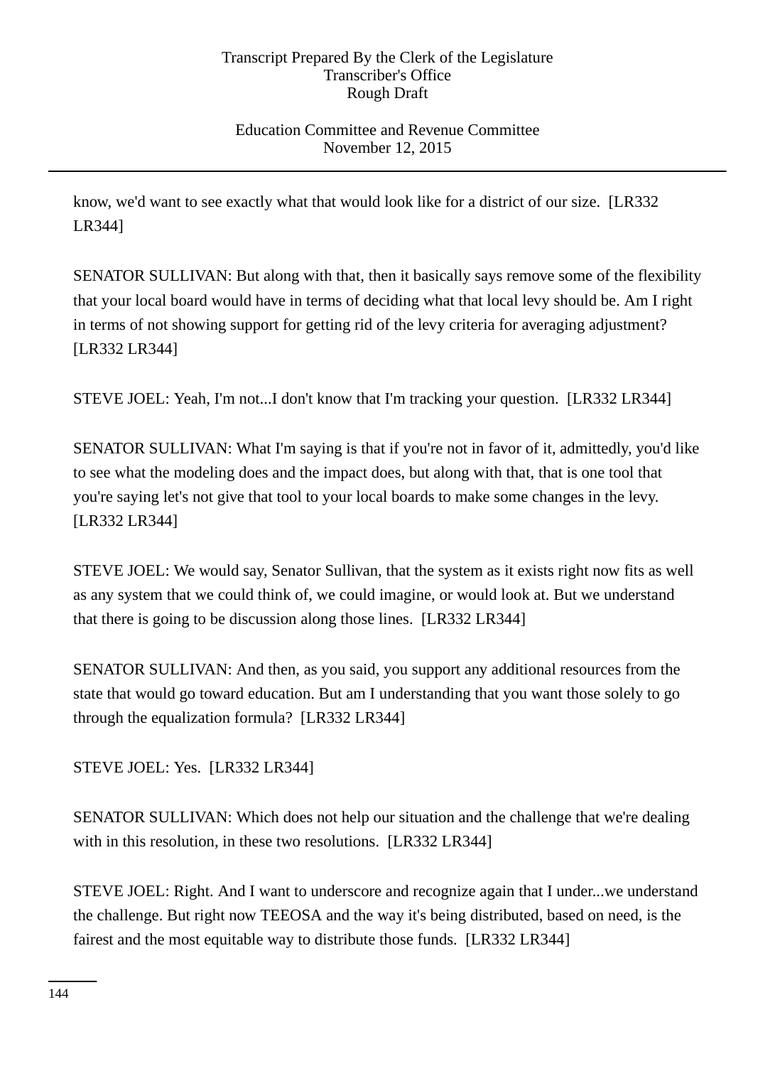know, we'd want to see exactly what that would look like for a district of our size.  [LR332 LR344]

SENATOR SULLIVAN: But along with that, then it basically says remove some of the flexibility that your local board would have in terms of deciding what that local levy should be. Am I right in terms of not showing support for getting rid of the levy criteria for averaging adjustment?  [LR332 LR344]

STEVE JOEL: Yeah, I'm not...I don't know that I'm tracking your question.  [LR332 LR344]

SENATOR SULLIVAN: What I'm saying is that if you're not in favor of it, admittedly, you'd like to see what the modeling does and the impact does, but along with that, that is one tool that you're saying let's not give that tool to your local boards to make some changes in the levy.  [LR332 LR344]

STEVE JOEL: We would say, Senator Sullivan, that the system as it exists right now fits as well as any system that we could think of, we could imagine, or would look at. But we understand that there is going to be discussion along those lines.  [LR332 LR344]

SENATOR SULLIVAN: And then, as you said, you support any additional resources from the state that would go toward education. But am I understanding that you want those solely to go through the equalization formula?  [LR332 LR344]

STEVE JOEL: Yes.  [LR332 LR344]

SENATOR SULLIVAN: Which does not help our situation and the challenge that we're dealing with in this resolution, in these two resolutions.  [LR332 LR344]

STEVE JOEL: Right. And I want to underscore and recognize again that I under...we understand the challenge. But right now TEEOSA and the way it's being distributed, based on need, is the fairest and the most equitable way to distribute those funds.  [LR332 LR344]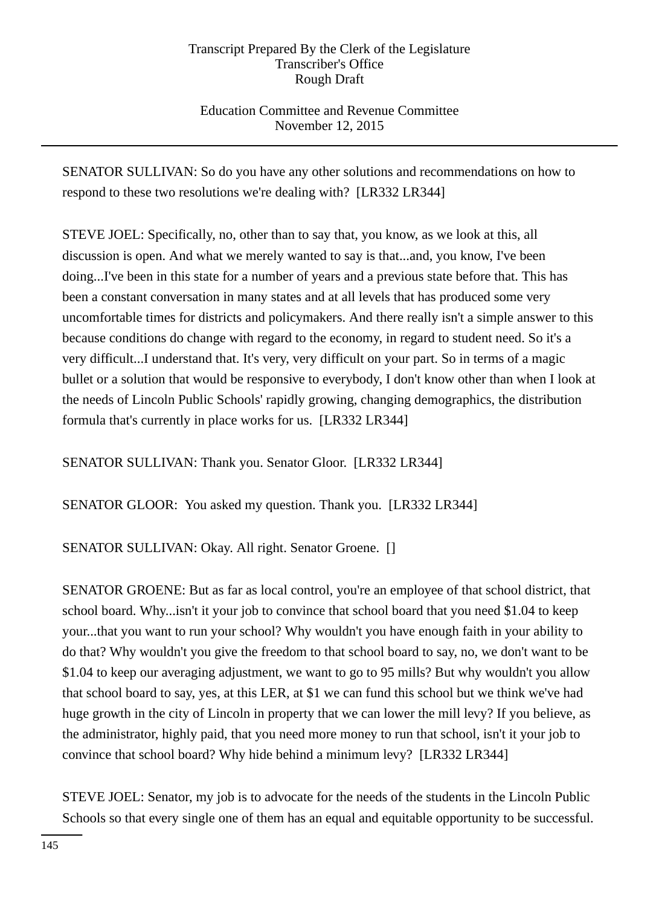SENATOR SULLIVAN: So do you have any other solutions and recommendations on how to respond to these two resolutions we're dealing with?  [LR332 LR344]

STEVE JOEL: Specifically, no, other than to say that, you know, as we look at this, all discussion is open. And what we merely wanted to say is that...and, you know, I've been doing...I've been in this state for a number of years and a previous state before that. This has been a constant conversation in many states and at all levels that has produced some very uncomfortable times for districts and policymakers. And there really isn't a simple answer to this because conditions do change with regard to the economy, in regard to student need. So it's a very difficult...I understand that. It's very, very difficult on your part. So in terms of a magic bullet or a solution that would be responsive to everybody, I don't know other than when I look at the needs of Lincoln Public Schools' rapidly growing, changing demographics, the distribution formula that's currently in place works for us.  [LR332 LR344]

SENATOR SULLIVAN: Thank you. Senator Gloor.  [LR332 LR344]

SENATOR GLOOR:  You asked my question. Thank you.  [LR332 LR344]

SENATOR SULLIVAN: Okay. All right. Senator Groene.  []

SENATOR GROENE: But as far as local control, you're an employee of that school district, that school board. Why...isn't it your job to convince that school board that you need $1.04 to keep your...that you want to run your school? Why wouldn't you have enough faith in your ability to do that? Why wouldn't you give the freedom to that school board to say, no, we don't want to be $1.04 to keep our averaging adjustment, we want to go to 95 mills? But why wouldn't you allow that school board to say, yes, at this LER, at $1 we can fund this school but we think we've had huge growth in the city of Lincoln in property that we can lower the mill levy? If you believe, as the administrator, highly paid, that you need more money to run that school, isn't it your job to convince that school board? Why hide behind a minimum levy?  [LR332 LR344]

STEVE JOEL: Senator, my job is to advocate for the needs of the students in the Lincoln Public Schools so that every single one of them has an equal and equitable opportunity to be successful.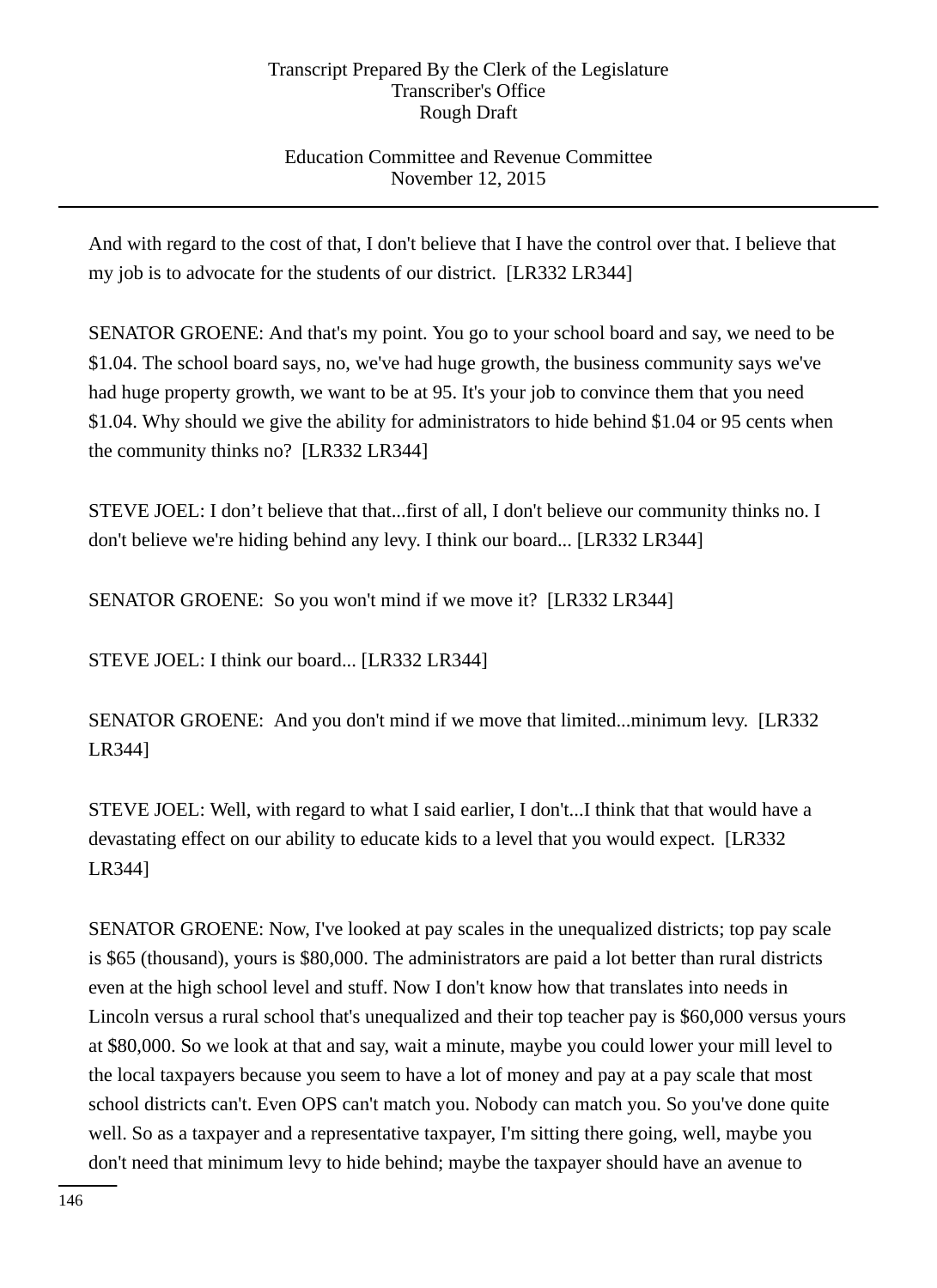And with regard to the cost of that, I don't believe that I have the control over that. I believe that my job is to advocate for the students of our district. [LR332 LR344]

SENATOR GROENE: And that's my point. You go to your school board and say, we need to be $1.04. The school board says, no, we've had huge growth, the business community says we've had huge property growth, we want to be at 95. It's your job to convince them that you need $1.04. Why should we give the ability for administrators to hide behind $1.04 or 95 cents when the community thinks no? [LR332 LR344]

STEVE JOEL: I don’t believe that that...first of all, I don't believe our community thinks no. I don't believe we're hiding behind any levy. I think our board... [LR332 LR344]

SENATOR GROENE: So you won't mind if we move it? [LR332 LR344]

STEVE JOEL: I think our board... [LR332 LR344]

SENATOR GROENE: And you don't mind if we move that limited...minimum levy. [LR332 LR344]

STEVE JOEL: Well, with regard to what I said earlier, I don't...I think that that would have a devastating effect on our ability to educate kids to a level that you would expect. [LR332 LR344]

SENATOR GROENE: Now, I've looked at pay scales in the unequalized districts; top pay scale is $65 (thousand), yours is $80,000. The administrators are paid a lot better than rural districts even at the high school level and stuff. Now I don't know how that translates into needs in Lincoln versus a rural school that's unequalized and their top teacher pay is $60,000 versus yours at $80,000. So we look at that and say, wait a minute, maybe you could lower your mill level to the local taxpayers because you seem to have a lot of money and pay at a pay scale that most school districts can't. Even OPS can't match you. Nobody can match you. So you've done quite well. So as a taxpayer and a representative taxpayer, I'm sitting there going, well, maybe you don't need that minimum levy to hide behind; maybe the taxpayer should have an avenue to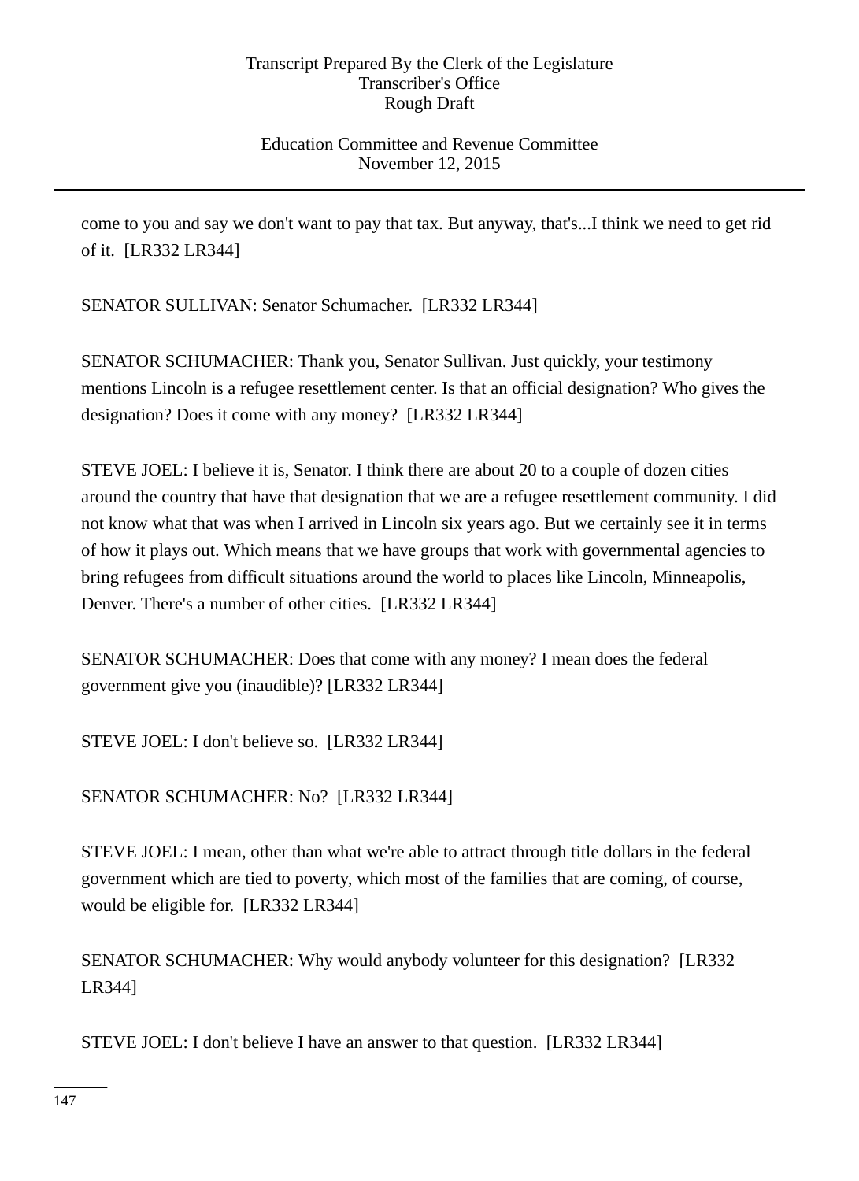come to you and say we don't want to pay that tax. But anyway, that's...I think we need to get rid of it.  [LR332 LR344]

SENATOR SULLIVAN: Senator Schumacher.  [LR332 LR344]

SENATOR SCHUMACHER: Thank you, Senator Sullivan. Just quickly, your testimony mentions Lincoln is a refugee resettlement center. Is that an official designation? Who gives the designation? Does it come with any money?  [LR332 LR344]

STEVE JOEL: I believe it is, Senator. I think there are about 20 to a couple of dozen cities around the country that have that designation that we are a refugee resettlement community. I did not know what that was when I arrived in Lincoln six years ago. But we certainly see it in terms of how it plays out. Which means that we have groups that work with governmental agencies to bring refugees from difficult situations around the world to places like Lincoln, Minneapolis, Denver. There's a number of other cities.  [LR332 LR344]

SENATOR SCHUMACHER: Does that come with any money? I mean does the federal government give you (inaudible)? [LR332 LR344]

STEVE JOEL: I don't believe so.  [LR332 LR344]

SENATOR SCHUMACHER: No?  [LR332 LR344]

STEVE JOEL: I mean, other than what we're able to attract through title dollars in the federal government which are tied to poverty, which most of the families that are coming, of course, would be eligible for.  [LR332 LR344]

SENATOR SCHUMACHER: Why would anybody volunteer for this designation?  [LR332 LR344]

STEVE JOEL: I don't believe I have an answer to that question.  [LR332 LR344]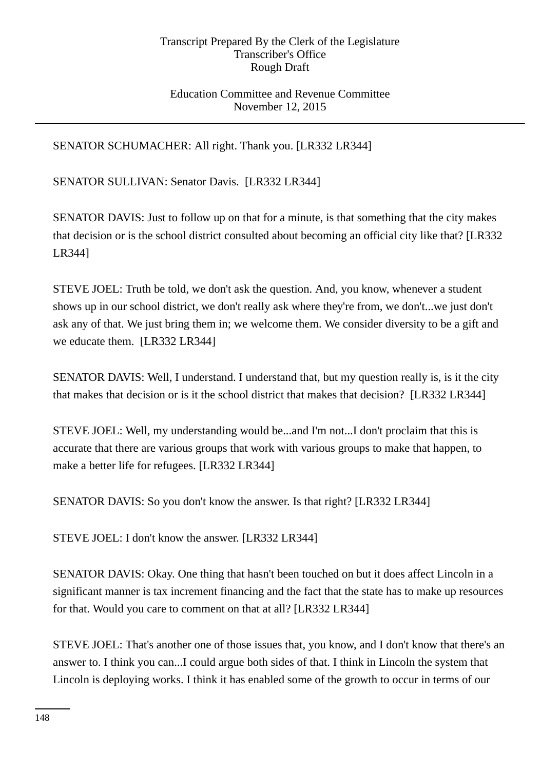SENATOR SCHUMACHER: All right. Thank you. [LR332 LR344]

SENATOR SULLIVAN: Senator Davis. [LR332 LR344]

SENATOR DAVIS: Just to follow up on that for a minute, is that something that the city makes that decision or is the school district consulted about becoming an official city like that? [LR332 LR344]

STEVE JOEL: Truth be told, we don't ask the question. And, you know, whenever a student shows up in our school district, we don't really ask where they're from, we don't...we just don't ask any of that. We just bring them in; we welcome them. We consider diversity to be a gift and we educate them. [LR332 LR344]

SENATOR DAVIS: Well, I understand. I understand that, but my question really is, is it the city that makes that decision or is it the school district that makes that decision? [LR332 LR344]

STEVE JOEL: Well, my understanding would be...and I'm not...I don't proclaim that this is accurate that there are various groups that work with various groups to make that happen, to make a better life for refugees. [LR332 LR344]

SENATOR DAVIS: So you don't know the answer. Is that right? [LR332 LR344]

STEVE JOEL: I don't know the answer. [LR332 LR344]

SENATOR DAVIS: Okay. One thing that hasn't been touched on but it does affect Lincoln in a significant manner is tax increment financing and the fact that the state has to make up resources for that. Would you care to comment on that at all? [LR332 LR344]

STEVE JOEL: That's another one of those issues that, you know, and I don't know that there's an answer to. I think you can...I could argue both sides of that. I think in Lincoln the system that Lincoln is deploying works. I think it has enabled some of the growth to occur in terms of our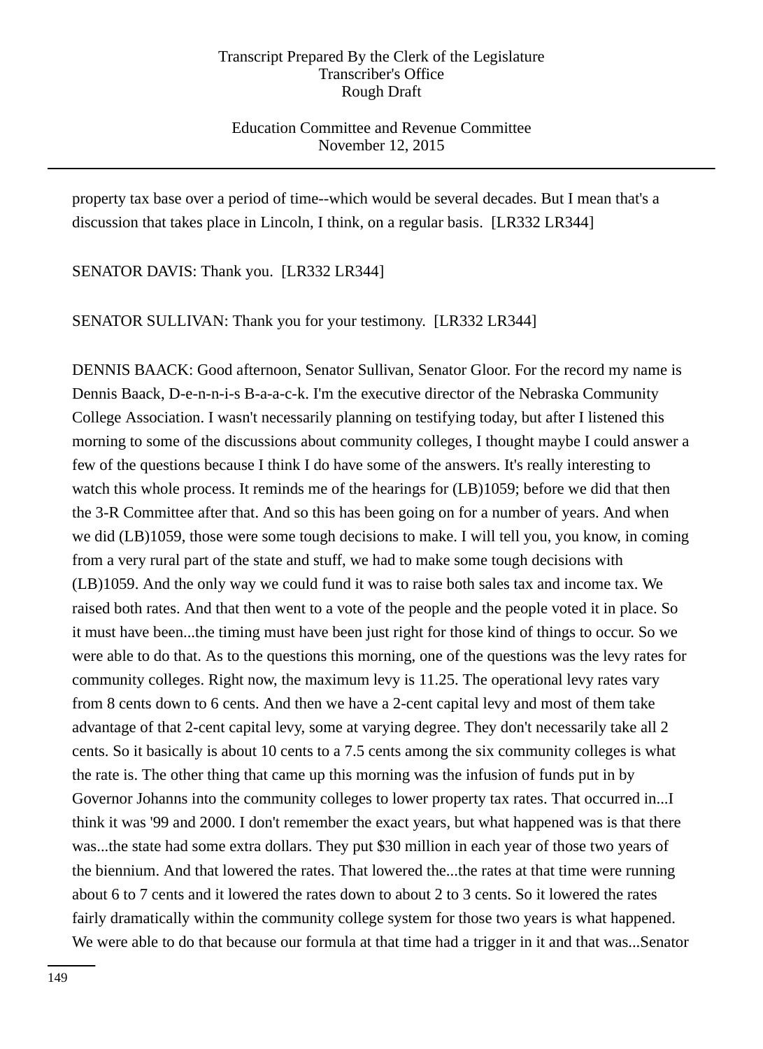property tax base over a period of time--which would be several decades. But I mean that's a discussion that takes place in Lincoln, I think, on a regular basis. [LR332 LR344]

SENATOR DAVIS: Thank you. [LR332 LR344]

SENATOR SULLIVAN: Thank you for your testimony. [LR332 LR344]

DENNIS BAACK: Good afternoon, Senator Sullivan, Senator Gloor. For the record my name is Dennis Baack, D-e-n-n-i-s B-a-a-c-k. I'm the executive director of the Nebraska Community College Association. I wasn't necessarily planning on testifying today, but after I listened this morning to some of the discussions about community colleges, I thought maybe I could answer a few of the questions because I think I do have some of the answers. It's really interesting to watch this whole process. It reminds me of the hearings for (LB)1059; before we did that then the 3-R Committee after that. And so this has been going on for a number of years. And when we did (LB)1059, those were some tough decisions to make. I will tell you, you know, in coming from a very rural part of the state and stuff, we had to make some tough decisions with (LB)1059. And the only way we could fund it was to raise both sales tax and income tax. We raised both rates. And that then went to a vote of the people and the people voted it in place. So it must have been...the timing must have been just right for those kind of things to occur. So we were able to do that. As to the questions this morning, one of the questions was the levy rates for community colleges. Right now, the maximum levy is 11.25. The operational levy rates vary from 8 cents down to 6 cents. And then we have a 2-cent capital levy and most of them take advantage of that 2-cent capital levy, some at varying degree. They don't necessarily take all 2 cents. So it basically is about 10 cents to a 7.5 cents among the six community colleges is what the rate is. The other thing that came up this morning was the infusion of funds put in by Governor Johanns into the community colleges to lower property tax rates. That occurred in...I think it was '99 and 2000. I don't remember the exact years, but what happened was is that there was...the state had some extra dollars. They put $30 million in each year of those two years of the biennium. And that lowered the rates. That lowered the...the rates at that time were running about 6 to 7 cents and it lowered the rates down to about 2 to 3 cents. So it lowered the rates fairly dramatically within the community college system for those two years is what happened. We were able to do that because our formula at that time had a trigger in it and that was...Senator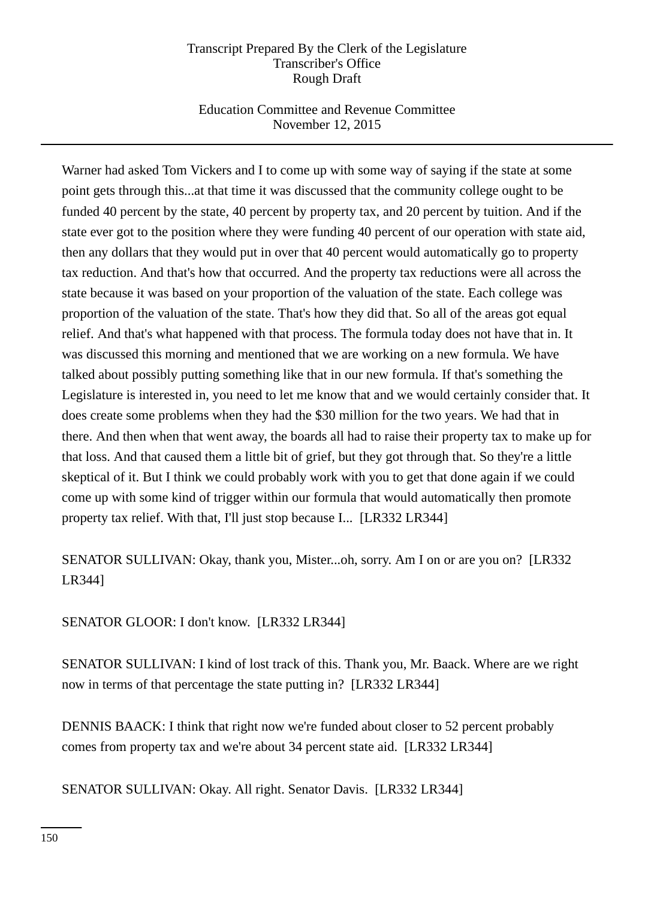Warner had asked Tom Vickers and I to come up with some way of saying if the state at some point gets through this...at that time it was discussed that the community college ought to be funded 40 percent by the state, 40 percent by property tax, and 20 percent by tuition. And if the state ever got to the position where they were funding 40 percent of our operation with state aid, then any dollars that they would put in over that 40 percent would automatically go to property tax reduction. And that's how that occurred. And the property tax reductions were all across the state because it was based on your proportion of the valuation of the state. Each college was proportion of the valuation of the state. That's how they did that. So all of the areas got equal relief. And that's what happened with that process. The formula today does not have that in. It was discussed this morning and mentioned that we are working on a new formula. We have talked about possibly putting something like that in our new formula. If that's something the Legislature is interested in, you need to let me know that and we would certainly consider that. It does create some problems when they had the $30 million for the two years. We had that in there. And then when that went away, the boards all had to raise their property tax to make up for that loss. And that caused them a little bit of grief, but they got through that. So they're a little skeptical of it. But I think we could probably work with you to get that done again if we could come up with some kind of trigger within our formula that would automatically then promote property tax relief. With that, I'll just stop because I... [LR332 LR344]

SENATOR SULLIVAN: Okay, thank you, Mister...oh, sorry. Am I on or are you on? [LR332 LR344]

SENATOR GLOOR: I don't know. [LR332 LR344]

SENATOR SULLIVAN: I kind of lost track of this. Thank you, Mr. Baack. Where are we right now in terms of that percentage the state putting in? [LR332 LR344]

DENNIS BAACK: I think that right now we're funded about closer to 52 percent probably comes from property tax and we're about 34 percent state aid. [LR332 LR344]

SENATOR SULLIVAN: Okay. All right. Senator Davis. [LR332 LR344]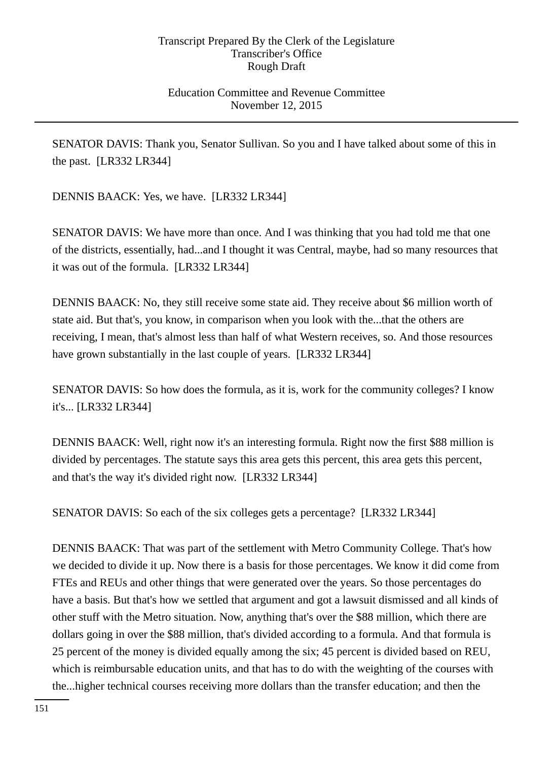SENATOR DAVIS: Thank you, Senator Sullivan. So you and I have talked about some of this in the past.  [LR332 LR344]

DENNIS BAACK: Yes, we have.  [LR332 LR344]

SENATOR DAVIS: We have more than once. And I was thinking that you had told me that one of the districts, essentially, had...and I thought it was Central, maybe, had so many resources that it was out of the formula.  [LR332 LR344]

DENNIS BAACK: No, they still receive some state aid. They receive about $6 million worth of state aid. But that's, you know, in comparison when you look with the...that the others are receiving, I mean, that's almost less than half of what Western receives, so. And those resources have grown substantially in the last couple of years.  [LR332 LR344]

SENATOR DAVIS: So how does the formula, as it is, work for the community colleges? I know it's... [LR332 LR344]

DENNIS BAACK: Well, right now it's an interesting formula. Right now the first $88 million is divided by percentages. The statute says this area gets this percent, this area gets this percent, and that's the way it's divided right now.  [LR332 LR344]

SENATOR DAVIS: So each of the six colleges gets a percentage?  [LR332 LR344]

DENNIS BAACK: That was part of the settlement with Metro Community College. That's how we decided to divide it up. Now there is a basis for those percentages. We know it did come from FTEs and REUs and other things that were generated over the years. So those percentages do have a basis. But that's how we settled that argument and got a lawsuit dismissed and all kinds of other stuff with the Metro situation. Now, anything that's over the $88 million, which there are dollars going in over the $88 million, that's divided according to a formula. And that formula is 25 percent of the money is divided equally among the six; 45 percent is divided based on REU, which is reimbursable education units, and that has to do with the weighting of the courses with the...higher technical courses receiving more dollars than the transfer education; and then the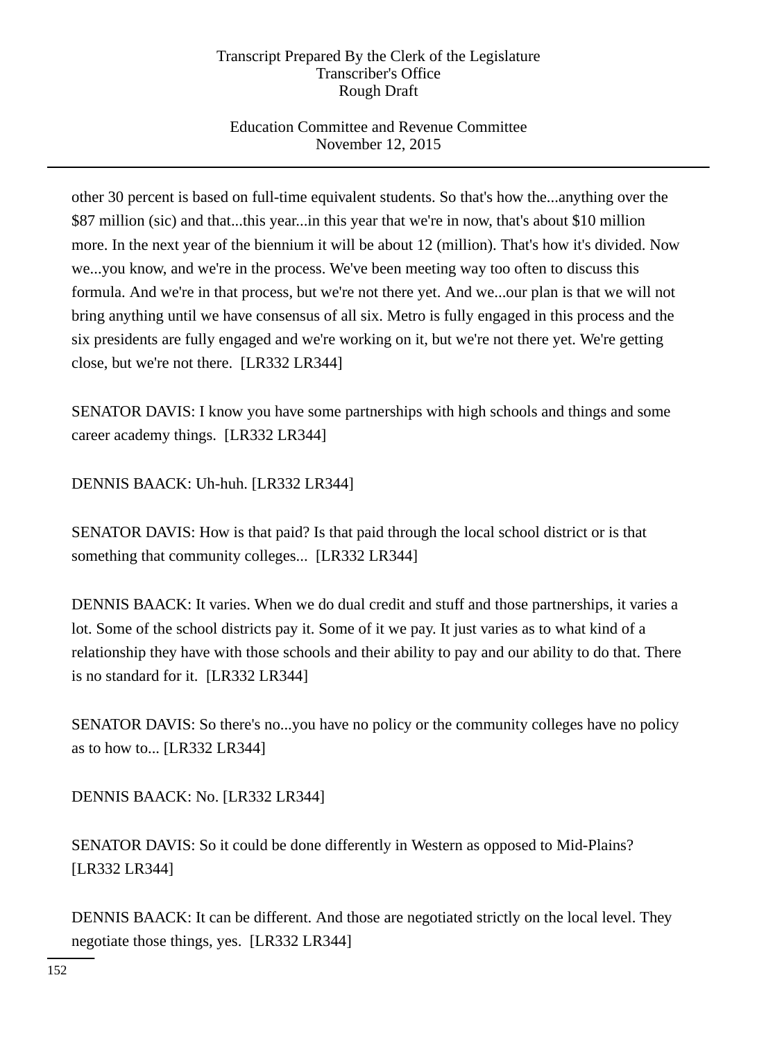other 30 percent is based on full-time equivalent students. So that's how the...anything over the $87 million (sic) and that...this year...in this year that we're in now, that's about $10 million more. In the next year of the biennium it will be about 12 (million). That's how it's divided. Now we...you know, and we're in the process. We've been meeting way too often to discuss this formula. And we're in that process, but we're not there yet. And we...our plan is that we will not bring anything until we have consensus of all six. Metro is fully engaged in this process and the six presidents are fully engaged and we're working on it, but we're not there yet. We're getting close, but we're not there. [LR332 LR344]

SENATOR DAVIS: I know you have some partnerships with high schools and things and some career academy things. [LR332 LR344]

DENNIS BAACK: Uh-huh. [LR332 LR344]

SENATOR DAVIS: How is that paid? Is that paid through the local school district or is that something that community colleges... [LR332 LR344]

DENNIS BAACK: It varies. When we do dual credit and stuff and those partnerships, it varies a lot. Some of the school districts pay it. Some of it we pay. It just varies as to what kind of a relationship they have with those schools and their ability to pay and our ability to do that. There is no standard for it. [LR332 LR344]

SENATOR DAVIS: So there's no...you have no policy or the community colleges have no policy as to how to... [LR332 LR344]

DENNIS BAACK: No. [LR332 LR344]

SENATOR DAVIS: So it could be done differently in Western as opposed to Mid-Plains? [LR332 LR344]

DENNIS BAACK: It can be different. And those are negotiated strictly on the local level. They negotiate those things, yes. [LR332 LR344]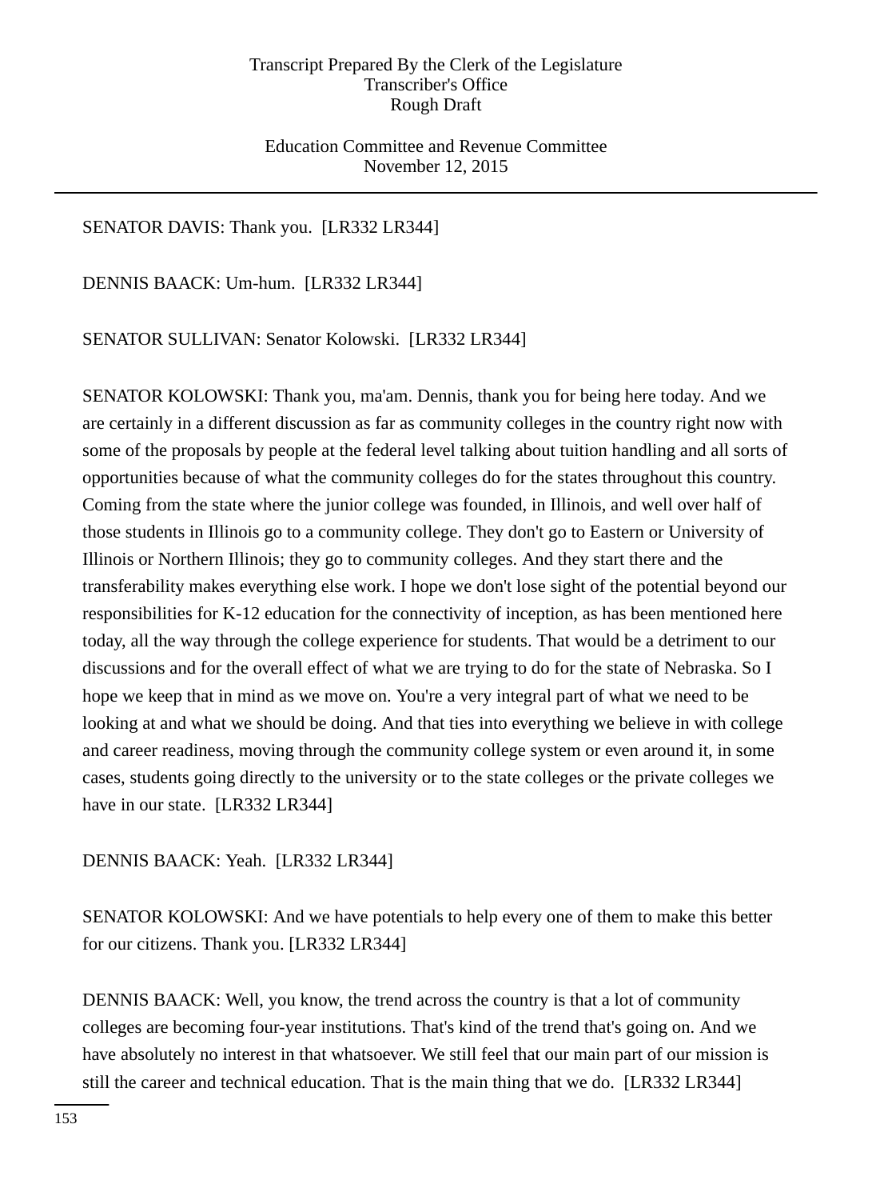SENATOR DAVIS: Thank you. [LR332 LR344]

DENNIS BAACK: Um-hum. [LR332 LR344]

SENATOR SULLIVAN: Senator Kolowski. [LR332 LR344]

SENATOR KOLOWSKI: Thank you, ma'am. Dennis, thank you for being here today. And we are certainly in a different discussion as far as community colleges in the country right now with some of the proposals by people at the federal level talking about tuition handling and all sorts of opportunities because of what the community colleges do for the states throughout this country. Coming from the state where the junior college was founded, in Illinois, and well over half of those students in Illinois go to a community college. They don't go to Eastern or University of Illinois or Northern Illinois; they go to community colleges. And they start there and the transferability makes everything else work. I hope we don't lose sight of the potential beyond our responsibilities for K-12 education for the connectivity of inception, as has been mentioned here today, all the way through the college experience for students. That would be a detriment to our discussions and for the overall effect of what we are trying to do for the state of Nebraska. So I hope we keep that in mind as we move on. You're a very integral part of what we need to be looking at and what we should be doing. And that ties into everything we believe in with college and career readiness, moving through the community college system or even around it, in some cases, students going directly to the university or to the state colleges or the private colleges we have in our state. [LR332 LR344]

DENNIS BAACK: Yeah. [LR332 LR344]

SENATOR KOLOWSKI: And we have potentials to help every one of them to make this better for our citizens. Thank you. [LR332 LR344]

DENNIS BAACK: Well, you know, the trend across the country is that a lot of community colleges are becoming four-year institutions. That's kind of the trend that's going on. And we have absolutely no interest in that whatsoever. We still feel that our main part of our mission is still the career and technical education. That is the main thing that we do. [LR332 LR344]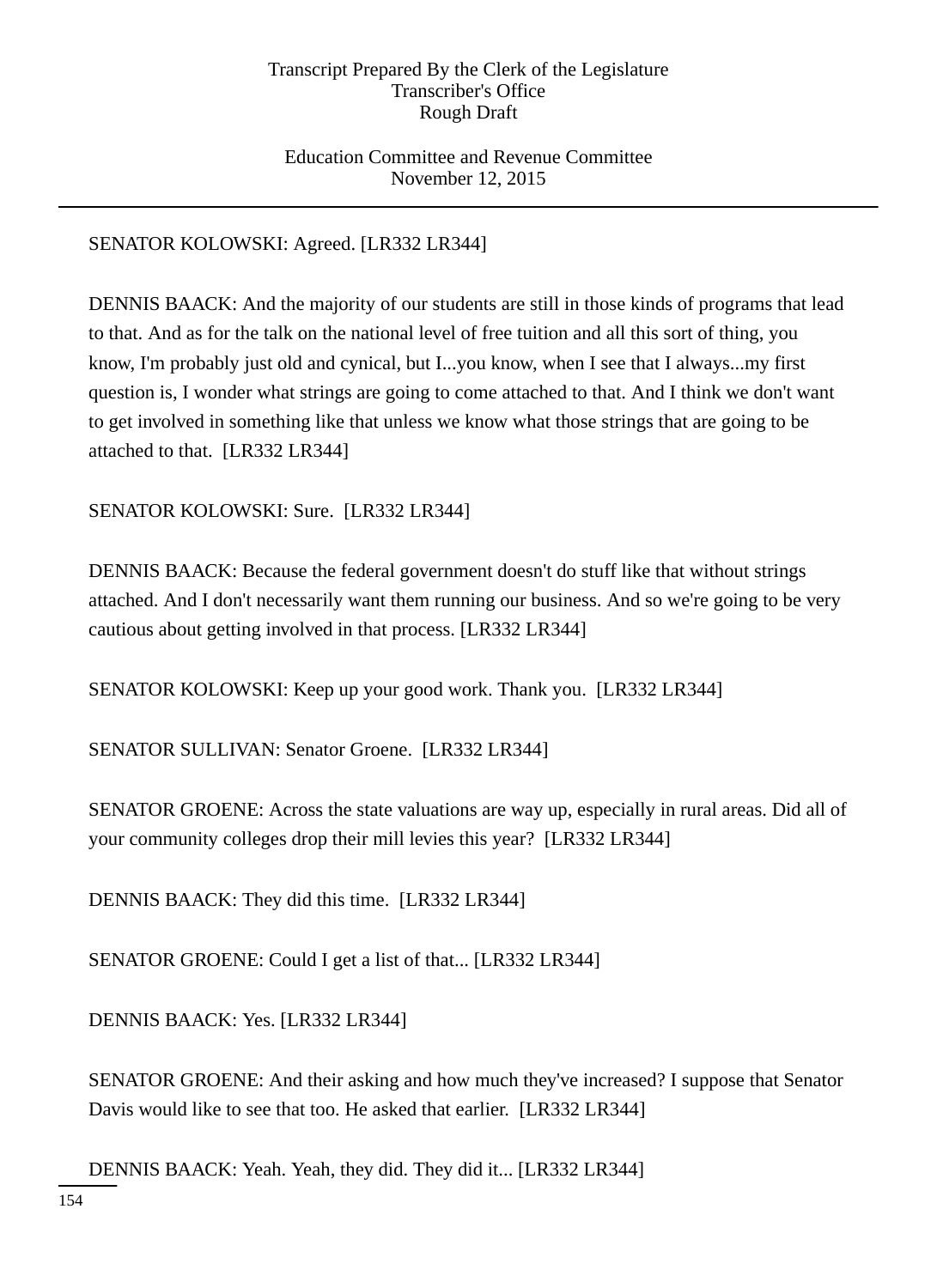SENATOR KOLOWSKI: Agreed. [LR332 LR344]

DENNIS BAACK: And the majority of our students are still in those kinds of programs that lead to that. And as for the talk on the national level of free tuition and all this sort of thing, you know, I'm probably just old and cynical, but I...you know, when I see that I always...my first question is, I wonder what strings are going to come attached to that. And I think we don't want to get involved in something like that unless we know what those strings that are going to be attached to that. [LR332 LR344]

SENATOR KOLOWSKI: Sure. [LR332 LR344]

DENNIS BAACK: Because the federal government doesn't do stuff like that without strings attached. And I don't necessarily want them running our business. And so we're going to be very cautious about getting involved in that process. [LR332 LR344]

SENATOR KOLOWSKI: Keep up your good work. Thank you. [LR332 LR344]

SENATOR SULLIVAN: Senator Groene. [LR332 LR344]

SENATOR GROENE: Across the state valuations are way up, especially in rural areas. Did all of your community colleges drop their mill levies this year? [LR332 LR344]

DENNIS BAACK: They did this time. [LR332 LR344]

SENATOR GROENE: Could I get a list of that... [LR332 LR344]

DENNIS BAACK: Yes. [LR332 LR344]

SENATOR GROENE: And their asking and how much they've increased? I suppose that Senator Davis would like to see that too. He asked that earlier. [LR332 LR344]

DENNIS BAACK: Yeah. Yeah, they did. They did it... [LR332 LR344]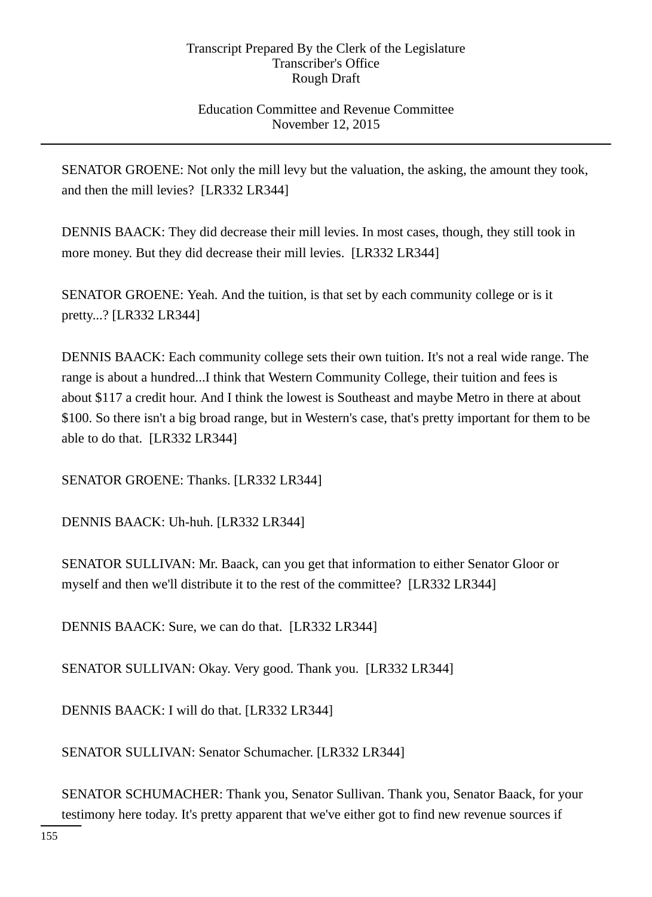SENATOR GROENE: Not only the mill levy but the valuation, the asking, the amount they took, and then the mill levies? [LR332 LR344]

DENNIS BAACK: They did decrease their mill levies. In most cases, though, they still took in more money. But they did decrease their mill levies. [LR332 LR344]

SENATOR GROENE: Yeah. And the tuition, is that set by each community college or is it pretty...? [LR332 LR344]

DENNIS BAACK: Each community college sets their own tuition. It's not a real wide range. The range is about a hundred...I think that Western Community College, their tuition and fees is about $117 a credit hour. And I think the lowest is Southeast and maybe Metro in there at about $100. So there isn't a big broad range, but in Western's case, that's pretty important for them to be able to do that. [LR332 LR344]

SENATOR GROENE: Thanks. [LR332 LR344]

DENNIS BAACK: Uh-huh. [LR332 LR344]

SENATOR SULLIVAN: Mr. Baack, can you get that information to either Senator Gloor or myself and then we'll distribute it to the rest of the committee? [LR332 LR344]

DENNIS BAACK: Sure, we can do that. [LR332 LR344]

SENATOR SULLIVAN: Okay. Very good. Thank you. [LR332 LR344]

DENNIS BAACK: I will do that. [LR332 LR344]

SENATOR SULLIVAN: Senator Schumacher. [LR332 LR344]

SENATOR SCHUMACHER: Thank you, Senator Sullivan. Thank you, Senator Baack, for your testimony here today. It's pretty apparent that we've either got to find new revenue sources if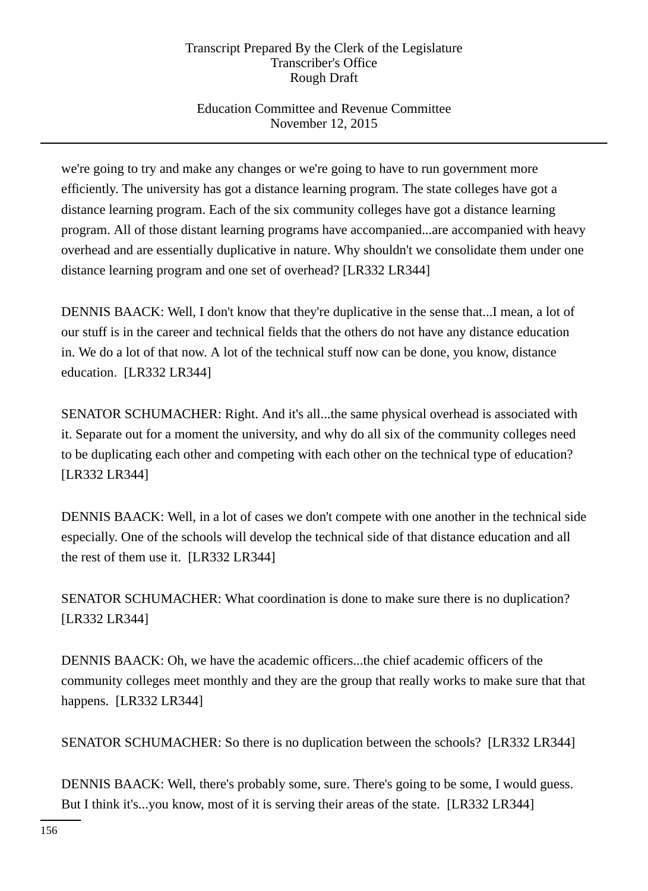we're going to try and make any changes or we're going to have to run government more efficiently. The university has got a distance learning program. The state colleges have got a distance learning program. Each of the six community colleges have got a distance learning program. All of those distant learning programs have accompanied...are accompanied with heavy overhead and are essentially duplicative in nature. Why shouldn't we consolidate them under one distance learning program and one set of overhead? [LR332 LR344]

DENNIS BAACK: Well, I don't know that they're duplicative in the sense that...I mean, a lot of our stuff is in the career and technical fields that the others do not have any distance education in. We do a lot of that now. A lot of the technical stuff now can be done, you know, distance education. [LR332 LR344]

SENATOR SCHUMACHER: Right. And it's all...the same physical overhead is associated with it. Separate out for a moment the university, and why do all six of the community colleges need to be duplicating each other and competing with each other on the technical type of education? [LR332 LR344]

DENNIS BAACK: Well, in a lot of cases we don't compete with one another in the technical side especially. One of the schools will develop the technical side of that distance education and all the rest of them use it. [LR332 LR344]

SENATOR SCHUMACHER: What coordination is done to make sure there is no duplication? [LR332 LR344]

DENNIS BAACK: Oh, we have the academic officers...the chief academic officers of the community colleges meet monthly and they are the group that really works to make sure that that happens. [LR332 LR344]

SENATOR SCHUMACHER: So there is no duplication between the schools? [LR332 LR344]

DENNIS BAACK: Well, there's probably some, sure. There's going to be some, I would guess. But I think it's...you know, most of it is serving their areas of the state. [LR332 LR344]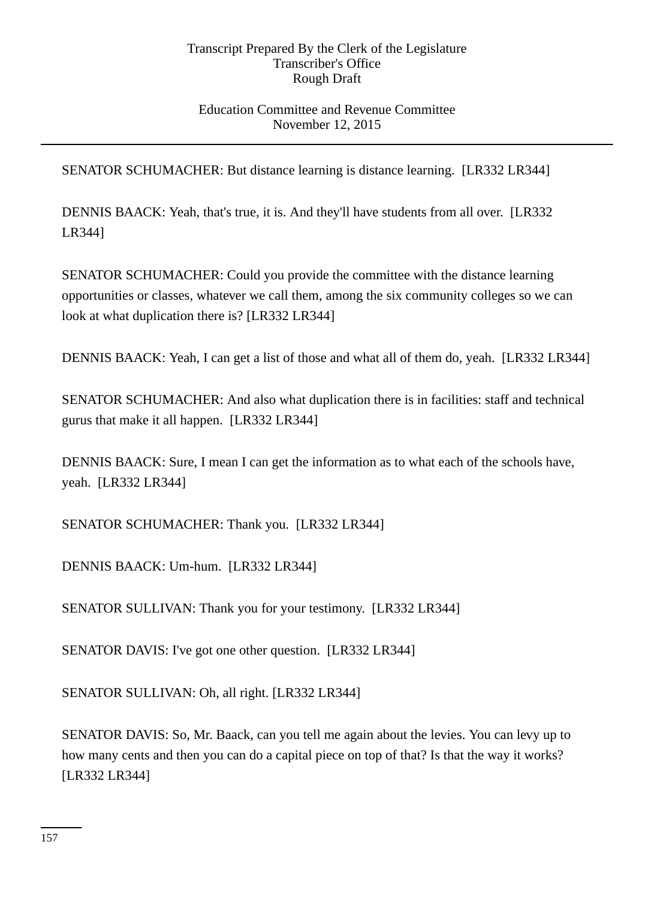SENATOR SCHUMACHER: But distance learning is distance learning. [LR332 LR344]

DENNIS BAACK: Yeah, that's true, it is. And they'll have students from all over. [LR332 LR344]

SENATOR SCHUMACHER: Could you provide the committee with the distance learning opportunities or classes, whatever we call them, among the six community colleges so we can look at what duplication there is? [LR332 LR344]

DENNIS BAACK: Yeah, I can get a list of those and what all of them do, yeah. [LR332 LR344]

SENATOR SCHUMACHER: And also what duplication there is in facilities: staff and technical gurus that make it all happen. [LR332 LR344]

DENNIS BAACK: Sure, I mean I can get the information as to what each of the schools have, yeah. [LR332 LR344]

SENATOR SCHUMACHER: Thank you. [LR332 LR344]

DENNIS BAACK: Um-hum. [LR332 LR344]

SENATOR SULLIVAN: Thank you for your testimony. [LR332 LR344]

SENATOR DAVIS: I've got one other question. [LR332 LR344]

SENATOR SULLIVAN: Oh, all right. [LR332 LR344]

SENATOR DAVIS: So, Mr. Baack, can you tell me again about the levies. You can levy up to how many cents and then you can do a capital piece on top of that? Is that the way it works? [LR332 LR344]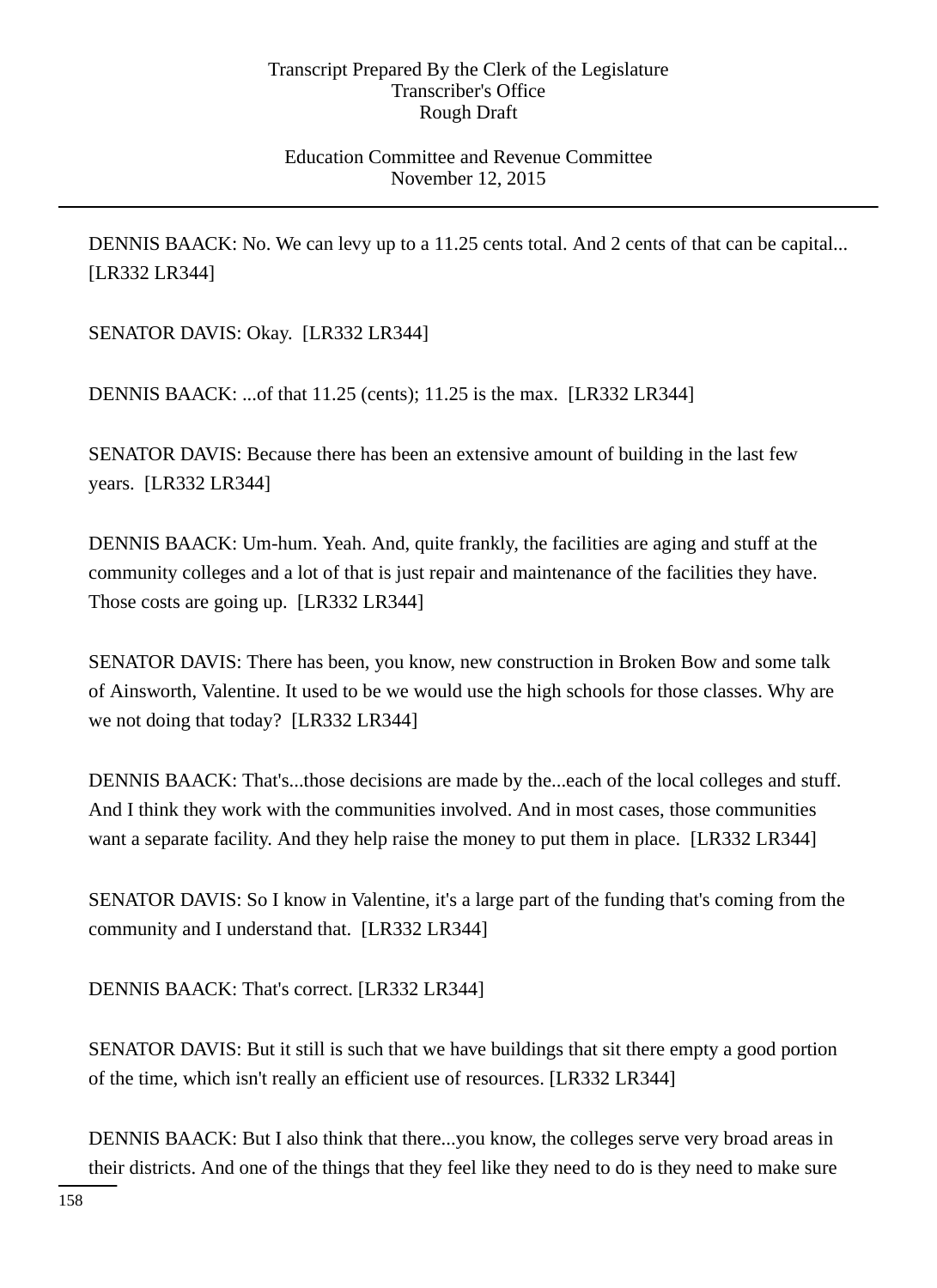DENNIS BAACK: No. We can levy up to a 11.25 cents total. And 2 cents of that can be capital... [LR332 LR344]

SENATOR DAVIS: Okay. [LR332 LR344]

DENNIS BAACK: ...of that 11.25 (cents); 11.25 is the max. [LR332 LR344]

SENATOR DAVIS: Because there has been an extensive amount of building in the last few years. [LR332 LR344]

DENNIS BAACK: Um-hum. Yeah. And, quite frankly, the facilities are aging and stuff at the community colleges and a lot of that is just repair and maintenance of the facilities they have. Those costs are going up. [LR332 LR344]

SENATOR DAVIS: There has been, you know, new construction in Broken Bow and some talk of Ainsworth, Valentine. It used to be we would use the high schools for those classes. Why are we not doing that today? [LR332 LR344]

DENNIS BAACK: That's...those decisions are made by the...each of the local colleges and stuff. And I think they work with the communities involved. And in most cases, those communities want a separate facility. And they help raise the money to put them in place. [LR332 LR344]

SENATOR DAVIS: So I know in Valentine, it's a large part of the funding that's coming from the community and I understand that. [LR332 LR344]

DENNIS BAACK: That's correct. [LR332 LR344]

SENATOR DAVIS: But it still is such that we have buildings that sit there empty a good portion of the time, which isn't really an efficient use of resources. [LR332 LR344]

DENNIS BAACK: But I also think that there...you know, the colleges serve very broad areas in their districts. And one of the things that they feel like they need to do is they need to make sure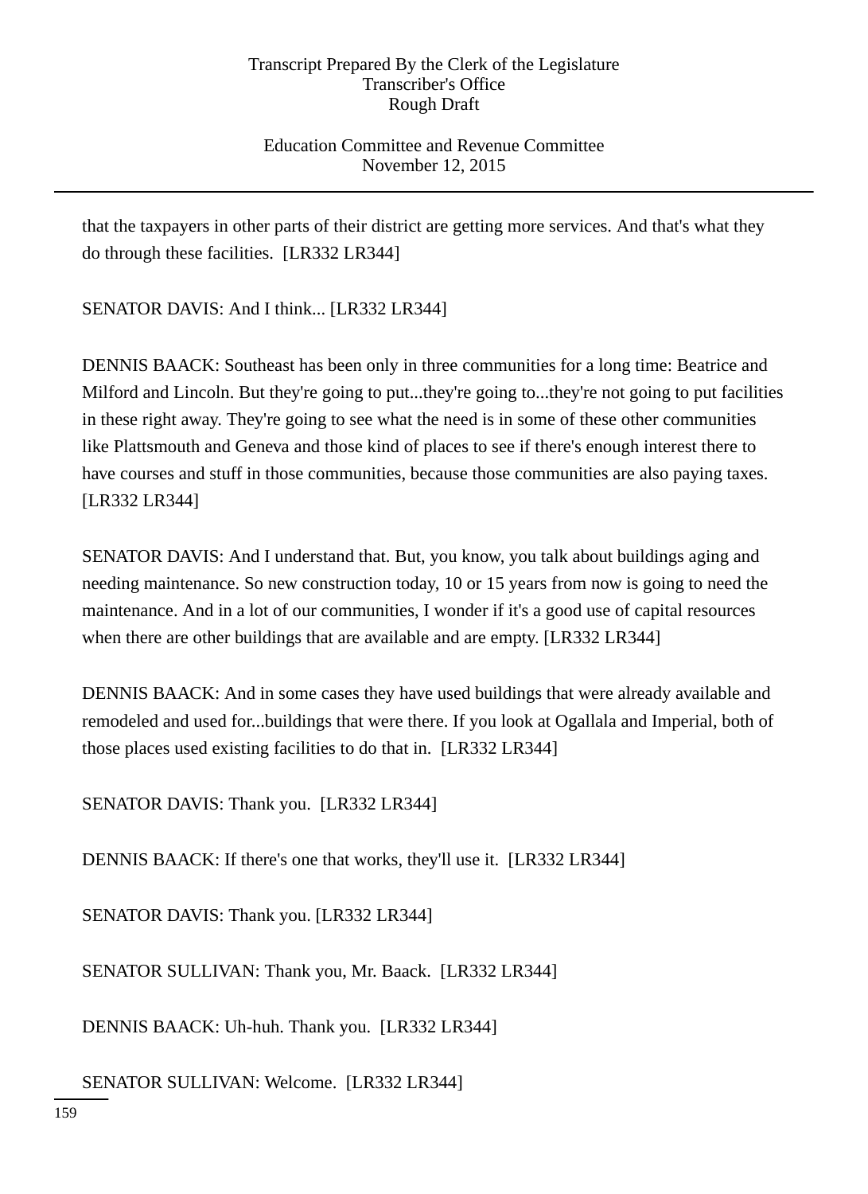that the taxpayers in other parts of their district are getting more services. And that's what they do through these facilities.  [LR332 LR344]

SENATOR DAVIS: And I think... [LR332 LR344]

DENNIS BAACK: Southeast has been only in three communities for a long time: Beatrice and Milford and Lincoln. But they're going to put...they're going to...they're not going to put facilities in these right away. They're going to see what the need is in some of these other communities like Plattsmouth and Geneva and those kind of places to see if there's enough interest there to have courses and stuff in those communities, because those communities are also paying taxes. [LR332 LR344]

SENATOR DAVIS: And I understand that. But, you know, you talk about buildings aging and needing maintenance. So new construction today, 10 or 15 years from now is going to need the maintenance. And in a lot of our communities, I wonder if it's a good use of capital resources when there are other buildings that are available and are empty. [LR332 LR344]

DENNIS BAACK: And in some cases they have used buildings that were already available and remodeled and used for...buildings that were there. If you look at Ogallala and Imperial, both of those places used existing facilities to do that in.  [LR332 LR344]

SENATOR DAVIS: Thank you.  [LR332 LR344]

DENNIS BAACK: If there's one that works, they'll use it.  [LR332 LR344]

SENATOR DAVIS: Thank you. [LR332 LR344]

SENATOR SULLIVAN: Thank you, Mr. Baack.  [LR332 LR344]

DENNIS BAACK: Uh-huh. Thank you.  [LR332 LR344]

SENATOR SULLIVAN: Welcome.  [LR332 LR344]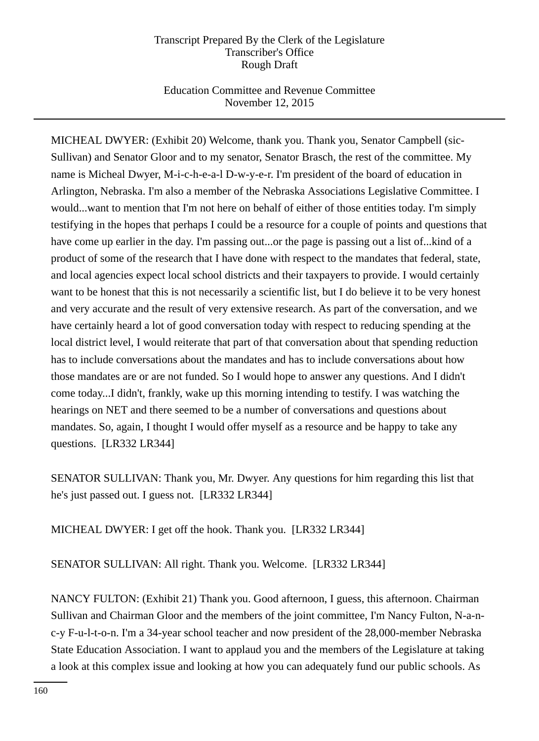MICHEAL DWYER: (Exhibit 20) Welcome, thank you. Thank you, Senator Campbell (sic-Sullivan) and Senator Gloor and to my senator, Senator Brasch, the rest of the committee. My name is Micheal Dwyer, M-i-c-h-e-a-l D-w-y-e-r. I'm president of the board of education in Arlington, Nebraska. I'm also a member of the Nebraska Associations Legislative Committee. I would...want to mention that I'm not here on behalf of either of those entities today. I'm simply testifying in the hopes that perhaps I could be a resource for a couple of points and questions that have come up earlier in the day. I'm passing out...or the page is passing out a list of...kind of a product of some of the research that I have done with respect to the mandates that federal, state, and local agencies expect local school districts and their taxpayers to provide. I would certainly want to be honest that this is not necessarily a scientific list, but I do believe it to be very honest and very accurate and the result of very extensive research. As part of the conversation, and we have certainly heard a lot of good conversation today with respect to reducing spending at the local district level, I would reiterate that part of that conversation about that spending reduction has to include conversations about the mandates and has to include conversations about how those mandates are or are not funded. So I would hope to answer any questions. And I didn't come today...I didn't, frankly, wake up this morning intending to testify. I was watching the hearings on NET and there seemed to be a number of conversations and questions about mandates. So, again, I thought I would offer myself as a resource and be happy to take any questions. [LR332 LR344]

SENATOR SULLIVAN: Thank you, Mr. Dwyer. Any questions for him regarding this list that he's just passed out. I guess not. [LR332 LR344]

MICHEAL DWYER: I get off the hook. Thank you. [LR332 LR344]

SENATOR SULLIVAN: All right. Thank you. Welcome. [LR332 LR344]

NANCY FULTON: (Exhibit 21) Thank you. Good afternoon, I guess, this afternoon. Chairman Sullivan and Chairman Gloor and the members of the joint committee, I'm Nancy Fulton, N-a-n-c-y F-u-l-t-o-n. I'm a 34-year school teacher and now president of the 28,000-member Nebraska State Education Association. I want to applaud you and the members of the Legislature at taking a look at this complex issue and looking at how you can adequately fund our public schools. As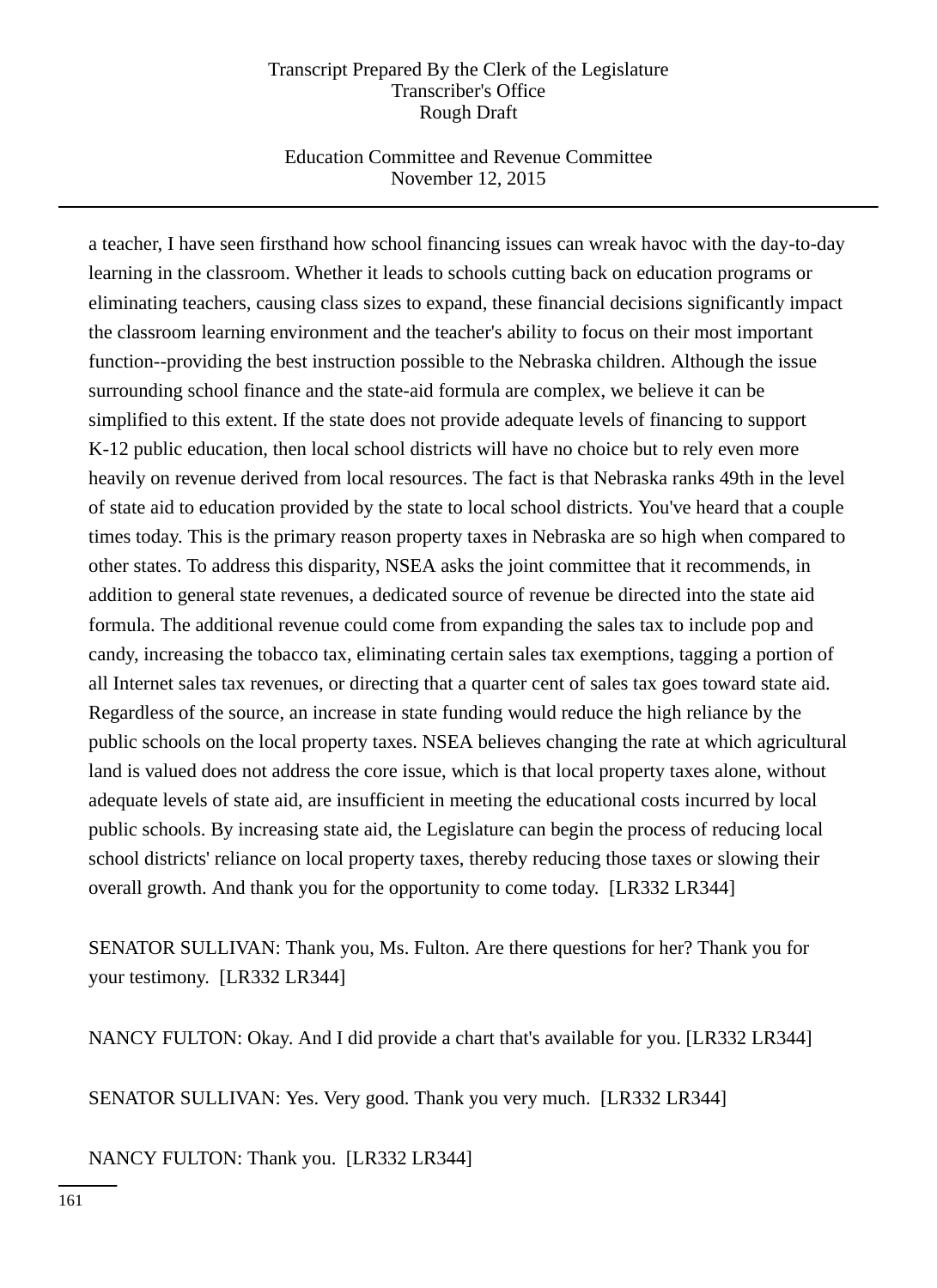a teacher, I have seen firsthand how school financing issues can wreak havoc with the day-to-day learning in the classroom. Whether it leads to schools cutting back on education programs or eliminating teachers, causing class sizes to expand, these financial decisions significantly impact the classroom learning environment and the teacher's ability to focus on their most important function--providing the best instruction possible to the Nebraska children. Although the issue surrounding school finance and the state-aid formula are complex, we believe it can be simplified to this extent. If the state does not provide adequate levels of financing to support K-12 public education, then local school districts will have no choice but to rely even more heavily on revenue derived from local resources. The fact is that Nebraska ranks 49th in the level of state aid to education provided by the state to local school districts. You've heard that a couple times today. This is the primary reason property taxes in Nebraska are so high when compared to other states. To address this disparity, NSEA asks the joint committee that it recommends, in addition to general state revenues, a dedicated source of revenue be directed into the state aid formula. The additional revenue could come from expanding the sales tax to include pop and candy, increasing the tobacco tax, eliminating certain sales tax exemptions, tagging a portion of all Internet sales tax revenues, or directing that a quarter cent of sales tax goes toward state aid. Regardless of the source, an increase in state funding would reduce the high reliance by the public schools on the local property taxes. NSEA believes changing the rate at which agricultural land is valued does not address the core issue, which is that local property taxes alone, without adequate levels of state aid, are insufficient in meeting the educational costs incurred by local public schools. By increasing state aid, the Legislature can begin the process of reducing local school districts' reliance on local property taxes, thereby reducing those taxes or slowing their overall growth. And thank you for the opportunity to come today. [LR332 LR344]

SENATOR SULLIVAN: Thank you, Ms. Fulton. Are there questions for her? Thank you for your testimony. [LR332 LR344]

NANCY FULTON: Okay. And I did provide a chart that's available for you. [LR332 LR344]

SENATOR SULLIVAN: Yes. Very good. Thank you very much. [LR332 LR344]

NANCY FULTON: Thank you. [LR332 LR344]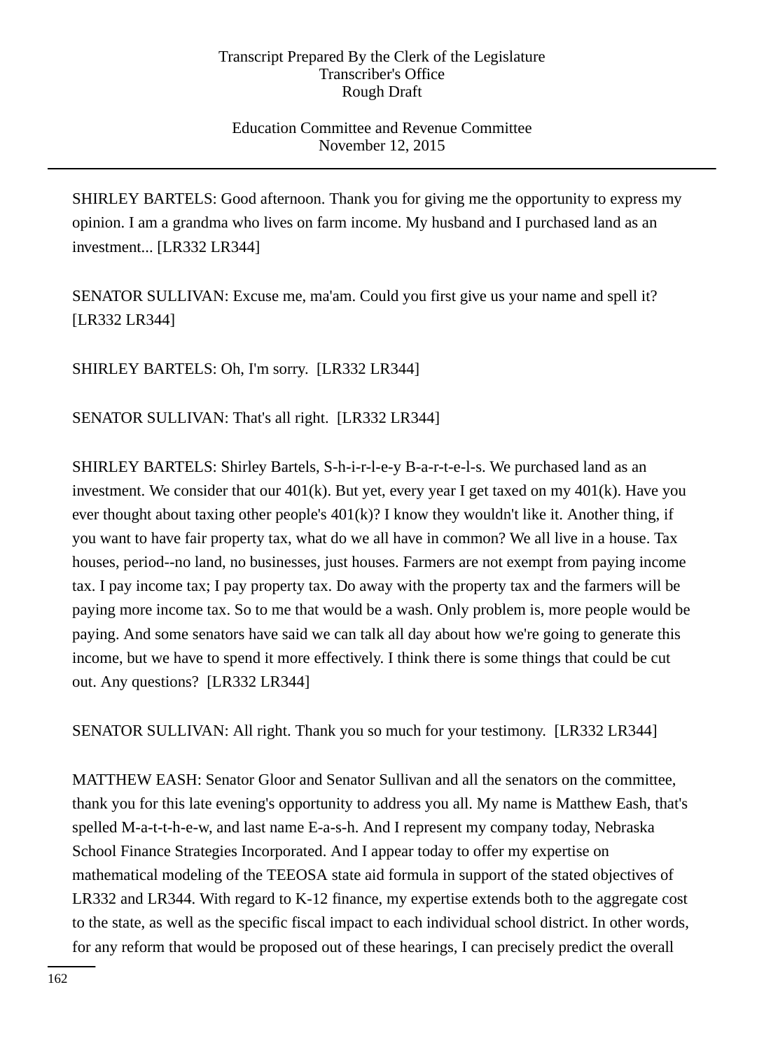SHIRLEY BARTELS: Good afternoon. Thank you for giving me the opportunity to express my opinion. I am a grandma who lives on farm income. My husband and I purchased land as an investment... [LR332 LR344]

SENATOR SULLIVAN: Excuse me, ma'am. Could you first give us your name and spell it? [LR332 LR344]

SHIRLEY BARTELS: Oh, I'm sorry. [LR332 LR344]

SENATOR SULLIVAN: That's all right. [LR332 LR344]

SHIRLEY BARTELS: Shirley Bartels, S-h-i-r-l-e-y B-a-r-t-e-l-s. We purchased land as an investment. We consider that our 401(k). But yet, every year I get taxed on my 401(k). Have you ever thought about taxing other people's 401(k)? I know they wouldn't like it. Another thing, if you want to have fair property tax, what do we all have in common? We all live in a house. Tax houses, period--no land, no businesses, just houses. Farmers are not exempt from paying income tax. I pay income tax; I pay property tax. Do away with the property tax and the farmers will be paying more income tax. So to me that would be a wash. Only problem is, more people would be paying. And some senators have said we can talk all day about how we're going to generate this income, but we have to spend it more effectively. I think there is some things that could be cut out. Any questions? [LR332 LR344]

SENATOR SULLIVAN: All right. Thank you so much for your testimony. [LR332 LR344]

MATTHEW EASH: Senator Gloor and Senator Sullivan and all the senators on the committee, thank you for this late evening's opportunity to address you all. My name is Matthew Eash, that's spelled M-a-t-t-h-e-w, and last name E-a-s-h. And I represent my company today, Nebraska School Finance Strategies Incorporated. And I appear today to offer my expertise on mathematical modeling of the TEEOSA state aid formula in support of the stated objectives of LR332 and LR344. With regard to K-12 finance, my expertise extends both to the aggregate cost to the state, as well as the specific fiscal impact to each individual school district. In other words, for any reform that would be proposed out of these hearings, I can precisely predict the overall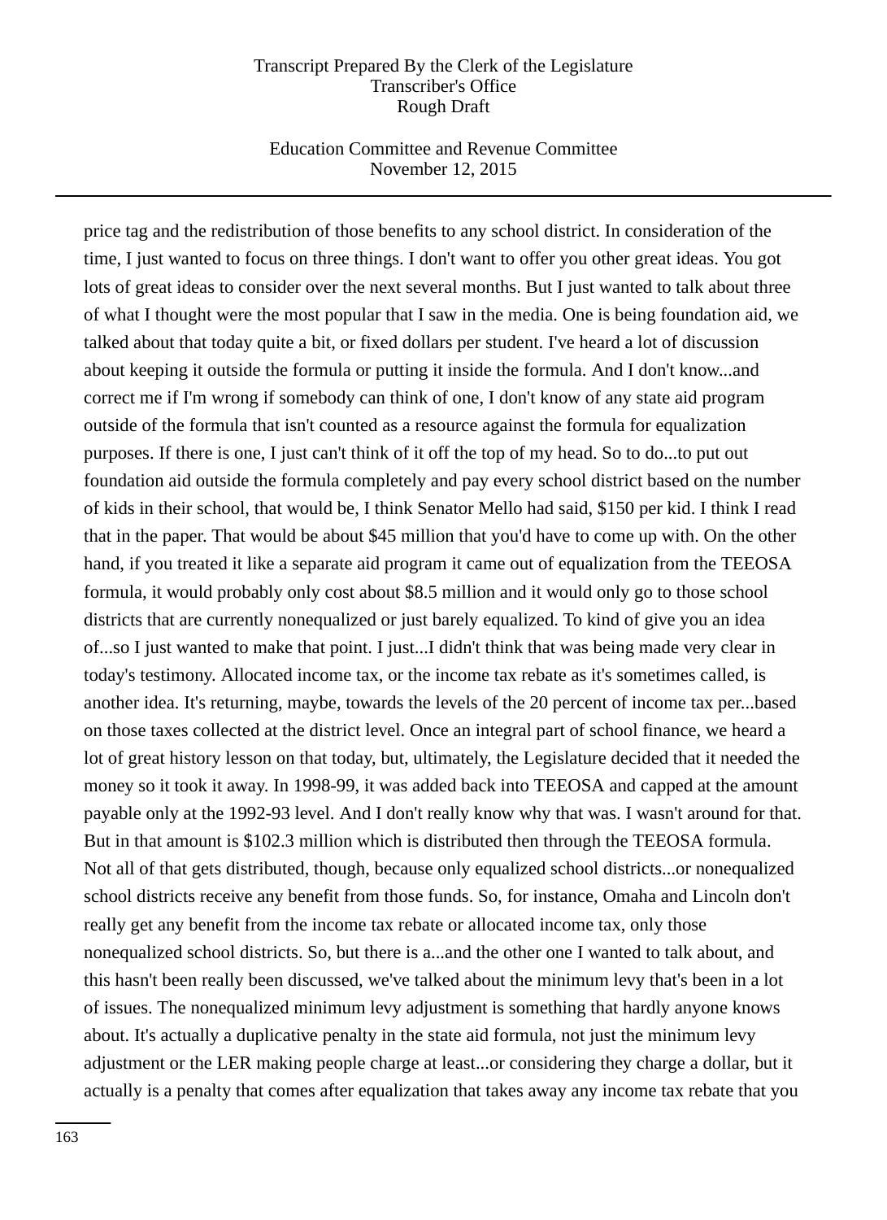price tag and the redistribution of those benefits to any school district. In consideration of the time, I just wanted to focus on three things. I don't want to offer you other great ideas. You got lots of great ideas to consider over the next several months. But I just wanted to talk about three of what I thought were the most popular that I saw in the media. One is being foundation aid, we talked about that today quite a bit, or fixed dollars per student. I've heard a lot of discussion about keeping it outside the formula or putting it inside the formula. And I don't know...and correct me if I'm wrong if somebody can think of one, I don't know of any state aid program outside of the formula that isn't counted as a resource against the formula for equalization purposes. If there is one, I just can't think of it off the top of my head. So to do...to put out foundation aid outside the formula completely and pay every school district based on the number of kids in their school, that would be, I think Senator Mello had said, $150 per kid. I think I read that in the paper. That would be about $45 million that you'd have to come up with. On the other hand, if you treated it like a separate aid program it came out of equalization from the TEEOSA formula, it would probably only cost about $8.5 million and it would only go to those school districts that are currently nonequalized or just barely equalized. To kind of give you an idea of...so I just wanted to make that point. I just...I didn't think that was being made very clear in today's testimony. Allocated income tax, or the income tax rebate as it's sometimes called, is another idea. It's returning, maybe, towards the levels of the 20 percent of income tax per...based on those taxes collected at the district level. Once an integral part of school finance, we heard a lot of great history lesson on that today, but, ultimately, the Legislature decided that it needed the money so it took it away. In 1998-99, it was added back into TEEOSA and capped at the amount payable only at the 1992-93 level. And I don't really know why that was. I wasn't around for that. But in that amount is $102.3 million which is distributed then through the TEEOSA formula. Not all of that gets distributed, though, because only equalized school districts...or nonequalized school districts receive any benefit from those funds. So, for instance, Omaha and Lincoln don't really get any benefit from the income tax rebate or allocated income tax, only those nonequalized school districts. So, but there is a...and the other one I wanted to talk about, and this hasn't been really been discussed, we've talked about the minimum levy that's been in a lot of issues. The nonequalized minimum levy adjustment is something that hardly anyone knows about. It's actually a duplicative penalty in the state aid formula, not just the minimum levy adjustment or the LER making people charge at least...or considering they charge a dollar, but it actually is a penalty that comes after equalization that takes away any income tax rebate that you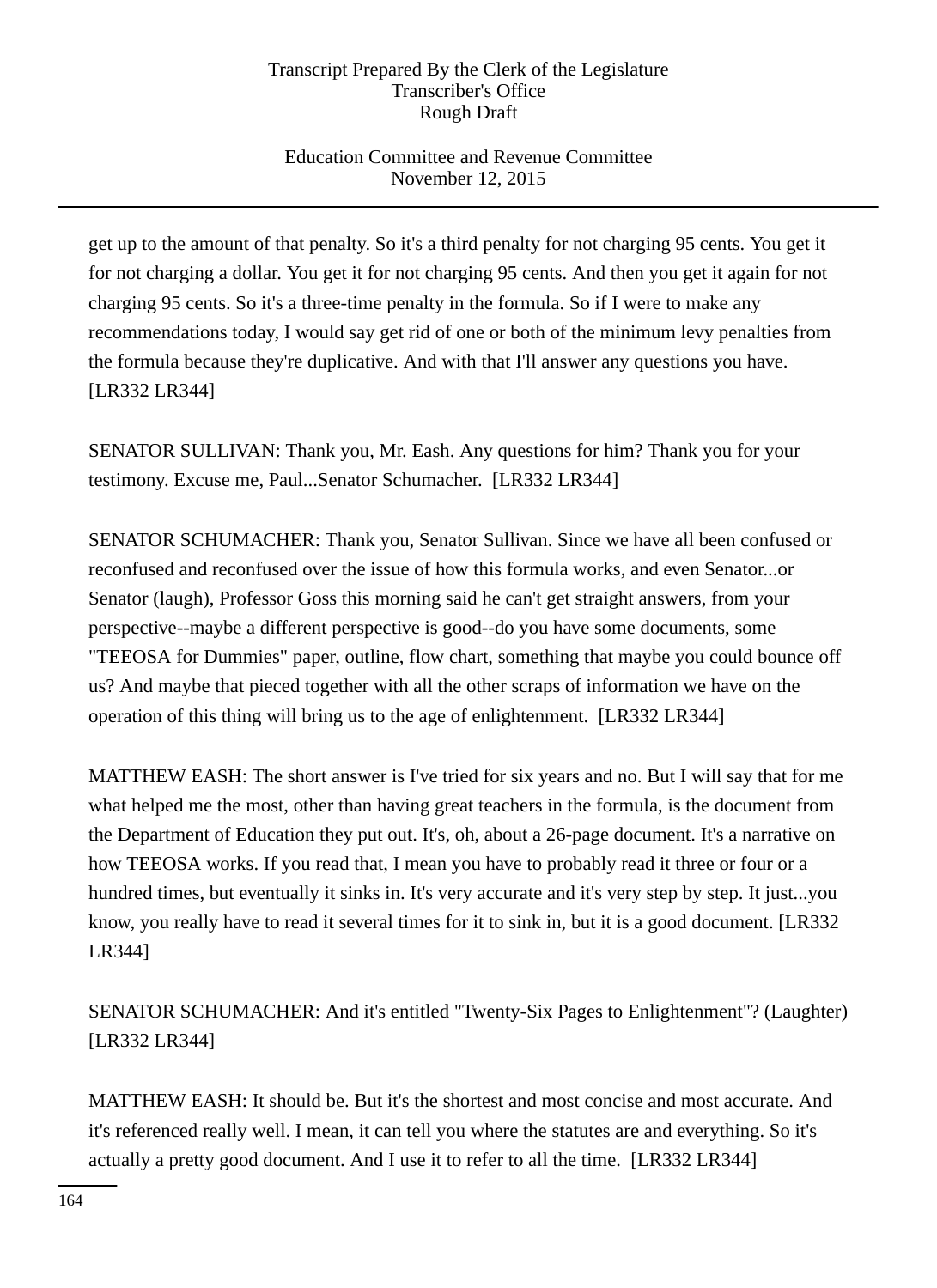get up to the amount of that penalty. So it's a third penalty for not charging 95 cents. You get it for not charging a dollar. You get it for not charging 95 cents. And then you get it again for not charging 95 cents. So it's a three-time penalty in the formula. So if I were to make any recommendations today, I would say get rid of one or both of the minimum levy penalties from the formula because they're duplicative. And with that I'll answer any questions you have. [LR332 LR344]

SENATOR SULLIVAN: Thank you, Mr. Eash. Any questions for him? Thank you for your testimony. Excuse me, Paul...Senator Schumacher. [LR332 LR344]

SENATOR SCHUMACHER: Thank you, Senator Sullivan. Since we have all been confused or reconfused and reconfused over the issue of how this formula works, and even Senator...or Senator (laugh), Professor Goss this morning said he can't get straight answers, from your perspective--maybe a different perspective is good--do you have some documents, some "TEEOSA for Dummies" paper, outline, flow chart, something that maybe you could bounce off us? And maybe that pieced together with all the other scraps of information we have on the operation of this thing will bring us to the age of enlightenment. [LR332 LR344]

MATTHEW EASH: The short answer is I've tried for six years and no. But I will say that for me what helped me the most, other than having great teachers in the formula, is the document from the Department of Education they put out. It's, oh, about a 26-page document. It's a narrative on how TEEOSA works. If you read that, I mean you have to probably read it three or four or a hundred times, but eventually it sinks in. It's very accurate and it's very step by step. It just...you know, you really have to read it several times for it to sink in, but it is a good document. [LR332 LR344]

SENATOR SCHUMACHER: And it's entitled "Twenty-Six Pages to Enlightenment"? (Laughter) [LR332 LR344]

MATTHEW EASH: It should be. But it's the shortest and most concise and most accurate. And it's referenced really well. I mean, it can tell you where the statutes are and everything. So it's actually a pretty good document. And I use it to refer to all the time. [LR332 LR344]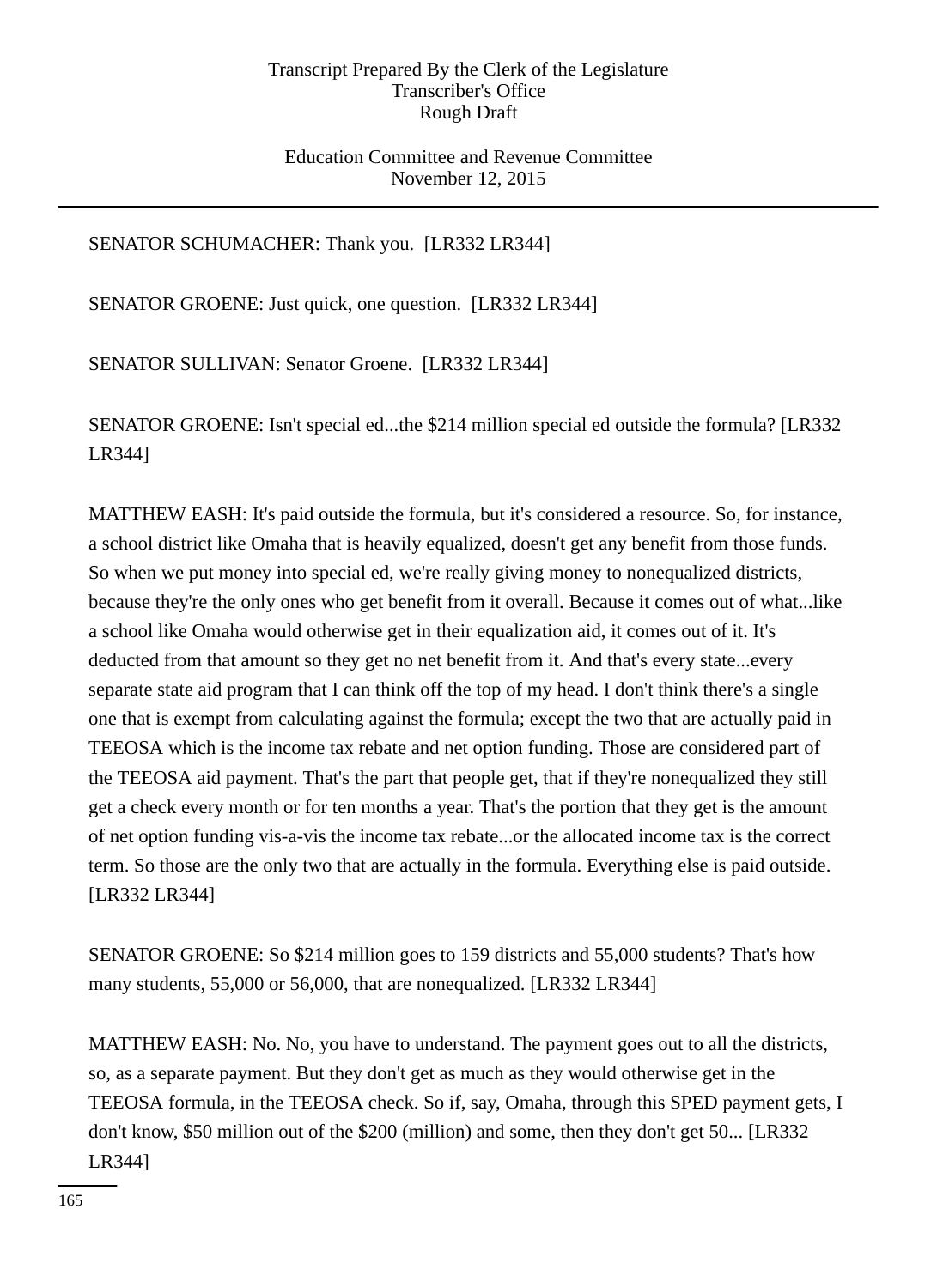SENATOR SCHUMACHER: Thank you. [LR332 LR344]

SENATOR GROENE: Just quick, one question. [LR332 LR344]

SENATOR SULLIVAN: Senator Groene. [LR332 LR344]

SENATOR GROENE: Isn't special ed...the $214 million special ed outside the formula? [LR332 LR344]

MATTHEW EASH: It's paid outside the formula, but it's considered a resource. So, for instance, a school district like Omaha that is heavily equalized, doesn't get any benefit from those funds. So when we put money into special ed, we're really giving money to nonequalized districts, because they're the only ones who get benefit from it overall. Because it comes out of what...like a school like Omaha would otherwise get in their equalization aid, it comes out of it. It's deducted from that amount so they get no net benefit from it. And that's every state...every separate state aid program that I can think off the top of my head. I don't think there's a single one that is exempt from calculating against the formula; except the two that are actually paid in TEEOSA which is the income tax rebate and net option funding. Those are considered part of the TEEOSA aid payment. That's the part that people get, that if they're nonequalized they still get a check every month or for ten months a year. That's the portion that they get is the amount of net option funding vis-a-vis the income tax rebate...or the allocated income tax is the correct term. So those are the only two that are actually in the formula. Everything else is paid outside. [LR332 LR344]

SENATOR GROENE: So $214 million goes to 159 districts and 55,000 students? That's how many students, 55,000 or 56,000, that are nonequalized. [LR332 LR344]

MATTHEW EASH: No. No, you have to understand. The payment goes out to all the districts, so, as a separate payment. But they don't get as much as they would otherwise get in the TEEOSA formula, in the TEEOSA check. So if, say, Omaha, through this SPED payment gets, I don't know, $50 million out of the $200 (million) and some, then they don't get 50... [LR332 LR344]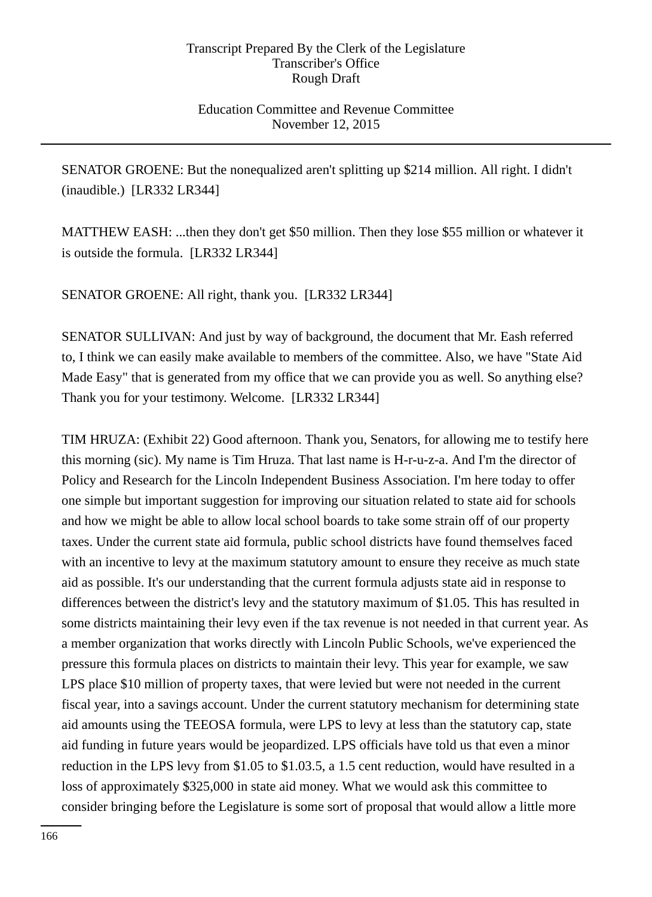SENATOR GROENE: But the nonequalized aren't splitting up $214 million. All right. I didn't (inaudible.) [LR332 LR344]

MATTHEW EASH: ...then they don't get $50 million. Then they lose $55 million or whatever it is outside the formula. [LR332 LR344]

SENATOR GROENE: All right, thank you. [LR332 LR344]

SENATOR SULLIVAN: And just by way of background, the document that Mr. Eash referred to, I think we can easily make available to members of the committee. Also, we have "State Aid Made Easy" that is generated from my office that we can provide you as well. So anything else? Thank you for your testimony. Welcome. [LR332 LR344]

TIM HRUZA: (Exhibit 22) Good afternoon. Thank you, Senators, for allowing me to testify here this morning (sic). My name is Tim Hruza. That last name is H-r-u-z-a. And I'm the director of Policy and Research for the Lincoln Independent Business Association. I'm here today to offer one simple but important suggestion for improving our situation related to state aid for schools and how we might be able to allow local school boards to take some strain off of our property taxes. Under the current state aid formula, public school districts have found themselves faced with an incentive to levy at the maximum statutory amount to ensure they receive as much state aid as possible. It's our understanding that the current formula adjusts state aid in response to differences between the district's levy and the statutory maximum of $1.05. This has resulted in some districts maintaining their levy even if the tax revenue is not needed in that current year. As a member organization that works directly with Lincoln Public Schools, we've experienced the pressure this formula places on districts to maintain their levy. This year for example, we saw LPS place $10 million of property taxes, that were levied but were not needed in the current fiscal year, into a savings account. Under the current statutory mechanism for determining state aid amounts using the TEEOSA formula, were LPS to levy at less than the statutory cap, state aid funding in future years would be jeopardized. LPS officials have told us that even a minor reduction in the LPS levy from $1.05 to $1.03.5, a 1.5 cent reduction, would have resulted in a loss of approximately $325,000 in state aid money. What we would ask this committee to consider bringing before the Legislature is some sort of proposal that would allow a little more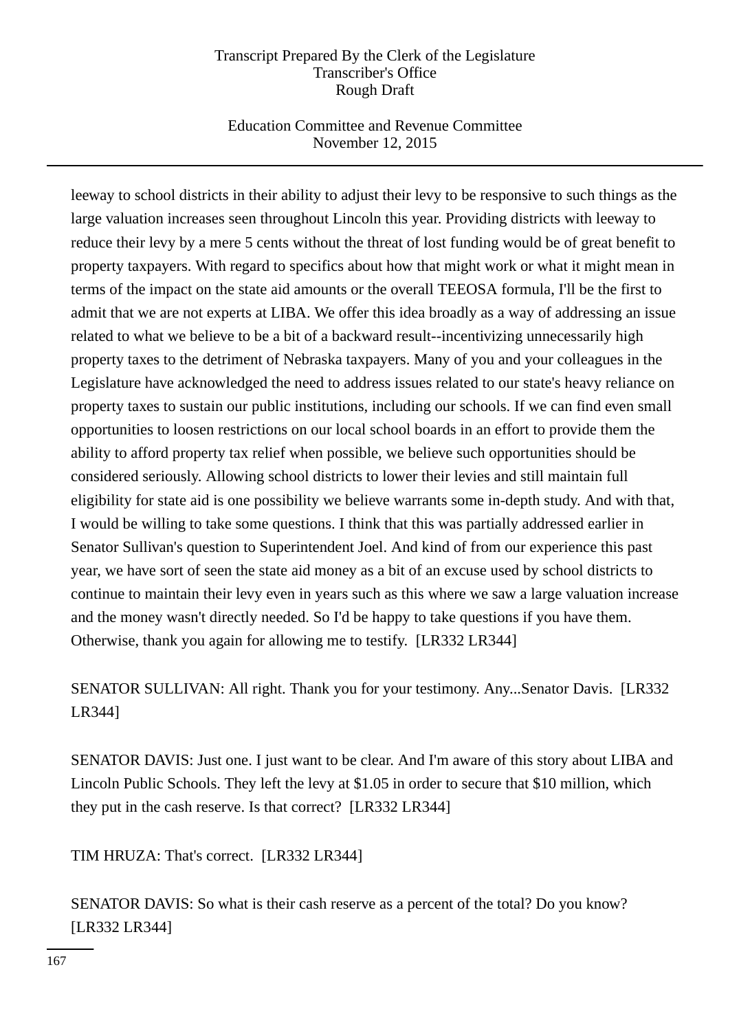leeway to school districts in their ability to adjust their levy to be responsive to such things as the large valuation increases seen throughout Lincoln this year. Providing districts with leeway to reduce their levy by a mere 5 cents without the threat of lost funding would be of great benefit to property taxpayers. With regard to specifics about how that might work or what it might mean in terms of the impact on the state aid amounts or the overall TEEOSA formula, I'll be the first to admit that we are not experts at LIBA. We offer this idea broadly as a way of addressing an issue related to what we believe to be a bit of a backward result--incentivizing unnecessarily high property taxes to the detriment of Nebraska taxpayers. Many of you and your colleagues in the Legislature have acknowledged the need to address issues related to our state's heavy reliance on property taxes to sustain our public institutions, including our schools. If we can find even small opportunities to loosen restrictions on our local school boards in an effort to provide them the ability to afford property tax relief when possible, we believe such opportunities should be considered seriously. Allowing school districts to lower their levies and still maintain full eligibility for state aid is one possibility we believe warrants some in-depth study. And with that, I would be willing to take some questions. I think that this was partially addressed earlier in Senator Sullivan's question to Superintendent Joel. And kind of from our experience this past year, we have sort of seen the state aid money as a bit of an excuse used by school districts to continue to maintain their levy even in years such as this where we saw a large valuation increase and the money wasn't directly needed. So I'd be happy to take questions if you have them. Otherwise, thank you again for allowing me to testify. [LR332 LR344]

SENATOR SULLIVAN: All right. Thank you for your testimony. Any...Senator Davis. [LR332 LR344]

SENATOR DAVIS: Just one. I just want to be clear. And I'm aware of this story about LIBA and Lincoln Public Schools. They left the levy at $1.05 in order to secure that $10 million, which they put in the cash reserve. Is that correct? [LR332 LR344]

TIM HRUZA: That's correct. [LR332 LR344]

SENATOR DAVIS: So what is their cash reserve as a percent of the total? Do you know? [LR332 LR344]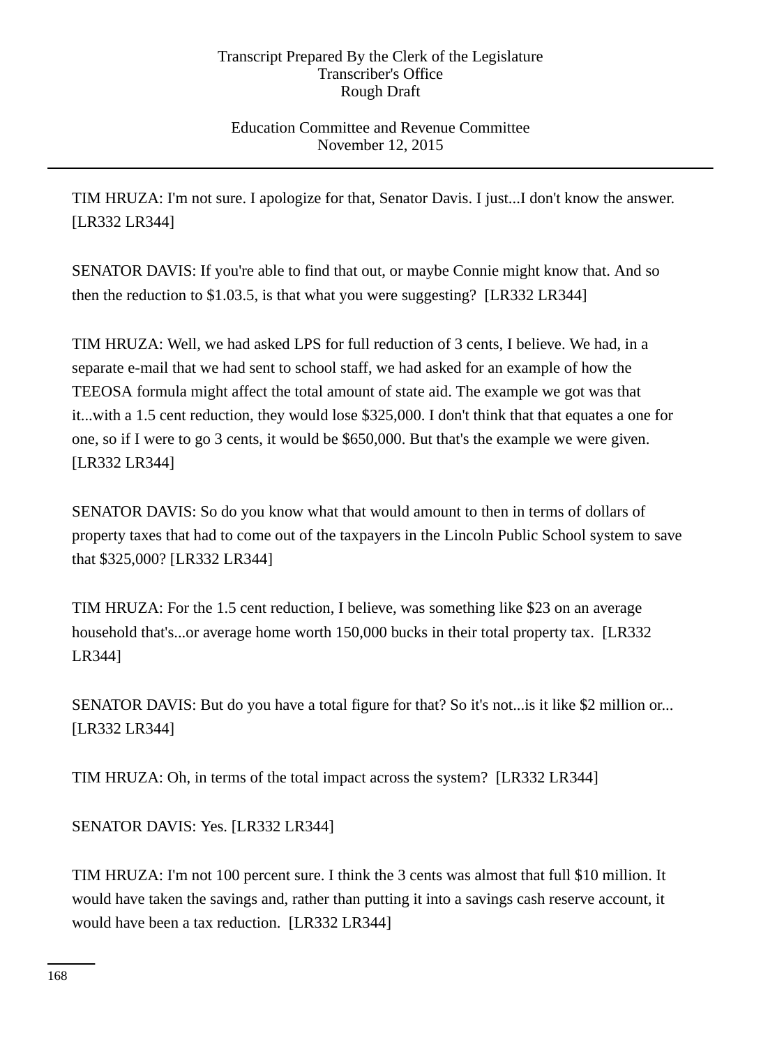TIM HRUZA: I'm not sure. I apologize for that, Senator Davis. I just...I don't know the answer. [LR332 LR344]

SENATOR DAVIS: If you're able to find that out, or maybe Connie might know that. And so then the reduction to $1.03.5, is that what you were suggesting? [LR332 LR344]

TIM HRUZA: Well, we had asked LPS for full reduction of 3 cents, I believe. We had, in a separate e-mail that we had sent to school staff, we had asked for an example of how the TEEOSA formula might affect the total amount of state aid. The example we got was that it...with a 1.5 cent reduction, they would lose $325,000. I don't think that that equates a one for one, so if I were to go 3 cents, it would be $650,000. But that's the example we were given. [LR332 LR344]

SENATOR DAVIS: So do you know what that would amount to then in terms of dollars of property taxes that had to come out of the taxpayers in the Lincoln Public School system to save that $325,000? [LR332 LR344]

TIM HRUZA: For the 1.5 cent reduction, I believe, was something like $23 on an average household that's...or average home worth 150,000 bucks in their total property tax. [LR332 LR344]

SENATOR DAVIS: But do you have a total figure for that? So it's not...is it like $2 million or... [LR332 LR344]

TIM HRUZA: Oh, in terms of the total impact across the system? [LR332 LR344]

SENATOR DAVIS: Yes. [LR332 LR344]

TIM HRUZA: I'm not 100 percent sure. I think the 3 cents was almost that full $10 million. It would have taken the savings and, rather than putting it into a savings cash reserve account, it would have been a tax reduction. [LR332 LR344]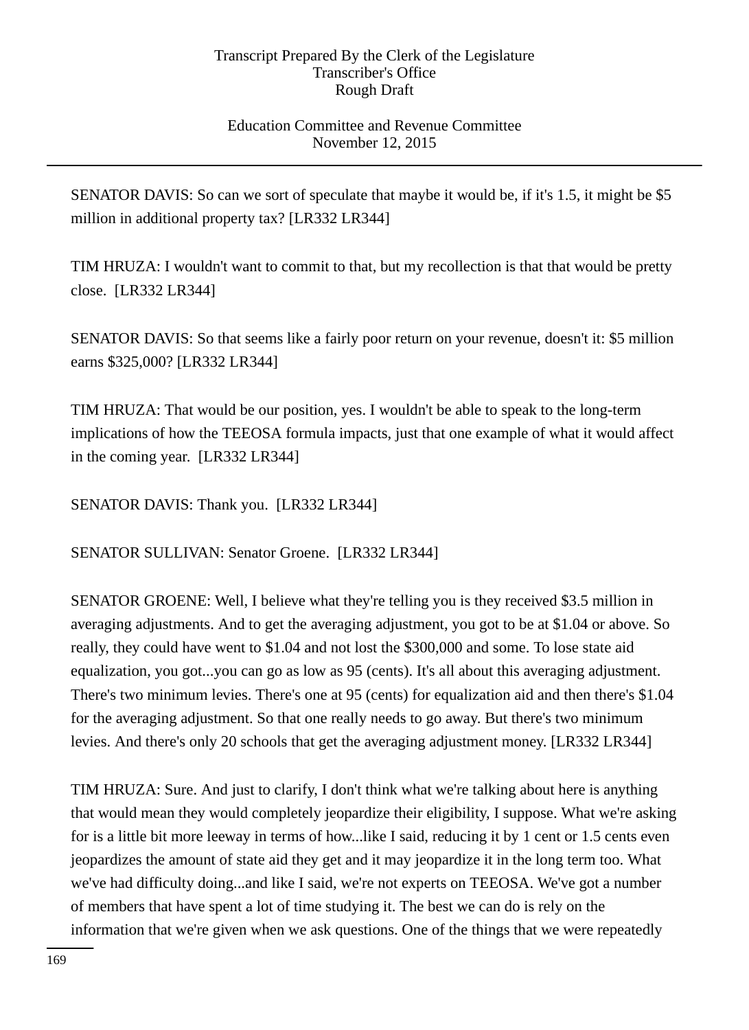SENATOR DAVIS: So can we sort of speculate that maybe it would be, if it's 1.5, it might be $5 million in additional property tax? [LR332 LR344]

TIM HRUZA: I wouldn't want to commit to that, but my recollection is that that would be pretty close. [LR332 LR344]

SENATOR DAVIS: So that seems like a fairly poor return on your revenue, doesn't it: $5 million earns $325,000? [LR332 LR344]

TIM HRUZA: That would be our position, yes. I wouldn't be able to speak to the long-term implications of how the TEEOSA formula impacts, just that one example of what it would affect in the coming year. [LR332 LR344]

SENATOR DAVIS: Thank you. [LR332 LR344]

SENATOR SULLIVAN: Senator Groene. [LR332 LR344]

SENATOR GROENE: Well, I believe what they're telling you is they received $3.5 million in averaging adjustments. And to get the averaging adjustment, you got to be at $1.04 or above. So really, they could have went to $1.04 and not lost the $300,000 and some. To lose state aid equalization, you got...you can go as low as 95 (cents). It's all about this averaging adjustment. There's two minimum levies. There's one at 95 (cents) for equalization aid and then there's $1.04 for the averaging adjustment. So that one really needs to go away. But there's two minimum levies. And there's only 20 schools that get the averaging adjustment money. [LR332 LR344]

TIM HRUZA: Sure. And just to clarify, I don't think what we're talking about here is anything that would mean they would completely jeopardize their eligibility, I suppose. What we're asking for is a little bit more leeway in terms of how...like I said, reducing it by 1 cent or 1.5 cents even jeopardizes the amount of state aid they get and it may jeopardize it in the long term too. What we've had difficulty doing...and like I said, we're not experts on TEEOSA. We've got a number of members that have spent a lot of time studying it. The best we can do is rely on the information that we're given when we ask questions. One of the things that we were repeatedly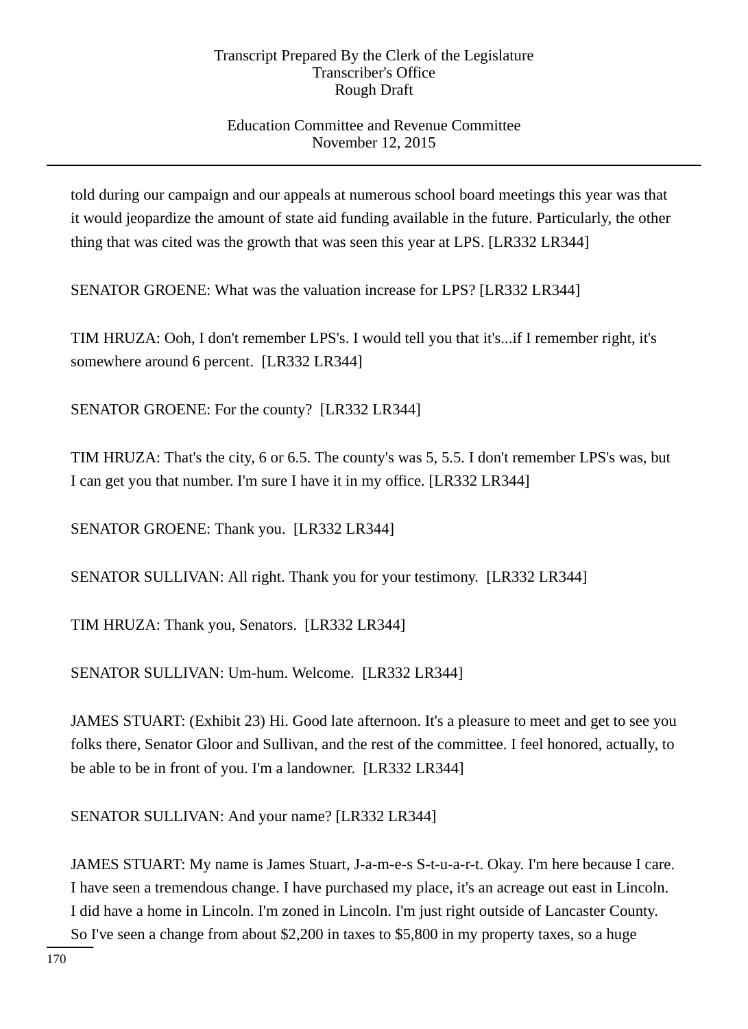told during our campaign and our appeals at numerous school board meetings this year was that it would jeopardize the amount of state aid funding available in the future. Particularly, the other thing that was cited was the growth that was seen this year at LPS. [LR332 LR344]

SENATOR GROENE: What was the valuation increase for LPS? [LR332 LR344]

TIM HRUZA: Ooh, I don't remember LPS's. I would tell you that it's...if I remember right, it's somewhere around 6 percent. [LR332 LR344]

SENATOR GROENE: For the county? [LR332 LR344]

TIM HRUZA: That's the city, 6 or 6.5. The county's was 5, 5.5. I don't remember LPS's was, but I can get you that number. I'm sure I have it in my office. [LR332 LR344]

SENATOR GROENE: Thank you. [LR332 LR344]

SENATOR SULLIVAN: All right. Thank you for your testimony. [LR332 LR344]

TIM HRUZA: Thank you, Senators. [LR332 LR344]

SENATOR SULLIVAN: Um-hum. Welcome. [LR332 LR344]

JAMES STUART: (Exhibit 23) Hi. Good late afternoon. It's a pleasure to meet and get to see you folks there, Senator Gloor and Sullivan, and the rest of the committee. I feel honored, actually, to be able to be in front of you. I'm a landowner. [LR332 LR344]

SENATOR SULLIVAN: And your name? [LR332 LR344]

JAMES STUART: My name is James Stuart, J-a-m-e-s S-t-u-a-r-t. Okay. I'm here because I care. I have seen a tremendous change. I have purchased my place, it's an acreage out east in Lincoln. I did have a home in Lincoln. I'm zoned in Lincoln. I'm just right outside of Lancaster County. So I've seen a change from about $2,200 in taxes to $5,800 in my property taxes, so a huge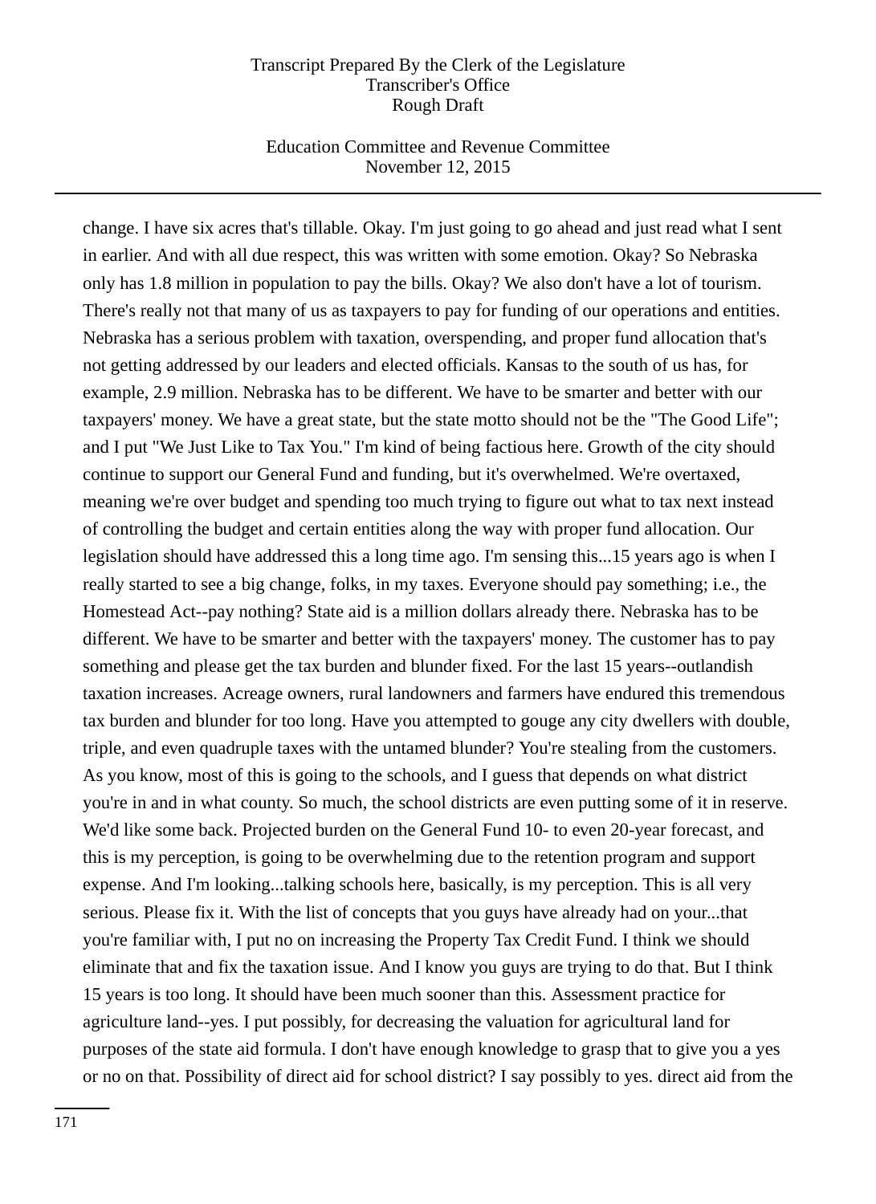change. I have six acres that's tillable. Okay. I'm just going to go ahead and just read what I sent in earlier. And with all due respect, this was written with some emotion. Okay? So Nebraska only has 1.8 million in population to pay the bills. Okay? We also don't have a lot of tourism. There's really not that many of us as taxpayers to pay for funding of our operations and entities. Nebraska has a serious problem with taxation, overspending, and proper fund allocation that's not getting addressed by our leaders and elected officials. Kansas to the south of us has, for example, 2.9 million. Nebraska has to be different. We have to be smarter and better with our taxpayers' money. We have a great state, but the state motto should not be the "The Good Life"; and I put "We Just Like to Tax You." I'm kind of being factious here. Growth of the city should continue to support our General Fund and funding, but it's overwhelmed. We're overtaxed, meaning we're over budget and spending too much trying to figure out what to tax next instead of controlling the budget and certain entities along the way with proper fund allocation. Our legislation should have addressed this a long time ago. I'm sensing this...15 years ago is when I really started to see a big change, folks, in my taxes. Everyone should pay something; i.e., the Homestead Act--pay nothing? State aid is a million dollars already there. Nebraska has to be different. We have to be smarter and better with the taxpayers' money. The customer has to pay something and please get the tax burden and blunder fixed. For the last 15 years--outlandish taxation increases. Acreage owners, rural landowners and farmers have endured this tremendous tax burden and blunder for too long. Have you attempted to gouge any city dwellers with double, triple, and even quadruple taxes with the untamed blunder? You're stealing from the customers. As you know, most of this is going to the schools, and I guess that depends on what district you're in and in what county. So much, the school districts are even putting some of it in reserve. We'd like some back. Projected burden on the General Fund 10- to even 20-year forecast, and this is my perception, is going to be overwhelming due to the retention program and support expense. And I'm looking...talking schools here, basically, is my perception. This is all very serious. Please fix it. With the list of concepts that you guys have already had on your...that you're familiar with, I put no on increasing the Property Tax Credit Fund. I think we should eliminate that and fix the taxation issue. And I know you guys are trying to do that. But I think 15 years is too long. It should have been much sooner than this. Assessment practice for agriculture land--yes. I put possibly, for decreasing the valuation for agricultural land for purposes of the state aid formula. I don't have enough knowledge to grasp that to give you a yes or no on that. Possibility of direct aid for school district? I say possibly to yes. direct aid from the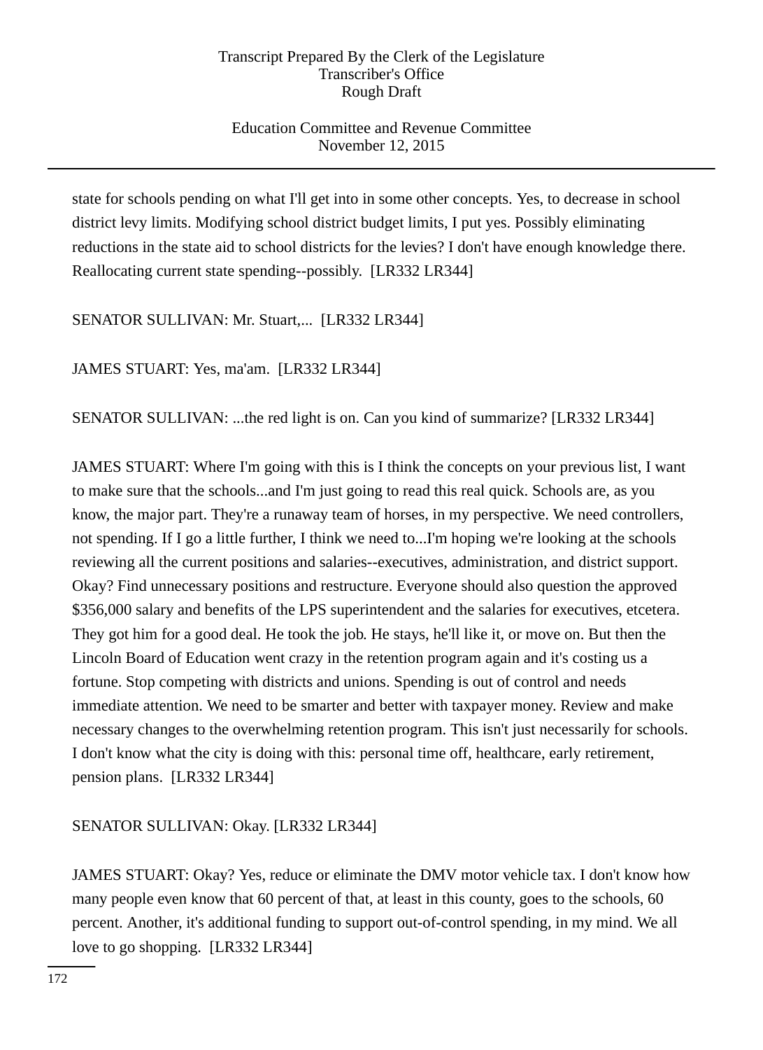state for schools pending on what I'll get into in some other concepts. Yes, to decrease in school district levy limits. Modifying school district budget limits, I put yes. Possibly eliminating reductions in the state aid to school districts for the levies? I don't have enough knowledge there. Reallocating current state spending--possibly. [LR332 LR344]

SENATOR SULLIVAN: Mr. Stuart,... [LR332 LR344]

JAMES STUART: Yes, ma'am. [LR332 LR344]

SENATOR SULLIVAN: ...the red light is on. Can you kind of summarize? [LR332 LR344]

JAMES STUART: Where I'm going with this is I think the concepts on your previous list, I want to make sure that the schools...and I'm just going to read this real quick. Schools are, as you know, the major part. They're a runaway team of horses, in my perspective. We need controllers, not spending. If I go a little further, I think we need to...I'm hoping we're looking at the schools reviewing all the current positions and salaries--executives, administration, and district support. Okay? Find unnecessary positions and restructure. Everyone should also question the approved $356,000 salary and benefits of the LPS superintendent and the salaries for executives, etcetera. They got him for a good deal. He took the job. He stays, he'll like it, or move on. But then the Lincoln Board of Education went crazy in the retention program again and it's costing us a fortune. Stop competing with districts and unions. Spending is out of control and needs immediate attention. We need to be smarter and better with taxpayer money. Review and make necessary changes to the overwhelming retention program. This isn't just necessarily for schools. I don't know what the city is doing with this: personal time off, healthcare, early retirement, pension plans. [LR332 LR344]

SENATOR SULLIVAN: Okay. [LR332 LR344]

JAMES STUART: Okay? Yes, reduce or eliminate the DMV motor vehicle tax. I don't know how many people even know that 60 percent of that, at least in this county, goes to the schools, 60 percent. Another, it's additional funding to support out-of-control spending, in my mind. We all love to go shopping. [LR332 LR344]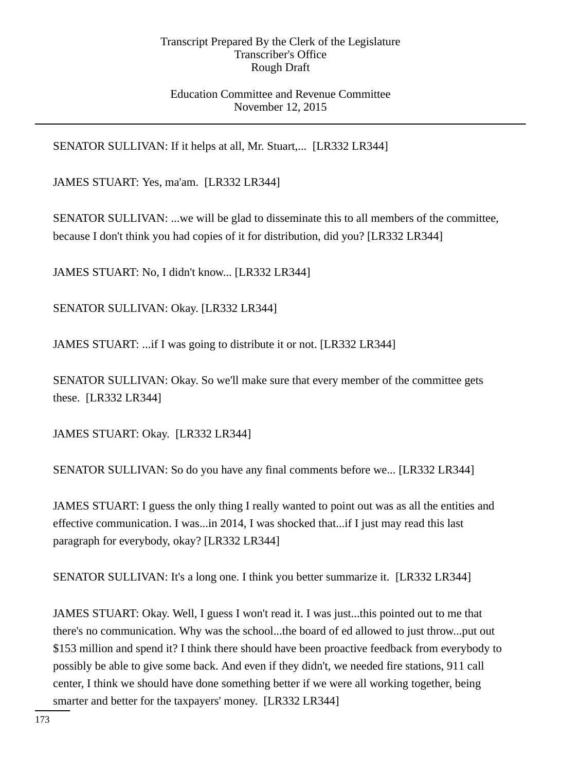SENATOR SULLIVAN: If it helps at all, Mr. Stuart,... [LR332 LR344]

JAMES STUART: Yes, ma'am. [LR332 LR344]

SENATOR SULLIVAN: ...we will be glad to disseminate this to all members of the committee, because I don't think you had copies of it for distribution, did you? [LR332 LR344]

JAMES STUART: No, I didn't know... [LR332 LR344]

SENATOR SULLIVAN: Okay. [LR332 LR344]

JAMES STUART: ...if I was going to distribute it or not. [LR332 LR344]

SENATOR SULLIVAN: Okay. So we'll make sure that every member of the committee gets these. [LR332 LR344]

JAMES STUART: Okay. [LR332 LR344]

SENATOR SULLIVAN: So do you have any final comments before we... [LR332 LR344]

JAMES STUART: I guess the only thing I really wanted to point out was as all the entities and effective communication. I was...in 2014, I was shocked that...if I just may read this last paragraph for everybody, okay? [LR332 LR344]

SENATOR SULLIVAN: It's a long one. I think you better summarize it. [LR332 LR344]

JAMES STUART: Okay. Well, I guess I won't read it. I was just...this pointed out to me that there's no communication. Why was the school...the board of ed allowed to just throw...put out $153 million and spend it? I think there should have been proactive feedback from everybody to possibly be able to give some back. And even if they didn't, we needed fire stations, 911 call center, I think we should have done something better if we were all working together, being smarter and better for the taxpayers' money. [LR332 LR344]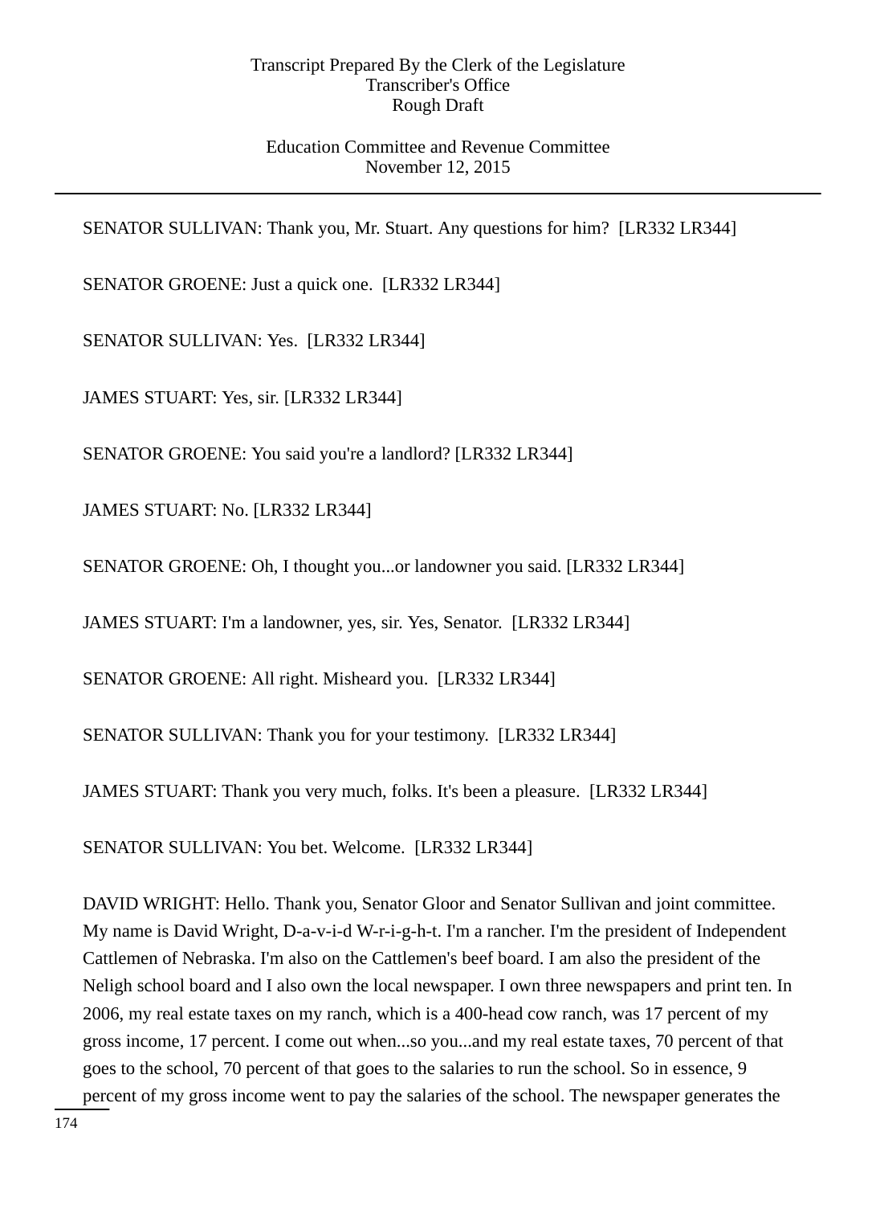SENATOR SULLIVAN: Thank you, Mr. Stuart. Any questions for him? [LR332 LR344]

SENATOR GROENE: Just a quick one. [LR332 LR344]

SENATOR SULLIVAN: Yes. [LR332 LR344]

JAMES STUART: Yes, sir. [LR332 LR344]

SENATOR GROENE: You said you're a landlord? [LR332 LR344]

JAMES STUART: No. [LR332 LR344]

SENATOR GROENE: Oh, I thought you...or landowner you said. [LR332 LR344]

JAMES STUART: I'm a landowner, yes, sir. Yes, Senator. [LR332 LR344]

SENATOR GROENE: All right. Misheard you. [LR332 LR344]

SENATOR SULLIVAN: Thank you for your testimony. [LR332 LR344]

JAMES STUART: Thank you very much, folks. It's been a pleasure. [LR332 LR344]

SENATOR SULLIVAN: You bet. Welcome. [LR332 LR344]

DAVID WRIGHT: Hello. Thank you, Senator Gloor and Senator Sullivan and joint committee. My name is David Wright, D-a-v-i-d W-r-i-g-h-t. I'm a rancher. I'm the president of Independent Cattlemen of Nebraska. I'm also on the Cattlemen's beef board. I am also the president of the Neligh school board and I also own the local newspaper. I own three newspapers and print ten. In 2006, my real estate taxes on my ranch, which is a 400-head cow ranch, was 17 percent of my gross income, 17 percent. I come out when...so you...and my real estate taxes, 70 percent of that goes to the school, 70 percent of that goes to the salaries to run the school. So in essence, 9 percent of my gross income went to pay the salaries of the school. The newspaper generates the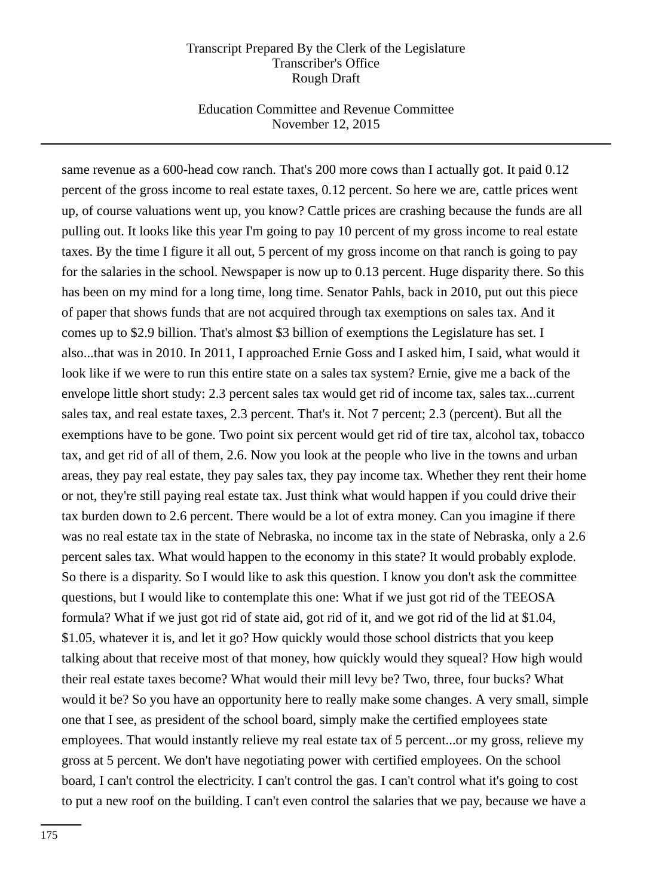same revenue as a 600-head cow ranch. That's 200 more cows than I actually got. It paid 0.12 percent of the gross income to real estate taxes, 0.12 percent. So here we are, cattle prices went up, of course valuations went up, you know? Cattle prices are crashing because the funds are all pulling out. It looks like this year I'm going to pay 10 percent of my gross income to real estate taxes. By the time I figure it all out, 5 percent of my gross income on that ranch is going to pay for the salaries in the school. Newspaper is now up to 0.13 percent. Huge disparity there. So this has been on my mind for a long time, long time. Senator Pahls, back in 2010, put out this piece of paper that shows funds that are not acquired through tax exemptions on sales tax. And it comes up to $2.9 billion. That's almost $3 billion of exemptions the Legislature has set. I also...that was in 2010. In 2011, I approached Ernie Goss and I asked him, I said, what would it look like if we were to run this entire state on a sales tax system? Ernie, give me a back of the envelope little short study: 2.3 percent sales tax would get rid of income tax, sales tax...current sales tax, and real estate taxes, 2.3 percent. That's it. Not 7 percent; 2.3 (percent). But all the exemptions have to be gone. Two point six percent would get rid of tire tax, alcohol tax, tobacco tax, and get rid of all of them, 2.6. Now you look at the people who live in the towns and urban areas, they pay real estate, they pay sales tax, they pay income tax. Whether they rent their home or not, they're still paying real estate tax. Just think what would happen if you could drive their tax burden down to 2.6 percent. There would be a lot of extra money. Can you imagine if there was no real estate tax in the state of Nebraska, no income tax in the state of Nebraska, only a 2.6 percent sales tax. What would happen to the economy in this state? It would probably explode. So there is a disparity. So I would like to ask this question. I know you don't ask the committee questions, but I would like to contemplate this one: What if we just got rid of the TEEOSA formula? What if we just got rid of state aid, got rid of it, and we got rid of the lid at $1.04, $1.05, whatever it is, and let it go? How quickly would those school districts that you keep talking about that receive most of that money, how quickly would they squeal? How high would their real estate taxes become? What would their mill levy be? Two, three, four bucks? What would it be? So you have an opportunity here to really make some changes. A very small, simple one that I see, as president of the school board, simply make the certified employees state employees. That would instantly relieve my real estate tax of 5 percent...or my gross, relieve my gross at 5 percent. We don't have negotiating power with certified employees. On the school board, I can't control the electricity. I can't control the gas. I can't control what it's going to cost to put a new roof on the building. I can't even control the salaries that we pay, because we have a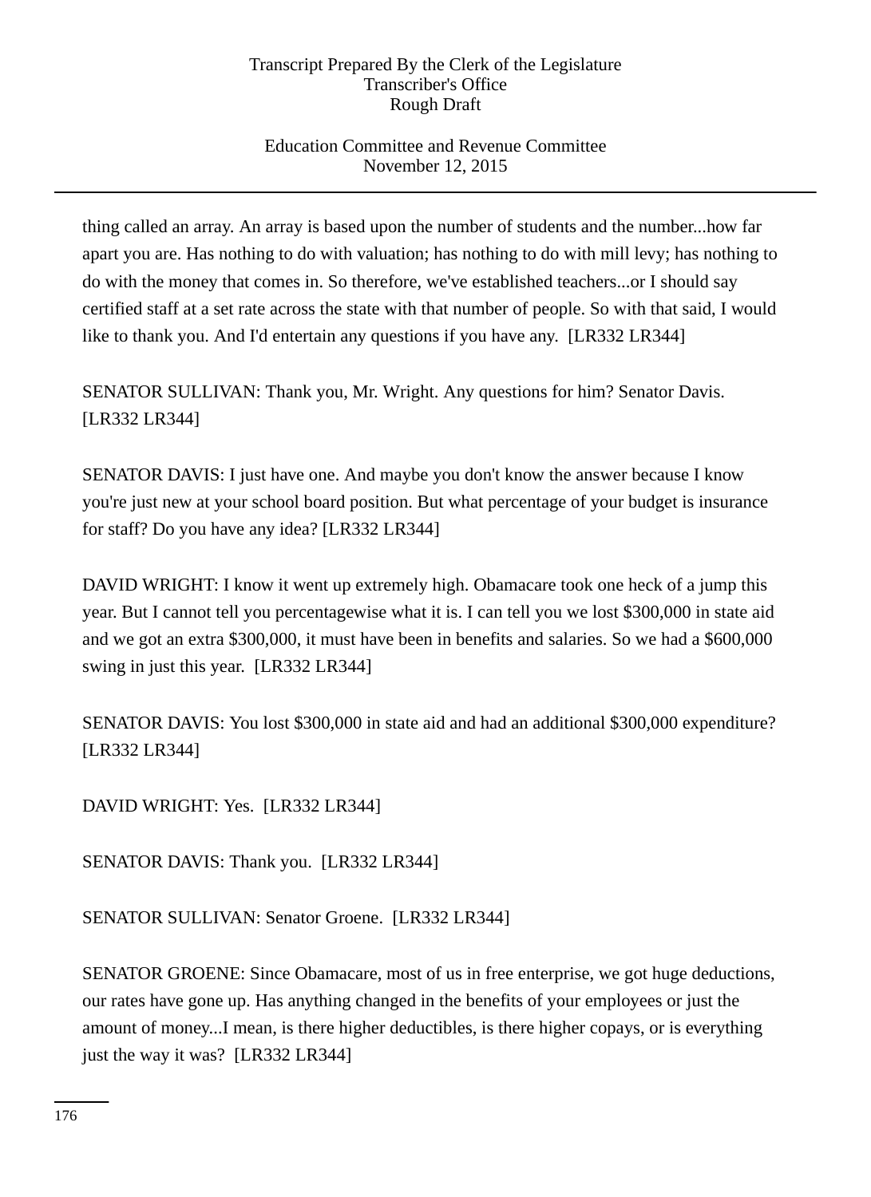thing called an array. An array is based upon the number of students and the number...how far apart you are. Has nothing to do with valuation; has nothing to do with mill levy; has nothing to do with the money that comes in. So therefore, we've established teachers...or I should say certified staff at a set rate across the state with that number of people. So with that said, I would like to thank you. And I'd entertain any questions if you have any. [LR332 LR344]

SENATOR SULLIVAN: Thank you, Mr. Wright. Any questions for him? Senator Davis. [LR332 LR344]

SENATOR DAVIS: I just have one. And maybe you don't know the answer because I know you're just new at your school board position. But what percentage of your budget is insurance for staff? Do you have any idea? [LR332 LR344]

DAVID WRIGHT: I know it went up extremely high. Obamacare took one heck of a jump this year. But I cannot tell you percentagewise what it is. I can tell you we lost $300,000 in state aid and we got an extra $300,000, it must have been in benefits and salaries. So we had a $600,000 swing in just this year. [LR332 LR344]

SENATOR DAVIS: You lost $300,000 in state aid and had an additional $300,000 expenditure? [LR332 LR344]

DAVID WRIGHT: Yes. [LR332 LR344]

SENATOR DAVIS: Thank you. [LR332 LR344]

SENATOR SULLIVAN: Senator Groene. [LR332 LR344]

SENATOR GROENE: Since Obamacare, most of us in free enterprise, we got huge deductions, our rates have gone up. Has anything changed in the benefits of your employees or just the amount of money...I mean, is there higher deductibles, is there higher copays, or is everything just the way it was? [LR332 LR344]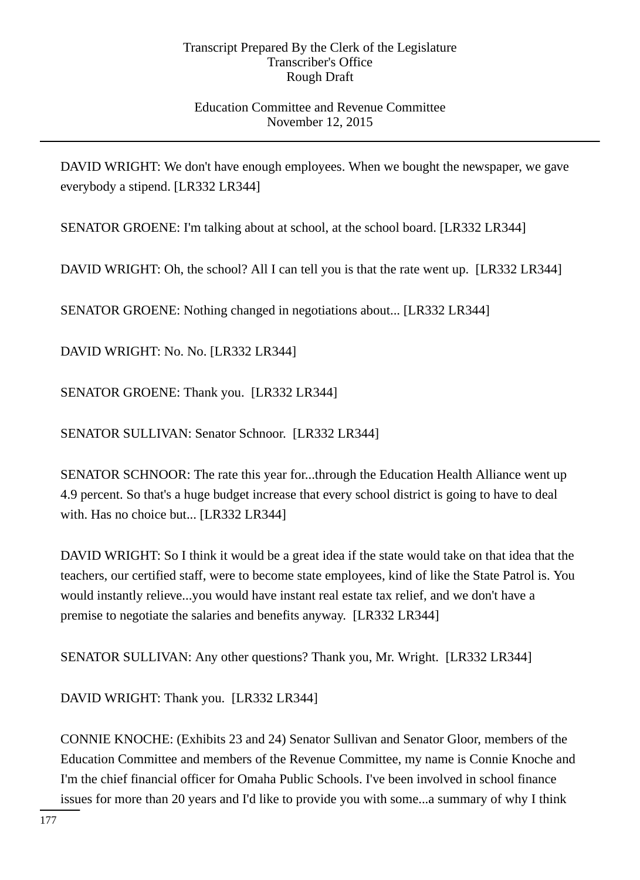DAVID WRIGHT: We don't have enough employees. When we bought the newspaper, we gave everybody a stipend. [LR332 LR344]

SENATOR GROENE: I'm talking about at school, at the school board. [LR332 LR344]

DAVID WRIGHT: Oh, the school? All I can tell you is that the rate went up. [LR332 LR344]

SENATOR GROENE: Nothing changed in negotiations about... [LR332 LR344]

DAVID WRIGHT: No. No. [LR332 LR344]

SENATOR GROENE: Thank you. [LR332 LR344]

SENATOR SULLIVAN: Senator Schnoor. [LR332 LR344]

SENATOR SCHNOOR: The rate this year for...through the Education Health Alliance went up 4.9 percent. So that's a huge budget increase that every school district is going to have to deal with. Has no choice but... [LR332 LR344]

DAVID WRIGHT: So I think it would be a great idea if the state would take on that idea that the teachers, our certified staff, were to become state employees, kind of like the State Patrol is. You would instantly relieve...you would have instant real estate tax relief, and we don't have a premise to negotiate the salaries and benefits anyway. [LR332 LR344]

SENATOR SULLIVAN: Any other questions? Thank you, Mr. Wright. [LR332 LR344]

DAVID WRIGHT: Thank you. [LR332 LR344]

CONNIE KNOCHE: (Exhibits 23 and 24) Senator Sullivan and Senator Gloor, members of the Education Committee and members of the Revenue Committee, my name is Connie Knoche and I'm the chief financial officer for Omaha Public Schools. I've been involved in school finance issues for more than 20 years and I'd like to provide you with some...a summary of why I think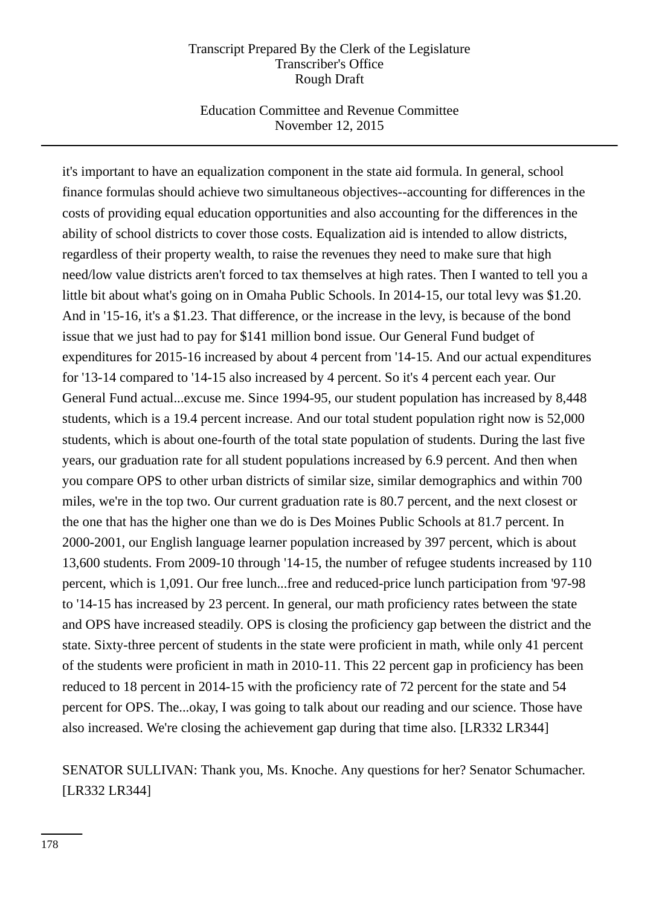it's important to have an equalization component in the state aid formula. In general, school finance formulas should achieve two simultaneous objectives--accounting for differences in the costs of providing equal education opportunities and also accounting for the differences in the ability of school districts to cover those costs. Equalization aid is intended to allow districts, regardless of their property wealth, to raise the revenues they need to make sure that high need/low value districts aren't forced to tax themselves at high rates. Then I wanted to tell you a little bit about what's going on in Omaha Public Schools. In 2014-15, our total levy was $1.20. And in '15-16, it's a $1.23. That difference, or the increase in the levy, is because of the bond issue that we just had to pay for $141 million bond issue. Our General Fund budget of expenditures for 2015-16 increased by about 4 percent from '14-15. And our actual expenditures for '13-14 compared to '14-15 also increased by 4 percent. So it's 4 percent each year. Our General Fund actual...excuse me. Since 1994-95, our student population has increased by 8,448 students, which is a 19.4 percent increase. And our total student population right now is 52,000 students, which is about one-fourth of the total state population of students. During the last five years, our graduation rate for all student populations increased by 6.9 percent. And then when you compare OPS to other urban districts of similar size, similar demographics and within 700 miles, we're in the top two. Our current graduation rate is 80.7 percent, and the next closest or the one that has the higher one than we do is Des Moines Public Schools at 81.7 percent. In 2000-2001, our English language learner population increased by 397 percent, which is about 13,600 students. From 2009-10 through '14-15, the number of refugee students increased by 110 percent, which is 1,091. Our free lunch...free and reduced-price lunch participation from '97-98 to '14-15 has increased by 23 percent. In general, our math proficiency rates between the state and OPS have increased steadily. OPS is closing the proficiency gap between the district and the state. Sixty-three percent of students in the state were proficient in math, while only 41 percent of the students were proficient in math in 2010-11. This 22 percent gap in proficiency has been reduced to 18 percent in 2014-15 with the proficiency rate of 72 percent for the state and 54 percent for OPS. The...okay, I was going to talk about our reading and our science. Those have also increased. We're closing the achievement gap during that time also. [LR332 LR344]

SENATOR SULLIVAN: Thank you, Ms. Knoche. Any questions for her? Senator Schumacher. [LR332 LR344]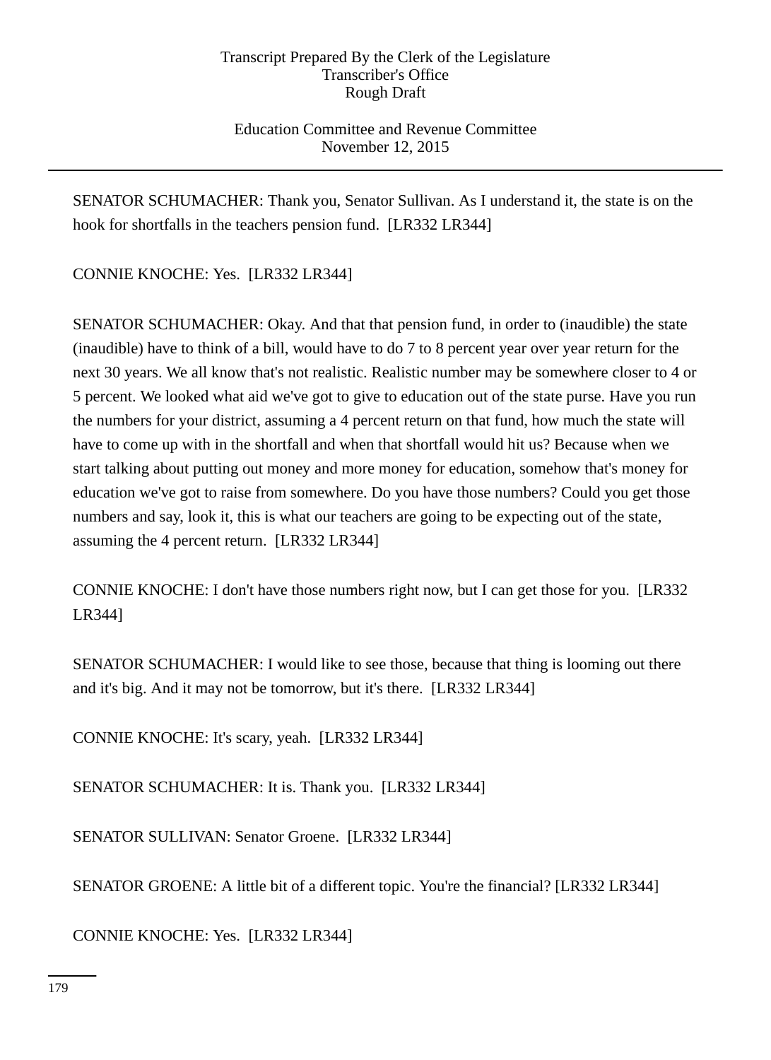SENATOR SCHUMACHER: Thank you, Senator Sullivan. As I understand it, the state is on the hook for shortfalls in the teachers pension fund. [LR332 LR344]

CONNIE KNOCHE: Yes. [LR332 LR344]

SENATOR SCHUMACHER: Okay. And that that pension fund, in order to (inaudible) the state (inaudible) have to think of a bill, would have to do 7 to 8 percent year over year return for the next 30 years. We all know that's not realistic. Realistic number may be somewhere closer to 4 or 5 percent. We looked what aid we've got to give to education out of the state purse. Have you run the numbers for your district, assuming a 4 percent return on that fund, how much the state will have to come up with in the shortfall and when that shortfall would hit us? Because when we start talking about putting out money and more money for education, somehow that's money for education we've got to raise from somewhere. Do you have those numbers? Could you get those numbers and say, look it, this is what our teachers are going to be expecting out of the state, assuming the 4 percent return. [LR332 LR344]

CONNIE KNOCHE: I don't have those numbers right now, but I can get those for you. [LR332 LR344]

SENATOR SCHUMACHER: I would like to see those, because that thing is looming out there and it's big. And it may not be tomorrow, but it's there. [LR332 LR344]

CONNIE KNOCHE: It's scary, yeah. [LR332 LR344]

SENATOR SCHUMACHER: It is. Thank you. [LR332 LR344]

SENATOR SULLIVAN: Senator Groene. [LR332 LR344]

SENATOR GROENE: A little bit of a different topic. You're the financial? [LR332 LR344]

CONNIE KNOCHE: Yes. [LR332 LR344]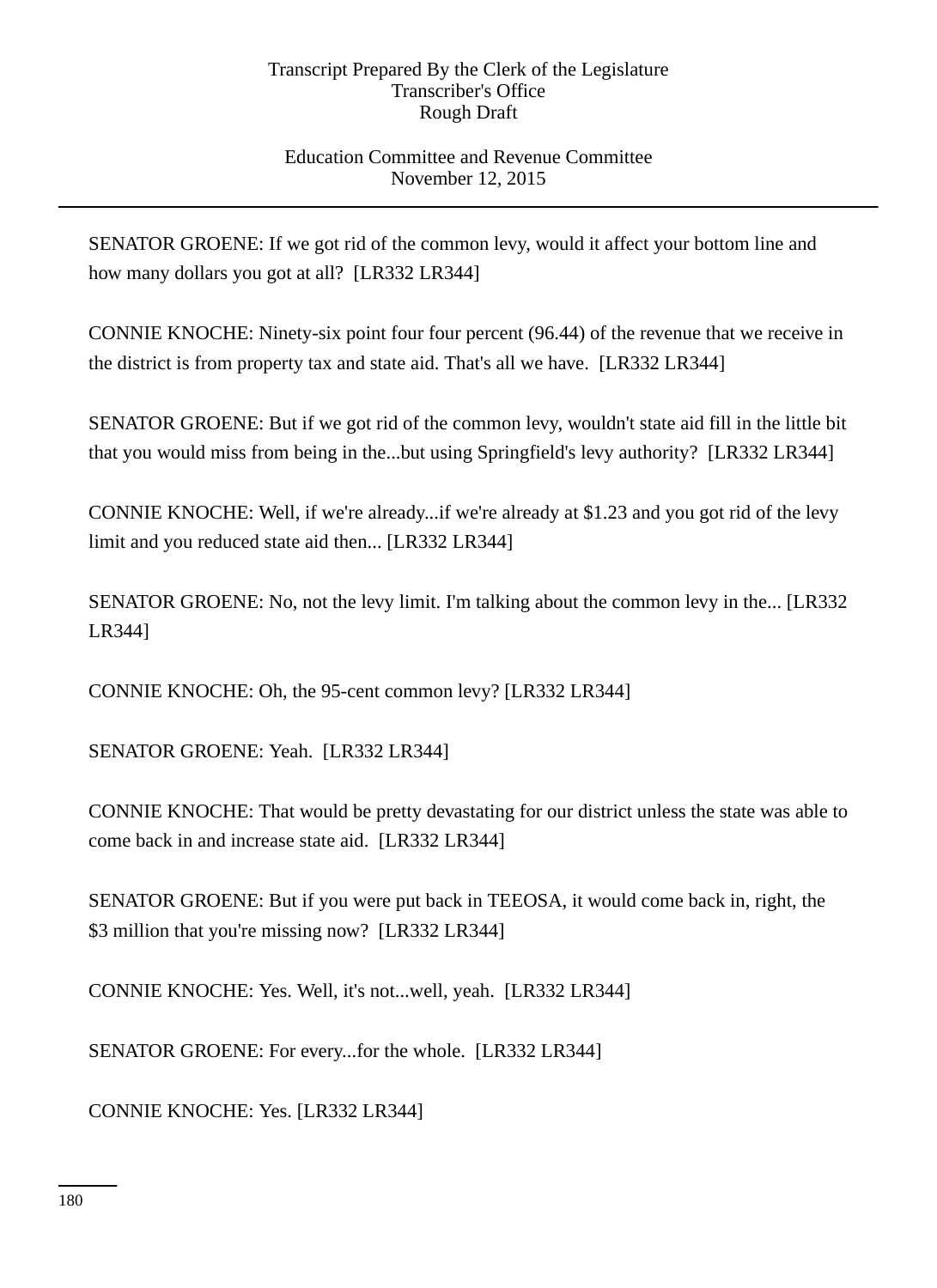SENATOR GROENE: If we got rid of the common levy, would it affect your bottom line and how many dollars you got at all?  [LR332 LR344]

CONNIE KNOCHE: Ninety-six point four four percent (96.44) of the revenue that we receive in the district is from property tax and state aid. That's all we have.  [LR332 LR344]

SENATOR GROENE: But if we got rid of the common levy, wouldn't state aid fill in the little bit that you would miss from being in the...but using Springfield's levy authority?  [LR332 LR344]

CONNIE KNOCHE: Well, if we're already...if we're already at $1.23 and you got rid of the levy limit and you reduced state aid then... [LR332 LR344]

SENATOR GROENE: No, not the levy limit. I'm talking about the common levy in the... [LR332 LR344]

CONNIE KNOCHE: Oh, the 95-cent common levy? [LR332 LR344]

SENATOR GROENE: Yeah.  [LR332 LR344]

CONNIE KNOCHE: That would be pretty devastating for our district unless the state was able to come back in and increase state aid.  [LR332 LR344]

SENATOR GROENE: But if you were put back in TEEOSA, it would come back in, right, the $3 million that you're missing now?  [LR332 LR344]

CONNIE KNOCHE: Yes. Well, it's not...well, yeah.  [LR332 LR344]

SENATOR GROENE: For every...for the whole.  [LR332 LR344]

CONNIE KNOCHE: Yes. [LR332 LR344]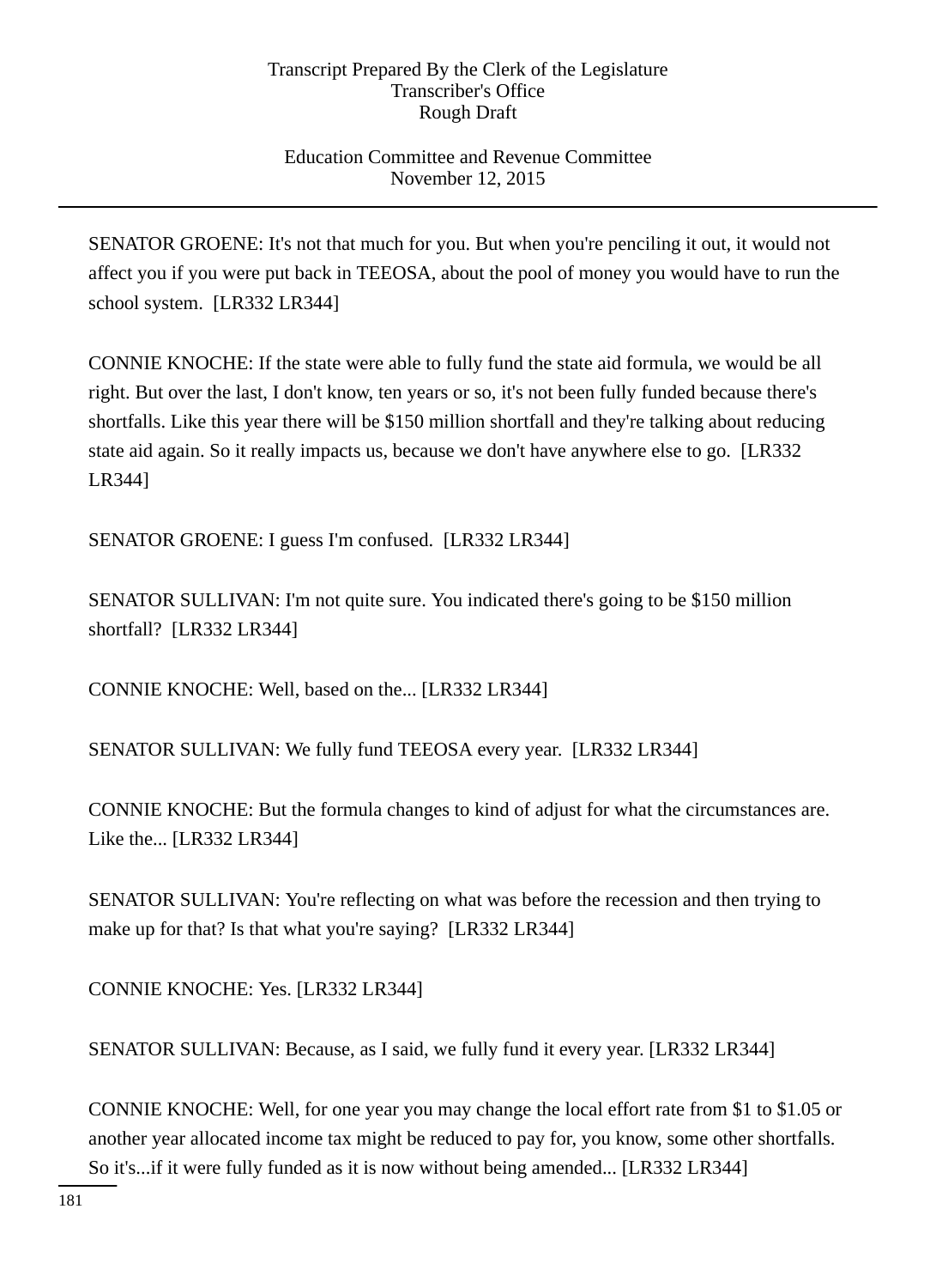SENATOR GROENE: It's not that much for you. But when you're penciling it out, it would not affect you if you were put back in TEEOSA, about the pool of money you would have to run the school system. [LR332 LR344]

CONNIE KNOCHE: If the state were able to fully fund the state aid formula, we would be all right. But over the last, I don't know, ten years or so, it's not been fully funded because there's shortfalls. Like this year there will be $150 million shortfall and they're talking about reducing state aid again. So it really impacts us, because we don't have anywhere else to go. [LR332 LR344]

SENATOR GROENE: I guess I'm confused. [LR332 LR344]

SENATOR SULLIVAN: I'm not quite sure. You indicated there's going to be $150 million shortfall? [LR332 LR344]

CONNIE KNOCHE: Well, based on the... [LR332 LR344]

SENATOR SULLIVAN: We fully fund TEEOSA every year. [LR332 LR344]

CONNIE KNOCHE: But the formula changes to kind of adjust for what the circumstances are. Like the... [LR332 LR344]

SENATOR SULLIVAN: You're reflecting on what was before the recession and then trying to make up for that? Is that what you're saying? [LR332 LR344]

CONNIE KNOCHE: Yes. [LR332 LR344]

SENATOR SULLIVAN: Because, as I said, we fully fund it every year. [LR332 LR344]

CONNIE KNOCHE: Well, for one year you may change the local effort rate from $1 to $1.05 or another year allocated income tax might be reduced to pay for, you know, some other shortfalls. So it's...if it were fully funded as it is now without being amended... [LR332 LR344]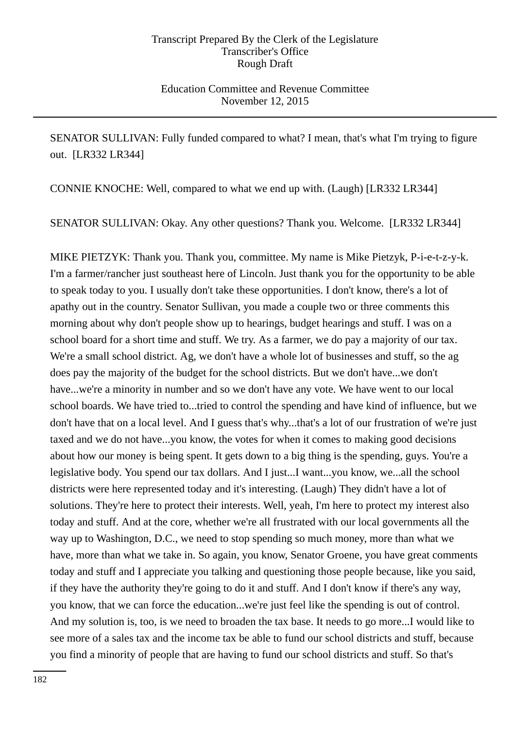SENATOR SULLIVAN: Fully funded compared to what? I mean, that's what I'm trying to figure out. [LR332 LR344]

CONNIE KNOCHE: Well, compared to what we end up with. (Laugh) [LR332 LR344]

SENATOR SULLIVAN: Okay. Any other questions? Thank you. Welcome. [LR332 LR344]

MIKE PIETZYK: Thank you. Thank you, committee. My name is Mike Pietzyk, P-i-e-t-z-y-k. I'm a farmer/rancher just southeast here of Lincoln. Just thank you for the opportunity to be able to speak today to you. I usually don't take these opportunities. I don't know, there's a lot of apathy out in the country. Senator Sullivan, you made a couple two or three comments this morning about why don't people show up to hearings, budget hearings and stuff. I was on a school board for a short time and stuff. We try. As a farmer, we do pay a majority of our tax. We're a small school district. Ag, we don't have a whole lot of businesses and stuff, so the ag does pay the majority of the budget for the school districts. But we don't have...we don't have...we're a minority in number and so we don't have any vote. We have went to our local school boards. We have tried to...tried to control the spending and have kind of influence, but we don't have that on a local level. And I guess that's why...that's a lot of our frustration of we're just taxed and we do not have...you know, the votes for when it comes to making good decisions about how our money is being spent. It gets down to a big thing is the spending, guys. You're a legislative body. You spend our tax dollars. And I just...I want...you know, we...all the school districts were here represented today and it's interesting. (Laugh) They didn't have a lot of solutions. They're here to protect their interests. Well, yeah, I'm here to protect my interest also today and stuff. And at the core, whether we're all frustrated with our local governments all the way up to Washington, D.C., we need to stop spending so much money, more than what we have, more than what we take in. So again, you know, Senator Groene, you have great comments today and stuff and I appreciate you talking and questioning those people because, like you said, if they have the authority they're going to do it and stuff. And I don't know if there's any way, you know, that we can force the education...we're just feel like the spending is out of control. And my solution is, too, is we need to broaden the tax base. It needs to go more...I would like to see more of a sales tax and the income tax be able to fund our school districts and stuff, because you find a minority of people that are having to fund our school districts and stuff. So that's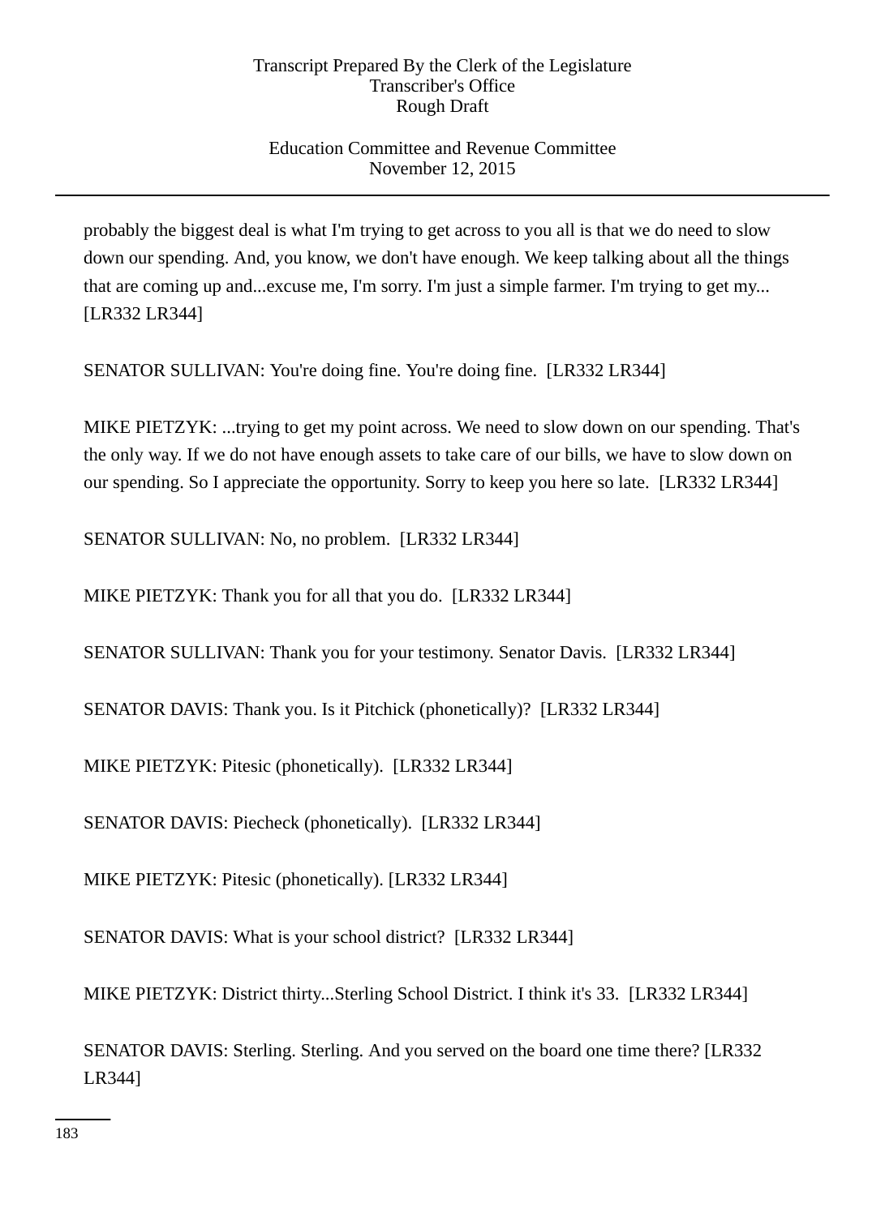probably the biggest deal is what I'm trying to get across to you all is that we do need to slow down our spending. And, you know, we don't have enough. We keep talking about all the things that are coming up and...excuse me, I'm sorry. I'm just a simple farmer. I'm trying to get my... [LR332 LR344]

SENATOR SULLIVAN: You're doing fine. You're doing fine. [LR332 LR344]

MIKE PIETZYK: ...trying to get my point across. We need to slow down on our spending. That's the only way. If we do not have enough assets to take care of our bills, we have to slow down on our spending. So I appreciate the opportunity. Sorry to keep you here so late. [LR332 LR344]

SENATOR SULLIVAN: No, no problem. [LR332 LR344]

MIKE PIETZYK: Thank you for all that you do. [LR332 LR344]

SENATOR SULLIVAN: Thank you for your testimony. Senator Davis. [LR332 LR344]

SENATOR DAVIS: Thank you. Is it Pitchick (phonetically)? [LR332 LR344]

MIKE PIETZYK: Pitesic (phonetically). [LR332 LR344]

SENATOR DAVIS: Piecheck (phonetically). [LR332 LR344]

MIKE PIETZYK: Pitesic (phonetically). [LR332 LR344]

SENATOR DAVIS: What is your school district? [LR332 LR344]

MIKE PIETZYK: District thirty...Sterling School District. I think it's 33. [LR332 LR344]

SENATOR DAVIS: Sterling. Sterling. And you served on the board one time there? [LR332 LR344]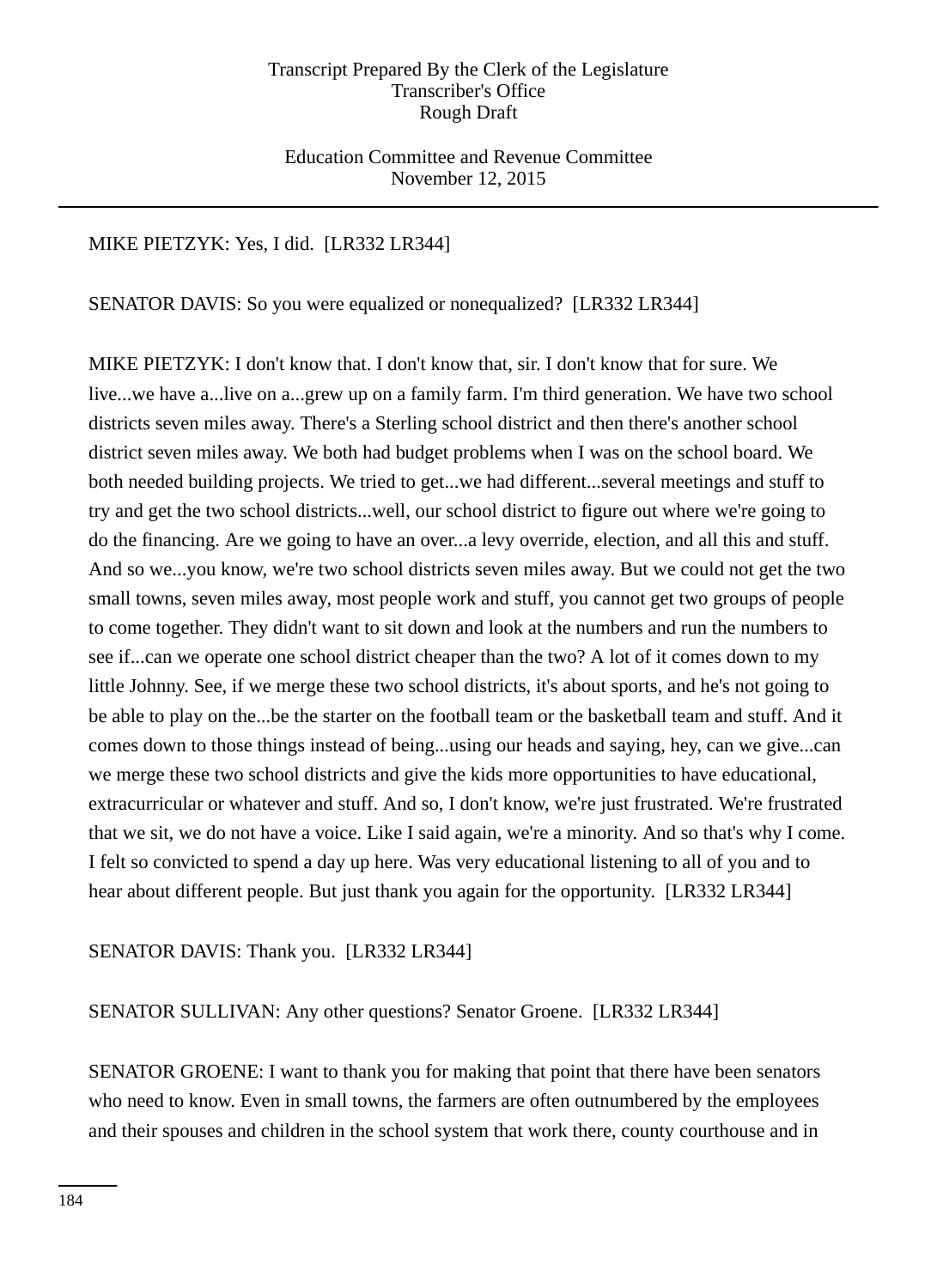MIKE PIETZYK: Yes, I did. [LR332 LR344]

SENATOR DAVIS: So you were equalized or nonequalized? [LR332 LR344]

MIKE PIETZYK: I don't know that. I don't know that, sir. I don't know that for sure. We live...we have a...live on a...grew up on a family farm. I'm third generation. We have two school districts seven miles away. There's a Sterling school district and then there's another school district seven miles away. We both had budget problems when I was on the school board. We both needed building projects. We tried to get...we had different...several meetings and stuff to try and get the two school districts...well, our school district to figure out where we're going to do the financing. Are we going to have an over...a levy override, election, and all this and stuff. And so we...you know, we're two school districts seven miles away. But we could not get the two small towns, seven miles away, most people work and stuff, you cannot get two groups of people to come together. They didn't want to sit down and look at the numbers and run the numbers to see if...can we operate one school district cheaper than the two? A lot of it comes down to my little Johnny. See, if we merge these two school districts, it's about sports, and he's not going to be able to play on the...be the starter on the football team or the basketball team and stuff. And it comes down to those things instead of being...using our heads and saying, hey, can we give...can we merge these two school districts and give the kids more opportunities to have educational, extracurricular or whatever and stuff. And so, I don't know, we're just frustrated. We're frustrated that we sit, we do not have a voice. Like I said again, we're a minority. And so that's why I come. I felt so convicted to spend a day up here. Was very educational listening to all of you and to hear about different people. But just thank you again for the opportunity. [LR332 LR344]

SENATOR DAVIS: Thank you. [LR332 LR344]

SENATOR SULLIVAN: Any other questions? Senator Groene. [LR332 LR344]

SENATOR GROENE: I want to thank you for making that point that there have been senators who need to know. Even in small towns, the farmers are often outnumbered by the employees and their spouses and children in the school system that work there, county courthouse and in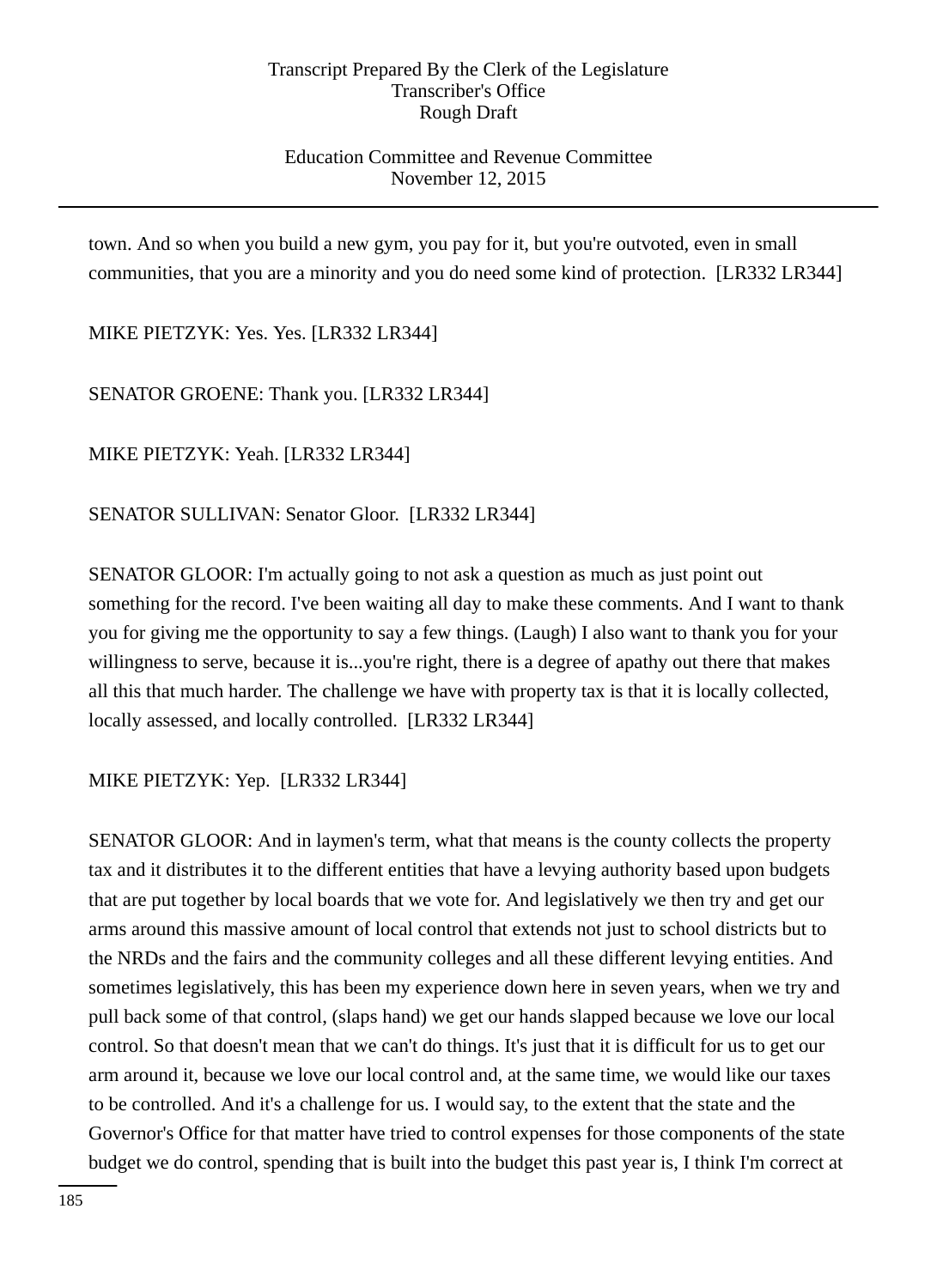town. And so when you build a new gym, you pay for it, but you're outvoted, even in small communities, that you are a minority and you do need some kind of protection. [LR332 LR344]

MIKE PIETZYK: Yes. Yes. [LR332 LR344]

SENATOR GROENE: Thank you. [LR332 LR344]

MIKE PIETZYK: Yeah. [LR332 LR344]

SENATOR SULLIVAN: Senator Gloor. [LR332 LR344]

SENATOR GLOOR: I'm actually going to not ask a question as much as just point out something for the record. I've been waiting all day to make these comments. And I want to thank you for giving me the opportunity to say a few things. (Laugh) I also want to thank you for your willingness to serve, because it is...you're right, there is a degree of apathy out there that makes all this that much harder. The challenge we have with property tax is that it is locally collected, locally assessed, and locally controlled. [LR332 LR344]

MIKE PIETZYK: Yep. [LR332 LR344]

SENATOR GLOOR: And in laymen's term, what that means is the county collects the property tax and it distributes it to the different entities that have a levying authority based upon budgets that are put together by local boards that we vote for. And legislatively we then try and get our arms around this massive amount of local control that extends not just to school districts but to the NRDs and the fairs and the community colleges and all these different levying entities. And sometimes legislatively, this has been my experience down here in seven years, when we try and pull back some of that control, (slaps hand) we get our hands slapped because we love our local control. So that doesn't mean that we can't do things. It's just that it is difficult for us to get our arm around it, because we love our local control and, at the same time, we would like our taxes to be controlled. And it's a challenge for us. I would say, to the extent that the state and the Governor's Office for that matter have tried to control expenses for those components of the state budget we do control, spending that is built into the budget this past year is, I think I'm correct at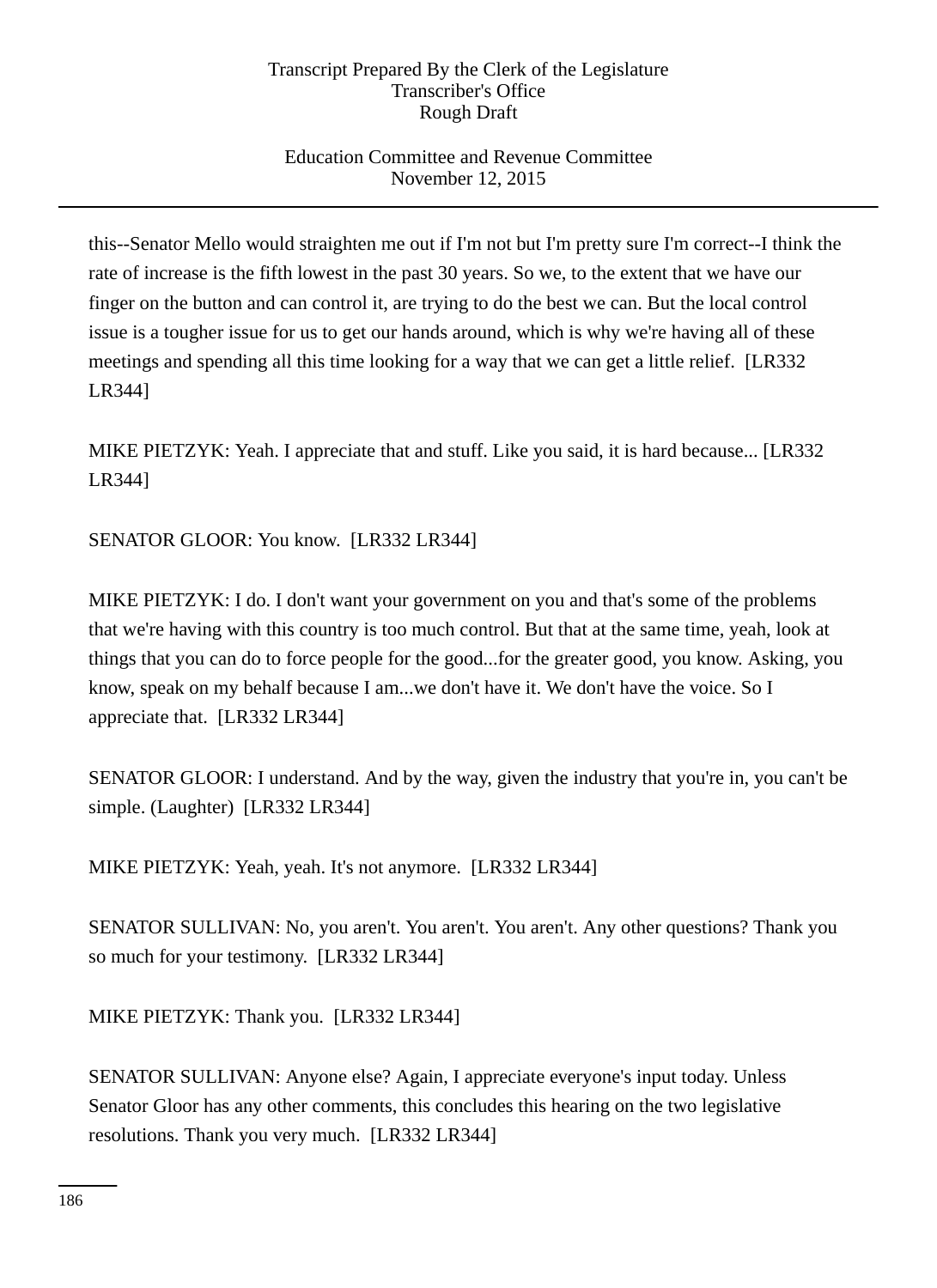this--Senator Mello would straighten me out if I'm not but I'm pretty sure I'm correct--I think the rate of increase is the fifth lowest in the past 30 years. So we, to the extent that we have our finger on the button and can control it, are trying to do the best we can. But the local control issue is a tougher issue for us to get our hands around, which is why we're having all of these meetings and spending all this time looking for a way that we can get a little relief. [LR332 LR344]

MIKE PIETZYK: Yeah. I appreciate that and stuff. Like you said, it is hard because... [LR332 LR344]

SENATOR GLOOR: You know. [LR332 LR344]

MIKE PIETZYK: I do. I don't want your government on you and that's some of the problems that we're having with this country is too much control. But that at the same time, yeah, look at things that you can do to force people for the good...for the greater good, you know. Asking, you know, speak on my behalf because I am...we don't have it. We don't have the voice. So I appreciate that. [LR332 LR344]

SENATOR GLOOR: I understand. And by the way, given the industry that you're in, you can't be simple. (Laughter) [LR332 LR344]

MIKE PIETZYK: Yeah, yeah. It's not anymore. [LR332 LR344]

SENATOR SULLIVAN: No, you aren't. You aren't. You aren't. Any other questions? Thank you so much for your testimony. [LR332 LR344]

MIKE PIETZYK: Thank you. [LR332 LR344]

SENATOR SULLIVAN: Anyone else? Again, I appreciate everyone's input today. Unless Senator Gloor has any other comments, this concludes this hearing on the two legislative resolutions. Thank you very much. [LR332 LR344]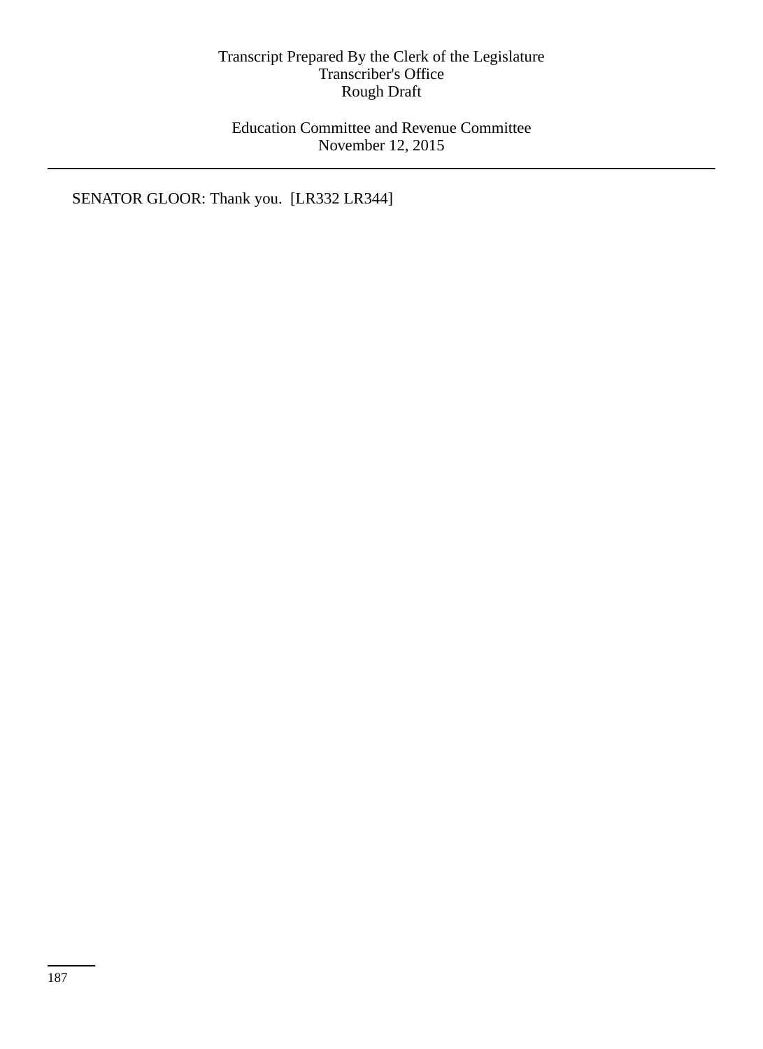SENATOR GLOOR: Thank you. [LR332 LR344]